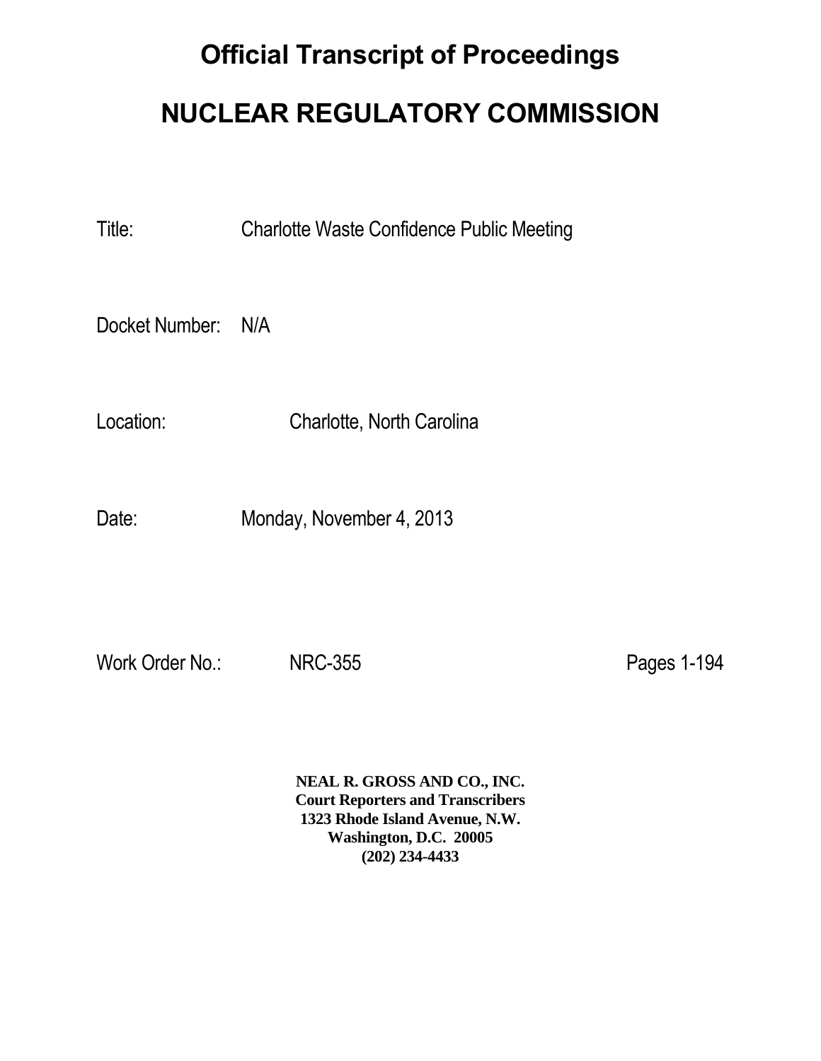# Official Transcript of Proceedings

# NUCLEAR REGULATORY COMMISSION

Title: Charlotte Waste Confidence Public Meeting

Docket Number: N/A

Location: Charlotte, North Carolina

Date: Monday, November 4, 2013

Work Order No.: NRC-355 Pages 1-194

**NEAL R. GROSS AND CO., INC.**
**Court Reporters and Transcribers**
**1323 Rhode Island Avenue, N.W.**
**Washington, D.C. 20005**
**(202) 234-4433**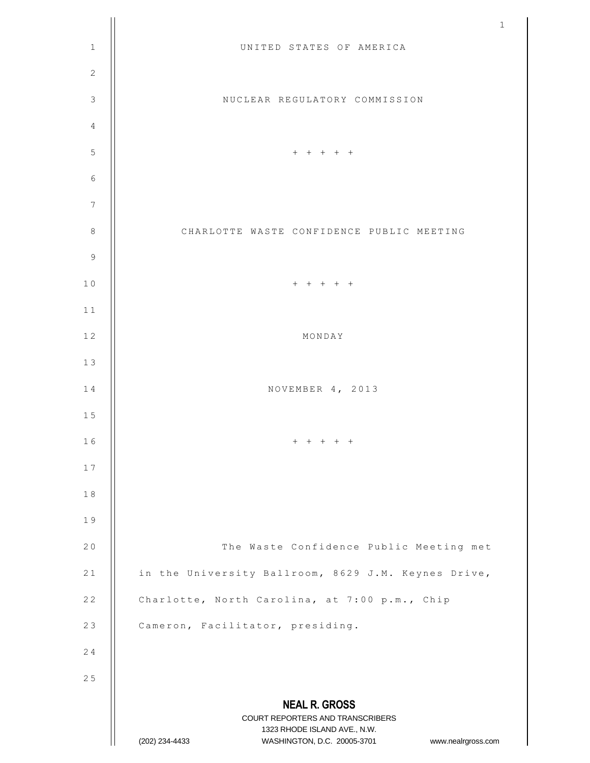UNITED STATES OF AMERICA

NUCLEAR REGULATORY COMMISSION

\+ + + + +

CHARLOTTE WASTE CONFIDENCE PUBLIC MEETING

\+ + + + +

MONDAY

NOVEMBER 4, 2013

\+ + + + +

The Waste Confidence Public Meeting met in the University Ballroom, 8629 J.M. Keynes Drive, Charlotte, North Carolina, at 7:00 p.m., Chip Cameron, Facilitator, presiding.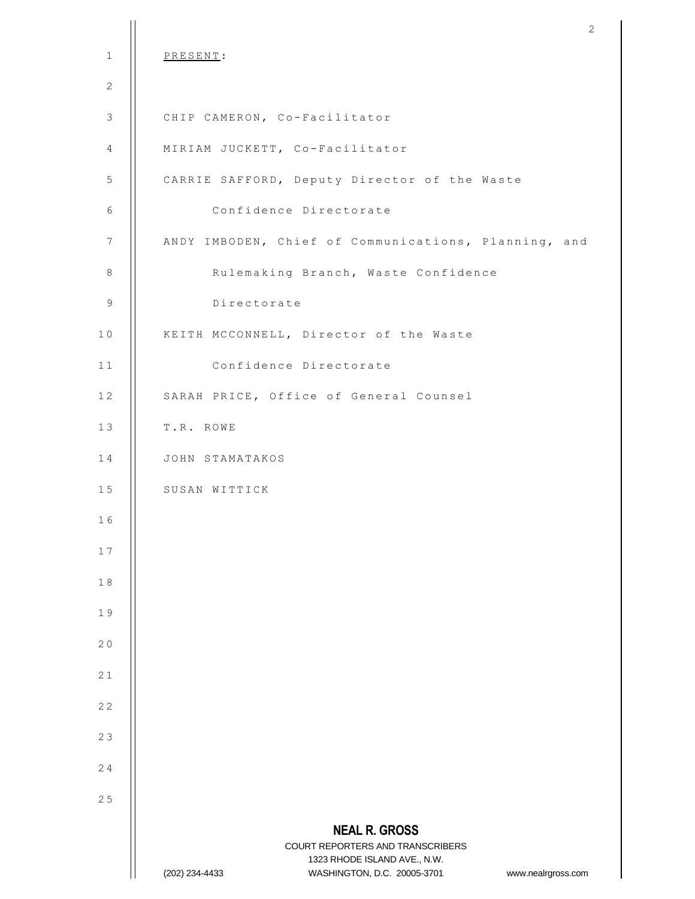PRESENT:

CHIP CAMERON, Co-Facilitator

MIRIAM JUCKETT, Co-Facilitator

CARRIE SAFFORD, Deputy Director of the Waste Confidence Directorate

ANDY IMBODEN, Chief of Communications, Planning, and Rulemaking Branch, Waste Confidence Directorate

KEITH MCCONNELL, Director of the Waste Confidence Directorate

SARAH PRICE, Office of General Counsel

T.R. ROWE

JOHN STAMATAKOS

SUSAN WITTICK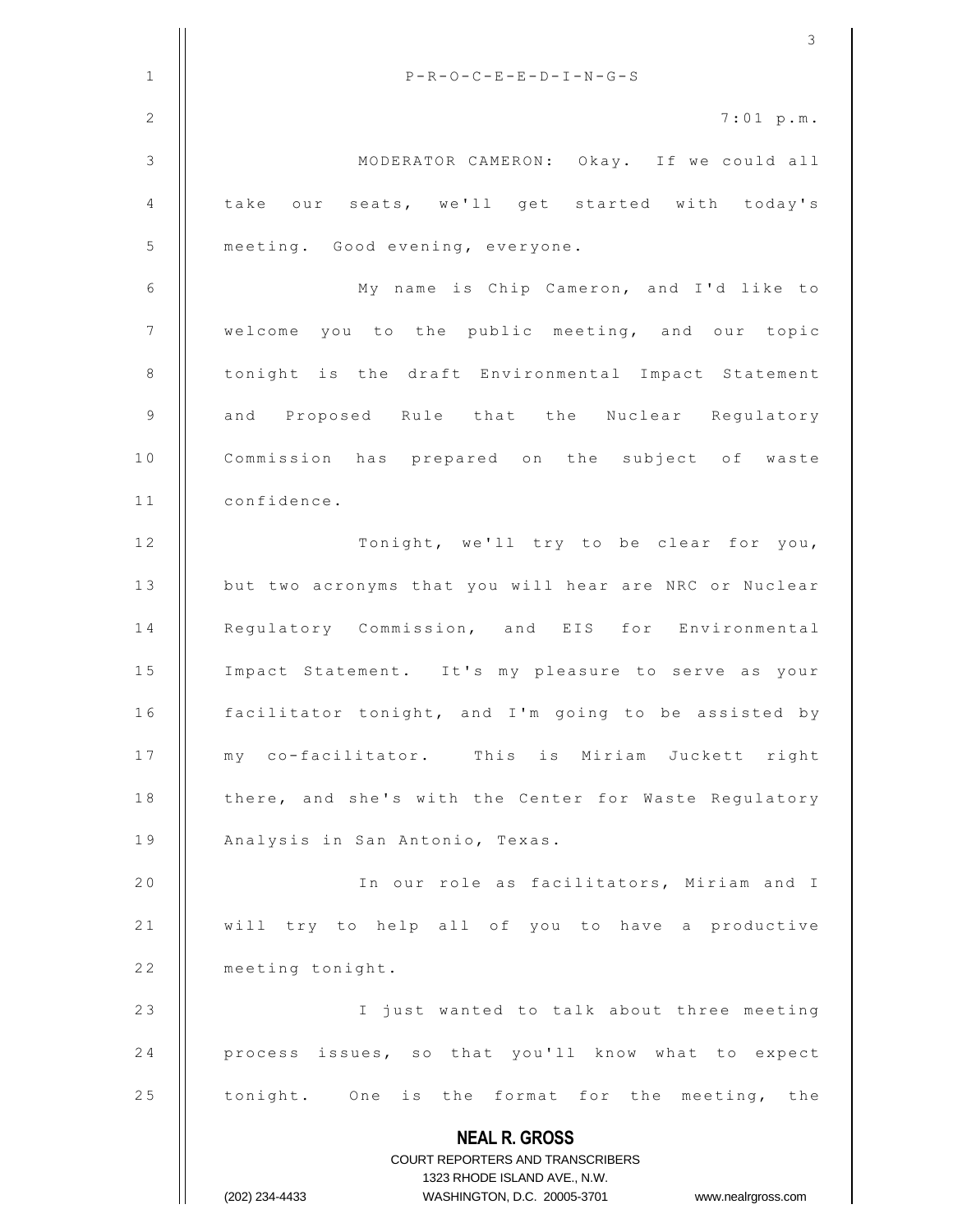P-R-O-C-E-E-D-I-N-G-S

7:01 p.m.

MODERATOR CAMERON: Okay. If we could all take our seats, we'll get started with today's meeting. Good evening, everyone.

My name is Chip Cameron, and I'd like to welcome you to the public meeting, and our topic tonight is the draft Environmental Impact Statement and Proposed Rule that the Nuclear Regulatory Commission has prepared on the subject of waste confidence.

Tonight, we'll try to be clear for you, but two acronyms that you will hear are NRC or Nuclear Regulatory Commission, and EIS for Environmental Impact Statement. It's my pleasure to serve as your facilitator tonight, and I'm going to be assisted by my co-facilitator. This is Miriam Juckett right there, and she's with the Center for Waste Regulatory Analysis in San Antonio, Texas.

In our role as facilitators, Miriam and I will try to help all of you to have a productive meeting tonight.

I just wanted to talk about three meeting process issues, so that you'll know what to expect tonight. One is the format for the meeting, the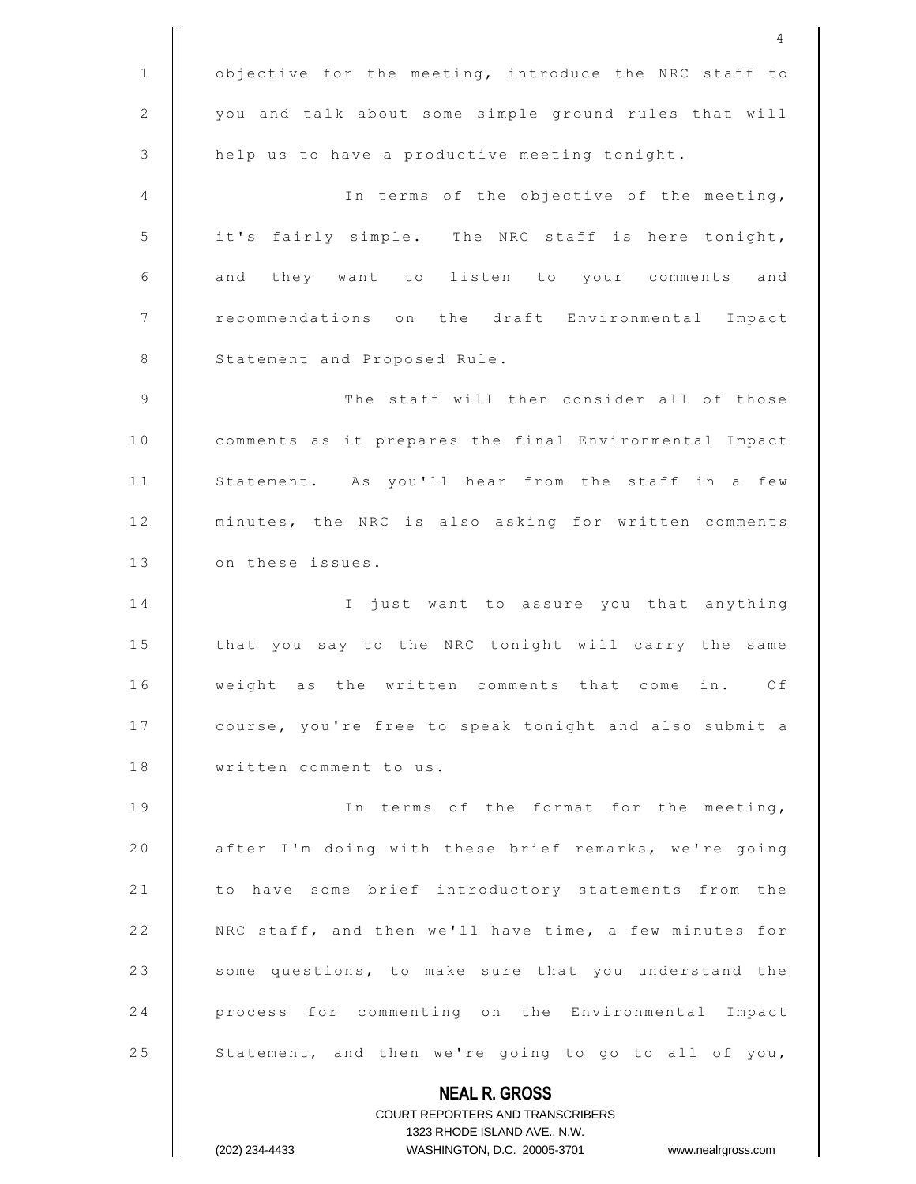objective for the meeting, introduce the NRC staff to you and talk about some simple ground rules that will help us to have a productive meeting tonight.

In terms of the objective of the meeting, it's fairly simple. The NRC staff is here tonight, and they want to listen to your comments and recommendations on the draft Environmental Impact Statement and Proposed Rule.

The staff will then consider all of those comments as it prepares the final Environmental Impact Statement. As you'll hear from the staff in a few minutes, the NRC is also asking for written comments on these issues.

I just want to assure you that anything that you say to the NRC tonight will carry the same weight as the written comments that come in. Of course, you're free to speak tonight and also submit a written comment to us.

In terms of the format for the meeting, after I'm doing with these brief remarks, we're going to have some brief introductory statements from the NRC staff, and then we'll have time, a few minutes for some questions, to make sure that you understand the process for commenting on the Environmental Impact Statement, and then we're going to go to all of you,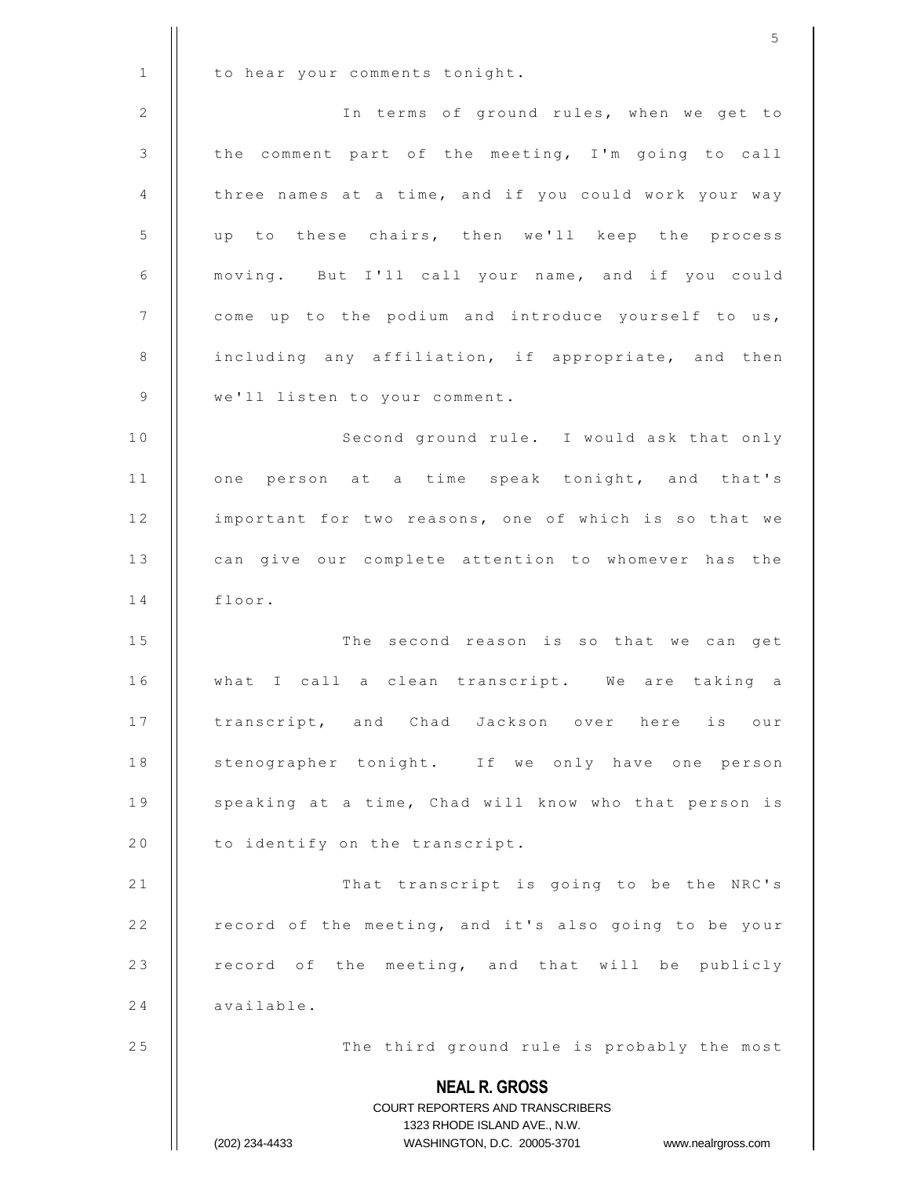to hear your comments tonight.

In terms of ground rules, when we get to the comment part of the meeting, I'm going to call three names at a time, and if you could work your way up to these chairs, then we'll keep the process moving. But I'll call your name, and if you could come up to the podium and introduce yourself to us, including any affiliation, if appropriate, and then we'll listen to your comment.

Second ground rule. I would ask that only one person at a time speak tonight, and that's important for two reasons, one of which is so that we can give our complete attention to whomever has the floor.

The second reason is so that we can get what I call a clean transcript. We are taking a transcript, and Chad Jackson over here is our stenographer tonight. If we only have one person speaking at a time, Chad will know who that person is to identify on the transcript.

That transcript is going to be the NRC's record of the meeting, and it's also going to be your record of the meeting, and that will be publicly available.

The third ground rule is probably the most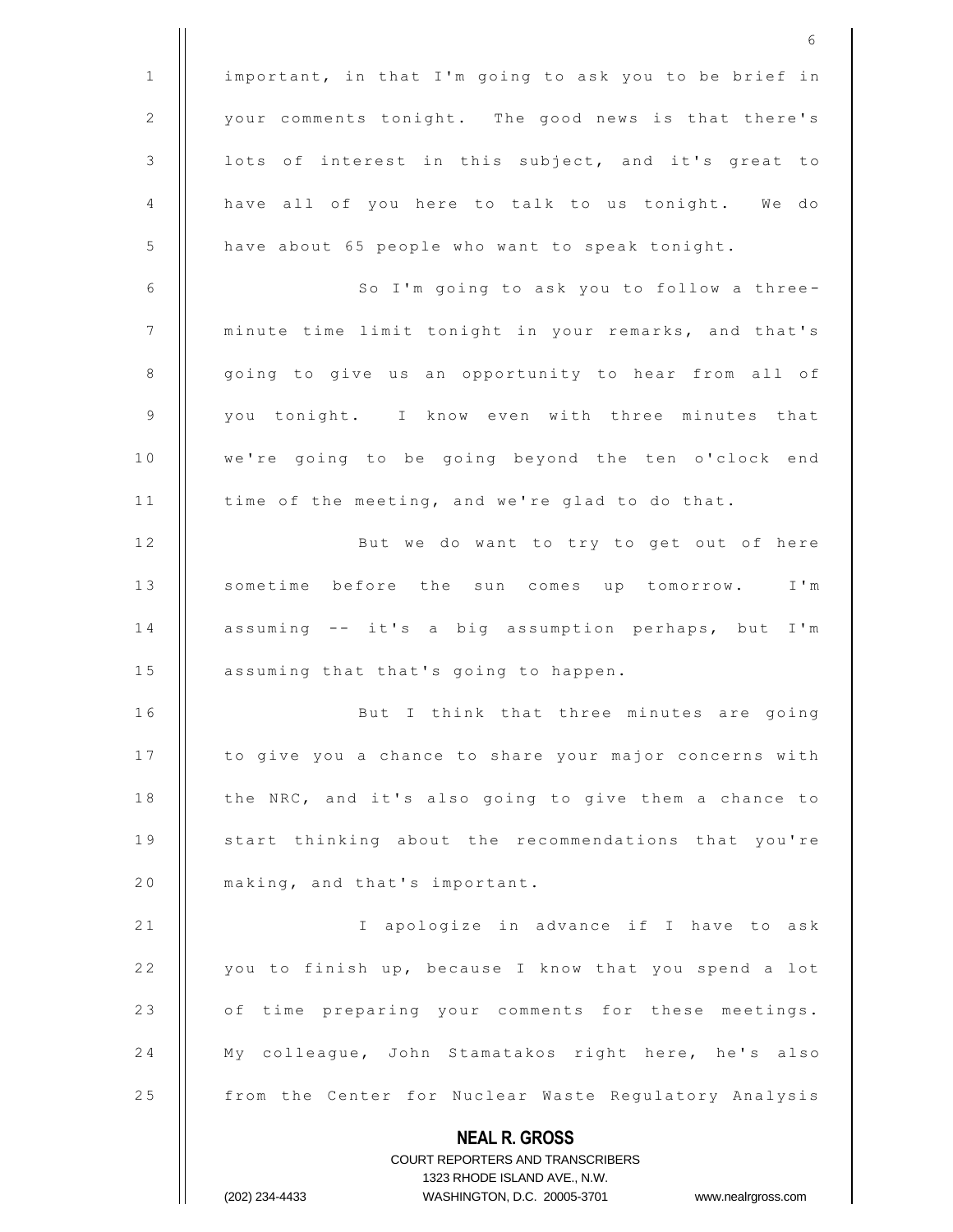important, in that I'm going to ask you to be brief in your comments tonight. The good news is that there's lots of interest in this subject, and it's great to have all of you here to talk to us tonight. We do have about 65 people who want to speak tonight.

So I'm going to ask you to follow a three-minute time limit tonight in your remarks, and that's going to give us an opportunity to hear from all of you tonight. I know even with three minutes that we're going to be going beyond the ten o'clock end time of the meeting, and we're glad to do that.

But we do want to try to get out of here sometime before the sun comes up tomorrow. I'm assuming -- it's a big assumption perhaps, but I'm assuming that that's going to happen.

But I think that three minutes are going to give you a chance to share your major concerns with the NRC, and it's also going to give them a chance to start thinking about the recommendations that you're making, and that's important.

I apologize in advance if I have to ask you to finish up, because I know that you spend a lot of time preparing your comments for these meetings. My colleague, John Stamatakos right here, he's also from the Center for Nuclear Waste Regulatory Analysis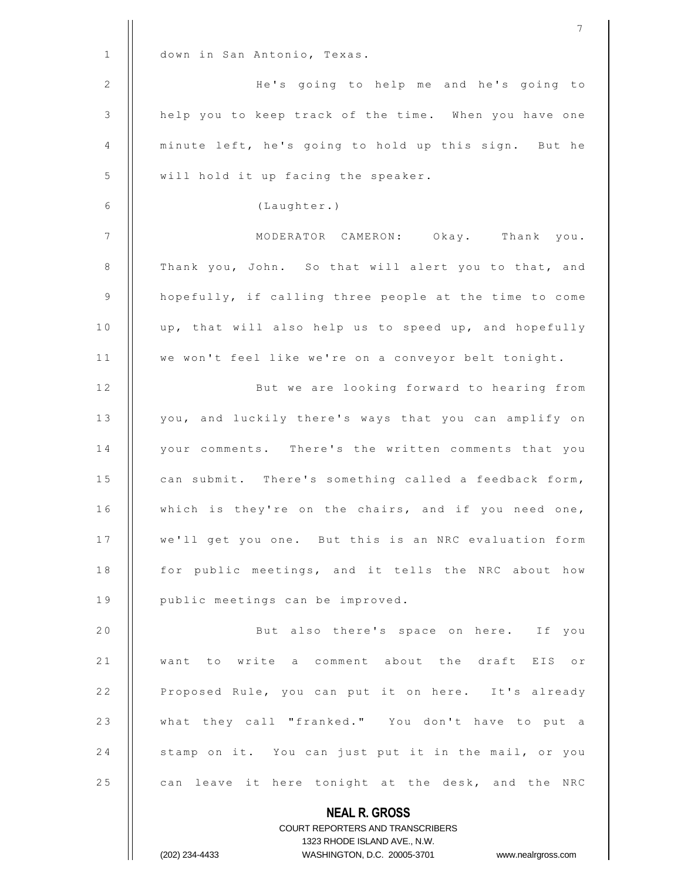down in San Antonio, Texas.

He's going to help me and he's going to help you to keep track of the time. When you have one minute left, he's going to hold up this sign. But he will hold it up facing the speaker.

(Laughter.)

MODERATOR CAMERON: Okay. Thank you. Thank you, John. So that will alert you to that, and hopefully, if calling three people at the time to come up, that will also help us to speed up, and hopefully we won't feel like we're on a conveyor belt tonight.

But we are looking forward to hearing from you, and luckily there's ways that you can amplify on your comments. There's the written comments that you can submit. There's something called a feedback form, which is they're on the chairs, and if you need one, we'll get you one. But this is an NRC evaluation form for public meetings, and it tells the NRC about how public meetings can be improved.

But also there's space on here. If you want to write a comment about the draft EIS or Proposed Rule, you can put it on here. It's already what they call "franked." You don't have to put a stamp on it. You can just put it in the mail, or you can leave it here tonight at the desk, and the NRC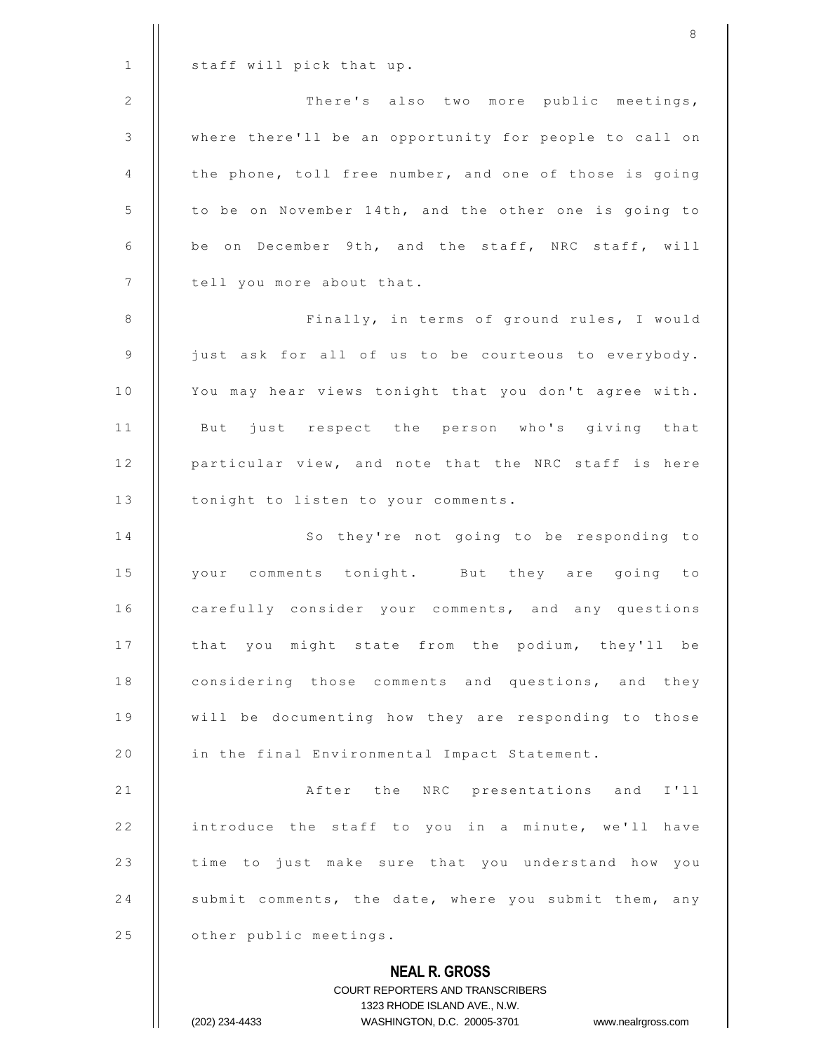staff will pick that up.

There's also two more public meetings, where there'll be an opportunity for people to call on the phone, toll free number, and one of those is going to be on November 14th, and the other one is going to be on December 9th, and the staff, NRC staff, will tell you more about that.

Finally, in terms of ground rules, I would just ask for all of us to be courteous to everybody. You may hear views tonight that you don't agree with. But just respect the person who's giving that particular view, and note that the NRC staff is here tonight to listen to your comments.

So they're not going to be responding to your comments tonight. But they are going to carefully consider your comments, and any questions that you might state from the podium, they'll be considering those comments and questions, and they will be documenting how they are responding to those in the final Environmental Impact Statement.

After the NRC presentations and I'll introduce the staff to you in a minute, we'll have time to just make sure that you understand how you submit comments, the date, where you submit them, any other public meetings.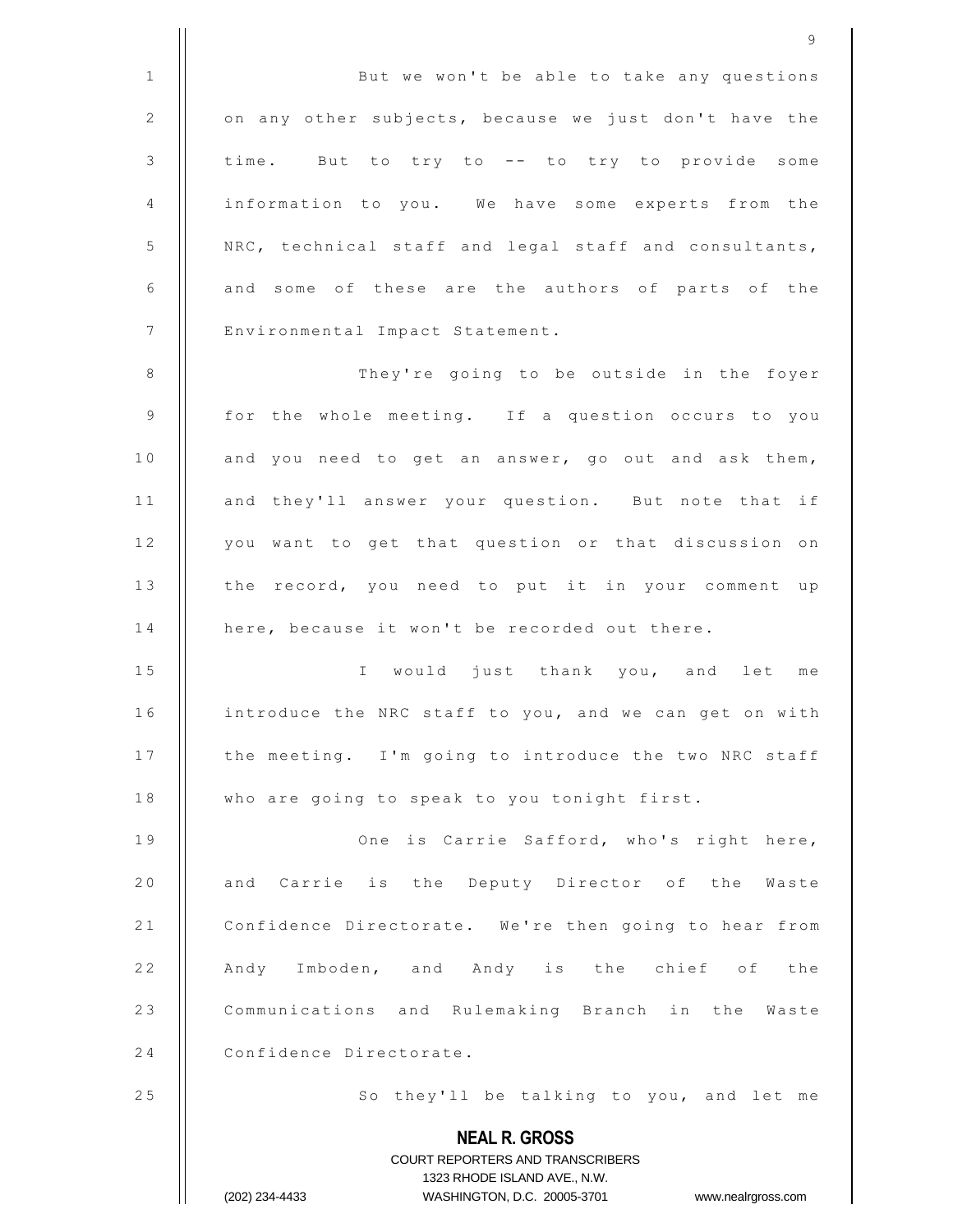But we won't be able to take any questions on any other subjects, because we just don't have the time. But to try to -- to try to provide some information to you. We have some experts from the NRC, technical staff and legal staff and consultants, and some of these are the authors of parts of the Environmental Impact Statement.

They're going to be outside in the foyer for the whole meeting. If a question occurs to you and you need to get an answer, go out and ask them, and they'll answer your question. But note that if you want to get that question or that discussion on the record, you need to put it in your comment up here, because it won't be recorded out there.

I would just thank you, and let me introduce the NRC staff to you, and we can get on with the meeting. I'm going to introduce the two NRC staff who are going to speak to you tonight first.

One is Carrie Safford, who's right here, and Carrie is the Deputy Director of the Waste Confidence Directorate. We're then going to hear from Andy Imboden, and Andy is the chief of the Communications and Rulemaking Branch in the Waste Confidence Directorate.

So they'll be talking to you, and let me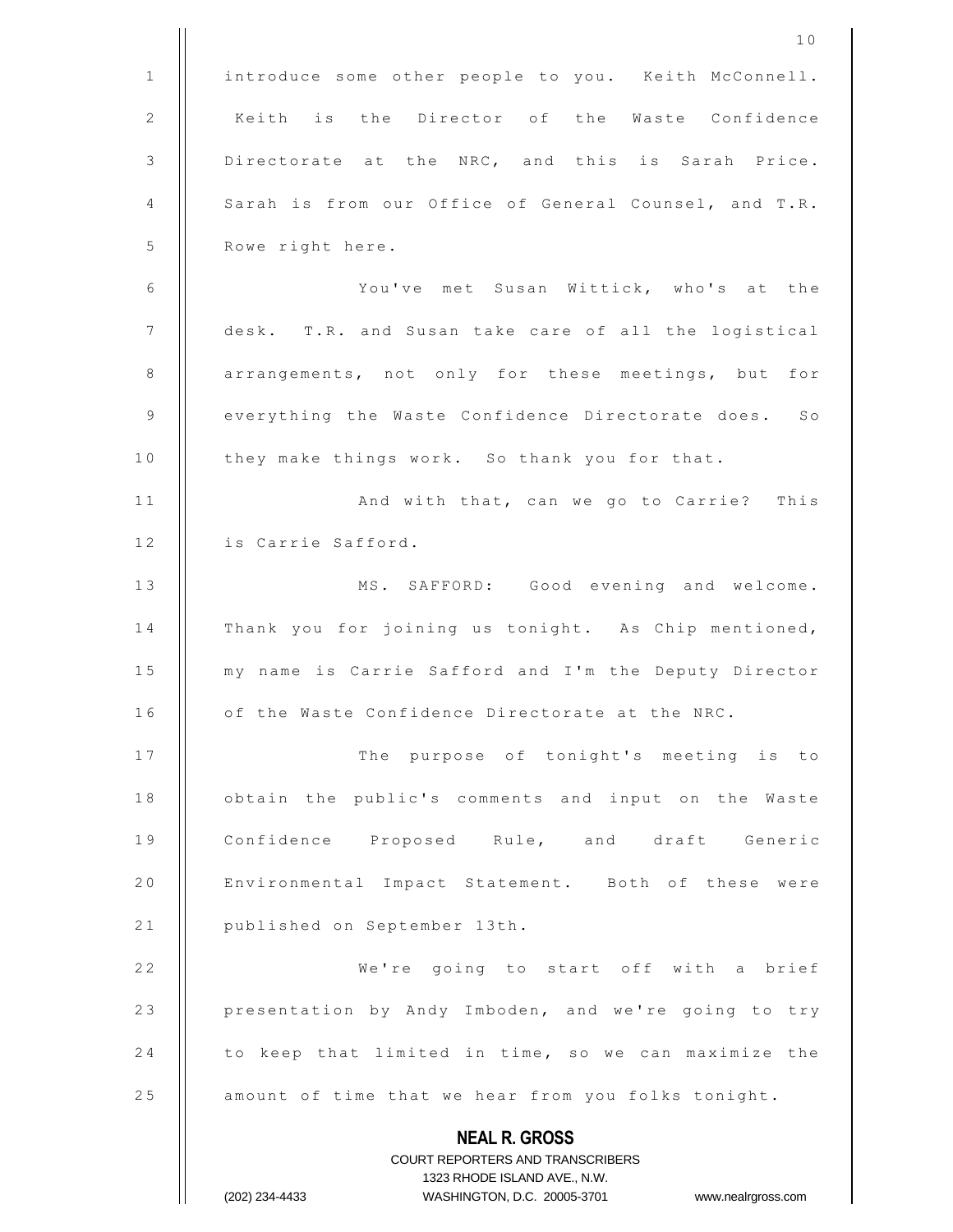introduce some other people to you. Keith McConnell. Keith is the Director of the Waste Confidence Directorate at the NRC, and this is Sarah Price. Sarah is from our Office of General Counsel, and T.R. Rowe right here.

You've met Susan Wittick, who's at the desk. T.R. and Susan take care of all the logistical arrangements, not only for these meetings, but for everything the Waste Confidence Directorate does. So they make things work. So thank you for that.

And with that, can we go to Carrie? This is Carrie Safford.

MS. SAFFORD: Good evening and welcome. Thank you for joining us tonight. As Chip mentioned, my name is Carrie Safford and I'm the Deputy Director of the Waste Confidence Directorate at the NRC.

The purpose of tonight's meeting is to obtain the public's comments and input on the Waste Confidence Proposed Rule, and draft Generic Environmental Impact Statement. Both of these were published on September 13th.

We're going to start off with a brief presentation by Andy Imboden, and we're going to try to keep that limited in time, so we can maximize the amount of time that we hear from you folks tonight.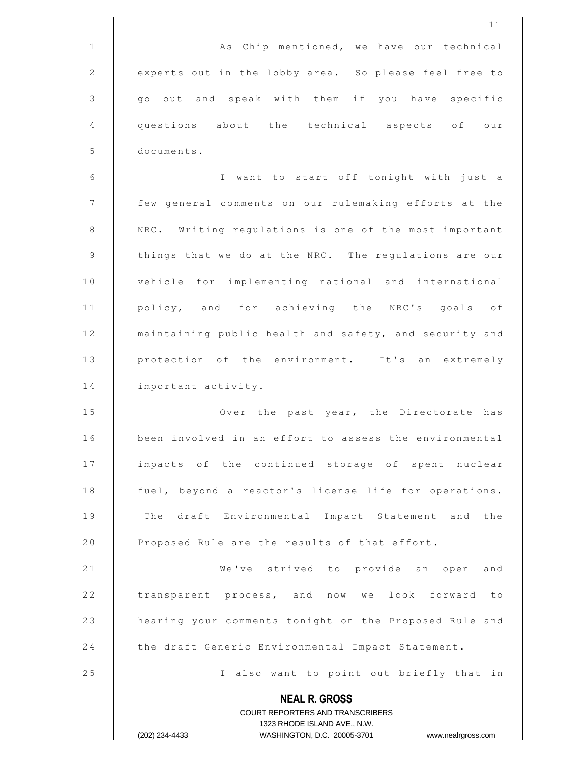As Chip mentioned, we have our technical experts out in the lobby area. So please feel free to go out and speak with them if you have specific questions about the technical aspects of our documents.

I want to start off tonight with just a few general comments on our rulemaking efforts at the NRC. Writing regulations is one of the most important things that we do at the NRC. The regulations are our vehicle for implementing national and international policy, and for achieving the NRC's goals of maintaining public health and safety, and security and protection of the environment. It's an extremely important activity.

Over the past year, the Directorate has been involved in an effort to assess the environmental impacts of the continued storage of spent nuclear fuel, beyond a reactor's license life for operations. The draft Environmental Impact Statement and the Proposed Rule are the results of that effort.

We've strived to provide an open and transparent process, and now we look forward to hearing your comments tonight on the Proposed Rule and the draft Generic Environmental Impact Statement.

I also want to point out briefly that in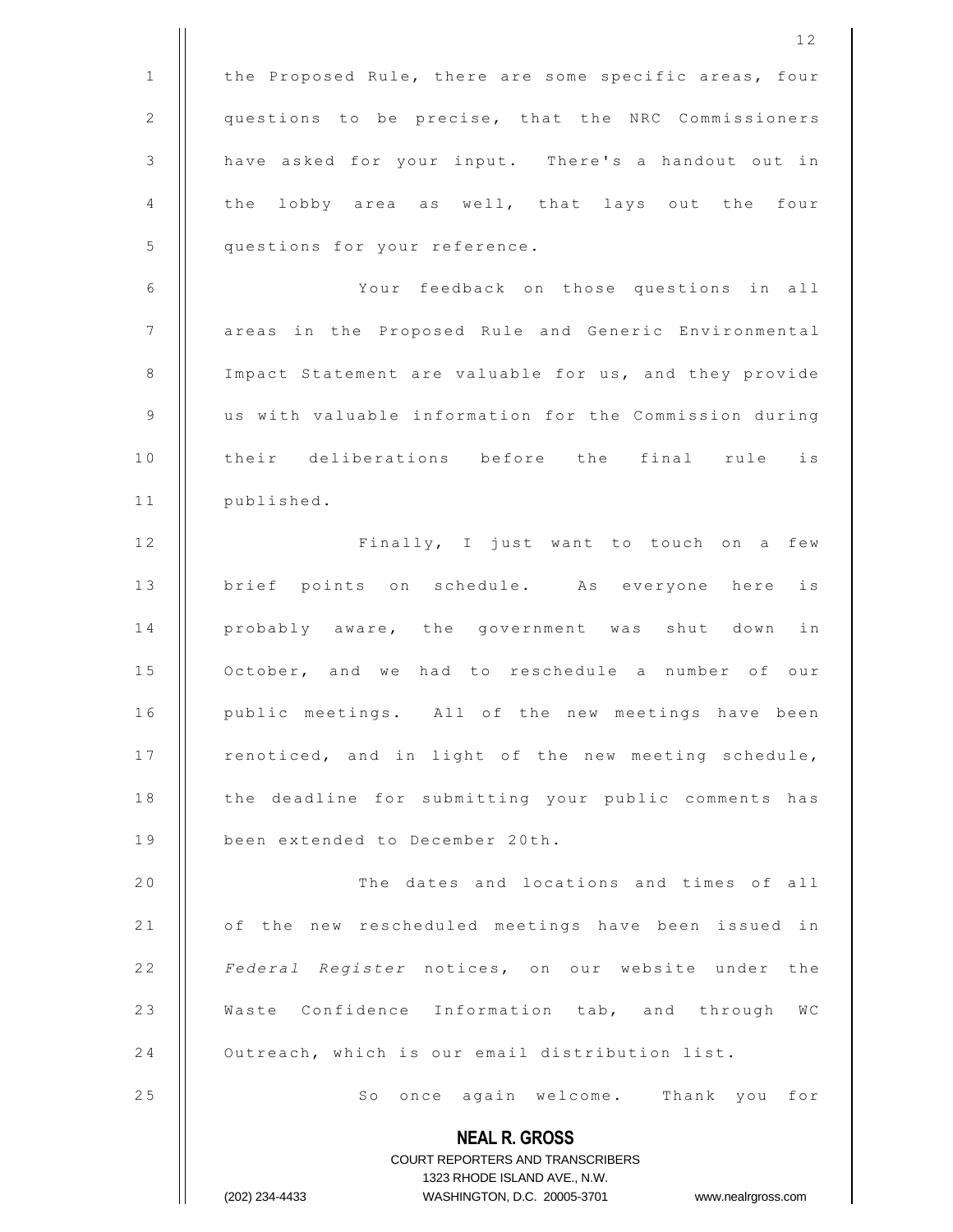the Proposed Rule, there are some specific areas, four questions to be precise, that the NRC Commissioners have asked for your input. There's a handout out in the lobby area as well, that lays out the four questions for your reference.

Your feedback on those questions in all areas in the Proposed Rule and Generic Environmental Impact Statement are valuable for us, and they provide us with valuable information for the Commission during their deliberations before the final rule is published.

Finally, I just want to touch on a few brief points on schedule. As everyone here is probably aware, the government was shut down in October, and we had to reschedule a number of our public meetings. All of the new meetings have been renoticed, and in light of the new meeting schedule, the deadline for submitting your public comments has been extended to December 20th.

The dates and locations and times of all of the new rescheduled meetings have been issued in *Federal Register* notices, on our website under the Waste Confidence Information tab, and through WC Outreach, which is our email distribution list.

So once again welcome. Thank you for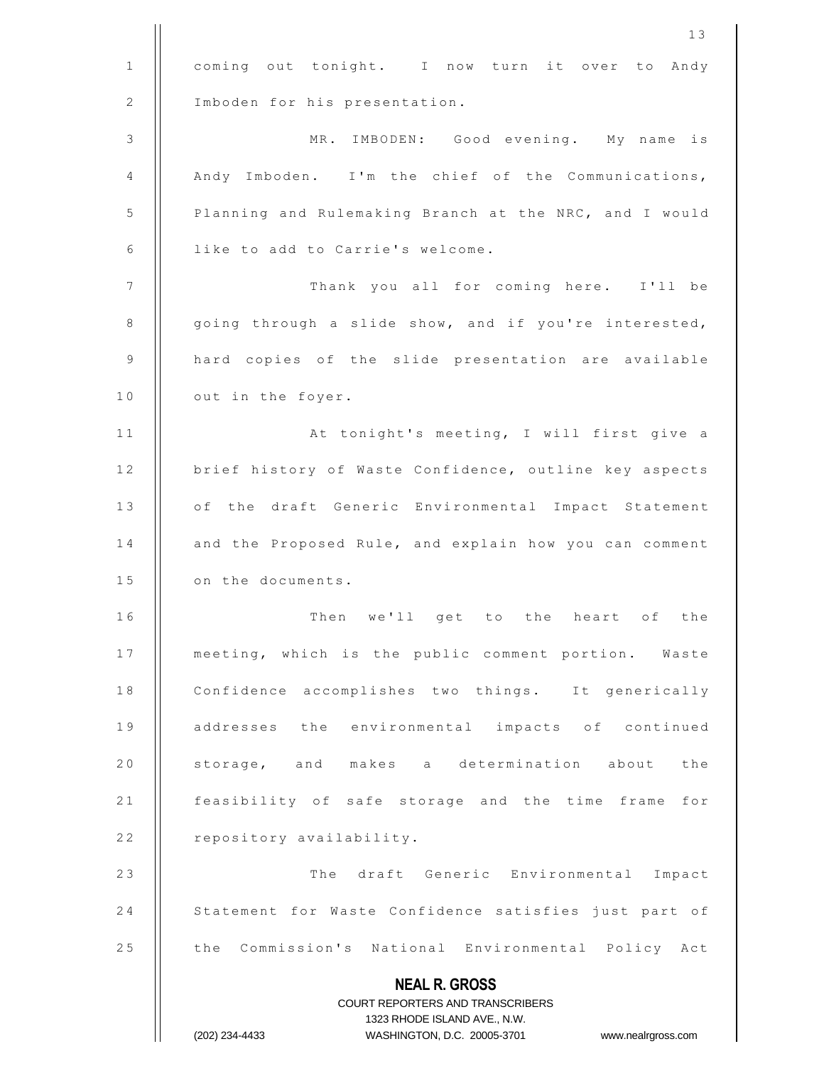coming out tonight. I now turn it over to Andy Imboden for his presentation.

MR. IMBODEN: Good evening. My name is Andy Imboden. I'm the chief of the Communications, Planning and Rulemaking Branch at the NRC, and I would like to add to Carrie's welcome.

Thank you all for coming here. I'll be going through a slide show, and if you're interested, hard copies of the slide presentation are available out in the foyer.

At tonight's meeting, I will first give a brief history of Waste Confidence, outline key aspects of the draft Generic Environmental Impact Statement and the Proposed Rule, and explain how you can comment on the documents.

Then we'll get to the heart of the meeting, which is the public comment portion. Waste Confidence accomplishes two things. It generically addresses the environmental impacts of continued storage, and makes a determination about the feasibility of safe storage and the time frame for repository availability.

The draft Generic Environmental Impact Statement for Waste Confidence satisfies just part of the Commission's National Environmental Policy Act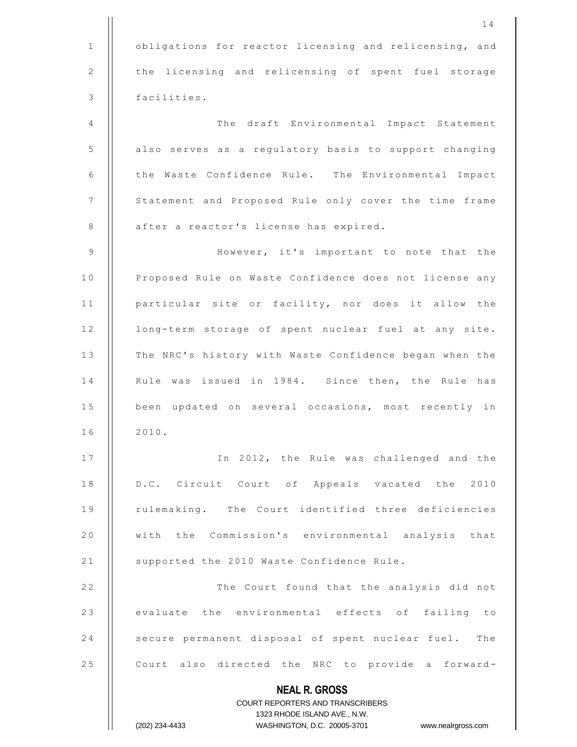obligations for reactor licensing and relicensing, and the licensing and relicensing of spent fuel storage facilities.

The draft Environmental Impact Statement also serves as a regulatory basis to support changing the Waste Confidence Rule. The Environmental Impact Statement and Proposed Rule only cover the time frame after a reactor's license has expired.

However, it's important to note that the Proposed Rule on Waste Confidence does not license any particular site or facility, nor does it allow the long-term storage of spent nuclear fuel at any site. The NRC's history with Waste Confidence began when the Rule was issued in 1984. Since then, the Rule has been updated on several occasions, most recently in 2010.

In 2012, the Rule was challenged and the D.C. Circuit Court of Appeals vacated the 2010 rulemaking. The Court identified three deficiencies with the Commission's environmental analysis that supported the 2010 Waste Confidence Rule.

The Court found that the analysis did not evaluate the environmental effects of failing to secure permanent disposal of spent nuclear fuel. The Court also directed the NRC to provide a forward-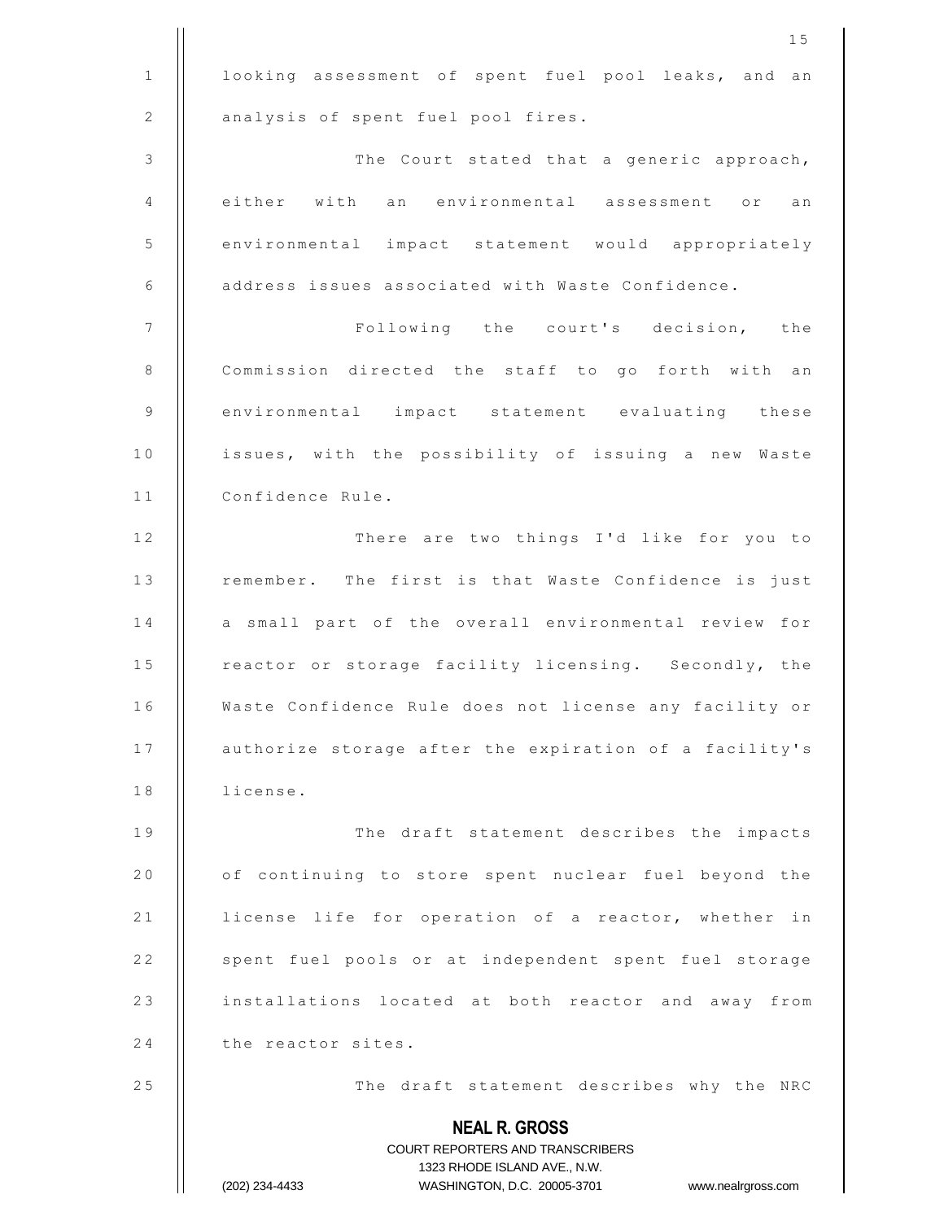looking assessment of spent fuel pool leaks, and an analysis of spent fuel pool fires.

The Court stated that a generic approach, either with an environmental assessment or an environmental impact statement would appropriately address issues associated with Waste Confidence.

Following the court's decision, the Commission directed the staff to go forth with an environmental impact statement evaluating these issues, with the possibility of issuing a new Waste Confidence Rule.

There are two things I'd like for you to remember. The first is that Waste Confidence is just a small part of the overall environmental review for reactor or storage facility licensing. Secondly, the Waste Confidence Rule does not license any facility or authorize storage after the expiration of a facility's license.

The draft statement describes the impacts of continuing to store spent nuclear fuel beyond the license life for operation of a reactor, whether in spent fuel pools or at independent spent fuel storage installations located at both reactor and away from the reactor sites.

The draft statement describes why the NRC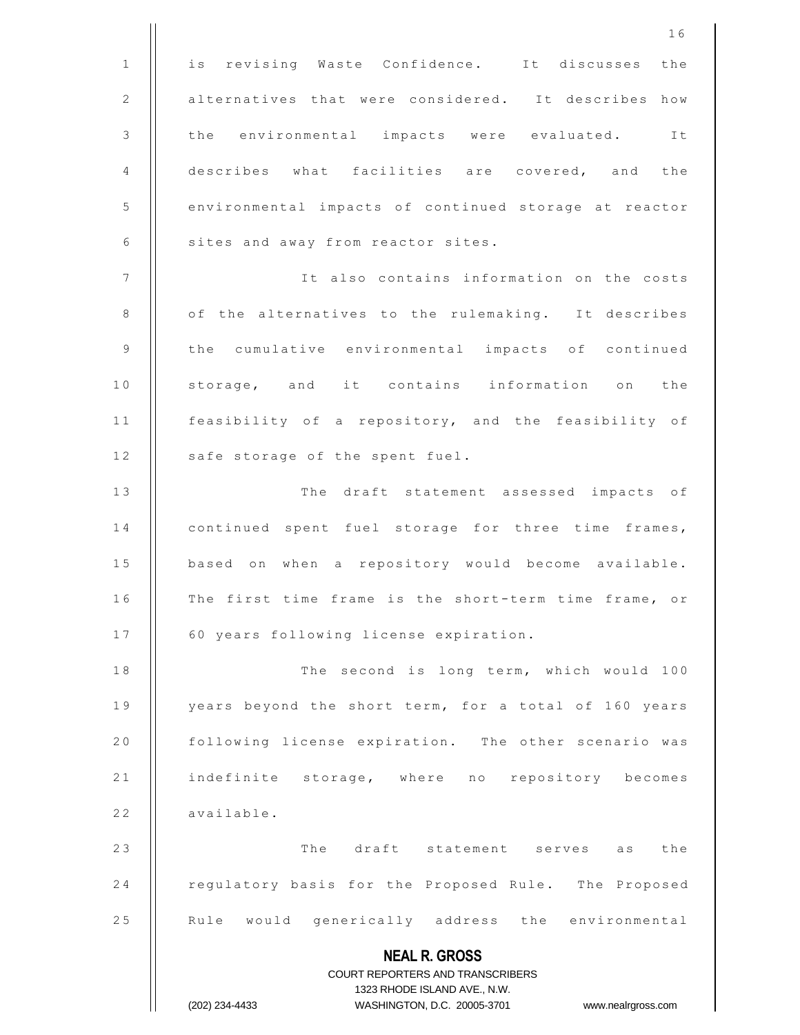is revising Waste Confidence. It discusses the alternatives that were considered. It describes how the environmental impacts were evaluated. It describes what facilities are covered, and the environmental impacts of continued storage at reactor sites and away from reactor sites.

It also contains information on the costs of the alternatives to the rulemaking. It describes the cumulative environmental impacts of continued storage, and it contains information on the feasibility of a repository, and the feasibility of safe storage of the spent fuel.

The draft statement assessed impacts of continued spent fuel storage for three time frames, based on when a repository would become available. The first time frame is the short-term time frame, or 60 years following license expiration.

The second is long term, which would 100 years beyond the short term, for a total of 160 years following license expiration. The other scenario was indefinite storage, where no repository becomes available.

The draft statement serves as the regulatory basis for the Proposed Rule. The Proposed Rule would generically address the environmental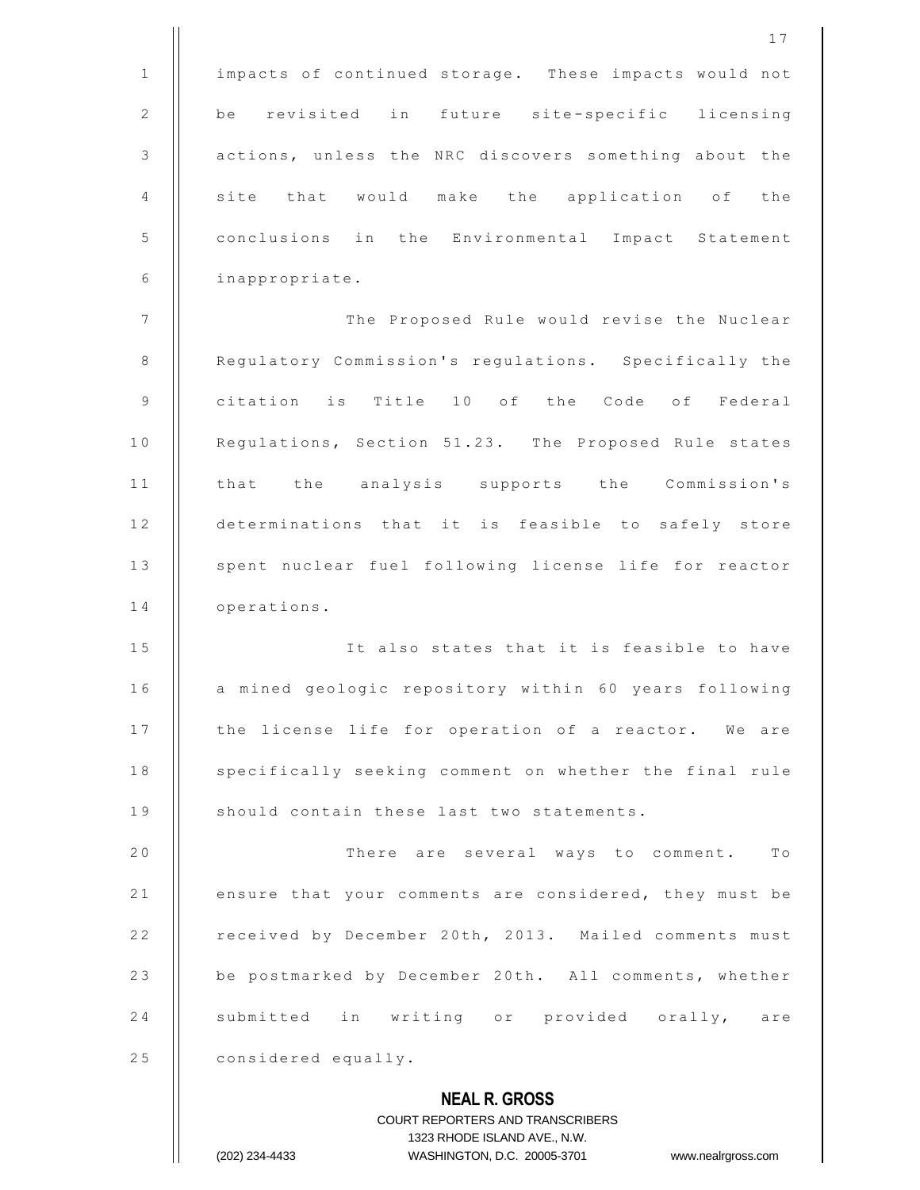impacts of continued storage. These impacts would not be revisited in future site-specific licensing actions, unless the NRC discovers something about the site that would make the application of the conclusions in the Environmental Impact Statement inappropriate.

The Proposed Rule would revise the Nuclear Regulatory Commission's regulations. Specifically the citation is Title 10 of the Code of Federal Regulations, Section 51.23. The Proposed Rule states that the analysis supports the Commission's determinations that it is feasible to safely store spent nuclear fuel following license life for reactor operations.

It also states that it is feasible to have a mined geologic repository within 60 years following the license life for operation of a reactor. We are specifically seeking comment on whether the final rule should contain these last two statements.

There are several ways to comment. To ensure that your comments are considered, they must be received by December 20th, 2013. Mailed comments must be postmarked by December 20th. All comments, whether submitted in writing or provided orally, are considered equally.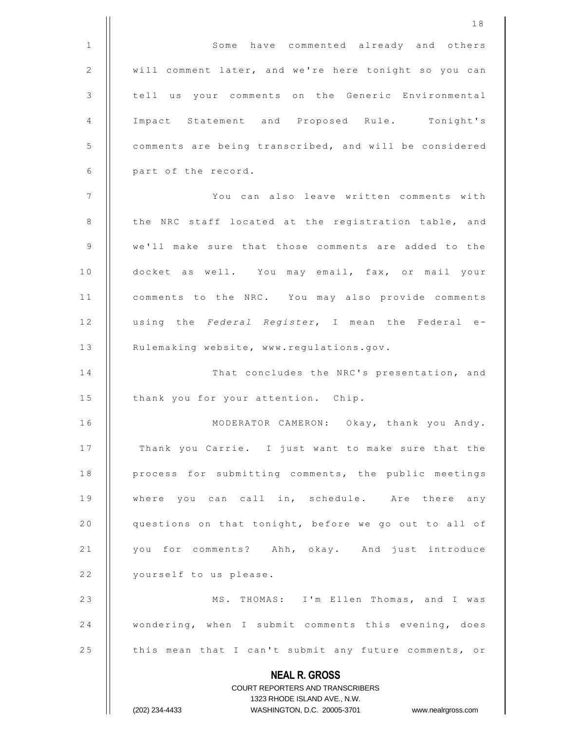Some have commented already and others will comment later, and we're here tonight so you can tell us your comments on the Generic Environmental Impact Statement and Proposed Rule. Tonight's comments are being transcribed, and will be considered part of the record.

You can also leave written comments with the NRC staff located at the registration table, and we'll make sure that those comments are added to the docket as well. You may email, fax, or mail your comments to the NRC. You may also provide comments using the *Federal Register*, I mean the Federal e-Rulemaking website, www.regulations.gov.

That concludes the NRC's presentation, and thank you for your attention. Chip.

MODERATOR CAMERON: Okay, thank you Andy. Thank you Carrie. I just want to make sure that the process for submitting comments, the public meetings where you can call in, schedule. Are there any questions on that tonight, before we go out to all of you for comments? Ahh, okay. And just introduce yourself to us please.

MS. THOMAS: I'm Ellen Thomas, and I was wondering, when I submit comments this evening, does this mean that I can't submit any future comments, or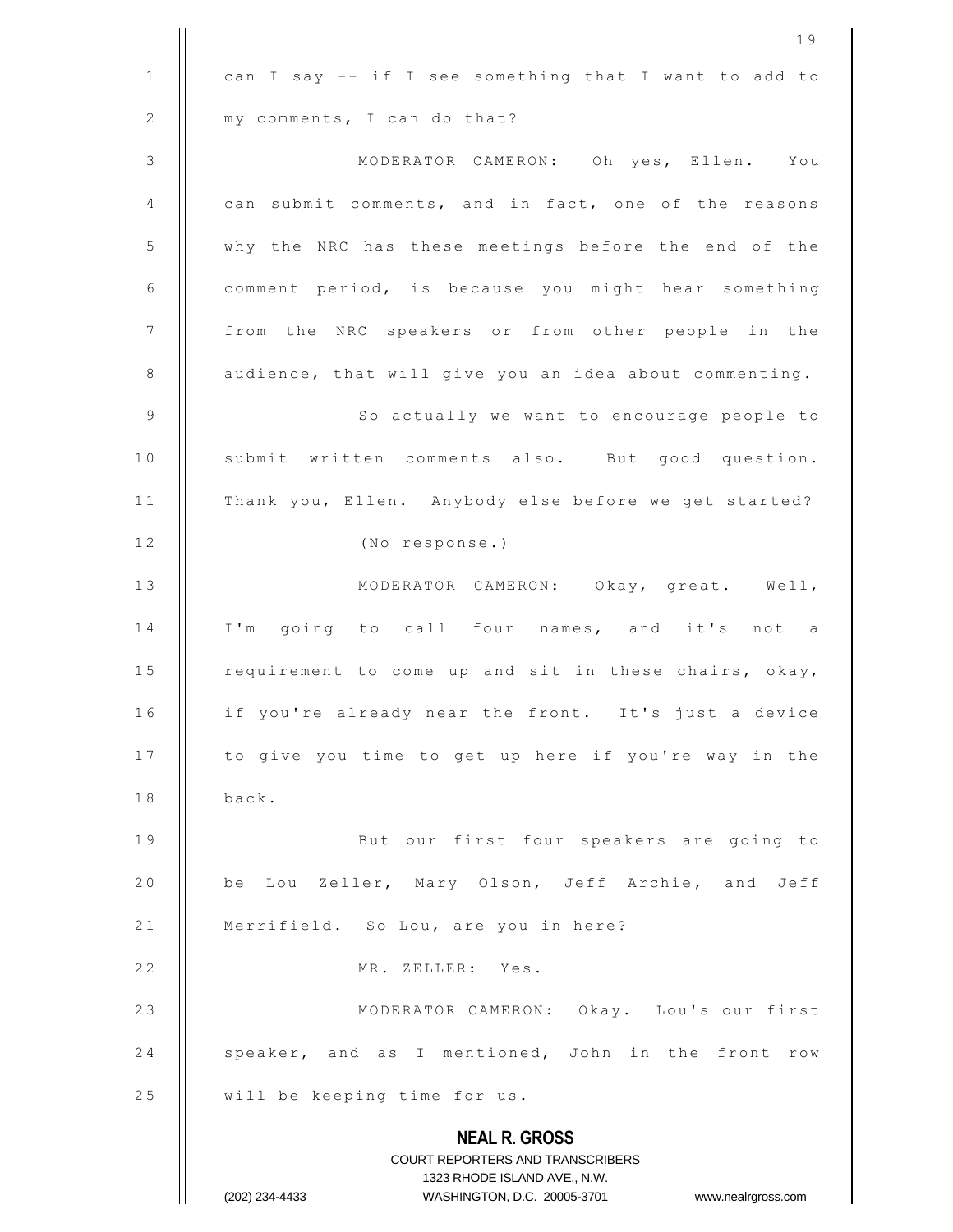can I say -- if I see something that I want to add to my comments, I can do that?

MODERATOR CAMERON: Oh yes, Ellen. You can submit comments, and in fact, one of the reasons why the NRC has these meetings before the end of the comment period, is because you might hear something from the NRC speakers or from other people in the audience, that will give you an idea about commenting.

So actually we want to encourage people to submit written comments also. But good question. Thank you, Ellen. Anybody else before we get started?

(No response.)

MODERATOR CAMERON: Okay, great. Well, I'm going to call four names, and it's not a requirement to come up and sit in these chairs, okay, if you're already near the front. It's just a device to give you time to get up here if you're way in the back.

But our first four speakers are going to be Lou Zeller, Mary Olson, Jeff Archie, and Jeff Merrifield. So Lou, are you in here?

MR. ZELLER: Yes.

MODERATOR CAMERON: Okay. Lou's our first speaker, and as I mentioned, John in the front row will be keeping time for us.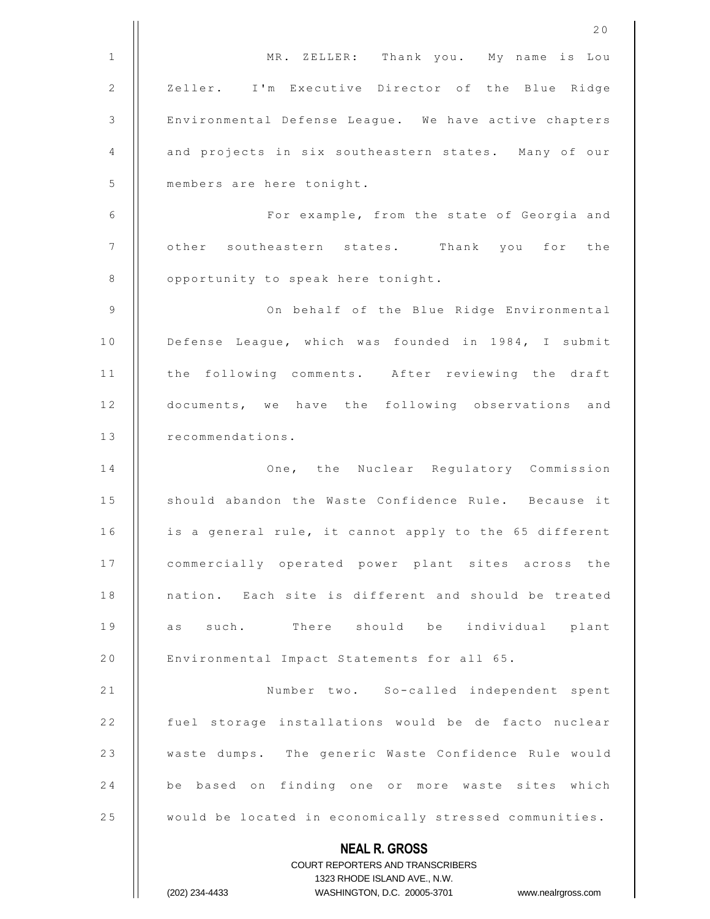MR. ZELLER: Thank you. My name is Lou Zeller. I'm Executive Director of the Blue Ridge Environmental Defense League. We have active chapters and projects in six southeastern states. Many of our members are here tonight.

For example, from the state of Georgia and other southeastern states. Thank you for the opportunity to speak here tonight.

On behalf of the Blue Ridge Environmental Defense League, which was founded in 1984, I submit the following comments. After reviewing the draft documents, we have the following observations and recommendations.

One, the Nuclear Regulatory Commission should abandon the Waste Confidence Rule. Because it is a general rule, it cannot apply to the 65 different commercially operated power plant sites across the nation. Each site is different and should be treated as such. There should be individual plant Environmental Impact Statements for all 65.

Number two. So-called independent spent fuel storage installations would be de facto nuclear waste dumps. The generic Waste Confidence Rule would be based on finding one or more waste sites which would be located in economically stressed communities.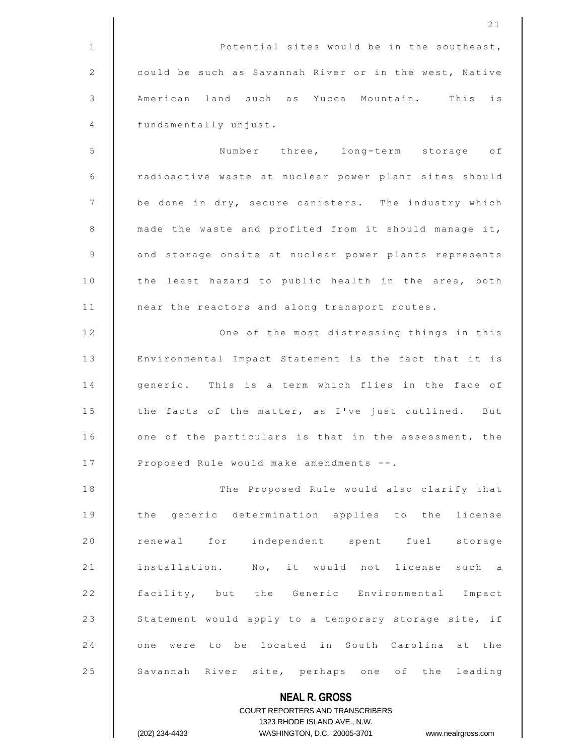Potential sites would be in the southeast, could be such as Savannah River or in the west, Native American land such as Yucca Mountain. This is fundamentally unjust.

Number three, long-term storage of radioactive waste at nuclear power plant sites should be done in dry, secure canisters. The industry which made the waste and profited from it should manage it, and storage onsite at nuclear power plants represents the least hazard to public health in the area, both near the reactors and along transport routes.

One of the most distressing things in this Environmental Impact Statement is the fact that it is generic. This is a term which flies in the face of the facts of the matter, as I've just outlined. But one of the particulars is that in the assessment, the Proposed Rule would make amendments --.

The Proposed Rule would also clarify that the generic determination applies to the license renewal for independent spent fuel storage installation. No, it would not license such a facility, but the Generic Environmental Impact Statement would apply to a temporary storage site, if one were to be located in South Carolina at the Savannah River site, perhaps one of the leading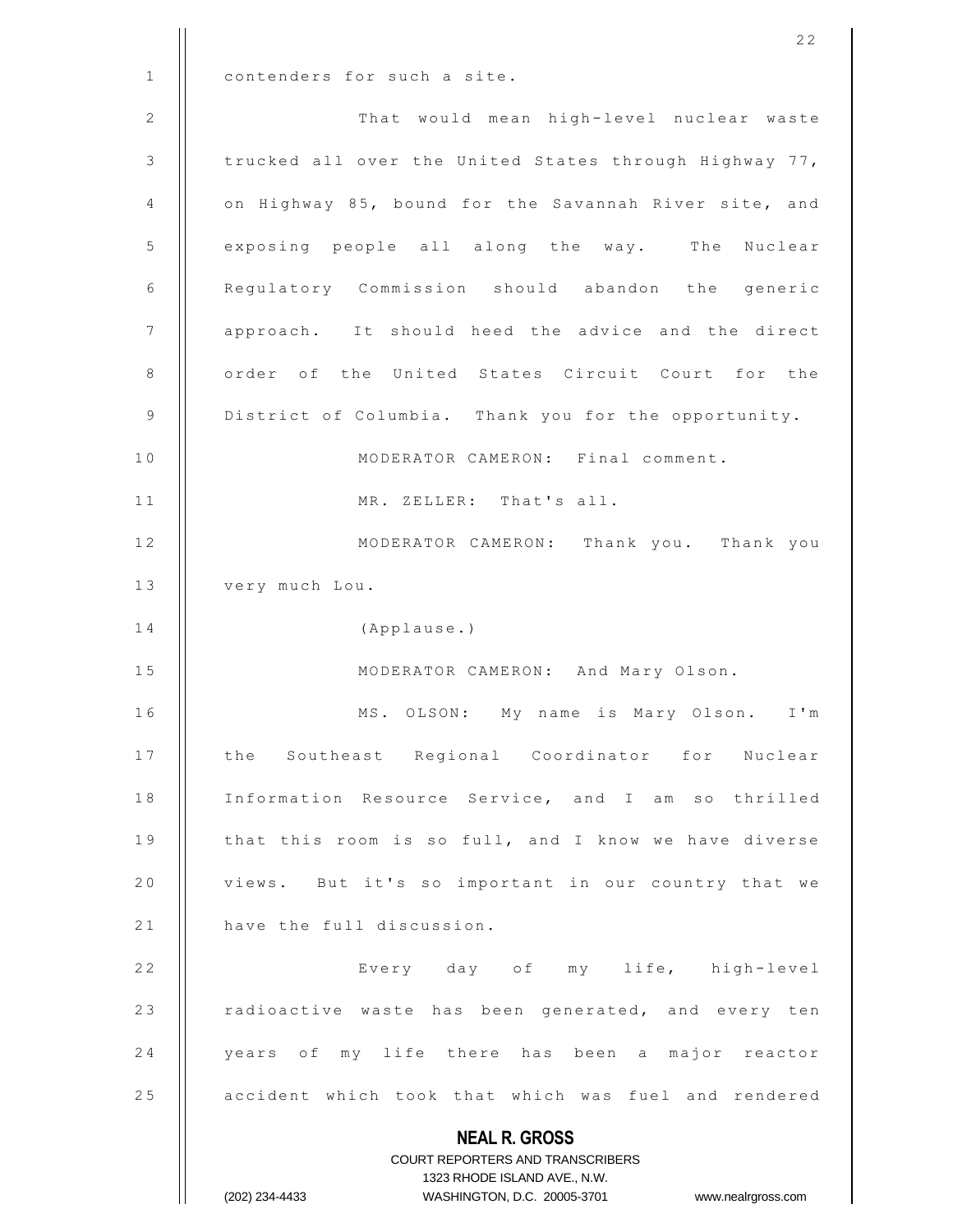contenders for such a site.

That would mean high-level nuclear waste trucked all over the United States through Highway 77, on Highway 85, bound for the Savannah River site, and exposing people all along the way. The Nuclear Regulatory Commission should abandon the generic approach. It should heed the advice and the direct order of the United States Circuit Court for the District of Columbia. Thank you for the opportunity.

MODERATOR CAMERON: Final comment.

MR. ZELLER: That's all.

MODERATOR CAMERON: Thank you. Thank you very much Lou.

(Applause.)

MODERATOR CAMERON: And Mary Olson.

MS. OLSON: My name is Mary Olson. I'm the Southeast Regional Coordinator for Nuclear Information Resource Service, and I am so thrilled that this room is so full, and I know we have diverse views. But it's so important in our country that we have the full discussion.

Every day of my life, high-level radioactive waste has been generated, and every ten years of my life there has been a major reactor accident which took that which was fuel and rendered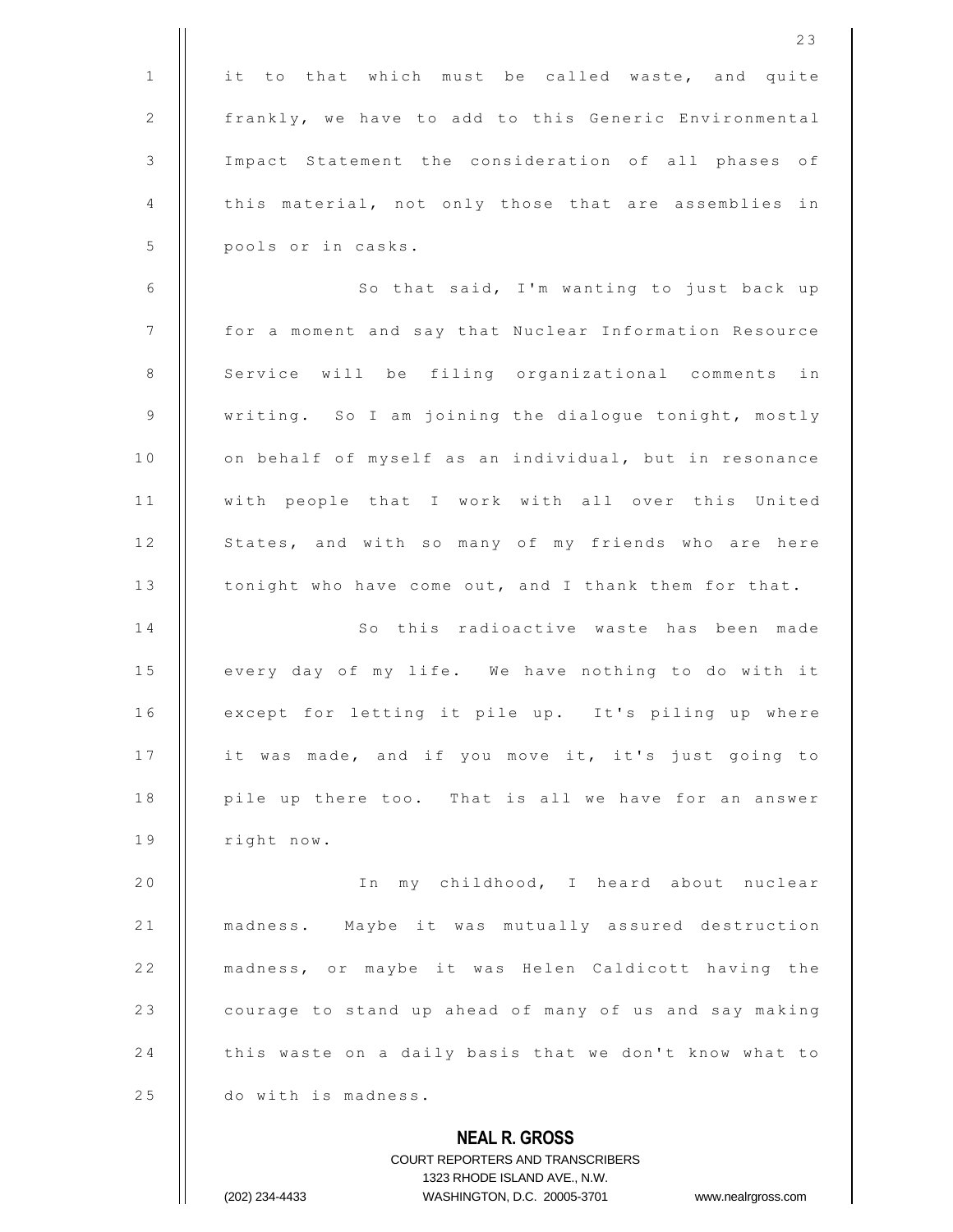it to that which must be called waste, and quite frankly, we have to add to this Generic Environmental Impact Statement the consideration of all phases of this material, not only those that are assemblies in pools or in casks.

So that said, I'm wanting to just back up for a moment and say that Nuclear Information Resource Service will be filing organizational comments in writing. So I am joining the dialogue tonight, mostly on behalf of myself as an individual, but in resonance with people that I work with all over this United States, and with so many of my friends who are here tonight who have come out, and I thank them for that.

So this radioactive waste has been made every day of my life. We have nothing to do with it except for letting it pile up. It's piling up where it was made, and if you move it, it's just going to pile up there too. That is all we have for an answer right now.

In my childhood, I heard about nuclear madness. Maybe it was mutually assured destruction madness, or maybe it was Helen Caldicott having the courage to stand up ahead of many of us and say making this waste on a daily basis that we don't know what to do with is madness.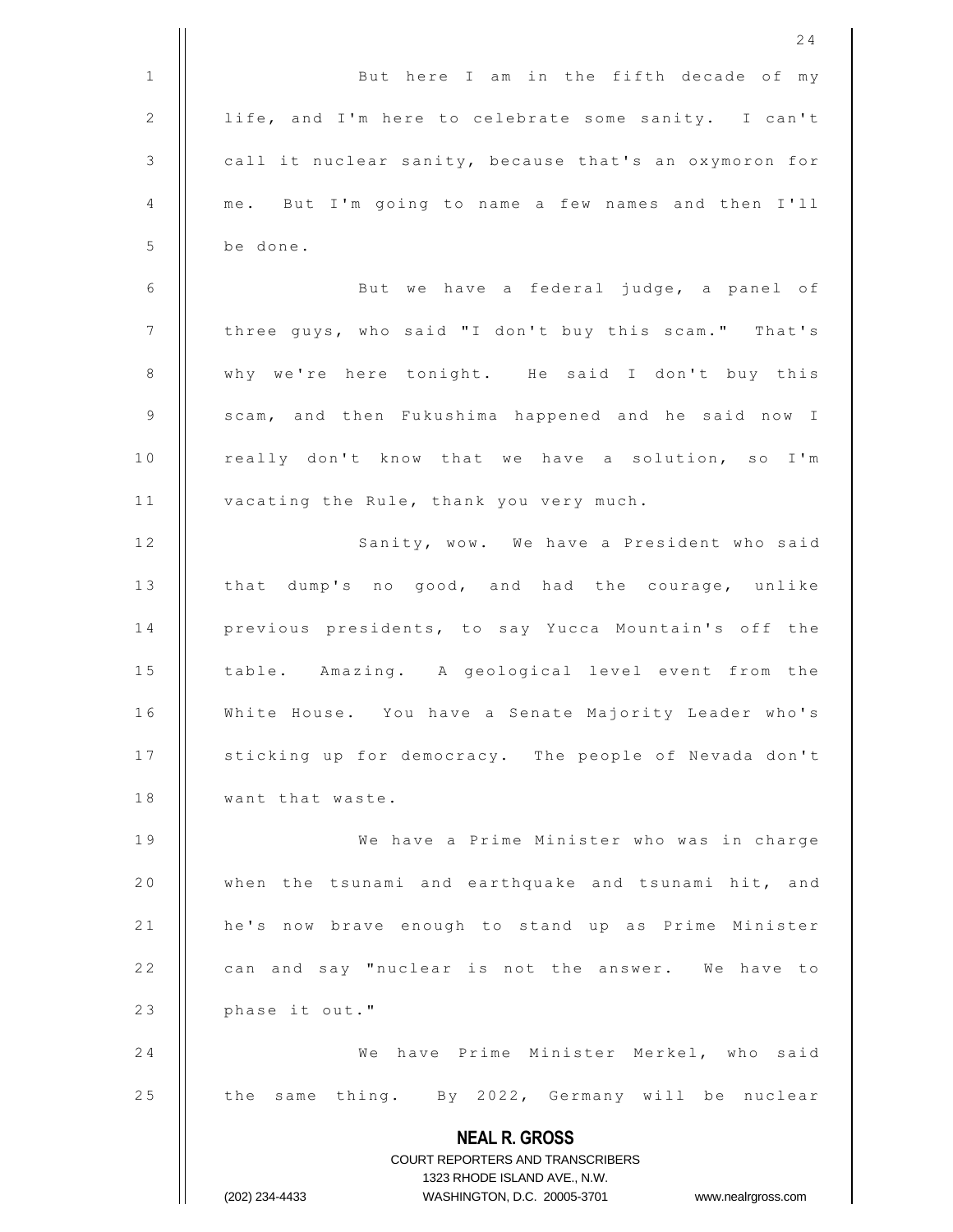But here I am in the fifth decade of my life, and I'm here to celebrate some sanity. I can't call it nuclear sanity, because that's an oxymoron for me. But I'm going to name a few names and then I'll be done.

But we have a federal judge, a panel of three guys, who said "I don't buy this scam." That's why we're here tonight. He said I don't buy this scam, and then Fukushima happened and he said now I really don't know that we have a solution, so I'm vacating the Rule, thank you very much.

Sanity, wow. We have a President who said that dump's no good, and had the courage, unlike previous presidents, to say Yucca Mountain's off the table. Amazing. A geological level event from the White House. You have a Senate Majority Leader who's sticking up for democracy. The people of Nevada don't want that waste.

We have a Prime Minister who was in charge when the tsunami and earthquake and tsunami hit, and he's now brave enough to stand up as Prime Minister can and say "nuclear is not the answer. We have to phase it out."

We have Prime Minister Merkel, who said the same thing. By 2022, Germany will be nuclear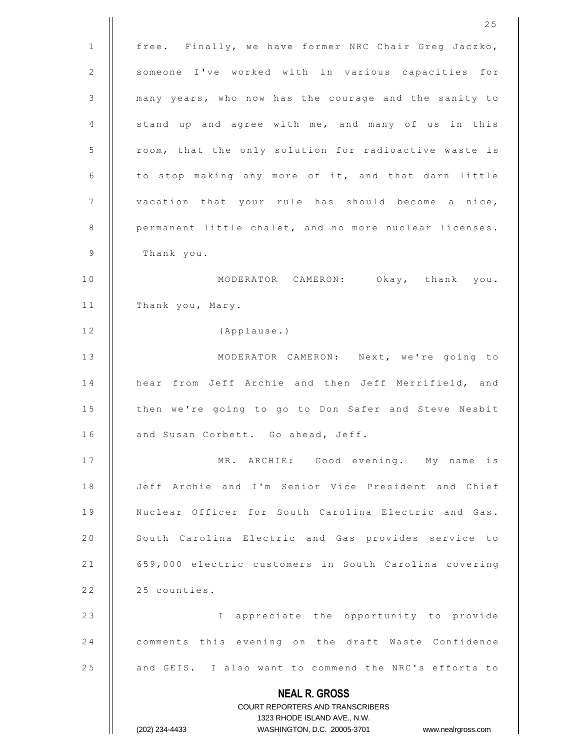free. Finally, we have former NRC Chair Greg Jaczko, someone I've worked with in various capacities for many years, who now has the courage and the sanity to stand up and agree with me, and many of us in this room, that the only solution for radioactive waste is to stop making any more of it, and that darn little vacation that your rule has should become a nice, permanent little chalet, and no more nuclear licenses. Thank you.

MODERATOR CAMERON: Okay, thank you. Thank you, Mary.

(Applause.)

MODERATOR CAMERON: Next, we're going to hear from Jeff Archie and then Jeff Merrifield, and then we're going to go to Don Safer and Steve Nesbit and Susan Corbett. Go ahead, Jeff.

MR. ARCHIE: Good evening. My name is Jeff Archie and I'm Senior Vice President and Chief Nuclear Officer for South Carolina Electric and Gas. South Carolina Electric and Gas provides service to 659,000 electric customers in South Carolina covering 25 counties.

I appreciate the opportunity to provide comments this evening on the draft Waste Confidence and GEIS. I also want to commend the NRC's efforts to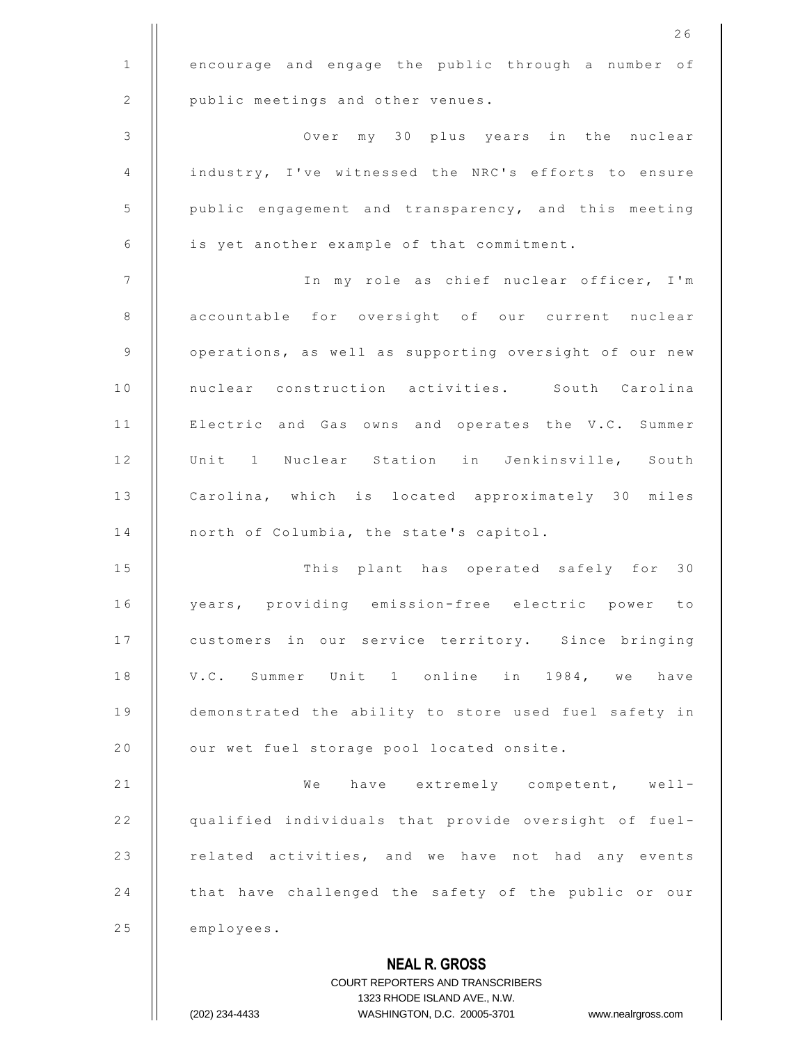encourage and engage the public through a number of public meetings and other venues.

Over my 30 plus years in the nuclear industry, I've witnessed the NRC's efforts to ensure public engagement and transparency, and this meeting is yet another example of that commitment.

In my role as chief nuclear officer, I'm accountable for oversight of our current nuclear operations, as well as supporting oversight of our new nuclear construction activities. South Carolina Electric and Gas owns and operates the V.C. Summer Unit 1 Nuclear Station in Jenkinsville, South Carolina, which is located approximately 30 miles north of Columbia, the state's capitol.

This plant has operated safely for 30 years, providing emission-free electric power to customers in our service territory. Since bringing V.C. Summer Unit 1 online in 1984, we have demonstrated the ability to store used fuel safety in our wet fuel storage pool located onsite.

We have extremely competent, well-qualified individuals that provide oversight of fuel-related activities, and we have not had any events that have challenged the safety of the public or our employees.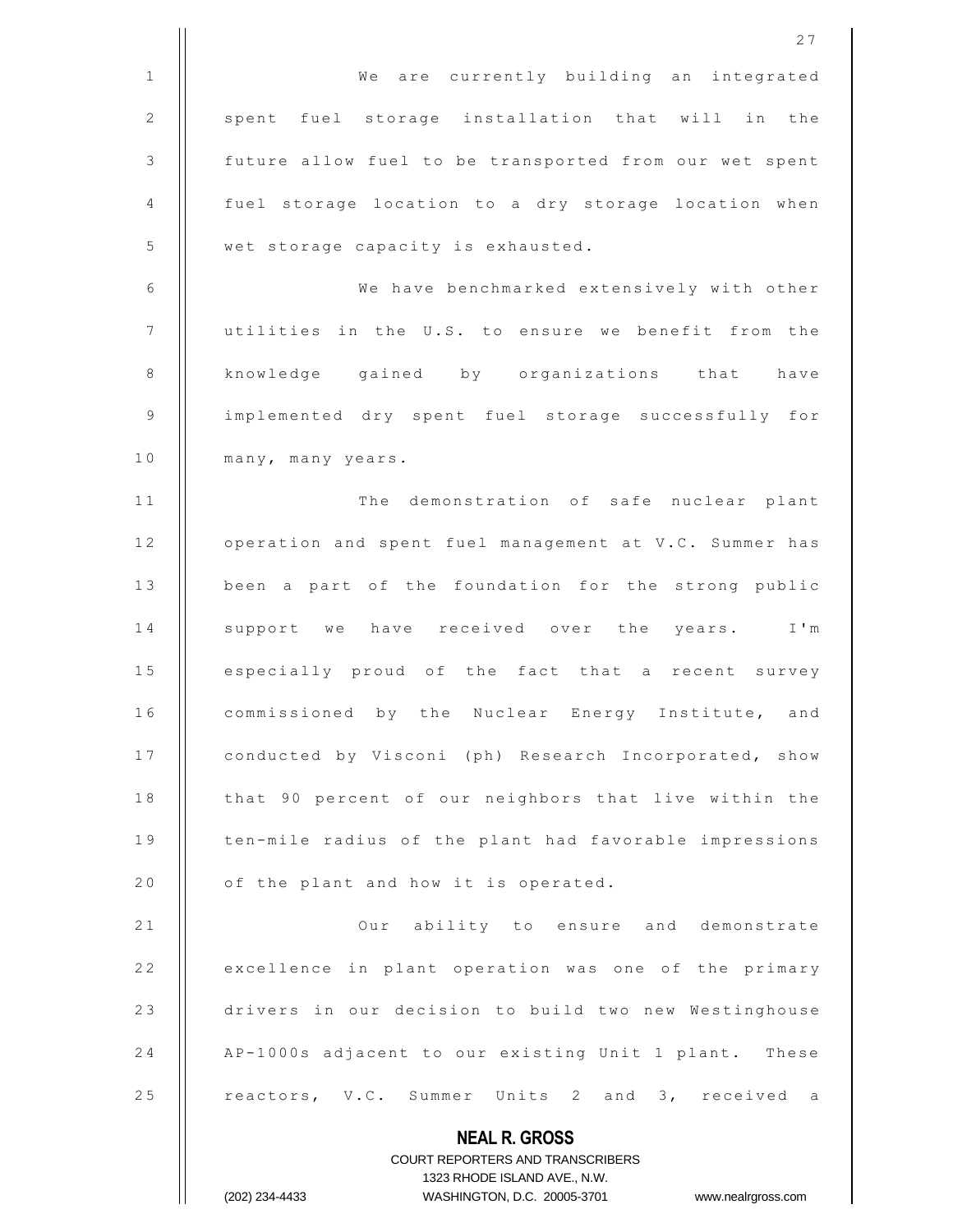We are currently building an integrated spent fuel storage installation that will in the future allow fuel to be transported from our wet spent fuel storage location to a dry storage location when wet storage capacity is exhausted.

We have benchmarked extensively with other utilities in the U.S. to ensure we benefit from the knowledge gained by organizations that have implemented dry spent fuel storage successfully for many, many years.

The demonstration of safe nuclear plant operation and spent fuel management at V.C. Summer has been a part of the foundation for the strong public support we have received over the years. I'm especially proud of the fact that a recent survey commissioned by the Nuclear Energy Institute, and conducted by Visconi (ph) Research Incorporated, show that 90 percent of our neighbors that live within the ten-mile radius of the plant had favorable impressions of the plant and how it is operated.

Our ability to ensure and demonstrate excellence in plant operation was one of the primary drivers in our decision to build two new Westinghouse AP-1000s adjacent to our existing Unit 1 plant. These reactors, V.C. Summer Units 2 and 3, received a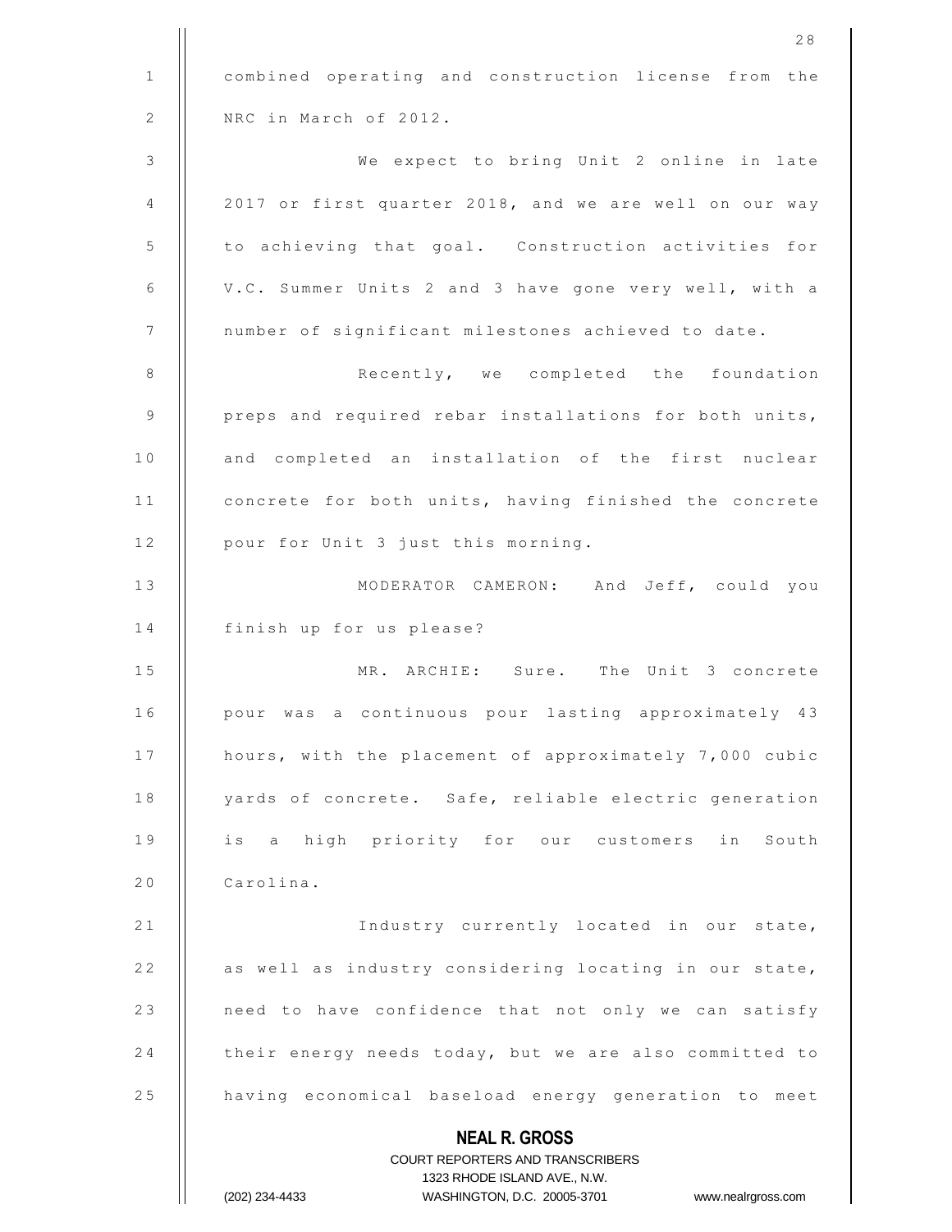combined operating and construction license from the NRC in March of 2012.

We expect to bring Unit 2 online in late 2017 or first quarter 2018, and we are well on our way to achieving that goal. Construction activities for V.C. Summer Units 2 and 3 have gone very well, with a number of significant milestones achieved to date.

Recently, we completed the foundation preps and required rebar installations for both units, and completed an installation of the first nuclear concrete for both units, having finished the concrete pour for Unit 3 just this morning.

MODERATOR CAMERON: And Jeff, could you finish up for us please?

MR. ARCHIE: Sure. The Unit 3 concrete pour was a continuous pour lasting approximately 43 hours, with the placement of approximately 7,000 cubic yards of concrete. Safe, reliable electric generation is a high priority for our customers in South Carolina.

Industry currently located in our state, as well as industry considering locating in our state, need to have confidence that not only we can satisfy their energy needs today, but we are also committed to having economical baseload energy generation to meet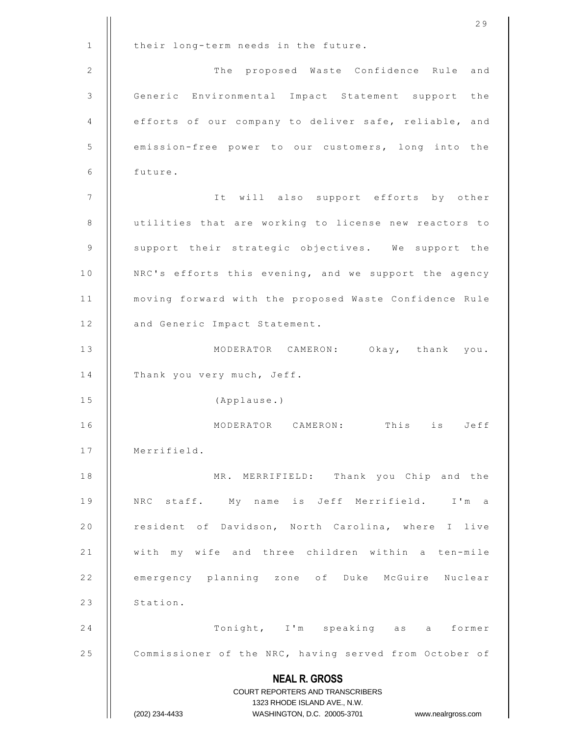their long-term needs in the future.

The proposed Waste Confidence Rule and Generic Environmental Impact Statement support the efforts of our company to deliver safe, reliable, and emission-free power to our customers, long into the future.

It will also support efforts by other utilities that are working to license new reactors to support their strategic objectives. We support the NRC's efforts this evening, and we support the agency moving forward with the proposed Waste Confidence Rule and Generic Impact Statement.

MODERATOR CAMERON: Okay, thank you. Thank you very much, Jeff.

(Applause.)

MODERATOR CAMERON: This is Jeff Merrifield.

MR. MERRIFIELD: Thank you Chip and the NRC staff. My name is Jeff Merrifield. I'm a resident of Davidson, North Carolina, where I live with my wife and three children within a ten-mile emergency planning zone of Duke McGuire Nuclear Station.

Tonight, I'm speaking as a former Commissioner of the NRC, having served from October of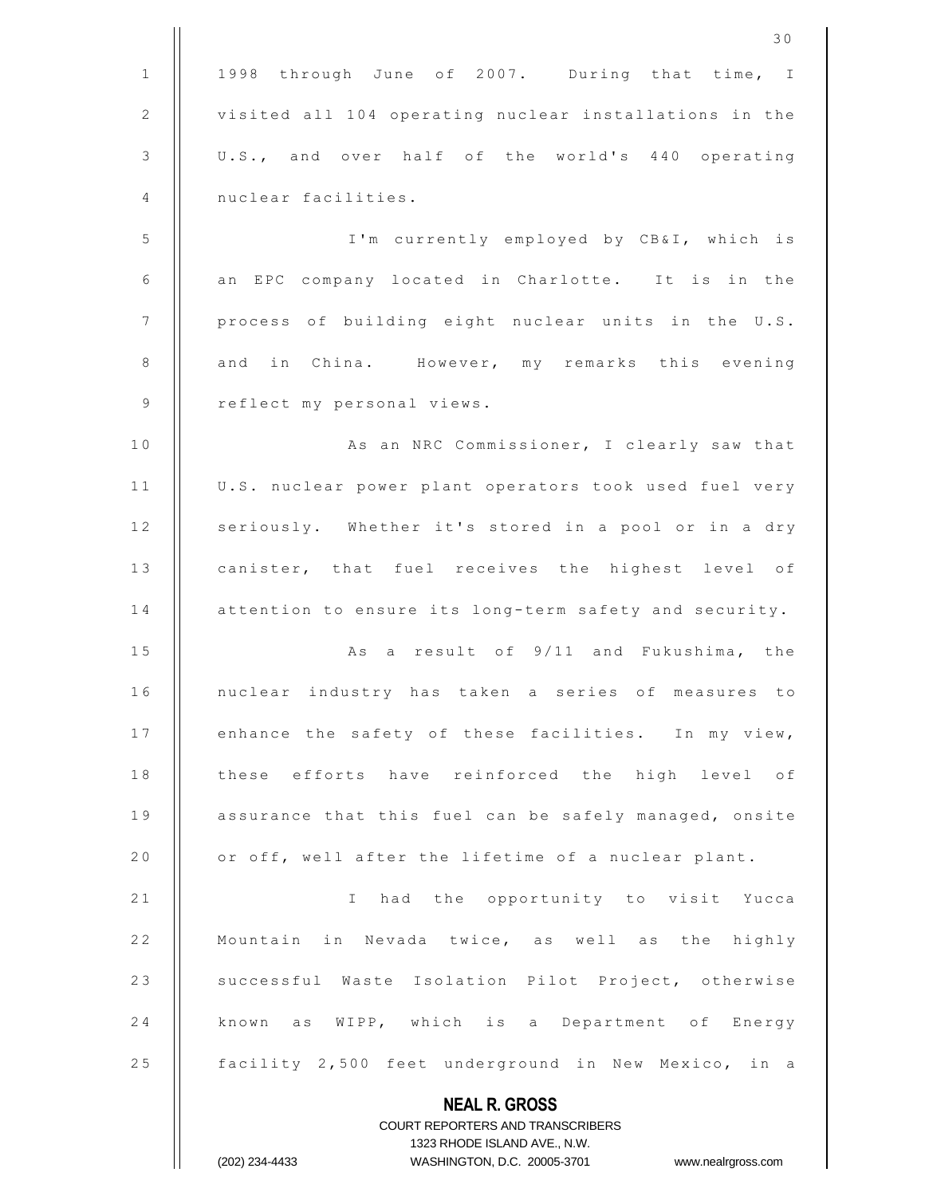1998 through June of 2007. During that time, I visited all 104 operating nuclear installations in the U.S., and over half of the world's 440 operating nuclear facilities.

I'm currently employed by CB&I, which is an EPC company located in Charlotte. It is in the process of building eight nuclear units in the U.S. and in China. However, my remarks this evening reflect my personal views.

As an NRC Commissioner, I clearly saw that U.S. nuclear power plant operators took used fuel very seriously. Whether it's stored in a pool or in a dry canister, that fuel receives the highest level of attention to ensure its long-term safety and security.

As a result of 9/11 and Fukushima, the nuclear industry has taken a series of measures to enhance the safety of these facilities. In my view, these efforts have reinforced the high level of assurance that this fuel can be safely managed, onsite or off, well after the lifetime of a nuclear plant.

I had the opportunity to visit Yucca Mountain in Nevada twice, as well as the highly successful Waste Isolation Pilot Project, otherwise known as WIPP, which is a Department of Energy facility 2,500 feet underground in New Mexico, in a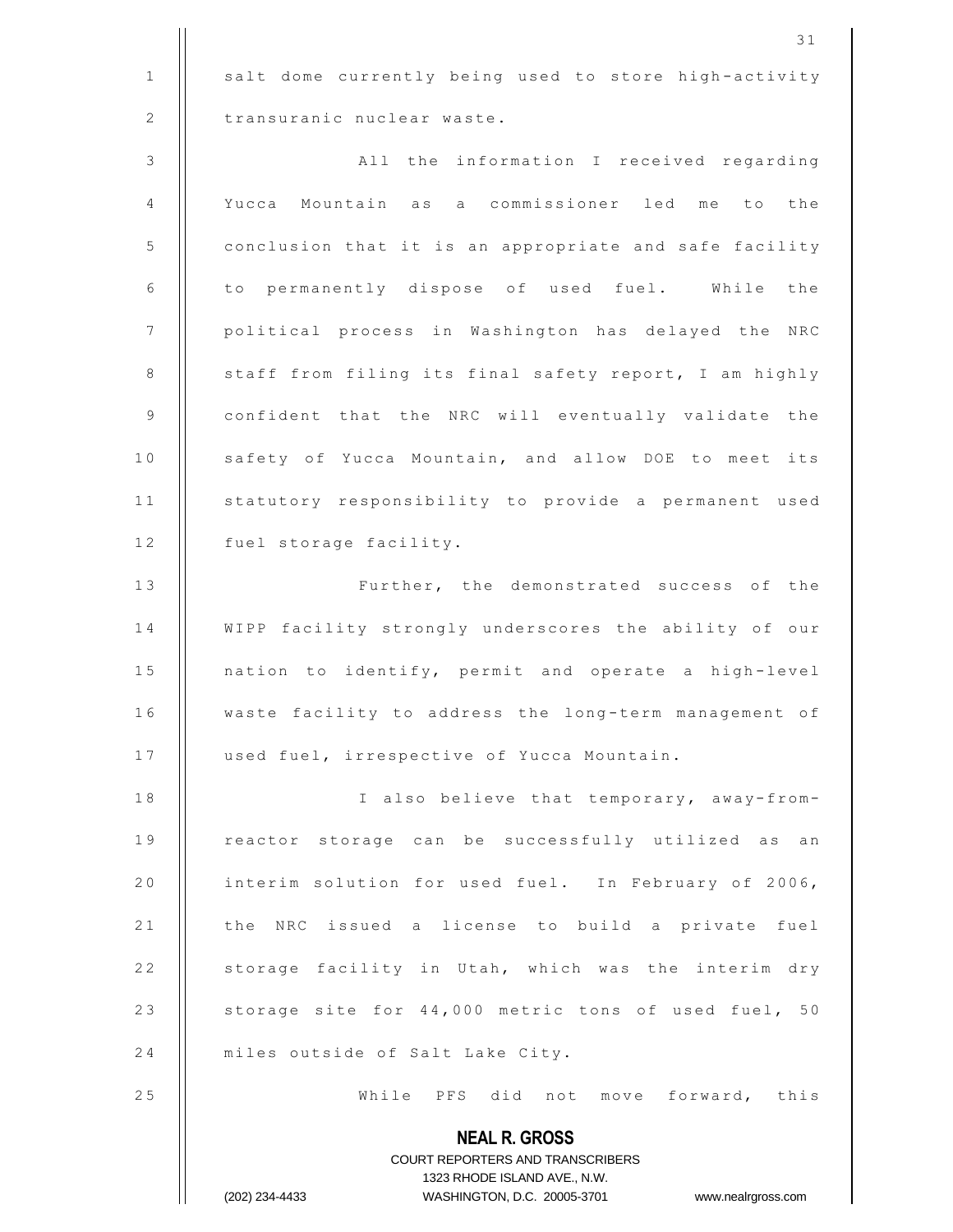salt dome currently being used to store high-activity transuranic nuclear waste.

All the information I received regarding Yucca Mountain as a commissioner led me to the conclusion that it is an appropriate and safe facility to permanently dispose of used fuel. While the political process in Washington has delayed the NRC staff from filing its final safety report, I am highly confident that the NRC will eventually validate the safety of Yucca Mountain, and allow DOE to meet its statutory responsibility to provide a permanent used fuel storage facility.

Further, the demonstrated success of the WIPP facility strongly underscores the ability of our nation to identify, permit and operate a high-level waste facility to address the long-term management of used fuel, irrespective of Yucca Mountain.

I also believe that temporary, away-from-reactor storage can be successfully utilized as an interim solution for used fuel. In February of 2006, the NRC issued a license to build a private fuel storage facility in Utah, which was the interim dry storage site for 44,000 metric tons of used fuel, 50 miles outside of Salt Lake City.

While PFS did not move forward, this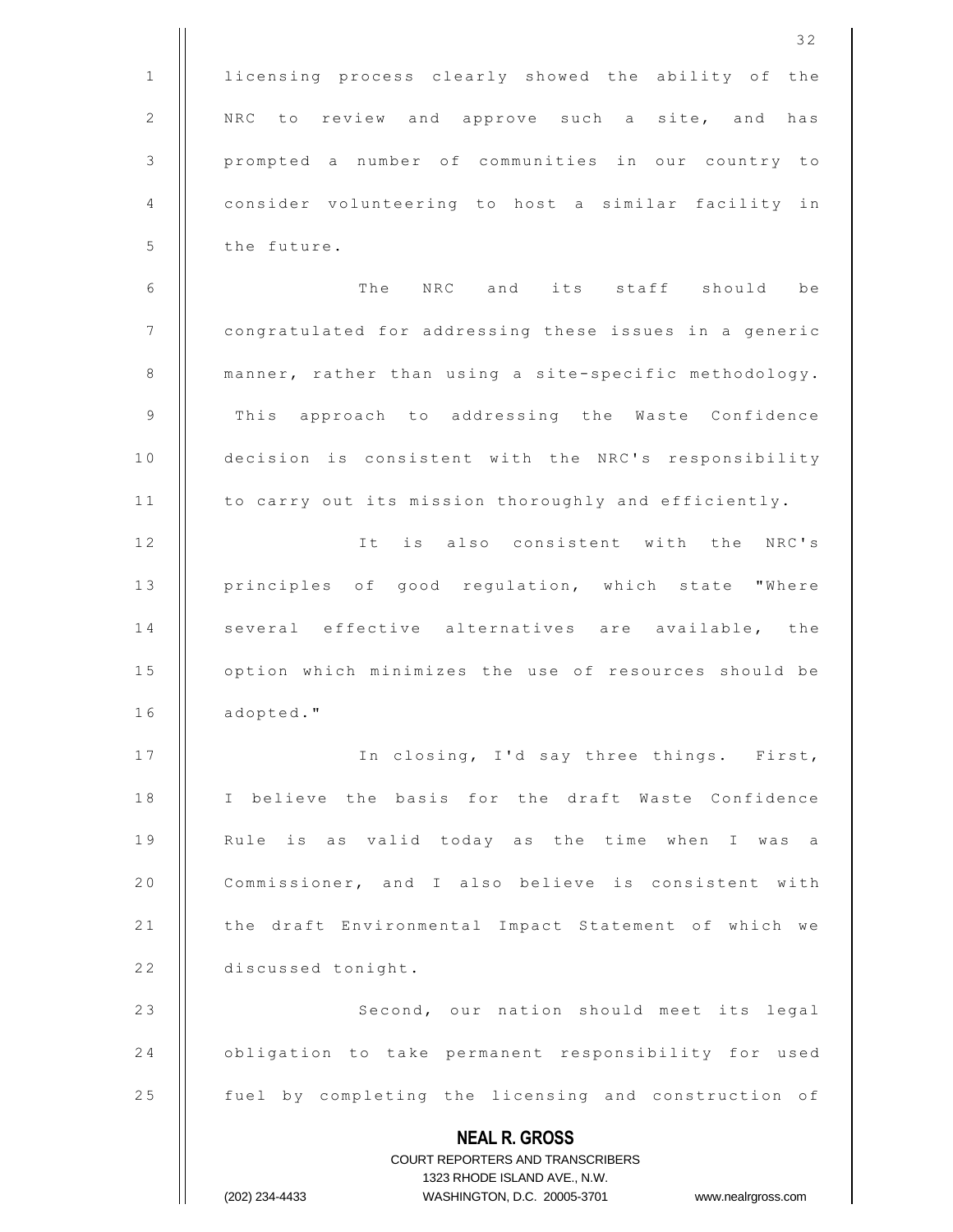licensing process clearly showed the ability of the NRC to review and approve such a site, and has prompted a number of communities in our country to consider volunteering to host a similar facility in the future.

The NRC and its staff should be congratulated for addressing these issues in a generic manner, rather than using a site-specific methodology. This approach to addressing the Waste Confidence decision is consistent with the NRC's responsibility to carry out its mission thoroughly and efficiently.

It is also consistent with the NRC's principles of good regulation, which state "Where several effective alternatives are available, the option which minimizes the use of resources should be adopted."

In closing, I'd say three things. First, I believe the basis for the draft Waste Confidence Rule is as valid today as the time when I was a Commissioner, and I also believe is consistent with the draft Environmental Impact Statement of which we discussed tonight.

Second, our nation should meet its legal obligation to take permanent responsibility for used fuel by completing the licensing and construction of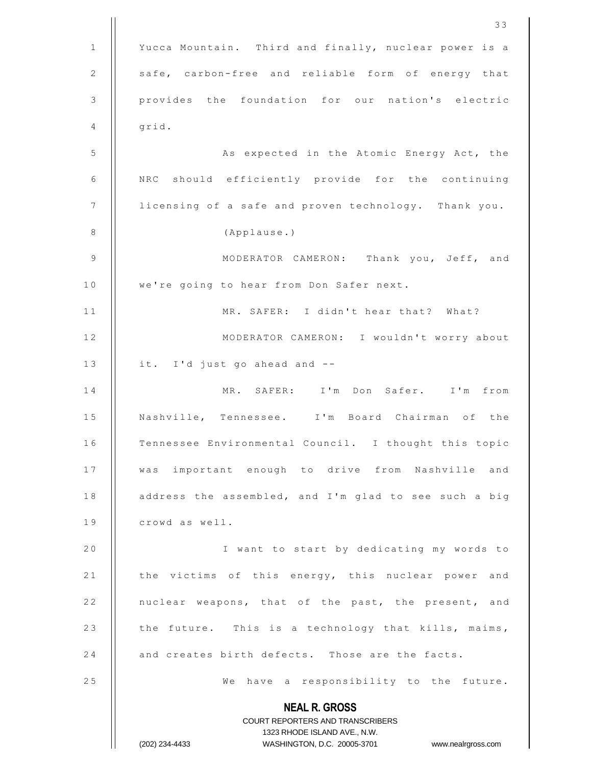Yucca Mountain. Third and finally, nuclear power is a safe, carbon-free and reliable form of energy that provides the foundation for our nation's electric grid.

As expected in the Atomic Energy Act, the NRC should efficiently provide for the continuing licensing of a safe and proven technology. Thank you.

(Applause.)

MODERATOR CAMERON: Thank you, Jeff, and we're going to hear from Don Safer next.

MR. SAFER: I didn't hear that? What?

MODERATOR CAMERON: I wouldn't worry about it. I'd just go ahead and --

MR. SAFER: I'm Don Safer. I'm from Nashville, Tennessee. I'm Board Chairman of the Tennessee Environmental Council. I thought this topic was important enough to drive from Nashville and address the assembled, and I'm glad to see such a big crowd as well.

I want to start by dedicating my words to the victims of this energy, this nuclear power and nuclear weapons, that of the past, the present, and the future. This is a technology that kills, maims, and creates birth defects. Those are the facts.

We have a responsibility to the future.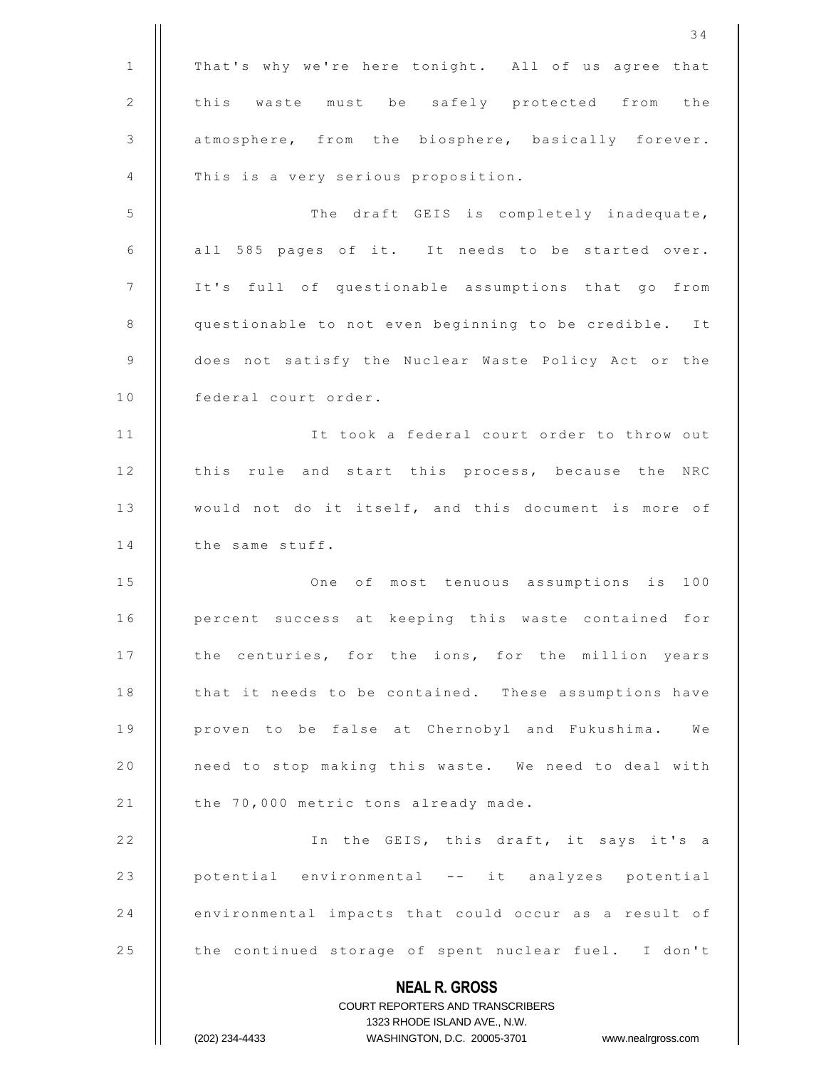That's why we're here tonight. All of us agree that this waste must be safely protected from the atmosphere, from the biosphere, basically forever. This is a very serious proposition.

The draft GEIS is completely inadequate, all 585 pages of it. It needs to be started over. It's full of questionable assumptions that go from questionable to not even beginning to be credible. It does not satisfy the Nuclear Waste Policy Act or the federal court order.

It took a federal court order to throw out this rule and start this process, because the NRC would not do it itself, and this document is more of the same stuff.

One of most tenuous assumptions is 100 percent success at keeping this waste contained for the centuries, for the ions, for the million years that it needs to be contained. These assumptions have proven to be false at Chernobyl and Fukushima. We need to stop making this waste. We need to deal with the 70,000 metric tons already made.

In the GEIS, this draft, it says it's a potential environmental -- it analyzes potential environmental impacts that could occur as a result of the continued storage of spent nuclear fuel. I don't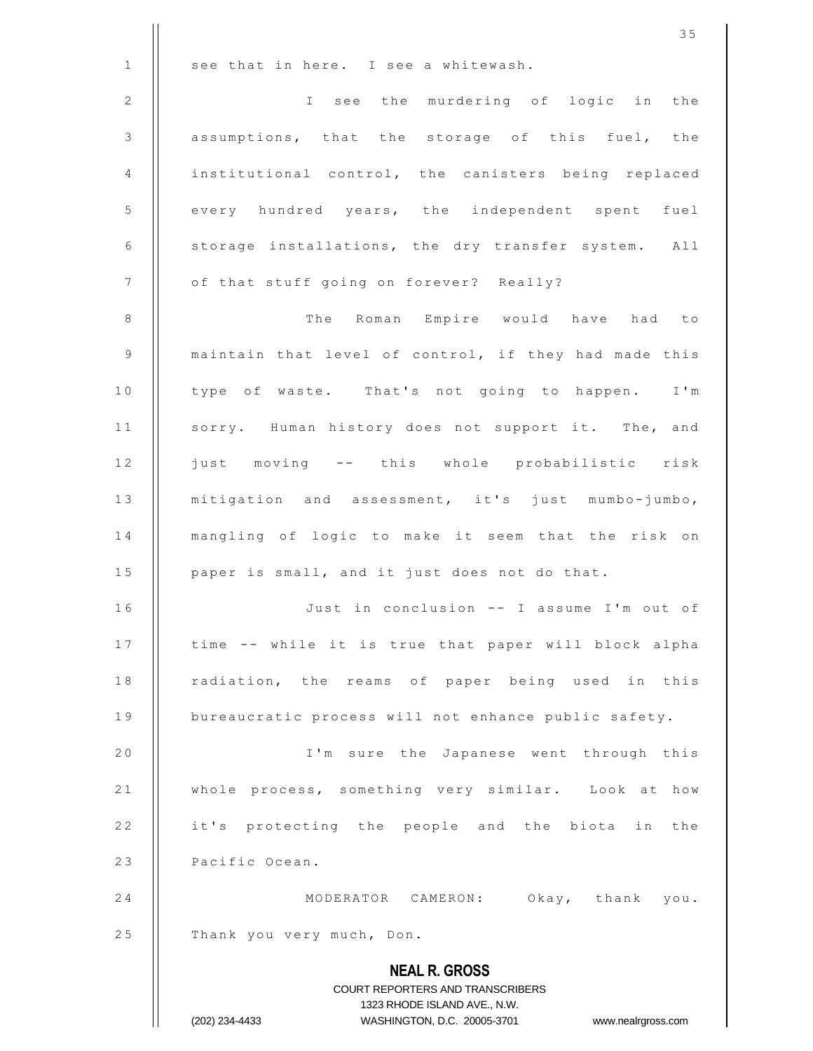see that in here. I see a whitewash.

I see the murdering of logic in the assumptions, that the storage of this fuel, the institutional control, the canisters being replaced every hundred years, the independent spent fuel storage installations, the dry transfer system. All of that stuff going on forever? Really?

The Roman Empire would have had to maintain that level of control, if they had made this type of waste. That's not going to happen. I'm sorry. Human history does not support it. The, and just moving -- this whole probabilistic risk mitigation and assessment, it's just mumbo-jumbo, mangling of logic to make it seem that the risk on paper is small, and it just does not do that.

Just in conclusion -- I assume I'm out of time -- while it is true that paper will block alpha radiation, the reams of paper being used in this bureaucratic process will not enhance public safety.

I'm sure the Japanese went through this whole process, something very similar. Look at how it's protecting the people and the biota in the Pacific Ocean.

MODERATOR CAMERON: Okay, thank you. Thank you very much, Don.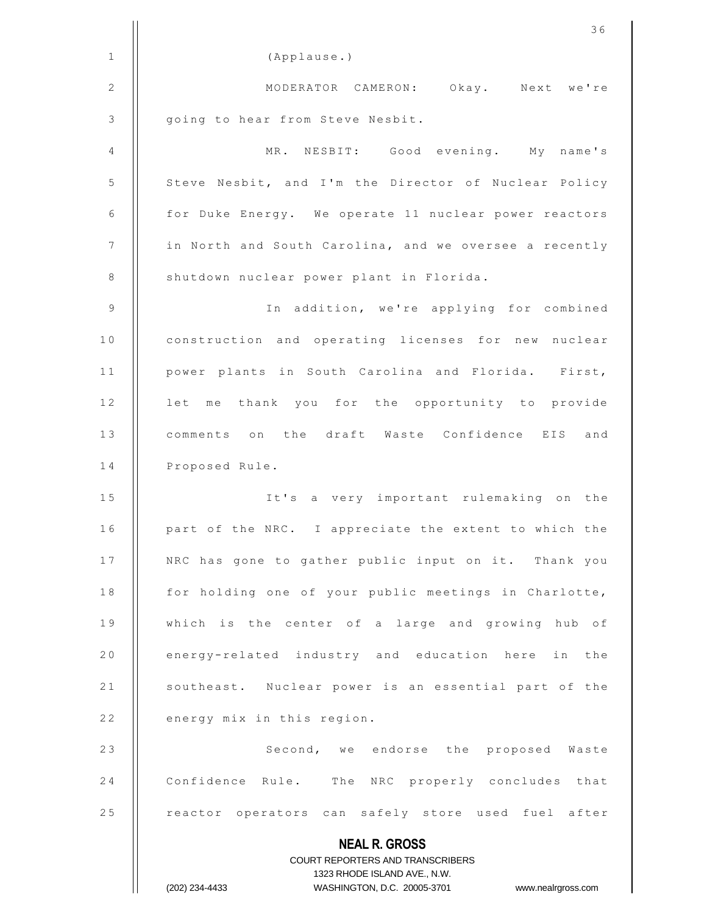(Applause.)

MODERATOR CAMERON: Okay. Next we're going to hear from Steve Nesbit.

MR. NESBIT: Good evening. My name's Steve Nesbit, and I'm the Director of Nuclear Policy for Duke Energy. We operate 11 nuclear power reactors in North and South Carolina, and we oversee a recently shutdown nuclear power plant in Florida.

In addition, we're applying for combined construction and operating licenses for new nuclear power plants in South Carolina and Florida. First, let me thank you for the opportunity to provide comments on the draft Waste Confidence EIS and Proposed Rule.

It's a very important rulemaking on the part of the NRC. I appreciate the extent to which the NRC has gone to gather public input on it. Thank you for holding one of your public meetings in Charlotte, which is the center of a large and growing hub of energy-related industry and education here in the southeast. Nuclear power is an essential part of the energy mix in this region.

Second, we endorse the proposed Waste Confidence Rule. The NRC properly concludes that reactor operators can safely store used fuel after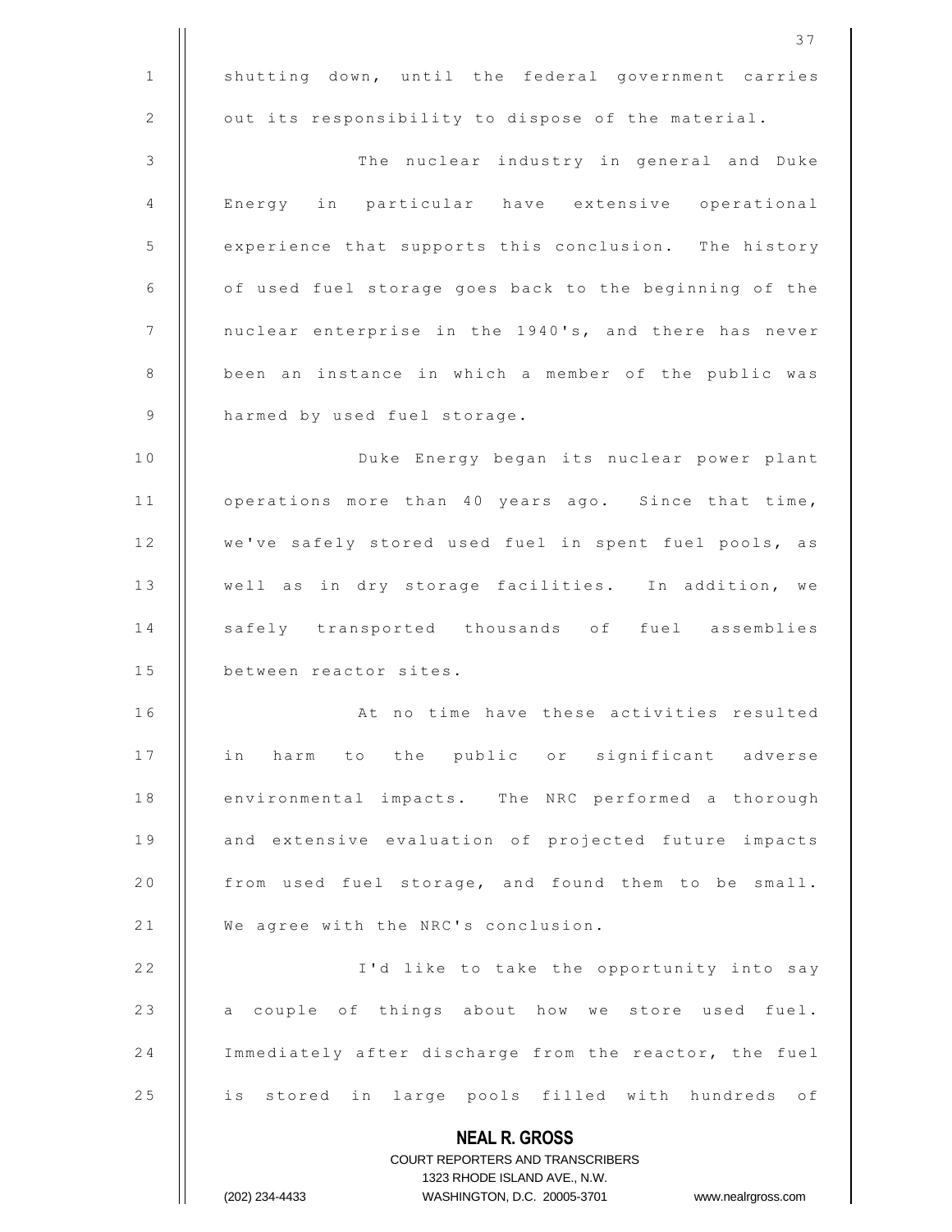shutting down, until the federal government carries out its responsibility to dispose of the material.

The nuclear industry in general and Duke Energy in particular have extensive operational experience that supports this conclusion. The history of used fuel storage goes back to the beginning of the nuclear enterprise in the 1940's, and there has never been an instance in which a member of the public was harmed by used fuel storage.

Duke Energy began its nuclear power plant operations more than 40 years ago. Since that time, we've safely stored used fuel in spent fuel pools, as well as in dry storage facilities. In addition, we safely transported thousands of fuel assemblies between reactor sites.

At no time have these activities resulted in harm to the public or significant adverse environmental impacts. The NRC performed a thorough and extensive evaluation of projected future impacts from used fuel storage, and found them to be small. We agree with the NRC's conclusion.

I'd like to take the opportunity into say a couple of things about how we store used fuel. Immediately after discharge from the reactor, the fuel is stored in large pools filled with hundreds of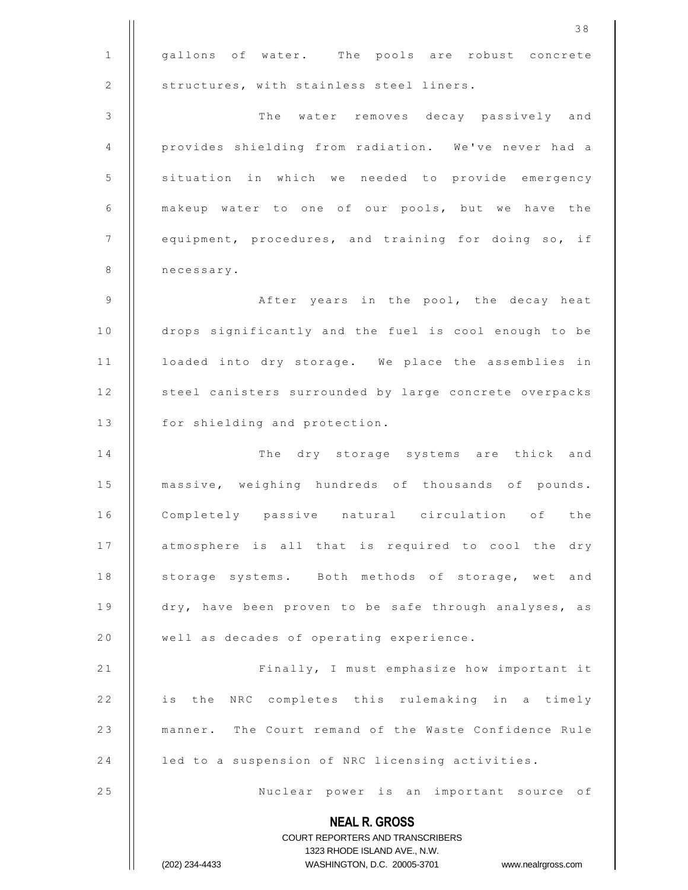gallons of water. The pools are robust concrete structures, with stainless steel liners.

The water removes decay passively and provides shielding from radiation. We've never had a situation in which we needed to provide emergency makeup water to one of our pools, but we have the equipment, procedures, and training for doing so, if necessary.

After years in the pool, the decay heat drops significantly and the fuel is cool enough to be loaded into dry storage. We place the assemblies in steel canisters surrounded by large concrete overpacks for shielding and protection.

The dry storage systems are thick and massive, weighing hundreds of thousands of pounds. Completely passive natural circulation of the atmosphere is all that is required to cool the dry storage systems. Both methods of storage, wet and dry, have been proven to be safe through analyses, as well as decades of operating experience.

Finally, I must emphasize how important it is the NRC completes this rulemaking in a timely manner. The Court remand of the Waste Confidence Rule led to a suspension of NRC licensing activities.

Nuclear power is an important source of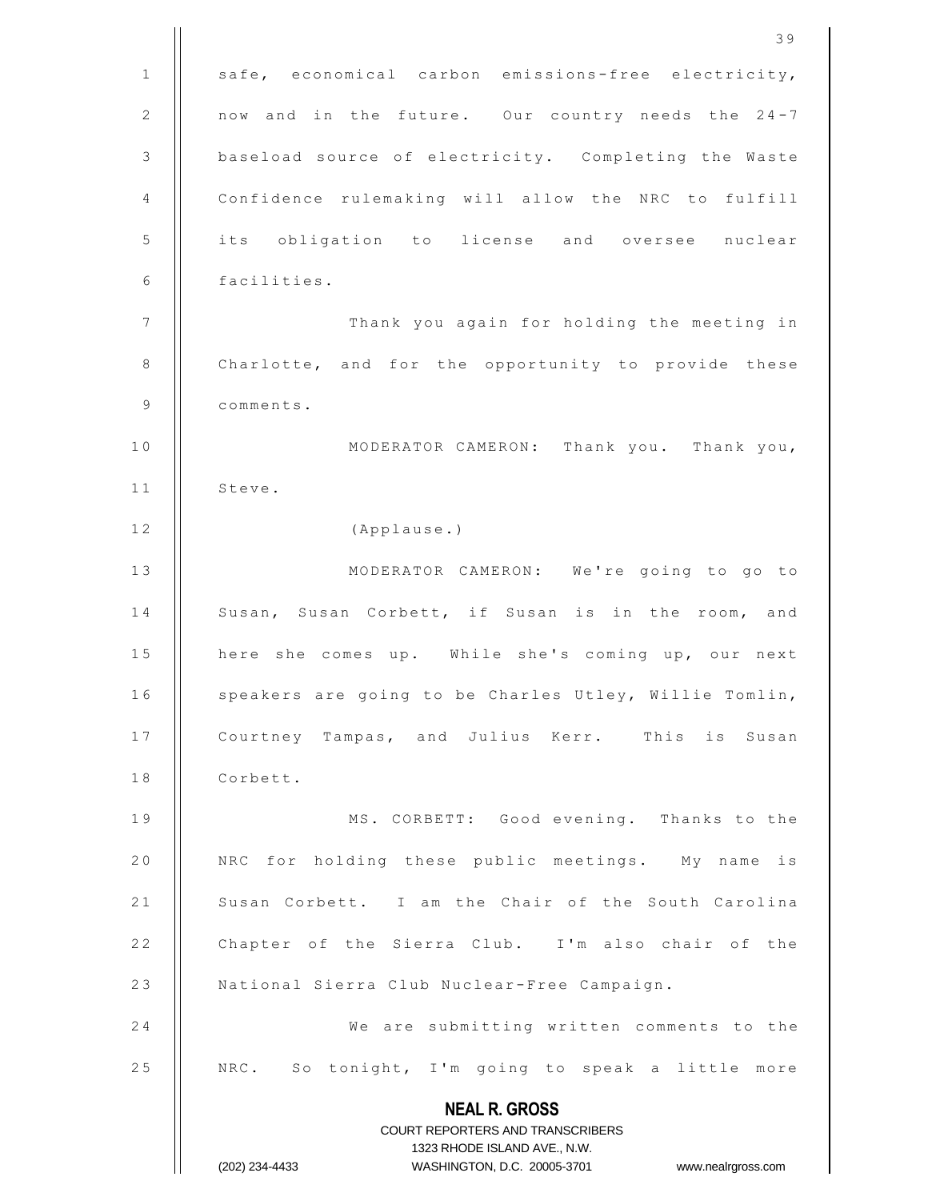safe, economical carbon emissions-free electricity, now and in the future. Our country needs the 24-7 baseload source of electricity. Completing the Waste Confidence rulemaking will allow the NRC to fulfill its obligation to license and oversee nuclear facilities.

Thank you again for holding the meeting in Charlotte, and for the opportunity to provide these comments.

MODERATOR CAMERON: Thank you. Thank you, Steve.

(Applause.)

MODERATOR CAMERON: We're going to go to Susan, Susan Corbett, if Susan is in the room, and here she comes up. While she's coming up, our next speakers are going to be Charles Utley, Willie Tomlin, Courtney Tampas, and Julius Kerr. This is Susan Corbett.

MS. CORBETT: Good evening. Thanks to the NRC for holding these public meetings. My name is Susan Corbett. I am the Chair of the South Carolina Chapter of the Sierra Club. I'm also chair of the National Sierra Club Nuclear-Free Campaign.

We are submitting written comments to the NRC. So tonight, I'm going to speak a little more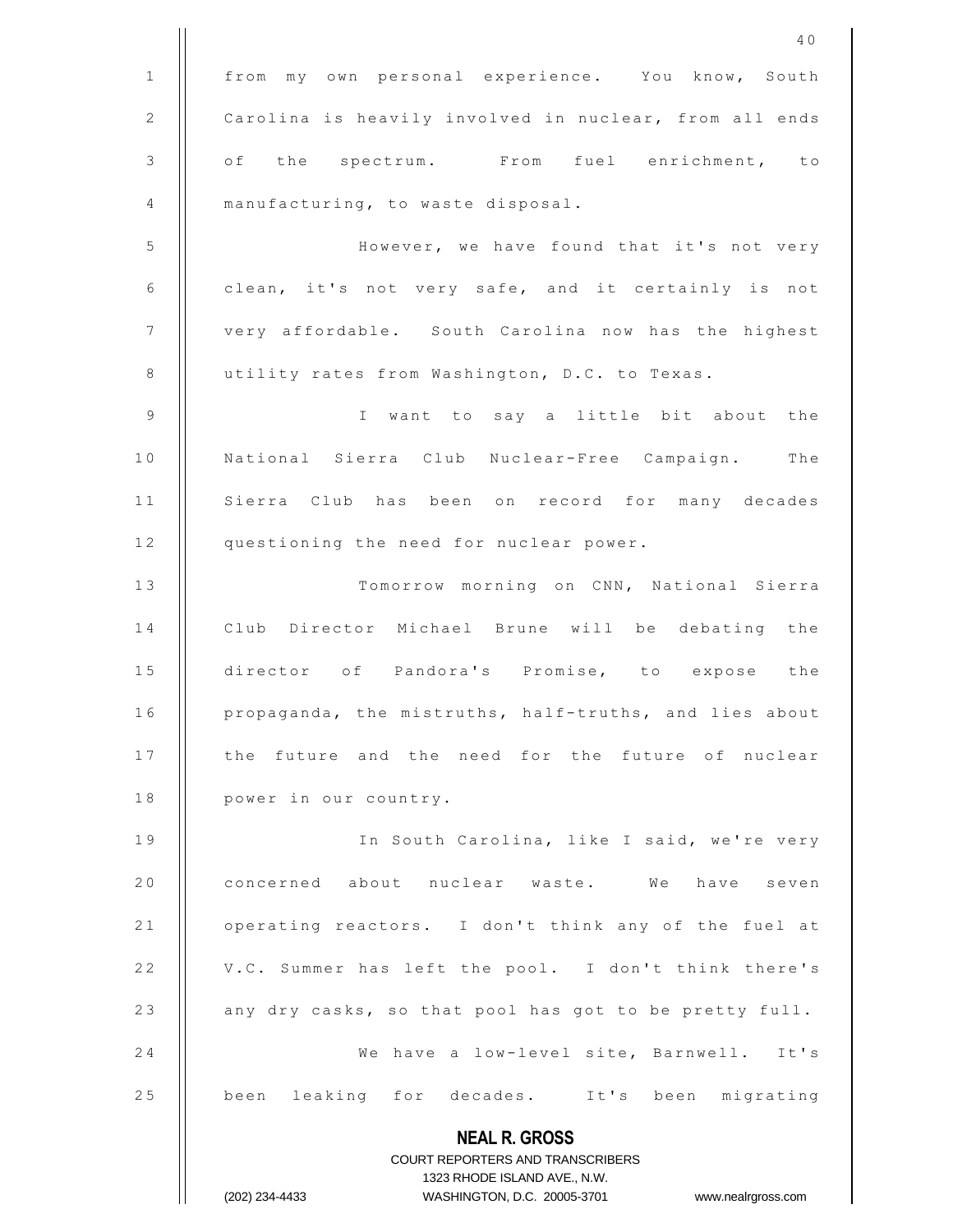from my own personal experience. You know, South Carolina is heavily involved in nuclear, from all ends of the spectrum. From fuel enrichment, to manufacturing, to waste disposal.

However, we have found that it's not very clean, it's not very safe, and it certainly is not very affordable. South Carolina now has the highest utility rates from Washington, D.C. to Texas.

I want to say a little bit about the National Sierra Club Nuclear-Free Campaign. The Sierra Club has been on record for many decades questioning the need for nuclear power.

Tomorrow morning on CNN, National Sierra Club Director Michael Brune will be debating the director of Pandora's Promise, to expose the propaganda, the mistruths, half-truths, and lies about the future and the need for the future of nuclear power in our country.

In South Carolina, like I said, we're very concerned about nuclear waste. We have seven operating reactors. I don't think any of the fuel at V.C. Summer has left the pool. I don't think there's any dry casks, so that pool has got to be pretty full.

We have a low-level site, Barnwell. It's been leaking for decades. It's been migrating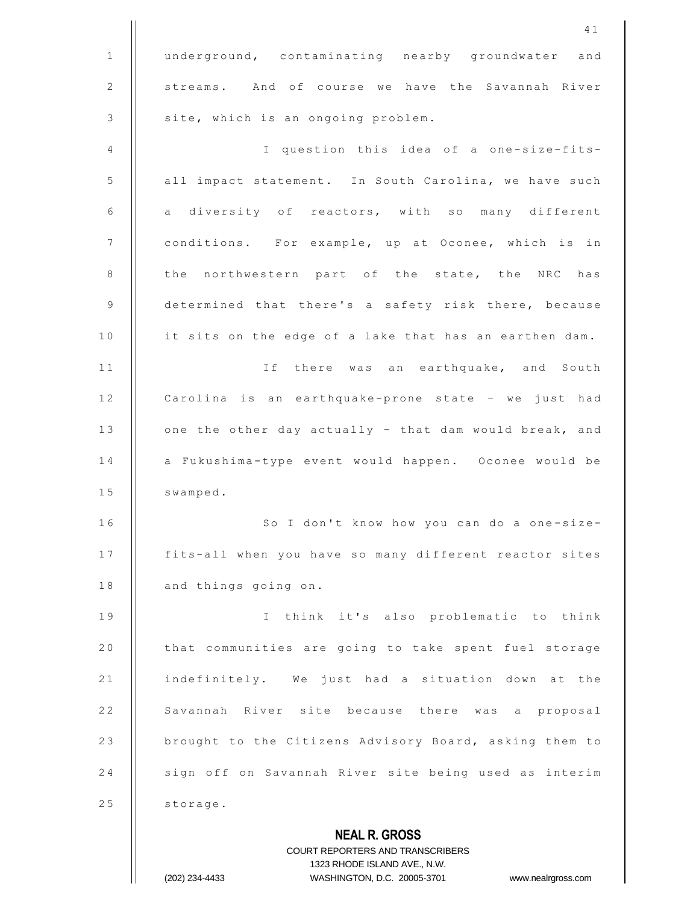underground, contaminating nearby groundwater and streams. And of course we have the Savannah River site, which is an ongoing problem.

I question this idea of a one-size-fits-all impact statement. In South Carolina, we have such a diversity of reactors, with so many different conditions. For example, up at Oconee, which is in the northwestern part of the state, the NRC has determined that there's a safety risk there, because it sits on the edge of a lake that has an earthen dam.

If there was an earthquake, and South Carolina is an earthquake-prone state - we just had one the other day actually - that dam would break, and a Fukushima-type event would happen. Oconee would be swamped.

So I don't know how you can do a one-size-fits-all when you have so many different reactor sites and things going on.

I think it's also problematic to think that communities are going to take spent fuel storage indefinitely. We just had a situation down at the Savannah River site because there was a proposal brought to the Citizens Advisory Board, asking them to sign off on Savannah River site being used as interim storage.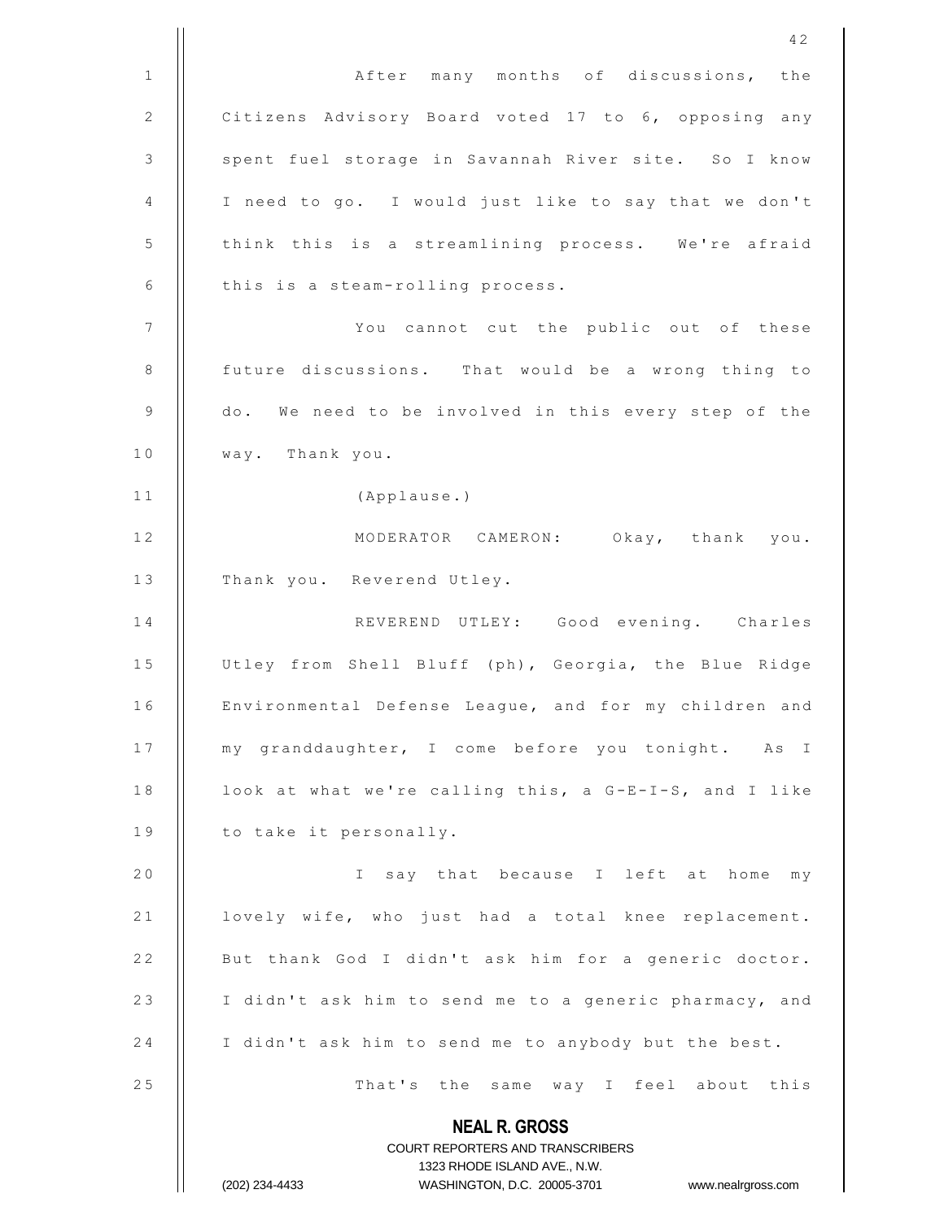After many months of discussions, the Citizens Advisory Board voted 17 to 6, opposing any spent fuel storage in Savannah River site. So I know I need to go. I would just like to say that we don't think this is a streamlining process. We're afraid this is a steam-rolling process.

You cannot cut the public out of these future discussions. That would be a wrong thing to do. We need to be involved in this every step of the way. Thank you.

(Applause.)

MODERATOR CAMERON: Okay, thank you. Thank you. Reverend Utley.

REVEREND UTLEY: Good evening. Charles Utley from Shell Bluff (ph), Georgia, the Blue Ridge Environmental Defense League, and for my children and my granddaughter, I come before you tonight. As I look at what we're calling this, a G-E-I-S, and I like to take it personally.

I say that because I left at home my lovely wife, who just had a total knee replacement. But thank God I didn't ask him for a generic doctor. I didn't ask him to send me to a generic pharmacy, and I didn't ask him to send me to anybody but the best.

That's the same way I feel about this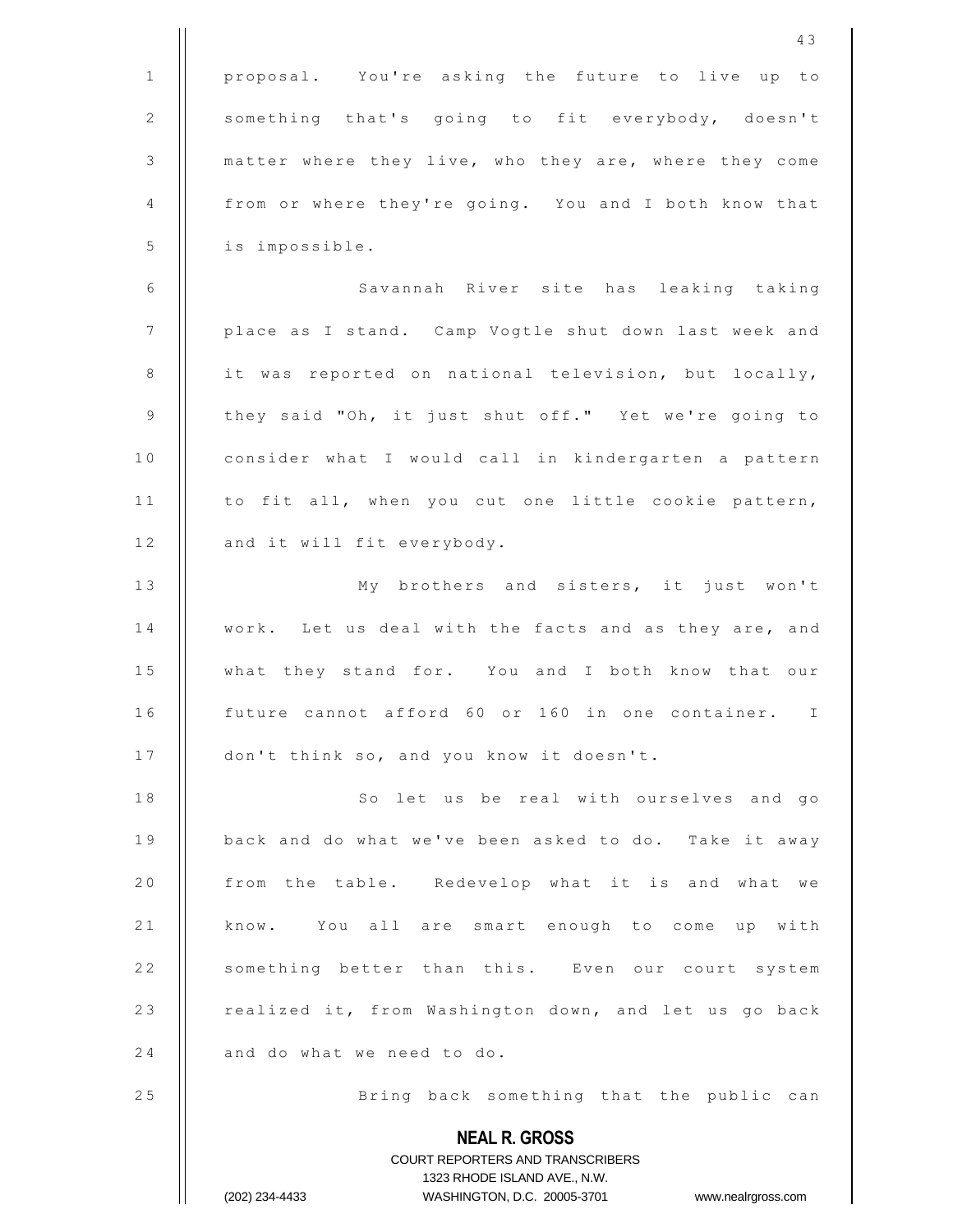proposal. You're asking the future to live up to something that's going to fit everybody, doesn't matter where they live, who they are, where they come from or where they're going. You and I both know that is impossible.

Savannah River site has leaking taking place as I stand. Camp Vogtle shut down last week and it was reported on national television, but locally, they said "Oh, it just shut off." Yet we're going to consider what I would call in kindergarten a pattern to fit all, when you cut one little cookie pattern, and it will fit everybody.

My brothers and sisters, it just won't work. Let us deal with the facts and as they are, and what they stand for. You and I both know that our future cannot afford 60 or 160 in one container. I don't think so, and you know it doesn't.

So let us be real with ourselves and go back and do what we've been asked to do. Take it away from the table. Redevelop what it is and what we know. You all are smart enough to come up with something better than this. Even our court system realized it, from Washington down, and let us go back and do what we need to do.

Bring back something that the public can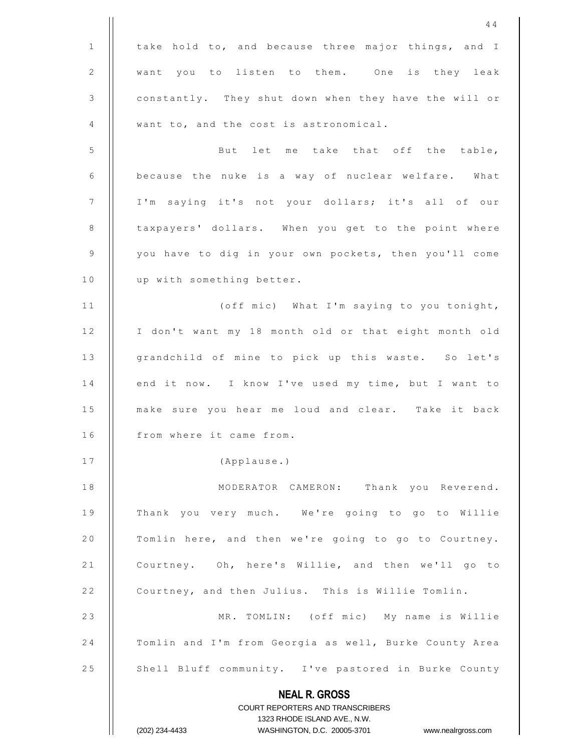take hold to, and because three major things, and I want you to listen to them. One is they leak constantly. They shut down when they have the will or want to, and the cost is astronomical.

But let me take that off the table, because the nuke is a way of nuclear welfare. What I'm saying it's not your dollars; it's all of our taxpayers' dollars. When you get to the point where you have to dig in your own pockets, then you'll come up with something better.

(off mic) What I'm saying to you tonight, I don't want my 18 month old or that eight month old grandchild of mine to pick up this waste. So let's end it now. I know I've used my time, but I want to make sure you hear me loud and clear. Take it back from where it came from.

(Applause.)

MODERATOR CAMERON: Thank you Reverend. Thank you very much. We're going to go to Willie Tomlin here, and then we're going to go to Courtney. Courtney. Oh, here's Willie, and then we'll go to Courtney, and then Julius. This is Willie Tomlin.

MR. TOMLIN: (off mic) My name is Willie Tomlin and I'm from Georgia as well, Burke County Area Shell Bluff community. I've pastored in Burke County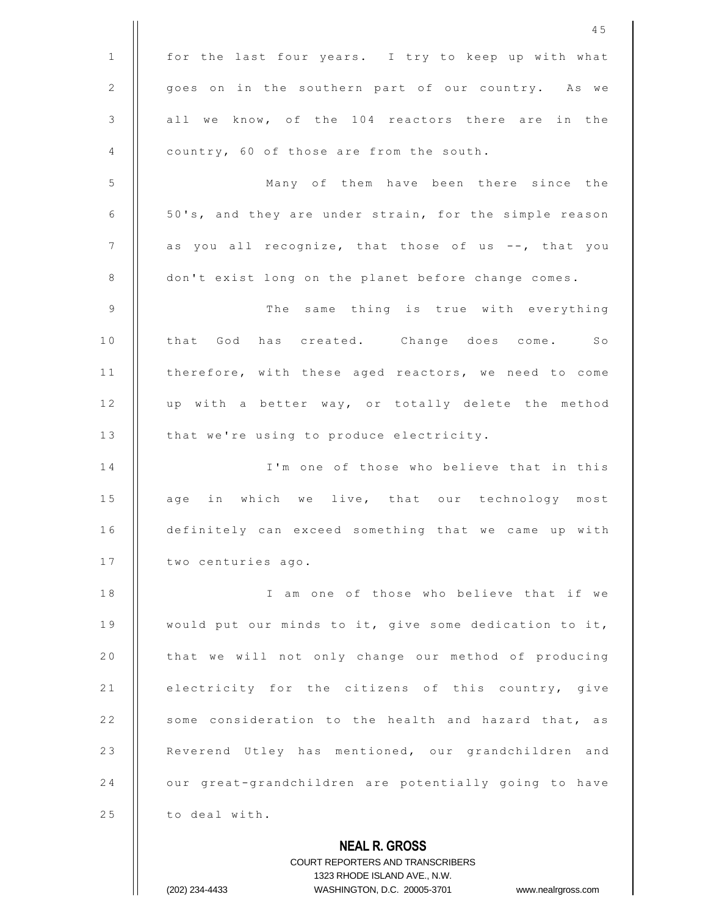for the last four years. I try to keep up with what goes on in the southern part of our country. As we all we know, of the 104 reactors there are in the country, 60 of those are from the south.

Many of them have been there since the 50's, and they are under strain, for the simple reason as you all recognize, that those of us --, that you don't exist long on the planet before change comes.

The same thing is true with everything that God has created. Change does come. So therefore, with these aged reactors, we need to come up with a better way, or totally delete the method that we're using to produce electricity.

I'm one of those who believe that in this age in which we live, that our technology most definitely can exceed something that we came up with two centuries ago.

I am one of those who believe that if we would put our minds to it, give some dedication to it, that we will not only change our method of producing electricity for the citizens of this country, give some consideration to the health and hazard that, as Reverend Utley has mentioned, our grandchildren and our great-grandchildren are potentially going to have to deal with.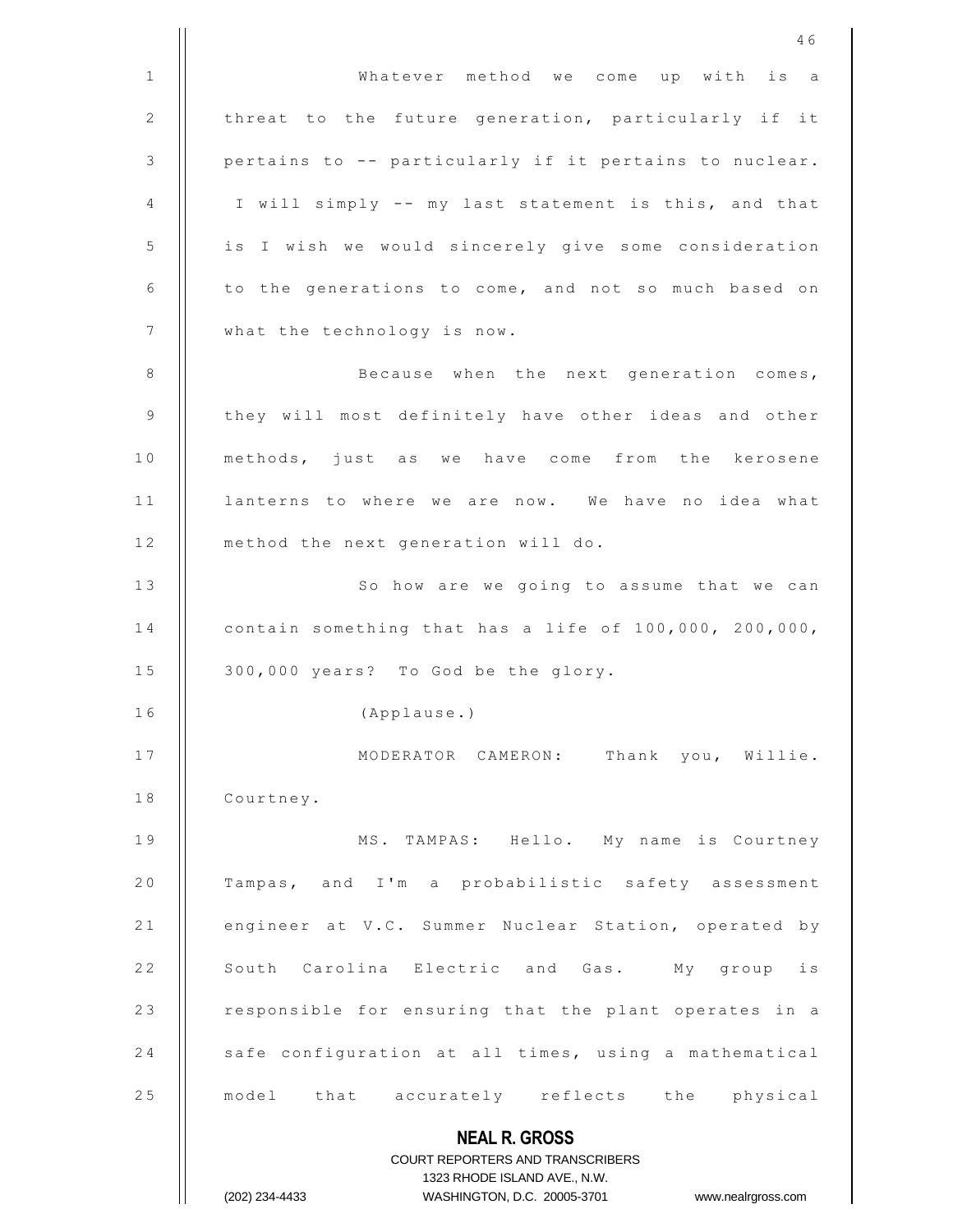Whatever method we come up with is a threat to the future generation, particularly if it pertains to -- particularly if it pertains to nuclear. I will simply -- my last statement is this, and that is I wish we would sincerely give some consideration to the generations to come, and not so much based on what the technology is now.

Because when the next generation comes, they will most definitely have other ideas and other methods, just as we have come from the kerosene lanterns to where we are now. We have no idea what method the next generation will do.

So how are we going to assume that we can contain something that has a life of 100,000, 200,000, 300,000 years? To God be the glory.

(Applause.)

MODERATOR CAMERON: Thank you, Willie. Courtney.

MS. TAMPAS: Hello. My name is Courtney Tampas, and I'm a probabilistic safety assessment engineer at V.C. Summer Nuclear Station, operated by South Carolina Electric and Gas. My group is responsible for ensuring that the plant operates in a safe configuration at all times, using a mathematical model that accurately reflects the physical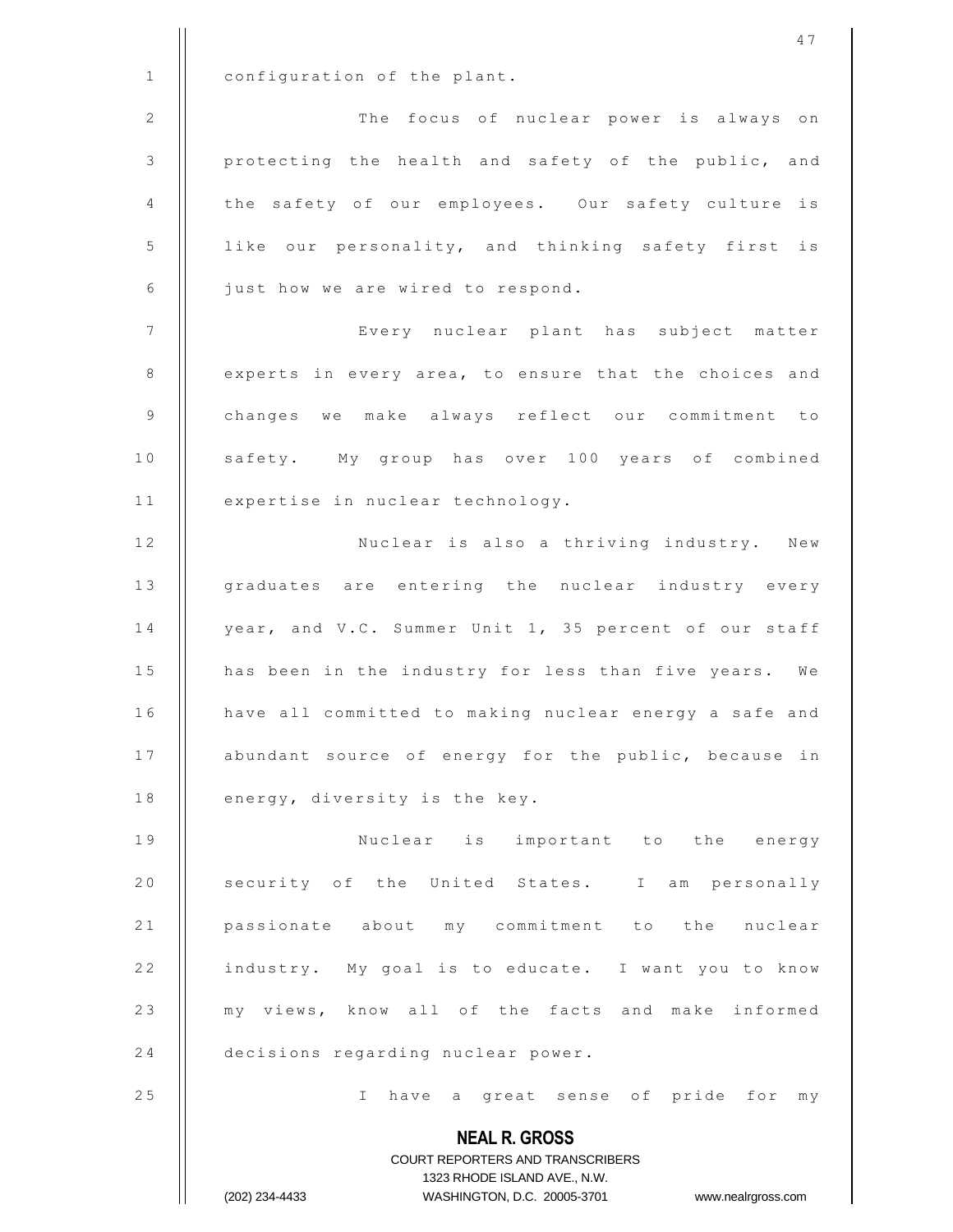configuration of the plant.

The focus of nuclear power is always on protecting the health and safety of the public, and the safety of our employees. Our safety culture is like our personality, and thinking safety first is just how we are wired to respond.

Every nuclear plant has subject matter experts in every area, to ensure that the choices and changes we make always reflect our commitment to safety. My group has over 100 years of combined expertise in nuclear technology.

Nuclear is also a thriving industry. New graduates are entering the nuclear industry every year, and V.C. Summer Unit 1, 35 percent of our staff has been in the industry for less than five years. We have all committed to making nuclear energy a safe and abundant source of energy for the public, because in energy, diversity is the key.

Nuclear is important to the energy security of the United States. I am personally passionate about my commitment to the nuclear industry. My goal is to educate. I want you to know my views, know all of the facts and make informed decisions regarding nuclear power.

I have a great sense of pride for my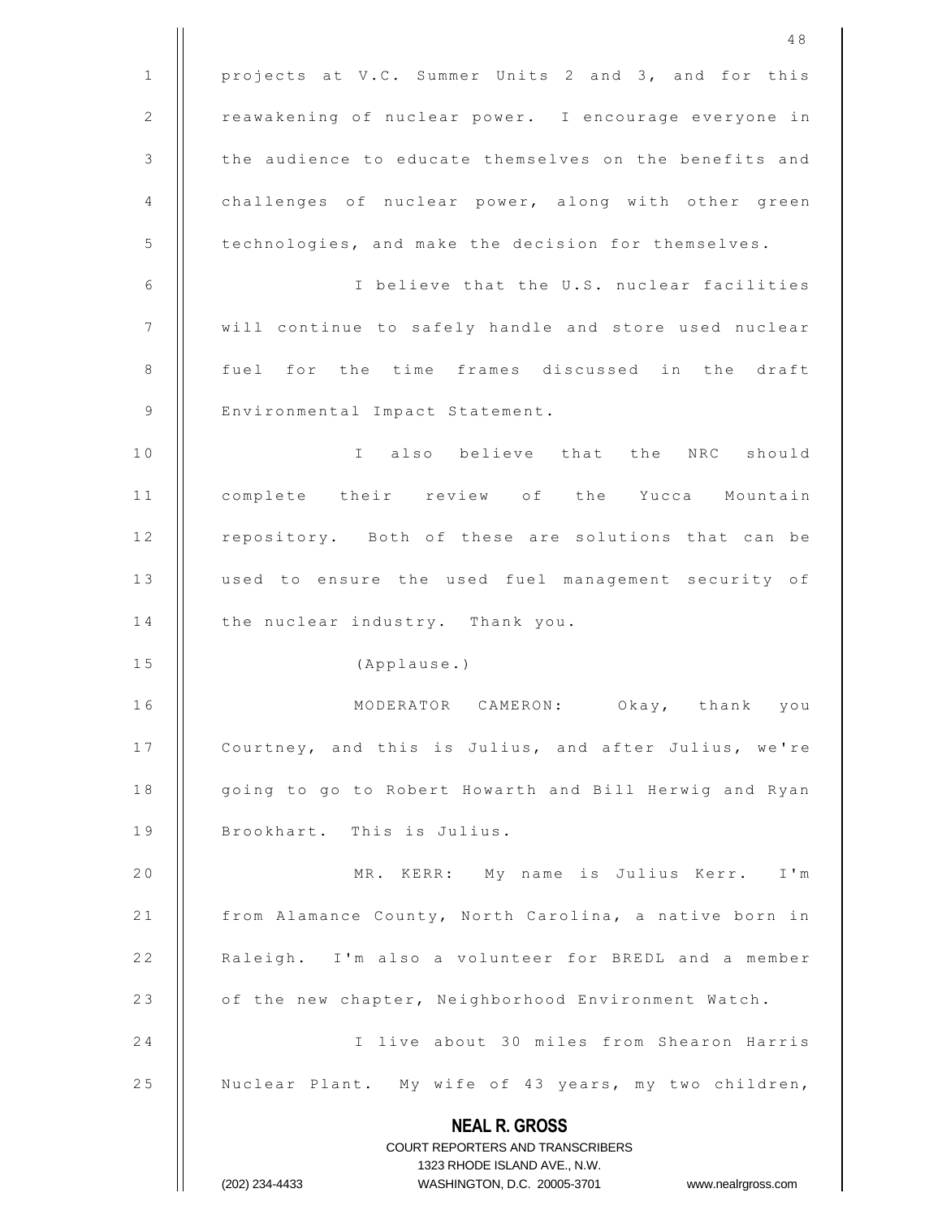projects at V.C. Summer Units 2 and 3, and for this reawakening of nuclear power. I encourage everyone in the audience to educate themselves on the benefits and challenges of nuclear power, along with other green technologies, and make the decision for themselves.

I believe that the U.S. nuclear facilities will continue to safely handle and store used nuclear fuel for the time frames discussed in the draft Environmental Impact Statement.

I also believe that the NRC should complete their review of the Yucca Mountain repository. Both of these are solutions that can be used to ensure the used fuel management security of the nuclear industry. Thank you.

(Applause.)

MODERATOR CAMERON: Okay, thank you Courtney, and this is Julius, and after Julius, we're going to go to Robert Howarth and Bill Herwig and Ryan Brookhart. This is Julius.

MR. KERR: My name is Julius Kerr. I'm from Alamance County, North Carolina, a native born in Raleigh. I'm also a volunteer for BREDL and a member of the new chapter, Neighborhood Environment Watch.

I live about 30 miles from Shearon Harris Nuclear Plant. My wife of 43 years, my two children,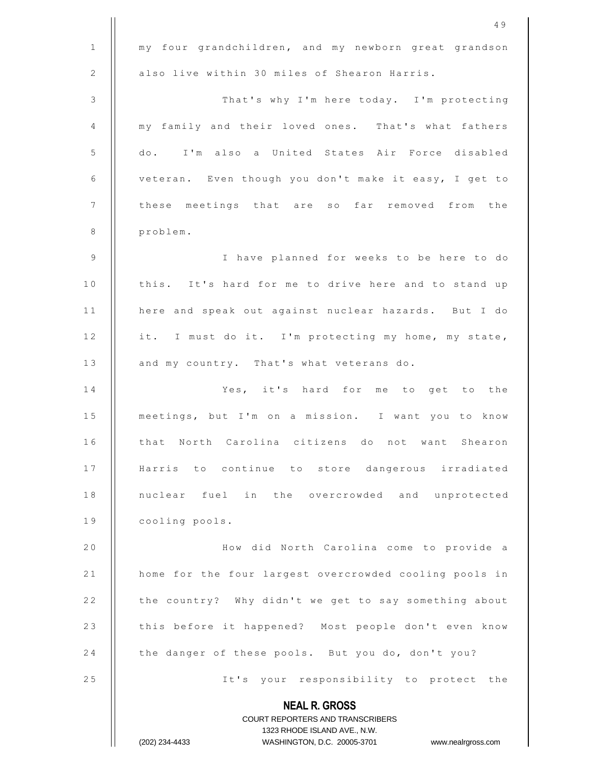my four grandchildren, and my newborn great grandson also live within 30 miles of Shearon Harris.

That's why I'm here today. I'm protecting my family and their loved ones. That's what fathers do. I'm also a United States Air Force disabled veteran. Even though you don't make it easy, I get to these meetings that are so far removed from the problem.

I have planned for weeks to be here to do this. It's hard for me to drive here and to stand up here and speak out against nuclear hazards. But I do it. I must do it. I'm protecting my home, my state, and my country. That's what veterans do.

Yes, it's hard for me to get to the meetings, but I'm on a mission. I want you to know that North Carolina citizens do not want Shearon Harris to continue to store dangerous irradiated nuclear fuel in the overcrowded and unprotected cooling pools.

How did North Carolina come to provide a home for the four largest overcrowded cooling pools in the country? Why didn't we get to say something about this before it happened? Most people don't even know the danger of these pools. But you do, don't you?

It's your responsibility to protect the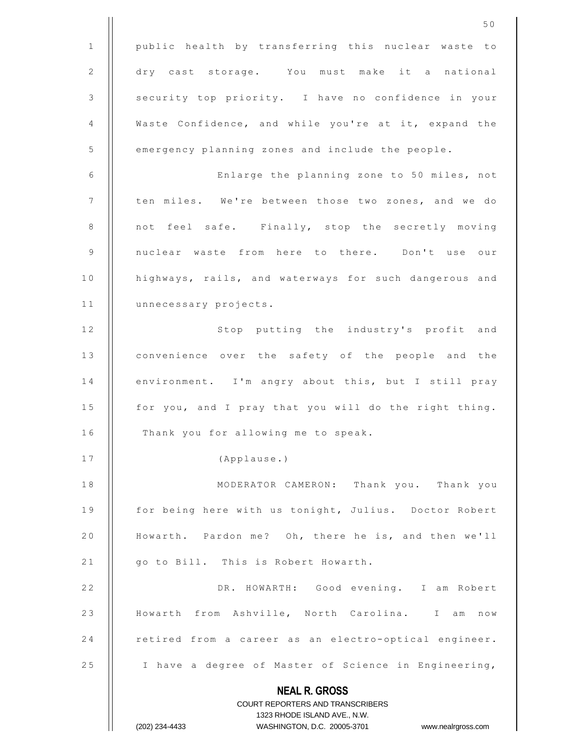public health by transferring this nuclear waste to dry cast storage. You must make it a national security top priority. I have no confidence in your Waste Confidence, and while you're at it, expand the emergency planning zones and include the people.

Enlarge the planning zone to 50 miles, not ten miles. We're between those two zones, and we do not feel safe. Finally, stop the secretly moving nuclear waste from here to there. Don't use our highways, rails, and waterways for such dangerous and unnecessary projects.

Stop putting the industry's profit and convenience over the safety of the people and the environment. I'm angry about this, but I still pray for you, and I pray that you will do the right thing. Thank you for allowing me to speak.

(Applause.)

MODERATOR CAMERON: Thank you. Thank you for being here with us tonight, Julius. Doctor Robert Howarth. Pardon me? Oh, there he is, and then we'll go to Bill. This is Robert Howarth.

DR. HOWARTH: Good evening. I am Robert Howarth from Ashville, North Carolina. I am now retired from a career as an electro-optical engineer. I have a degree of Master of Science in Engineering,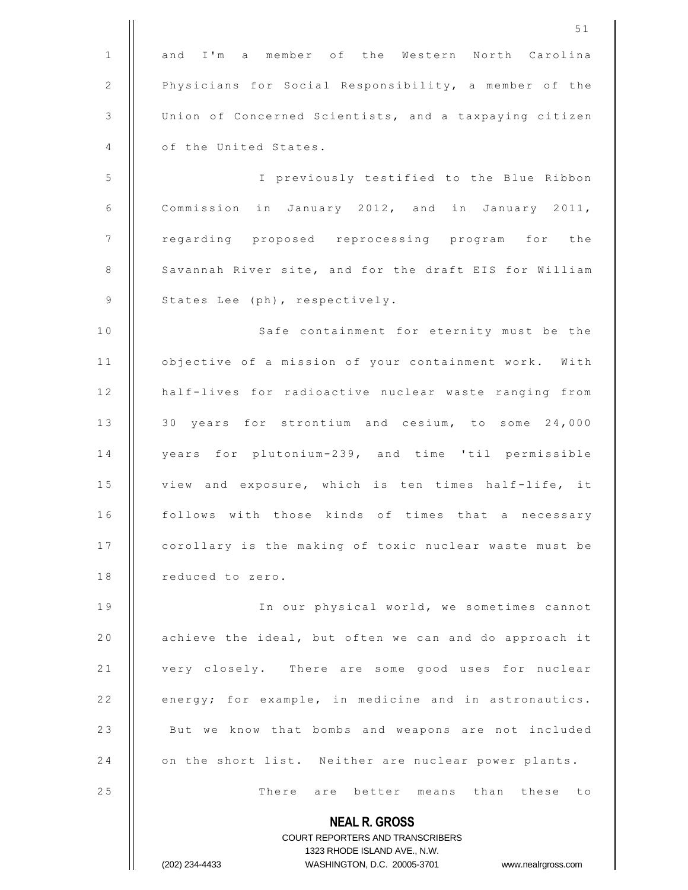and I'm a member of the Western North Carolina Physicians for Social Responsibility, a member of the Union of Concerned Scientists, and a taxpaying citizen of the United States.

I previously testified to the Blue Ribbon Commission in January 2012, and in January 2011, regarding proposed reprocessing program for the Savannah River site, and for the draft EIS for William States Lee (ph), respectively.

Safe containment for eternity must be the objective of a mission of your containment work. With half-lives for radioactive nuclear waste ranging from 30 years for strontium and cesium, to some 24,000 years for plutonium-239, and time 'til permissible view and exposure, which is ten times half-life, it follows with those kinds of times that a necessary corollary is the making of toxic nuclear waste must be reduced to zero.

In our physical world, we sometimes cannot achieve the ideal, but often we can and do approach it very closely. There are some good uses for nuclear energy; for example, in medicine and in astronautics. But we know that bombs and weapons are not included on the short list. Neither are nuclear power plants.

There are better means than these to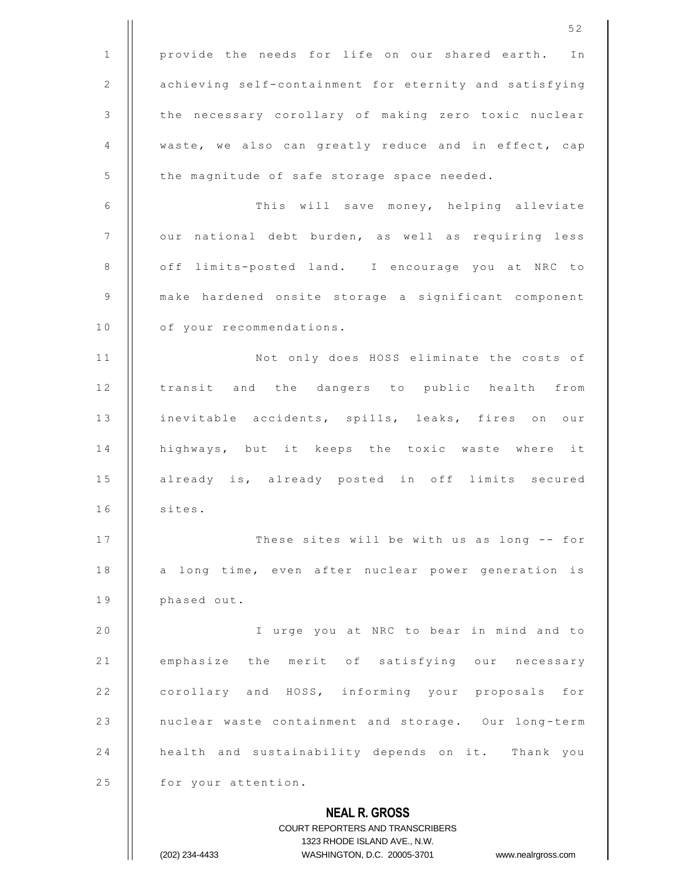provide the needs for life on our shared earth. In achieving self-containment for eternity and satisfying the necessary corollary of making zero toxic nuclear waste, we also can greatly reduce and in effect, cap the magnitude of safe storage space needed.

This will save money, helping alleviate our national debt burden, as well as requiring less off limits-posted land. I encourage you at NRC to make hardened onsite storage a significant component of your recommendations.

Not only does HOSS eliminate the costs of transit and the dangers to public health from inevitable accidents, spills, leaks, fires on our highways, but it keeps the toxic waste where it already is, already posted in off limits secured sites.

These sites will be with us as long -- for a long time, even after nuclear power generation is phased out.

I urge you at NRC to bear in mind and to emphasize the merit of satisfying our necessary corollary and HOSS, informing your proposals for nuclear waste containment and storage. Our long-term health and sustainability depends on it. Thank you for your attention.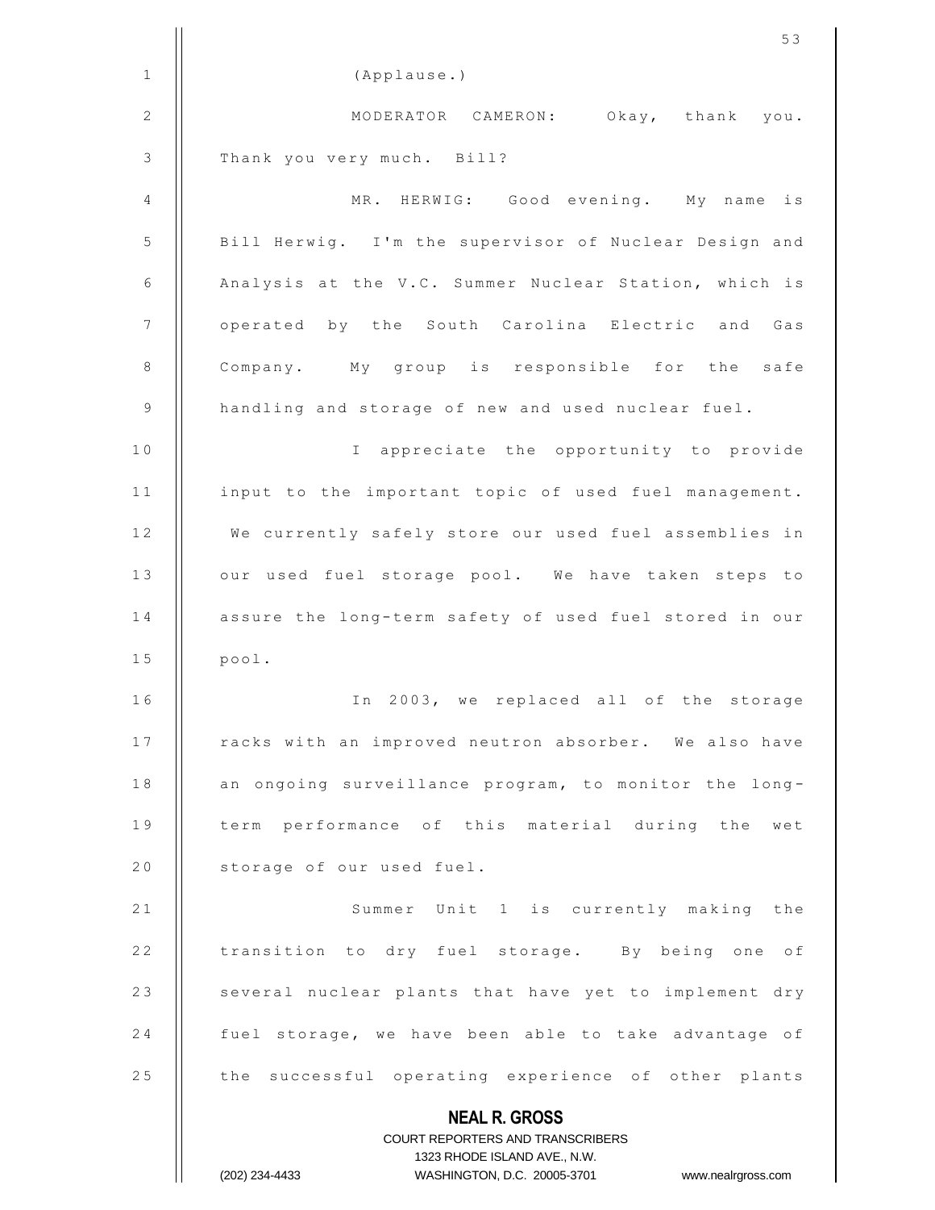(Applause.)

MODERATOR CAMERON: Okay, thank you. Thank you very much. Bill?

MR. HERWIG: Good evening. My name is Bill Herwig. I'm the supervisor of Nuclear Design and Analysis at the V.C. Summer Nuclear Station, which is operated by the South Carolina Electric and Gas Company. My group is responsible for the safe handling and storage of new and used nuclear fuel.

I appreciate the opportunity to provide input to the important topic of used fuel management. We currently safely store our used fuel assemblies in our used fuel storage pool. We have taken steps to assure the long-term safety of used fuel stored in our pool.

In 2003, we replaced all of the storage racks with an improved neutron absorber. We also have an ongoing surveillance program, to monitor the long-term performance of this material during the wet storage of our used fuel.

Summer Unit 1 is currently making the transition to dry fuel storage. By being one of several nuclear plants that have yet to implement dry fuel storage, we have been able to take advantage of the successful operating experience of other plants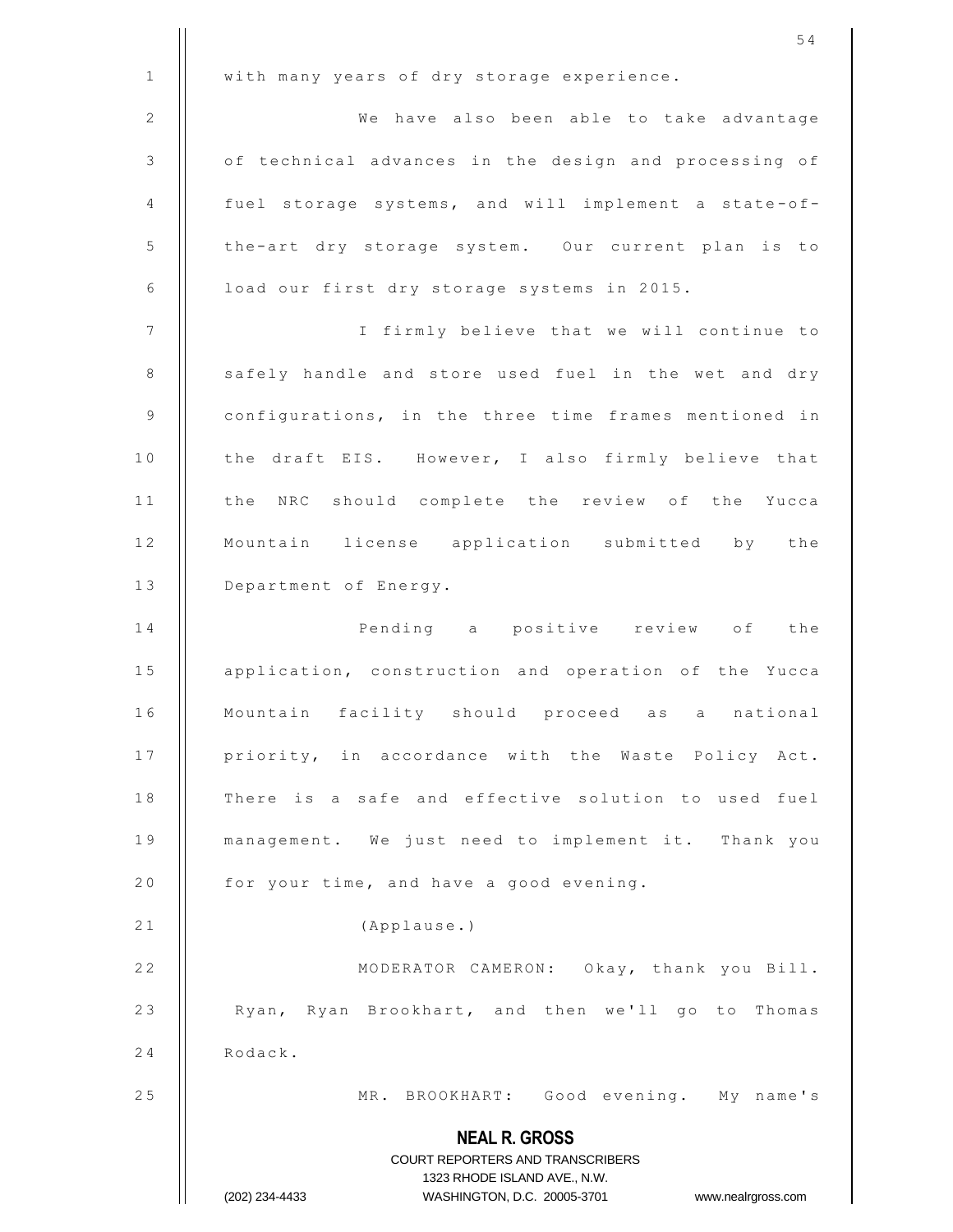with many years of dry storage experience.

We have also been able to take advantage of technical advances in the design and processing of fuel storage systems, and will implement a state-of-the-art dry storage system. Our current plan is to load our first dry storage systems in 2015.

I firmly believe that we will continue to safely handle and store used fuel in the wet and dry configurations, in the three time frames mentioned in the draft EIS. However, I also firmly believe that the NRC should complete the review of the Yucca Mountain license application submitted by the Department of Energy.

Pending a positive review of the application, construction and operation of the Yucca Mountain facility should proceed as a national priority, in accordance with the Waste Policy Act. There is a safe and effective solution to used fuel management. We just need to implement it. Thank you for your time, and have a good evening.

(Applause.)

MODERATOR CAMERON: Okay, thank you Bill. Ryan, Ryan Brookhart, and then we'll go to Thomas Rodack.

MR. BROOKHART: Good evening. My name's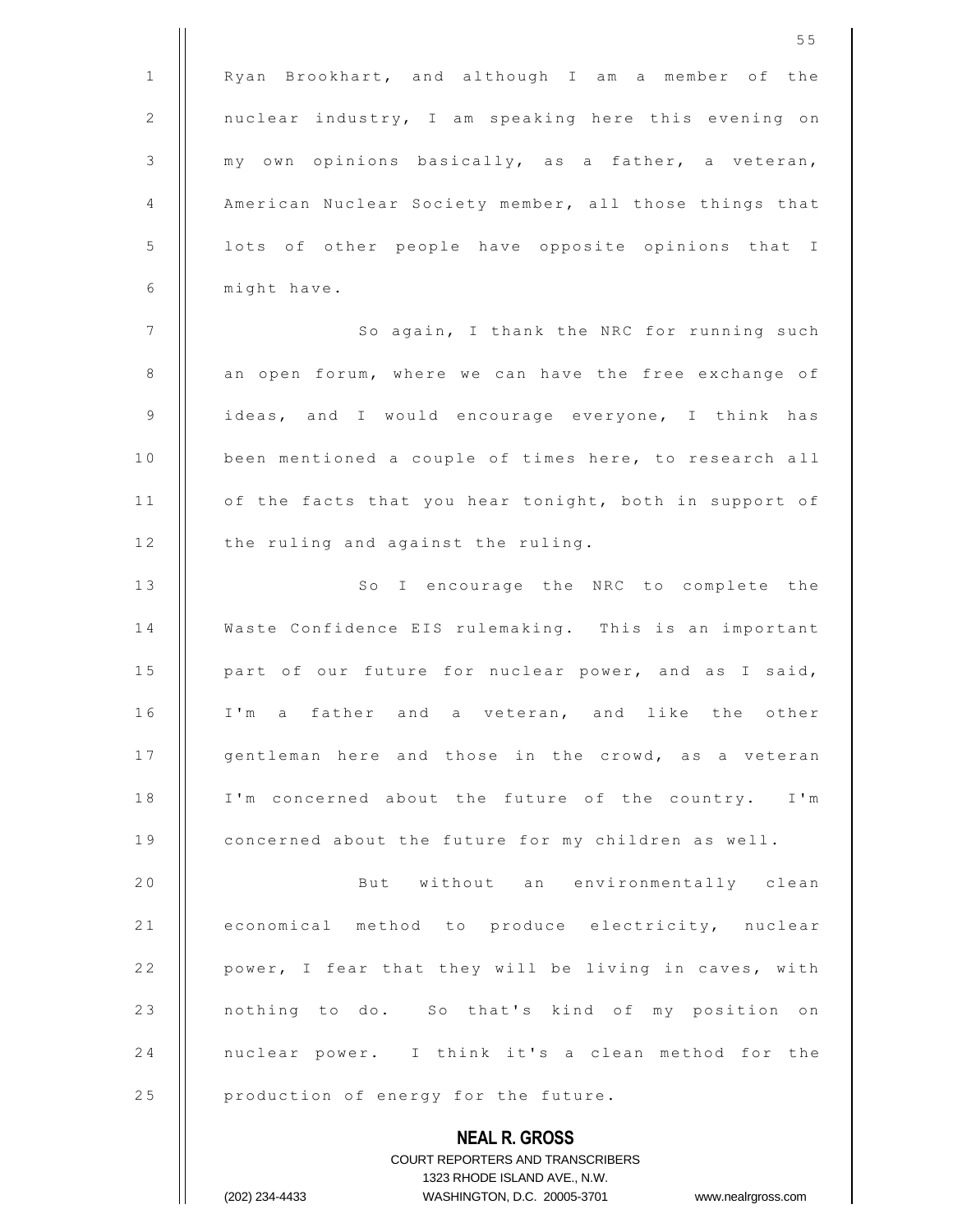Ryan Brookhart, and although I am a member of the nuclear industry, I am speaking here this evening on my own opinions basically, as a father, a veteran, American Nuclear Society member, all those things that lots of other people have opposite opinions that I might have.

So again, I thank the NRC for running such an open forum, where we can have the free exchange of ideas, and I would encourage everyone, I think has been mentioned a couple of times here, to research all of the facts that you hear tonight, both in support of the ruling and against the ruling.

So I encourage the NRC to complete the Waste Confidence EIS rulemaking. This is an important part of our future for nuclear power, and as I said, I'm a father and a veteran, and like the other gentleman here and those in the crowd, as a veteran I'm concerned about the future of the country. I'm concerned about the future for my children as well.

But without an environmentally clean economical method to produce electricity, nuclear power, I fear that they will be living in caves, with nothing to do. So that's kind of my position on nuclear power. I think it's a clean method for the production of energy for the future.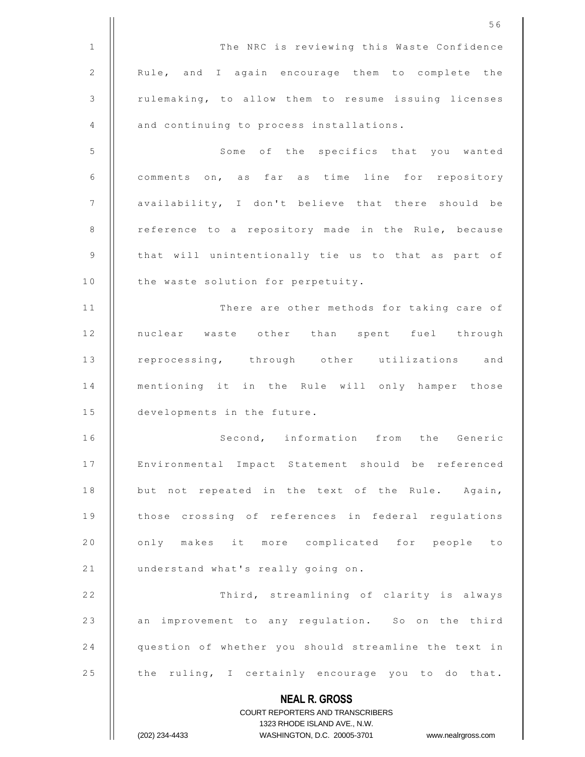The NRC is reviewing this Waste Confidence Rule, and I again encourage them to complete the rulemaking, to allow them to resume issuing licenses and continuing to process installations.

Some of the specifics that you wanted comments on, as far as time line for repository availability, I don't believe that there should be reference to a repository made in the Rule, because that will unintentionally tie us to that as part of the waste solution for perpetuity.

There are other methods for taking care of nuclear waste other than spent fuel through reprocessing, through other utilizations and mentioning it in the Rule will only hamper those developments in the future.

Second, information from the Generic Environmental Impact Statement should be referenced but not repeated in the text of the Rule. Again, those crossing of references in federal regulations only makes it more complicated for people to understand what's really going on.

Third, streamlining of clarity is always an improvement to any regulation. So on the third question of whether you should streamline the text in the ruling, I certainly encourage you to do that.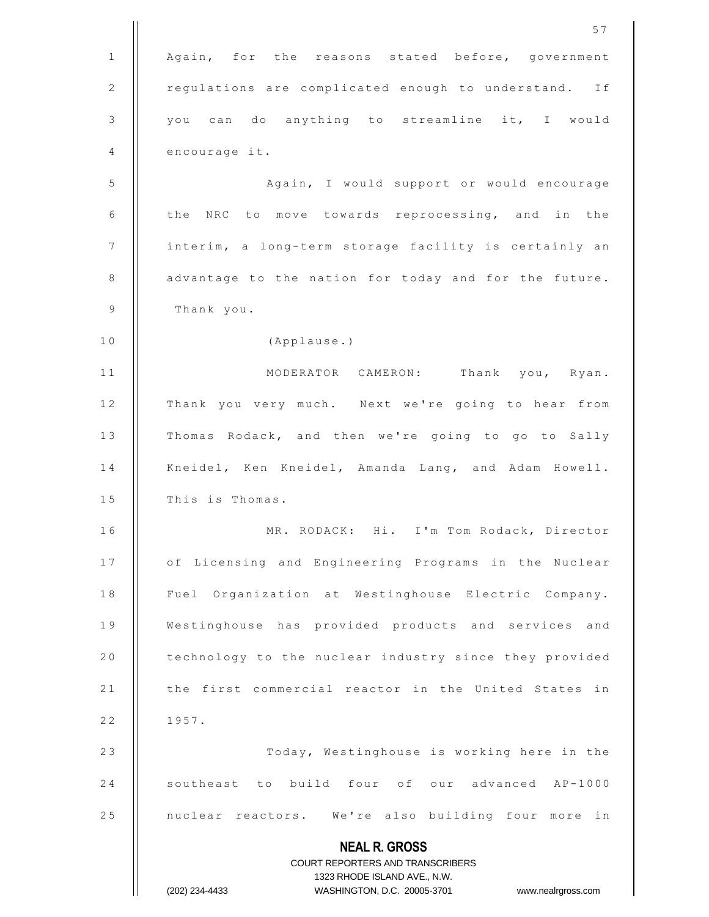Again, for the reasons stated before, government regulations are complicated enough to understand. If you can do anything to streamline it, I would encourage it.

Again, I would support or would encourage the NRC to move towards reprocessing, and in the interim, a long-term storage facility is certainly an advantage to the nation for today and for the future. Thank you.

(Applause.)

MODERATOR CAMERON: Thank you, Ryan. Thank you very much. Next we're going to hear from Thomas Rodack, and then we're going to go to Sally Kneidel, Ken Kneidel, Amanda Lang, and Adam Howell. This is Thomas.

MR. RODACK: Hi. I'm Tom Rodack, Director of Licensing and Engineering Programs in the Nuclear Fuel Organization at Westinghouse Electric Company. Westinghouse has provided products and services and technology to the nuclear industry since they provided the first commercial reactor in the United States in 1957.

Today, Westinghouse is working here in the southeast to build four of our advanced AP-1000 nuclear reactors. We're also building four more in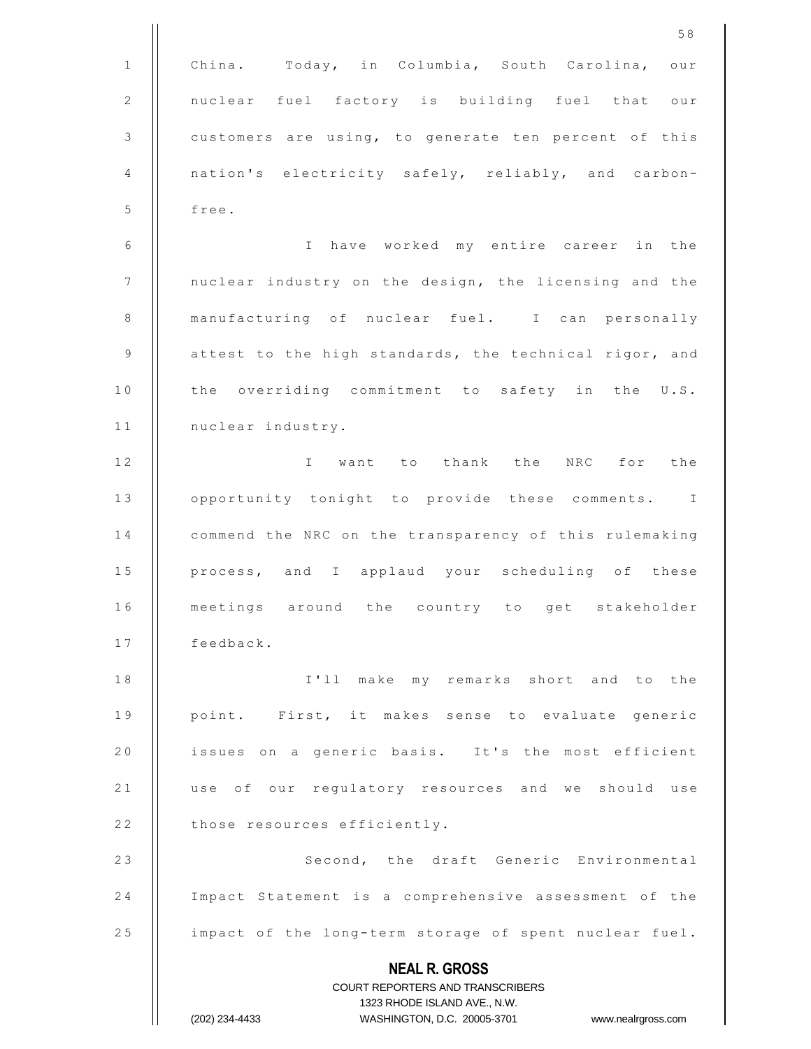China. Today, in Columbia, South Carolina, our nuclear fuel factory is building fuel that our customers are using, to generate ten percent of this nation's electricity safely, reliably, and carbon-free.

I have worked my entire career in the nuclear industry on the design, the licensing and the manufacturing of nuclear fuel. I can personally attest to the high standards, the technical rigor, and the overriding commitment to safety in the U.S. nuclear industry.

I want to thank the NRC for the opportunity tonight to provide these comments. I commend the NRC on the transparency of this rulemaking process, and I applaud your scheduling of these meetings around the country to get stakeholder feedback.

I'll make my remarks short and to the point. First, it makes sense to evaluate generic issues on a generic basis. It's the most efficient use of our regulatory resources and we should use those resources efficiently.

Second, the draft Generic Environmental Impact Statement is a comprehensive assessment of the impact of the long-term storage of spent nuclear fuel.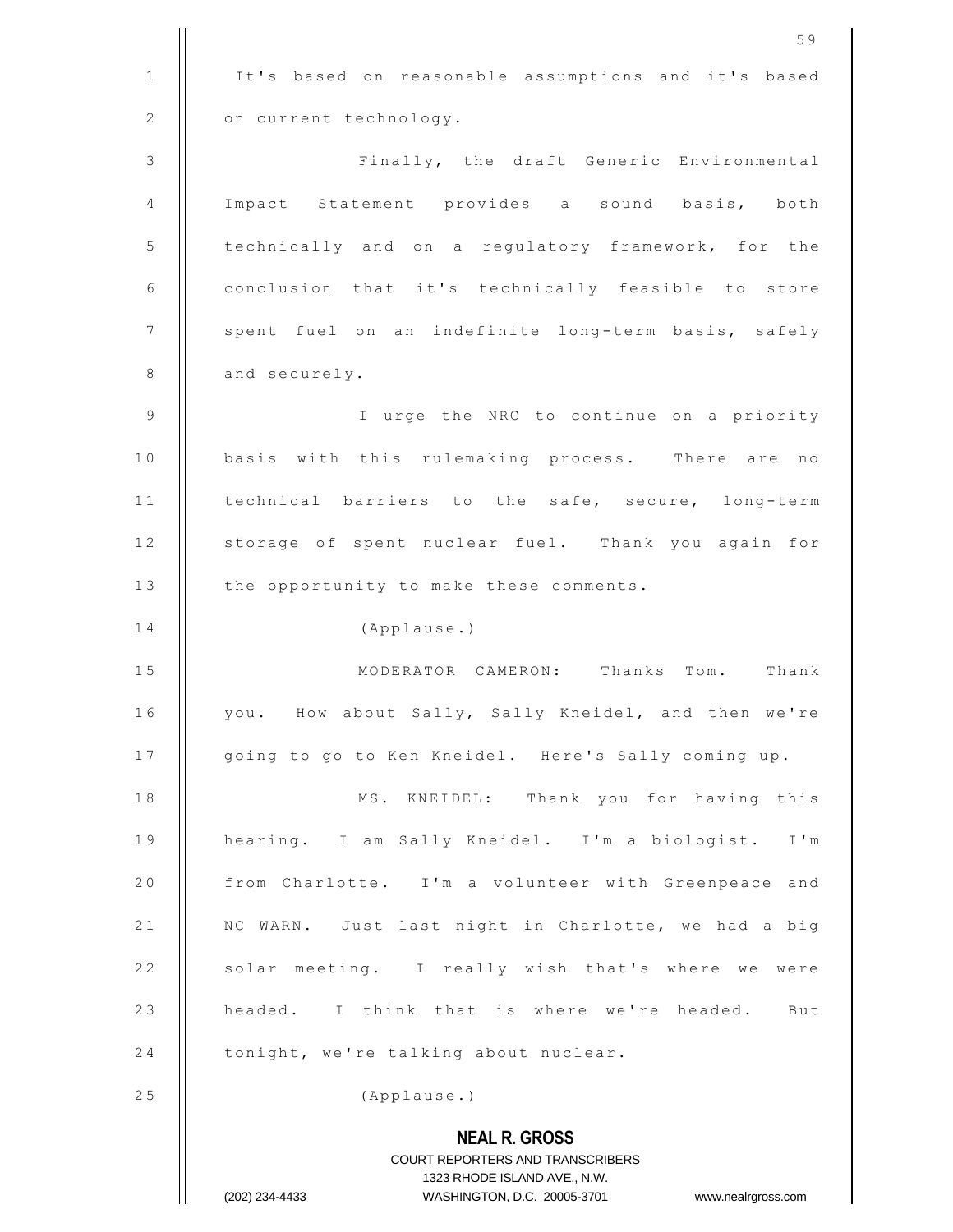It's based on reasonable assumptions and it's based on current technology.

Finally, the draft Generic Environmental Impact Statement provides a sound basis, both technically and on a regulatory framework, for the conclusion that it's technically feasible to store spent fuel on an indefinite long-term basis, safely and securely.

I urge the NRC to continue on a priority basis with this rulemaking process. There are no technical barriers to the safe, secure, long-term storage of spent nuclear fuel. Thank you again for the opportunity to make these comments.

(Applause.)

MODERATOR CAMERON: Thanks Tom. Thank you. How about Sally, Sally Kneidel, and then we're going to go to Ken Kneidel. Here's Sally coming up.

MS. KNEIDEL: Thank you for having this hearing. I am Sally Kneidel. I'm a biologist. I'm from Charlotte. I'm a volunteer with Greenpeace and NC WARN. Just last night in Charlotte, we had a big solar meeting. I really wish that's where we were headed. I think that is where we're headed. But tonight, we're talking about nuclear.

(Applause.)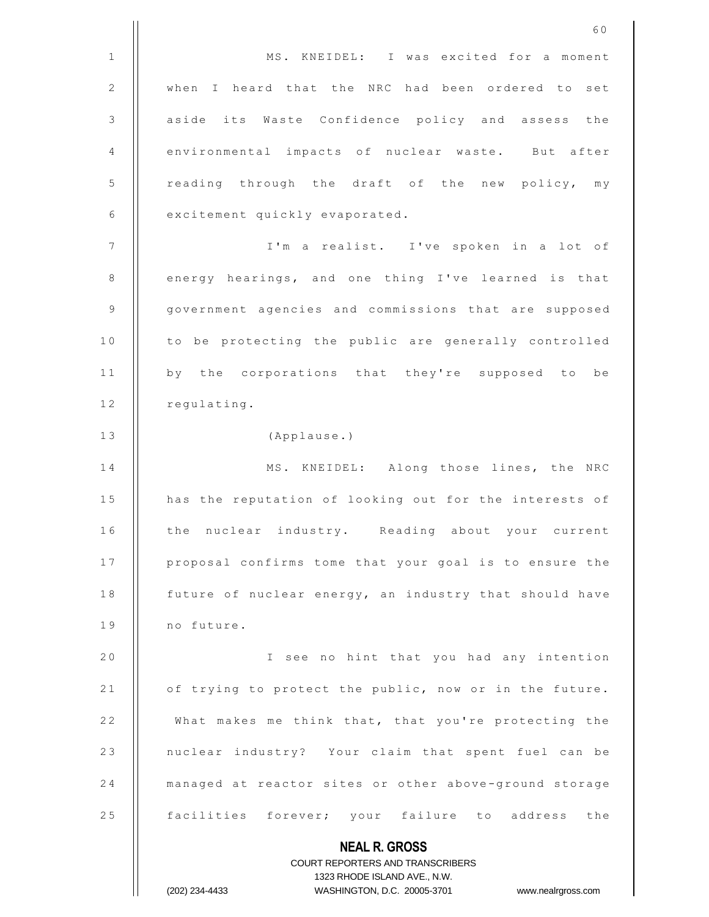MS. KNEIDEL: I was excited for a moment when I heard that the NRC had been ordered to set aside its Waste Confidence policy and assess the environmental impacts of nuclear waste. But after reading through the draft of the new policy, my excitement quickly evaporated.

I'm a realist. I've spoken in a lot of energy hearings, and one thing I've learned is that government agencies and commissions that are supposed to be protecting the public are generally controlled by the corporations that they're supposed to be regulating.

(Applause.)

MS. KNEIDEL: Along those lines, the NRC has the reputation of looking out for the interests of the nuclear industry. Reading about your current proposal confirms tome that your goal is to ensure the future of nuclear energy, an industry that should have no future.

I see no hint that you had any intention of trying to protect the public, now or in the future. What makes me think that, that you're protecting the nuclear industry? Your claim that spent fuel can be managed at reactor sites or other above-ground storage facilities forever; your failure to address the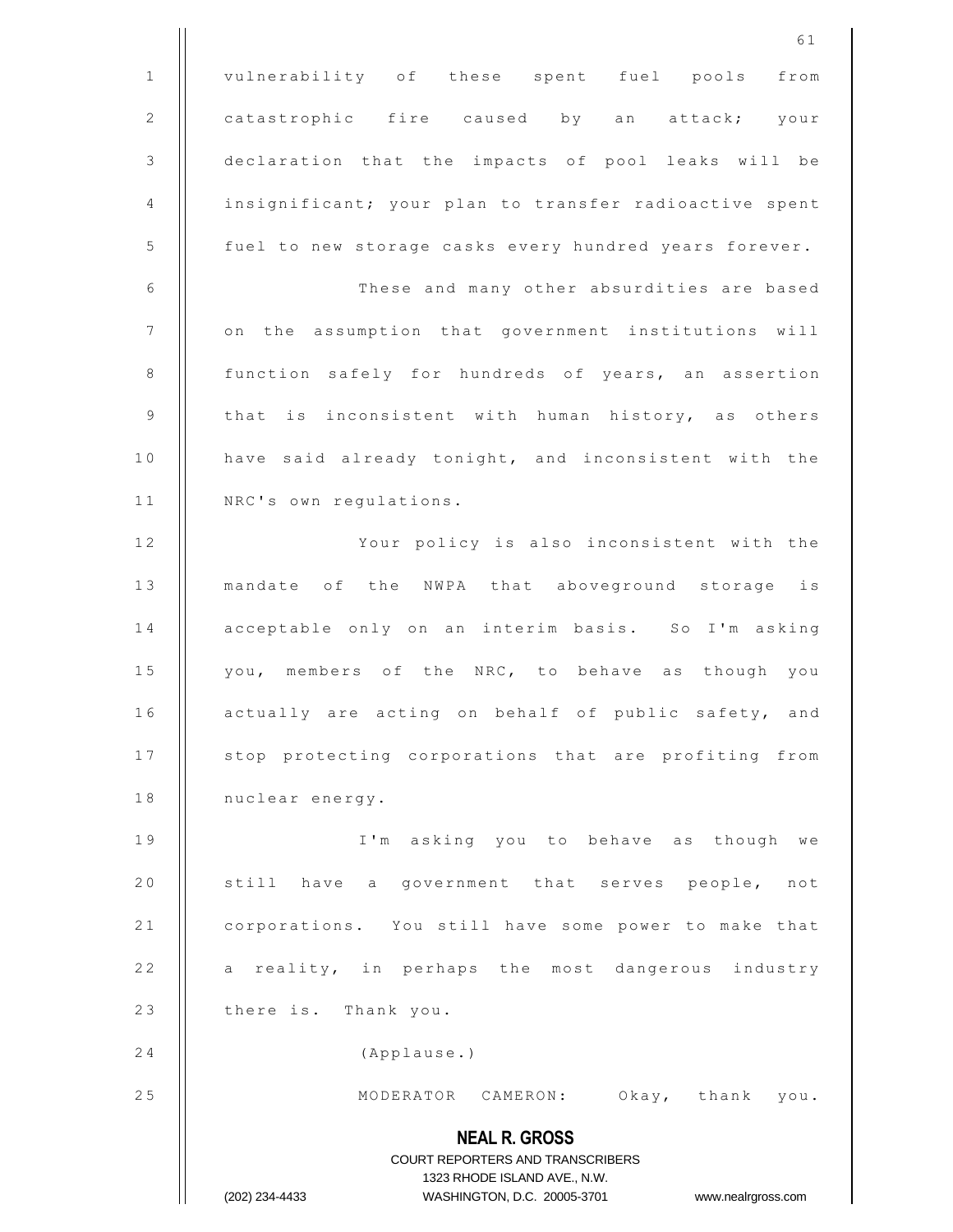vulnerability of these spent fuel pools from catastrophic fire caused by an attack; your declaration that the impacts of pool leaks will be insignificant; your plan to transfer radioactive spent fuel to new storage casks every hundred years forever.

These and many other absurdities are based on the assumption that government institutions will function safely for hundreds of years, an assertion that is inconsistent with human history, as others have said already tonight, and inconsistent with the NRC's own regulations.

Your policy is also inconsistent with the mandate of the NWPA that aboveground storage is acceptable only on an interim basis. So I'm asking you, members of the NRC, to behave as though you actually are acting on behalf of public safety, and stop protecting corporations that are profiting from nuclear energy.

I'm asking you to behave as though we still have a government that serves people, not corporations. You still have some power to make that a reality, in perhaps the most dangerous industry there is. Thank you.

(Applause.)

MODERATOR CAMERON: Okay, thank you.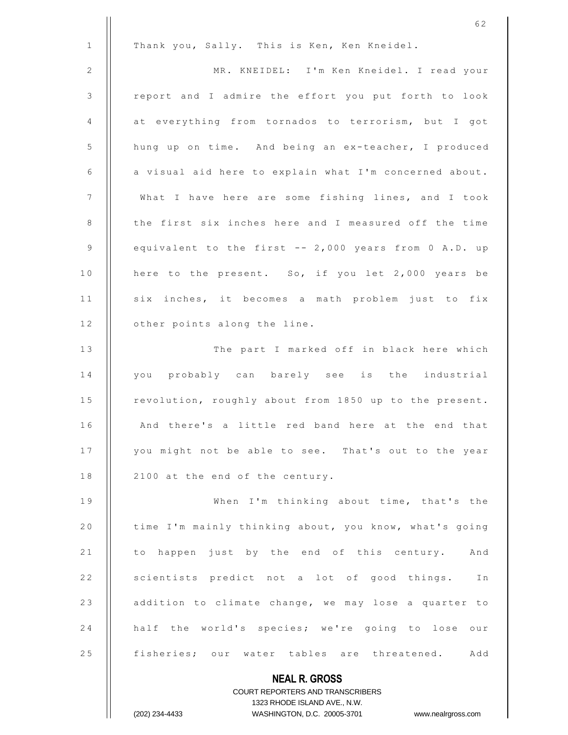Thank you, Sally. This is Ken, Ken Kneidel.

MR. KNEIDEL: I'm Ken Kneidel. I read your report and I admire the effort you put forth to look at everything from tornados to terrorism, but I got hung up on time. And being an ex-teacher, I produced a visual aid here to explain what I'm concerned about. What I have here are some fishing lines, and I took the first six inches here and I measured off the time equivalent to the first -- 2,000 years from 0 A.D. up here to the present. So, if you let 2,000 years be six inches, it becomes a math problem just to fix other points along the line.

The part I marked off in black here which you probably can barely see is the industrial revolution, roughly about from 1850 up to the present. And there's a little red band here at the end that you might not be able to see. That's out to the year 2100 at the end of the century.

When I'm thinking about time, that's the time I'm mainly thinking about, you know, what's going to happen just by the end of this century. And scientists predict not a lot of good things. In addition to climate change, we may lose a quarter to half the world's species; we're going to lose our fisheries; our water tables are threatened. Add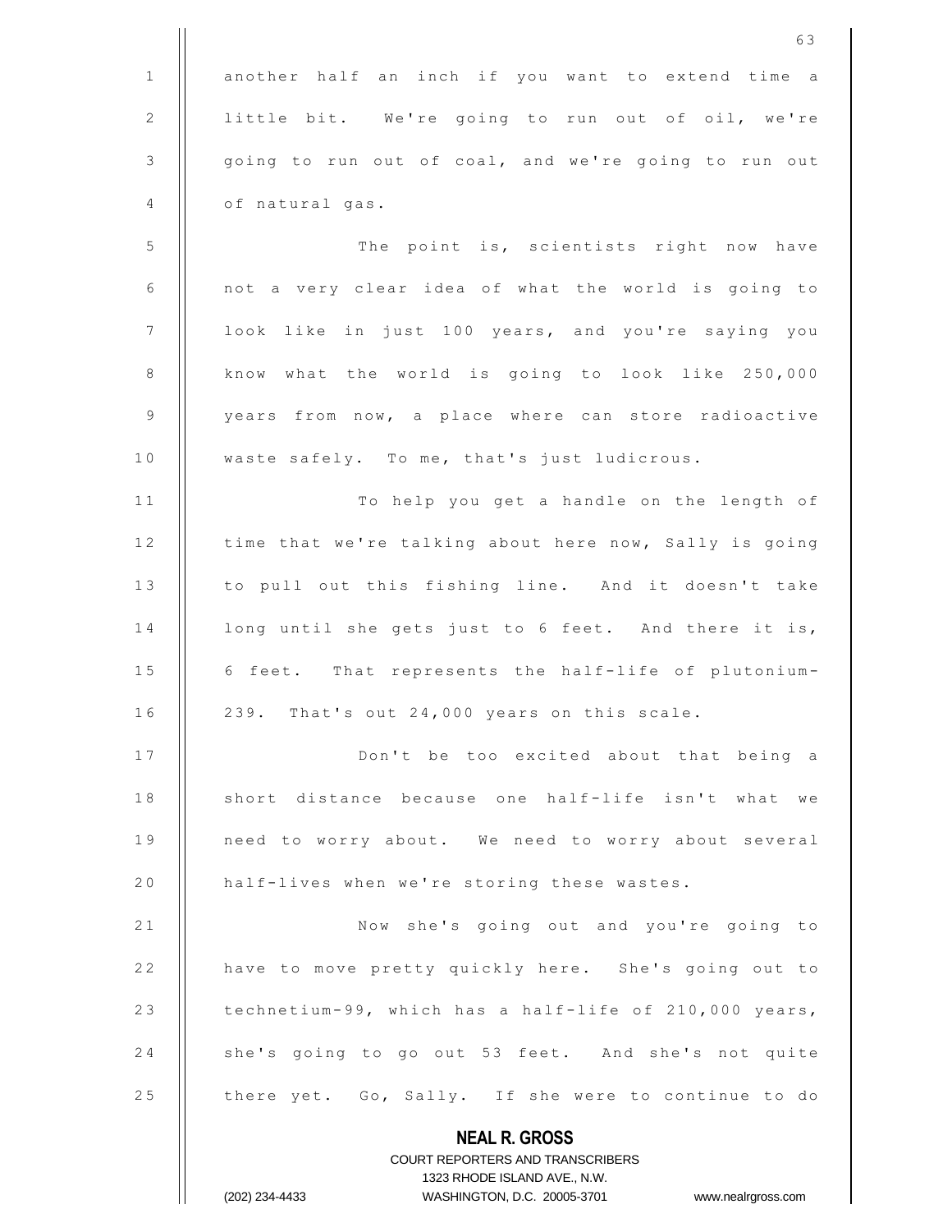another half an inch if you want to extend time a little bit. We're going to run out of oil, we're going to run out of coal, and we're going to run out of natural gas.

The point is, scientists right now have not a very clear idea of what the world is going to look like in just 100 years, and you're saying you know what the world is going to look like 250,000 years from now, a place where can store radioactive waste safely. To me, that's just ludicrous.

To help you get a handle on the length of time that we're talking about here now, Sally is going to pull out this fishing line. And it doesn't take long until she gets just to 6 feet. And there it is, 6 feet. That represents the half-life of plutonium-239. That's out 24,000 years on this scale.

Don't be too excited about that being a short distance because one half-life isn't what we need to worry about. We need to worry about several half-lives when we're storing these wastes.

Now she's going out and you're going to have to move pretty quickly here. She's going out to technetium-99, which has a half-life of 210,000 years, she's going to go out 53 feet. And she's not quite there yet. Go, Sally. If she were to continue to do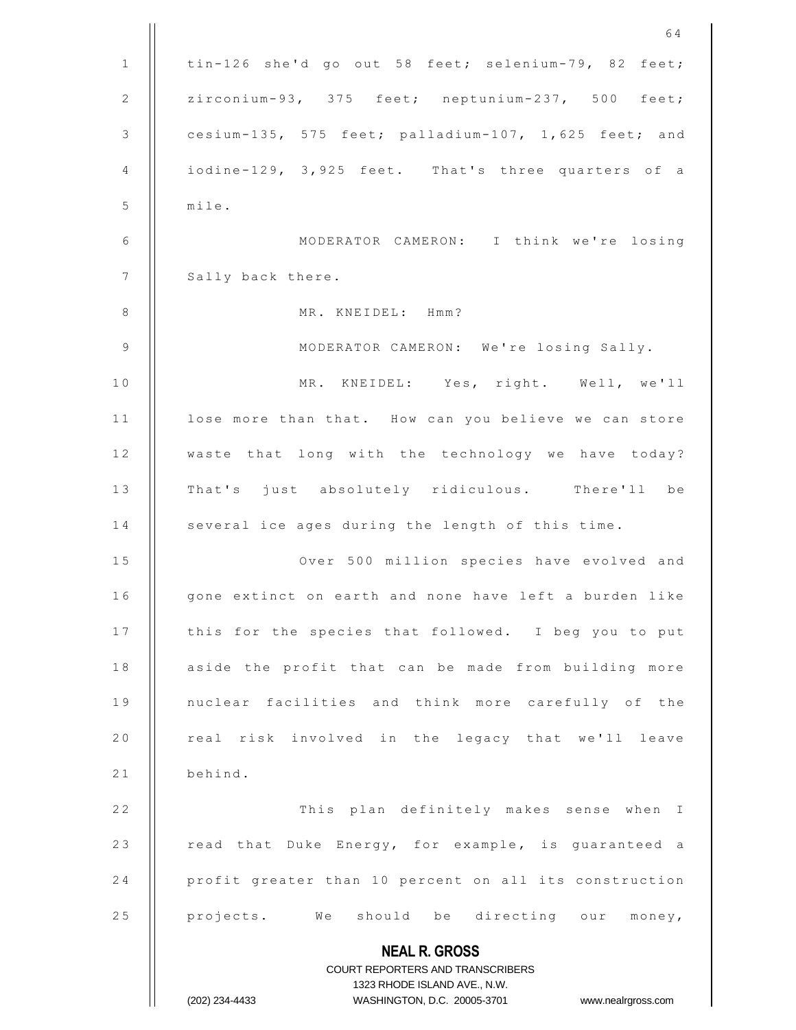tin-126 she'd go out 58 feet; selenium-79, 82 feet; zirconium-93, 375 feet; neptunium-237, 500 feet; cesium-135, 575 feet; palladium-107, 1,625 feet; and iodine-129, 3,925 feet. That's three quarters of a mile.

MODERATOR CAMERON: I think we're losing Sally back there.

MR. KNEIDEL: Hmm?

MODERATOR CAMERON: We're losing Sally.

MR. KNEIDEL: Yes, right. Well, we'll lose more than that. How can you believe we can store waste that long with the technology we have today? That's just absolutely ridiculous. There'll be several ice ages during the length of this time.

Over 500 million species have evolved and gone extinct on earth and none have left a burden like this for the species that followed. I beg you to put aside the profit that can be made from building more nuclear facilities and think more carefully of the real risk involved in the legacy that we'll leave behind.

This plan definitely makes sense when I read that Duke Energy, for example, is guaranteed a profit greater than 10 percent on all its construction projects. We should be directing our money,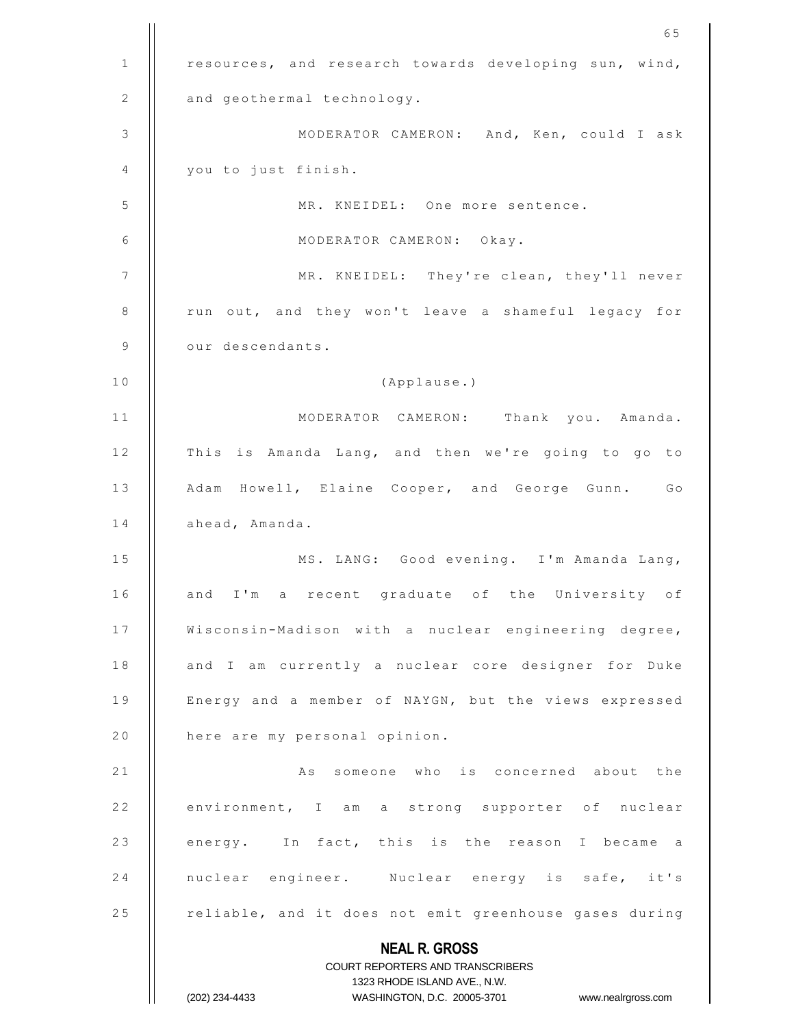resources, and research towards developing sun, wind, and geothermal technology.

MODERATOR CAMERON: And, Ken, could I ask you to just finish.

MR. KNEIDEL: One more sentence.

MODERATOR CAMERON: Okay.

MR. KNEIDEL: They're clean, they'll never run out, and they won't leave a shameful legacy for our descendants.

(Applause.)

MODERATOR CAMERON: Thank you. Amanda. This is Amanda Lang, and then we're going to go to Adam Howell, Elaine Cooper, and George Gunn. Go ahead, Amanda.

MS. LANG: Good evening. I'm Amanda Lang, and I'm a recent graduate of the University of Wisconsin-Madison with a nuclear engineering degree, and I am currently a nuclear core designer for Duke Energy and a member of NAYGN, but the views expressed here are my personal opinion.

As someone who is concerned about the environment, I am a strong supporter of nuclear energy. In fact, this is the reason I became a nuclear engineer. Nuclear energy is safe, it's reliable, and it does not emit greenhouse gases during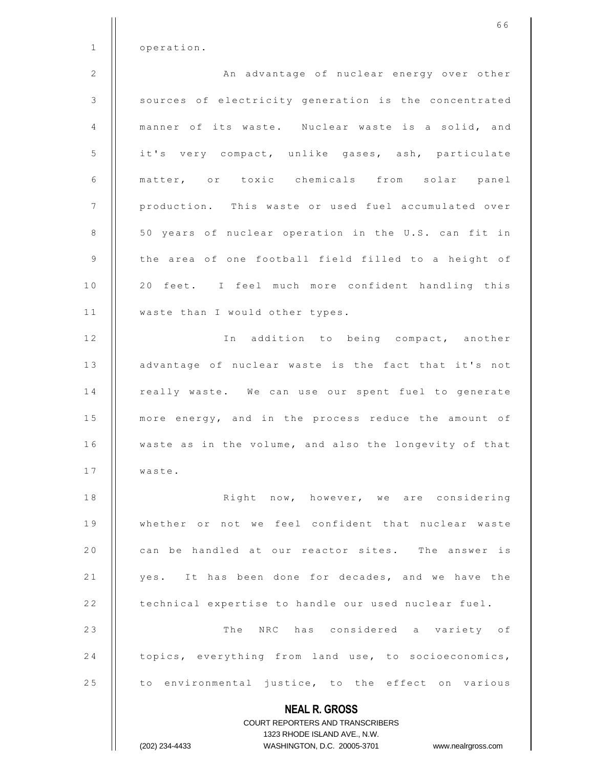operation.

An advantage of nuclear energy over other sources of electricity generation is the concentrated manner of its waste. Nuclear waste is a solid, and it's very compact, unlike gases, ash, particulate matter, or toxic chemicals from solar panel production. This waste or used fuel accumulated over 50 years of nuclear operation in the U.S. can fit in the area of one football field filled to a height of 20 feet. I feel much more confident handling this waste than I would other types.

In addition to being compact, another advantage of nuclear waste is the fact that it's not really waste. We can use our spent fuel to generate more energy, and in the process reduce the amount of waste as in the volume, and also the longevity of that waste.

Right now, however, we are considering whether or not we feel confident that nuclear waste can be handled at our reactor sites. The answer is yes. It has been done for decades, and we have the technical expertise to handle our used nuclear fuel.

The NRC has considered a variety of topics, everything from land use, to socioeconomics, to environmental justice, to the effect on various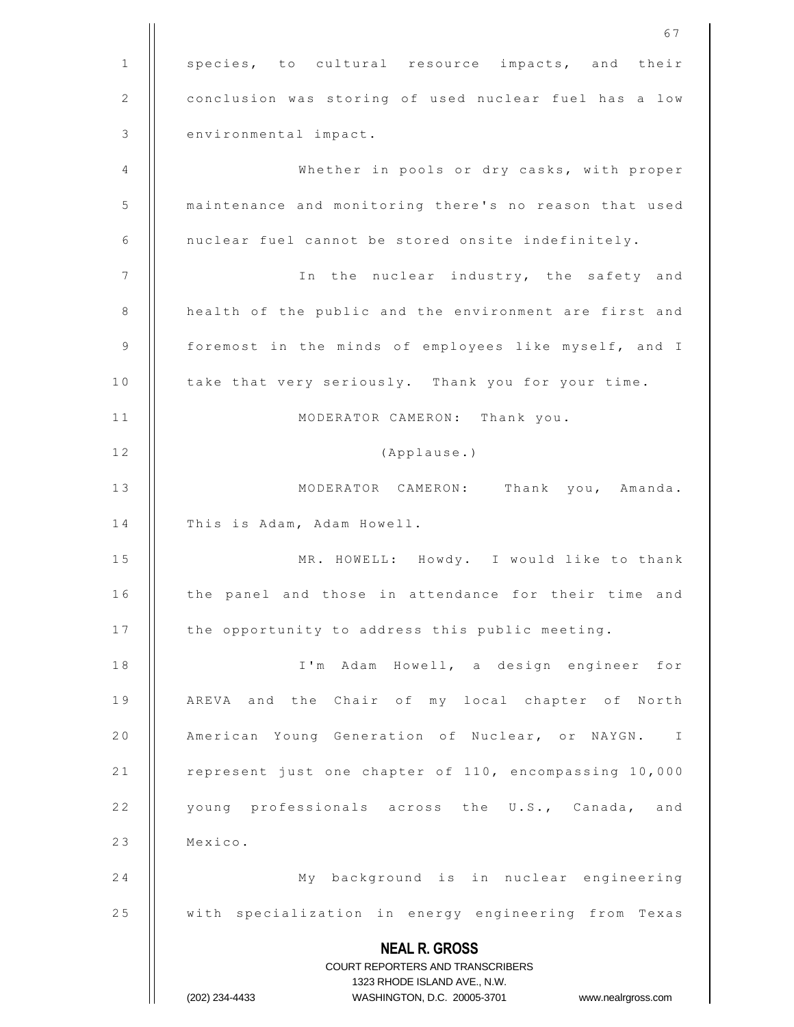species, to cultural resource impacts, and their conclusion was storing of used nuclear fuel has a low environmental impact.

Whether in pools or dry casks, with proper maintenance and monitoring there's no reason that used nuclear fuel cannot be stored onsite indefinitely.

In the nuclear industry, the safety and health of the public and the environment are first and foremost in the minds of employees like myself, and I take that very seriously. Thank you for your time.

MODERATOR CAMERON: Thank you.

(Applause.)

MODERATOR CAMERON: Thank you, Amanda. This is Adam, Adam Howell.

MR. HOWELL: Howdy. I would like to thank the panel and those in attendance for their time and the opportunity to address this public meeting.

I'm Adam Howell, a design engineer for AREVA and the Chair of my local chapter of North American Young Generation of Nuclear, or NAYGN. I represent just one chapter of 110, encompassing 10,000 young professionals across the U.S., Canada, and Mexico.

My background is in nuclear engineering with specialization in energy engineering from Texas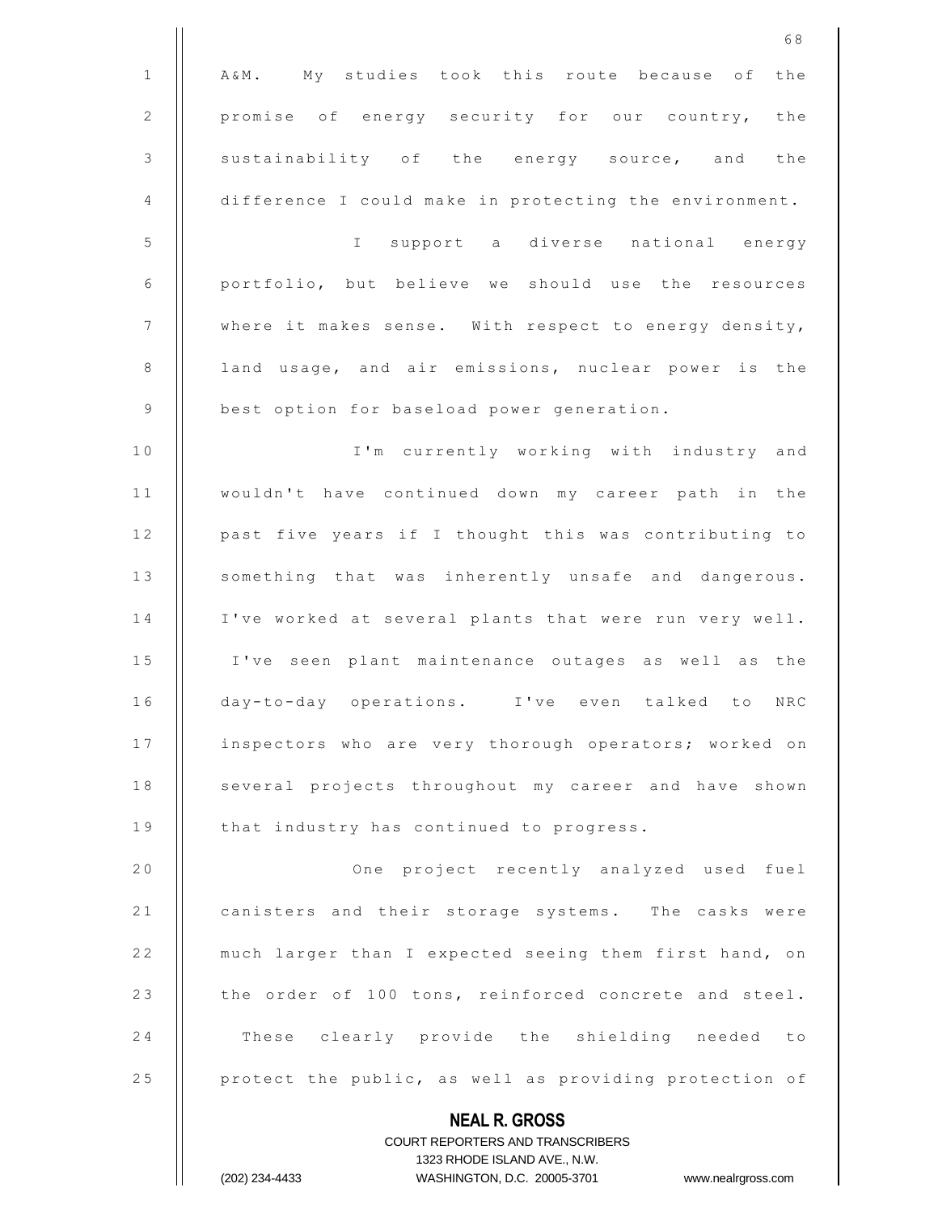A&M. My studies took this route because of the promise of energy security for our country, the sustainability of the energy source, and the difference I could make in protecting the environment.

I support a diverse national energy portfolio, but believe we should use the resources where it makes sense. With respect to energy density, land usage, and air emissions, nuclear power is the best option for baseload power generation.

I'm currently working with industry and wouldn't have continued down my career path in the past five years if I thought this was contributing to something that was inherently unsafe and dangerous. I've worked at several plants that were run very well. I've seen plant maintenance outages as well as the day-to-day operations. I've even talked to NRC inspectors who are very thorough operators; worked on several projects throughout my career and have shown that industry has continued to progress.

One project recently analyzed used fuel canisters and their storage systems. The casks were much larger than I expected seeing them first hand, on the order of 100 tons, reinforced concrete and steel. These clearly provide the shielding needed to protect the public, as well as providing protection of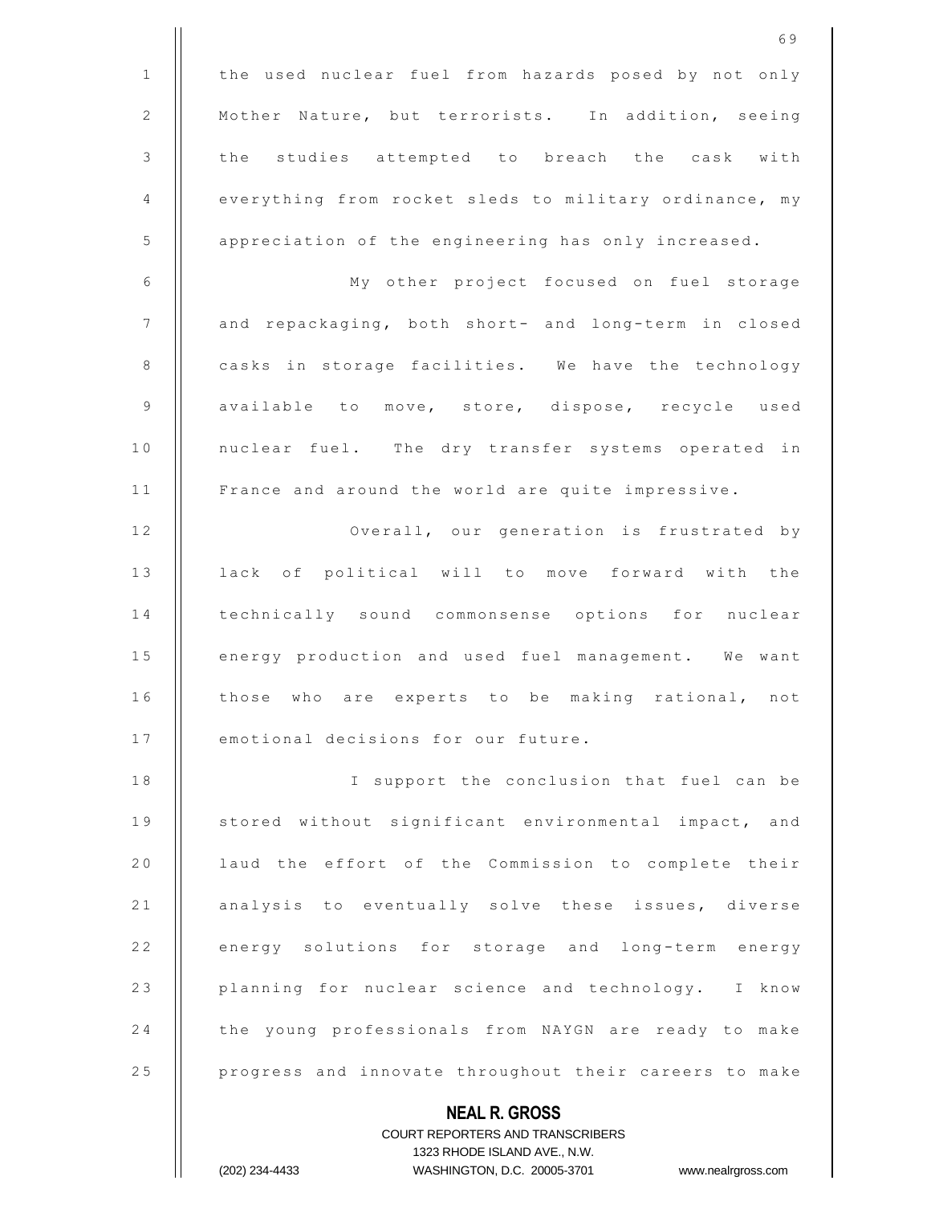the used nuclear fuel from hazards posed by not only Mother Nature, but terrorists. In addition, seeing the studies attempted to breach the cask with everything from rocket sleds to military ordinance, my appreciation of the engineering has only increased.

My other project focused on fuel storage and repackaging, both short- and long-term in closed casks in storage facilities. We have the technology available to move, store, dispose, recycle used nuclear fuel. The dry transfer systems operated in France and around the world are quite impressive.

Overall, our generation is frustrated by lack of political will to move forward with the technically sound commonsense options for nuclear energy production and used fuel management. We want those who are experts to be making rational, not emotional decisions for our future.

I support the conclusion that fuel can be stored without significant environmental impact, and laud the effort of the Commission to complete their analysis to eventually solve these issues, diverse energy solutions for storage and long-term energy planning for nuclear science and technology. I know the young professionals from NAYGN are ready to make progress and innovate throughout their careers to make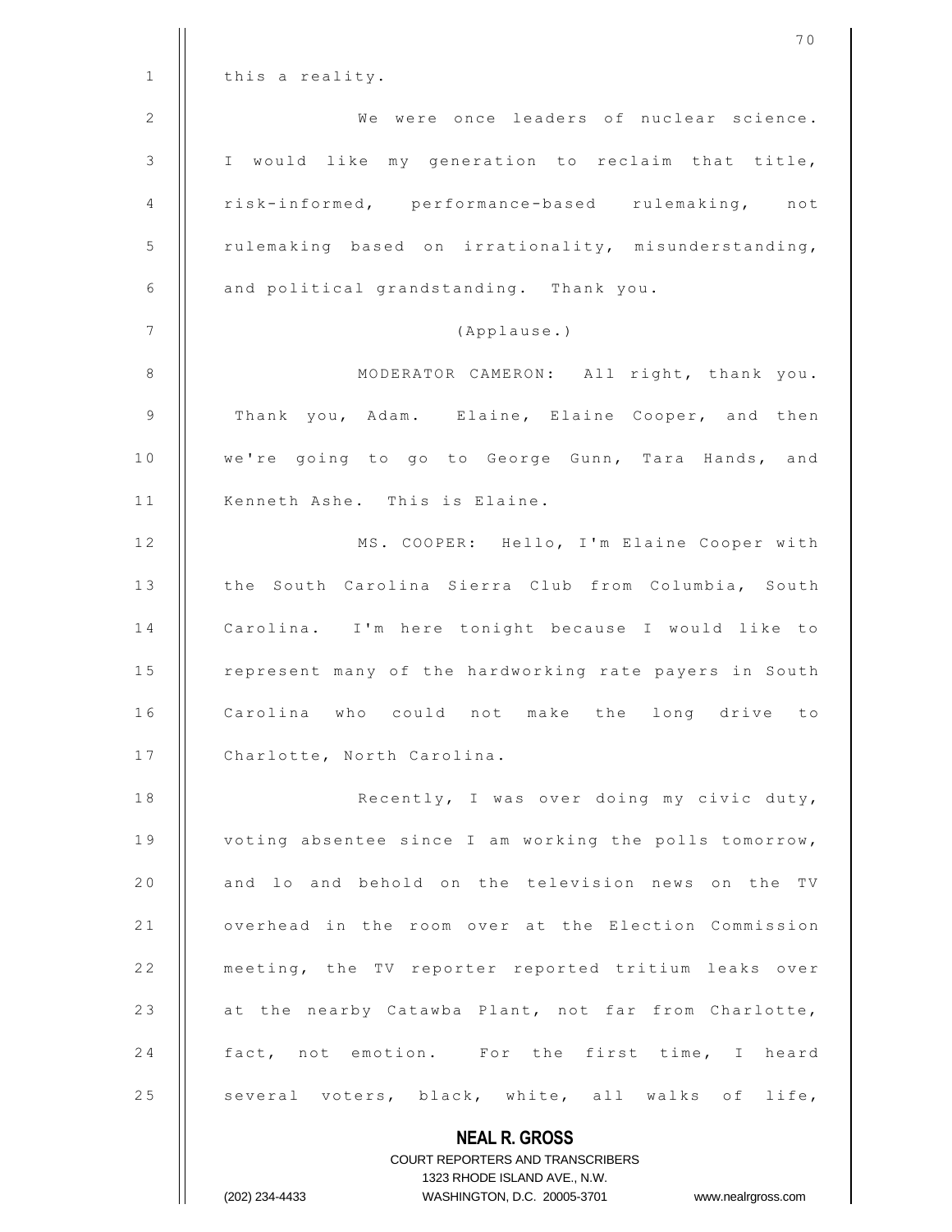this a reality.

We were once leaders of nuclear science. I would like my generation to reclaim that title, risk-informed, performance-based rulemaking, not rulemaking based on irrationality, misunderstanding, and political grandstanding. Thank you.

(Applause.)

MODERATOR CAMERON: All right, thank you. Thank you, Adam. Elaine, Elaine Cooper, and then we're going to go to George Gunn, Tara Hands, and Kenneth Ashe. This is Elaine.

MS. COOPER: Hello, I'm Elaine Cooper with the South Carolina Sierra Club from Columbia, South Carolina. I'm here tonight because I would like to represent many of the hardworking rate payers in South Carolina who could not make the long drive to Charlotte, North Carolina.

Recently, I was over doing my civic duty, voting absentee since I am working the polls tomorrow, and lo and behold on the television news on the TV overhead in the room over at the Election Commission meeting, the TV reporter reported tritium leaks over at the nearby Catawba Plant, not far from Charlotte, fact, not emotion. For the first time, I heard several voters, black, white, all walks of life,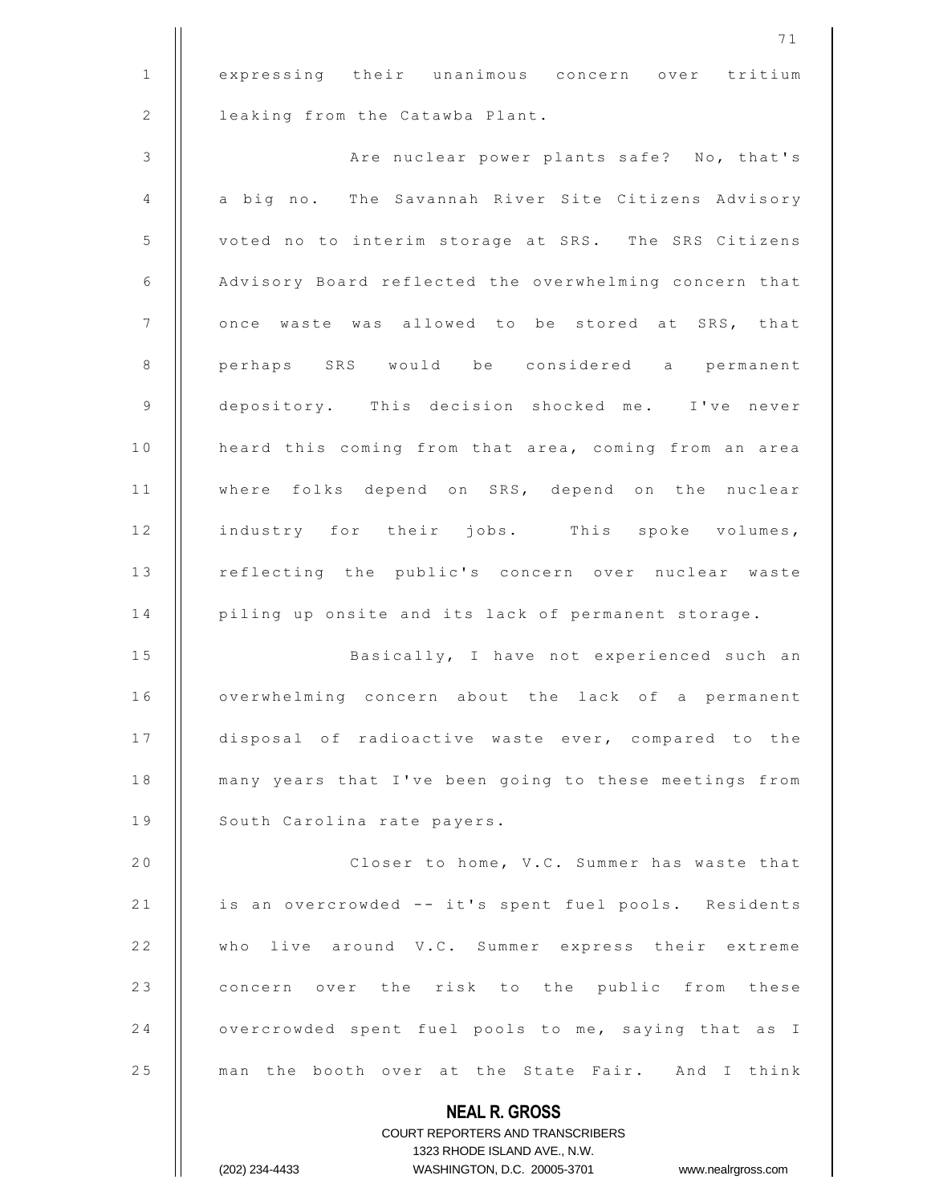expressing their unanimous concern over tritium leaking from the Catawba Plant.

Are nuclear power plants safe? No, that's a big no. The Savannah River Site Citizens Advisory voted no to interim storage at SRS. The SRS Citizens Advisory Board reflected the overwhelming concern that once waste was allowed to be stored at SRS, that perhaps SRS would be considered a permanent depository. This decision shocked me. I've never heard this coming from that area, coming from an area where folks depend on SRS, depend on the nuclear industry for their jobs. This spoke volumes, reflecting the public's concern over nuclear waste piling up onsite and its lack of permanent storage.

Basically, I have not experienced such an overwhelming concern about the lack of a permanent disposal of radioactive waste ever, compared to the many years that I've been going to these meetings from South Carolina rate payers.

Closer to home, V.C. Summer has waste that is an overcrowded -- it's spent fuel pools. Residents who live around V.C. Summer express their extreme concern over the risk to the public from these overcrowded spent fuel pools to me, saying that as I man the booth over at the State Fair. And I think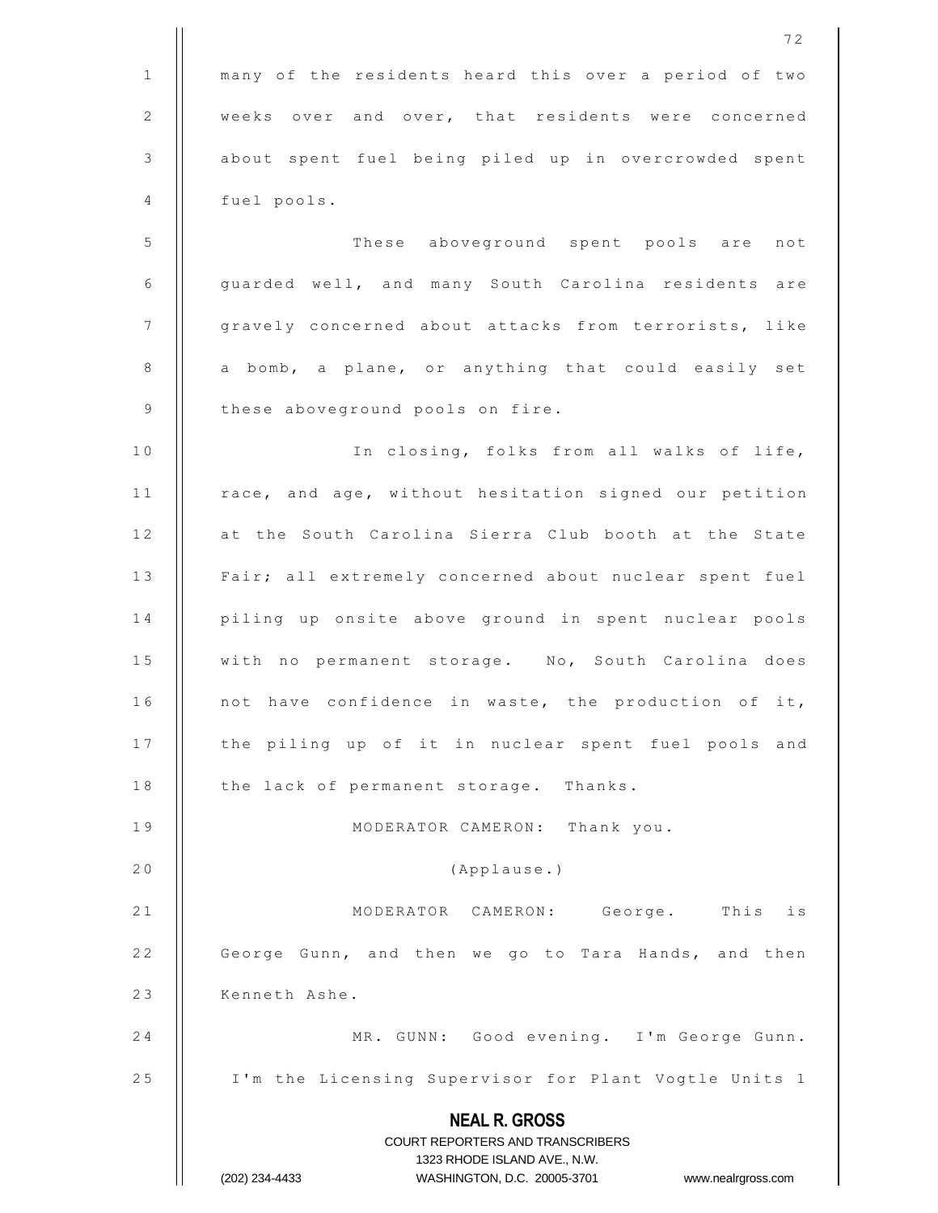many of the residents heard this over a period of two weeks over and over, that residents were concerned about spent fuel being piled up in overcrowded spent fuel pools.

These aboveground spent pools are not guarded well, and many South Carolina residents are gravely concerned about attacks from terrorists, like a bomb, a plane, or anything that could easily set these aboveground pools on fire.

In closing, folks from all walks of life, race, and age, without hesitation signed our petition at the South Carolina Sierra Club booth at the State Fair; all extremely concerned about nuclear spent fuel piling up onsite above ground in spent nuclear pools with no permanent storage. No, South Carolina does not have confidence in waste, the production of it, the piling up of it in nuclear spent fuel pools and the lack of permanent storage. Thanks.

MODERATOR CAMERON: Thank you.

(Applause.)

MODERATOR CAMERON: George. This is George Gunn, and then we go to Tara Hands, and then Kenneth Ashe.

MR. GUNN: Good evening. I'm George Gunn. I'm the Licensing Supervisor for Plant Vogtle Units 1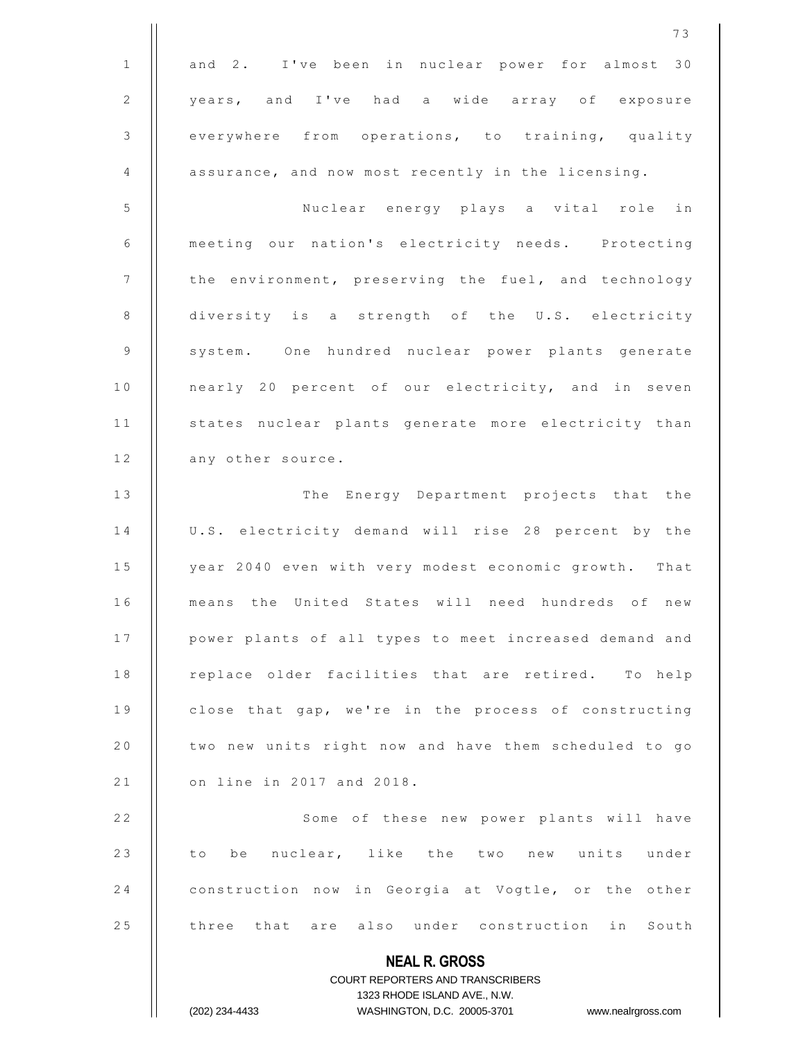and 2. I've been in nuclear power for almost 30 years, and I've had a wide array of exposure everywhere from operations, to training, quality assurance, and now most recently in the licensing.

Nuclear energy plays a vital role in meeting our nation's electricity needs. Protecting the environment, preserving the fuel, and technology diversity is a strength of the U.S. electricity system. One hundred nuclear power plants generate nearly 20 percent of our electricity, and in seven states nuclear plants generate more electricity than any other source.

The Energy Department projects that the U.S. electricity demand will rise 28 percent by the year 2040 even with very modest economic growth. That means the United States will need hundreds of new power plants of all types to meet increased demand and replace older facilities that are retired. To help close that gap, we're in the process of constructing two new units right now and have them scheduled to go on line in 2017 and 2018.

Some of these new power plants will have to be nuclear, like the two new units under construction now in Georgia at Vogtle, or the other three that are also under construction in South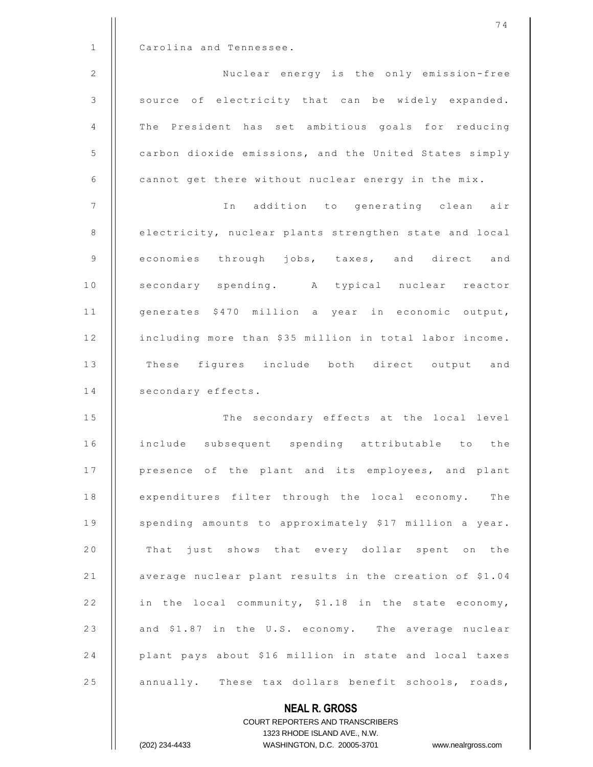Carolina and Tennessee.

Nuclear energy is the only emission-free source of electricity that can be widely expanded. The President has set ambitious goals for reducing carbon dioxide emissions, and the United States simply cannot get there without nuclear energy in the mix.

In addition to generating clean air electricity, nuclear plants strengthen state and local economies through jobs, taxes, and direct and secondary spending. A typical nuclear reactor generates $470 million a year in economic output, including more than $35 million in total labor income. These figures include both direct output and secondary effects.

The secondary effects at the local level include subsequent spending attributable to the presence of the plant and its employees, and plant expenditures filter through the local economy. The spending amounts to approximately $17 million a year. That just shows that every dollar spent on the average nuclear plant results in the creation of $1.04 in the local community, $1.18 in the state economy, and $1.87 in the U.S. economy. The average nuclear plant pays about $16 million in state and local taxes annually. These tax dollars benefit schools, roads,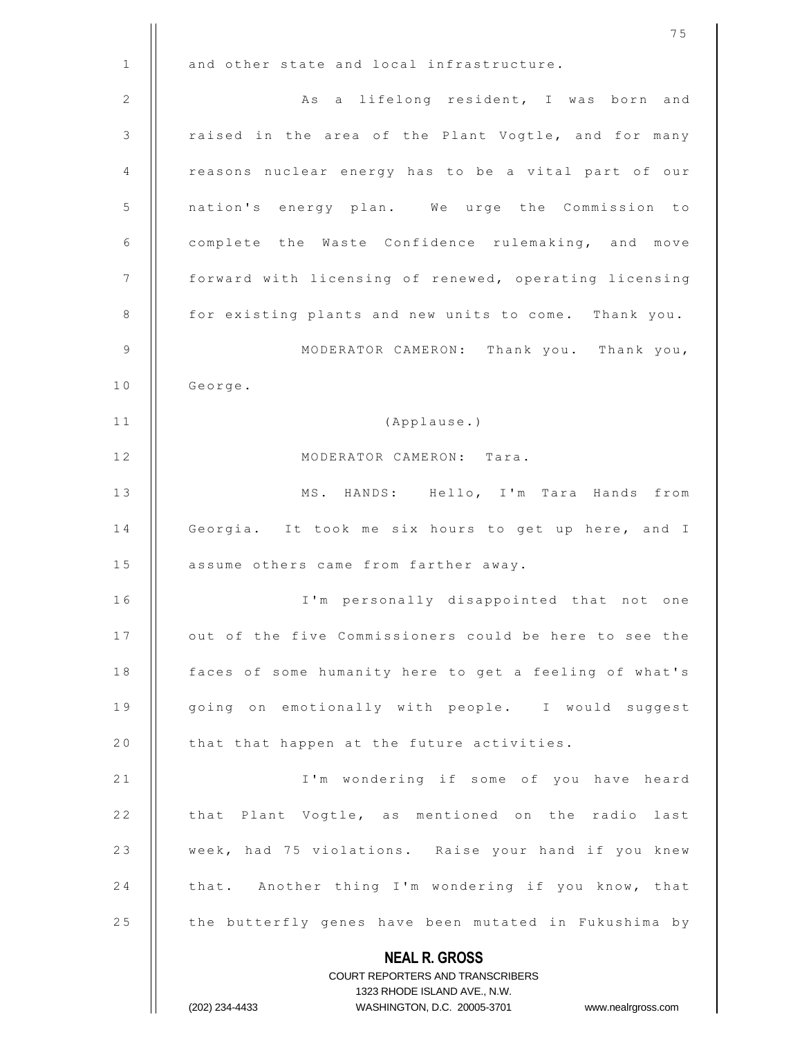and other state and local infrastructure.

As a lifelong resident, I was born and raised in the area of the Plant Vogtle, and for many reasons nuclear energy has to be a vital part of our nation's energy plan. We urge the Commission to complete the Waste Confidence rulemaking, and move forward with licensing of renewed, operating licensing for existing plants and new units to come. Thank you.

MODERATOR CAMERON: Thank you. Thank you, George.

(Applause.)

MODERATOR CAMERON: Tara.

MS. HANDS: Hello, I'm Tara Hands from Georgia. It took me six hours to get up here, and I assume others came from farther away.

I'm personally disappointed that not one out of the five Commissioners could be here to see the faces of some humanity here to get a feeling of what's going on emotionally with people. I would suggest that that happen at the future activities.

I'm wondering if some of you have heard that Plant Vogtle, as mentioned on the radio last week, had 75 violations. Raise your hand if you knew that. Another thing I'm wondering if you know, that the butterfly genes have been mutated in Fukushima by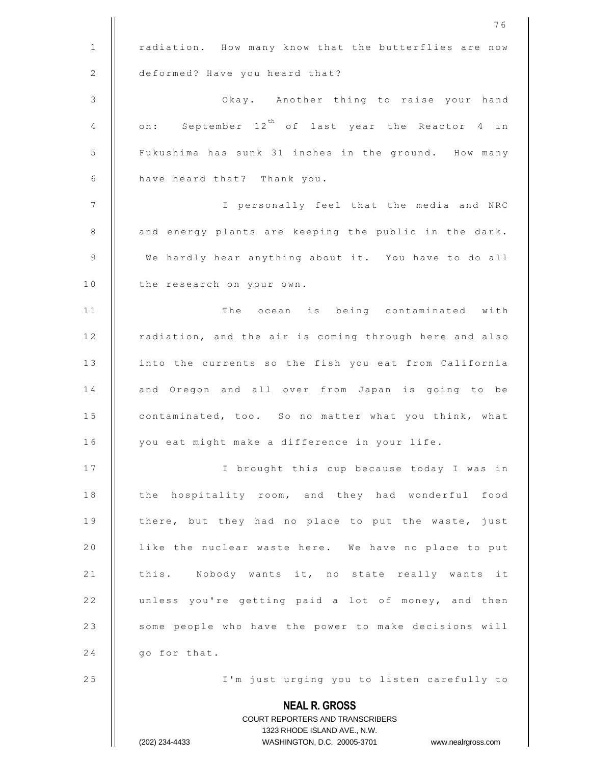radiation. How many know that the butterflies are now deformed? Have you heard that?

Okay. Another thing to raise your hand on: September 12th of last year the Reactor 4 in Fukushima has sunk 31 inches in the ground. How many have heard that? Thank you.

I personally feel that the media and NRC and energy plants are keeping the public in the dark. We hardly hear anything about it. You have to do all the research on your own.

The ocean is being contaminated with radiation, and the air is coming through here and also into the currents so the fish you eat from California and Oregon and all over from Japan is going to be contaminated, too. So no matter what you think, what you eat might make a difference in your life.

I brought this cup because today I was in the hospitality room, and they had wonderful food there, but they had no place to put the waste, just like the nuclear waste here. We have no place to put this. Nobody wants it, no state really wants it unless you're getting paid a lot of money, and then some people who have the power to make decisions will go for that.

I'm just urging you to listen carefully to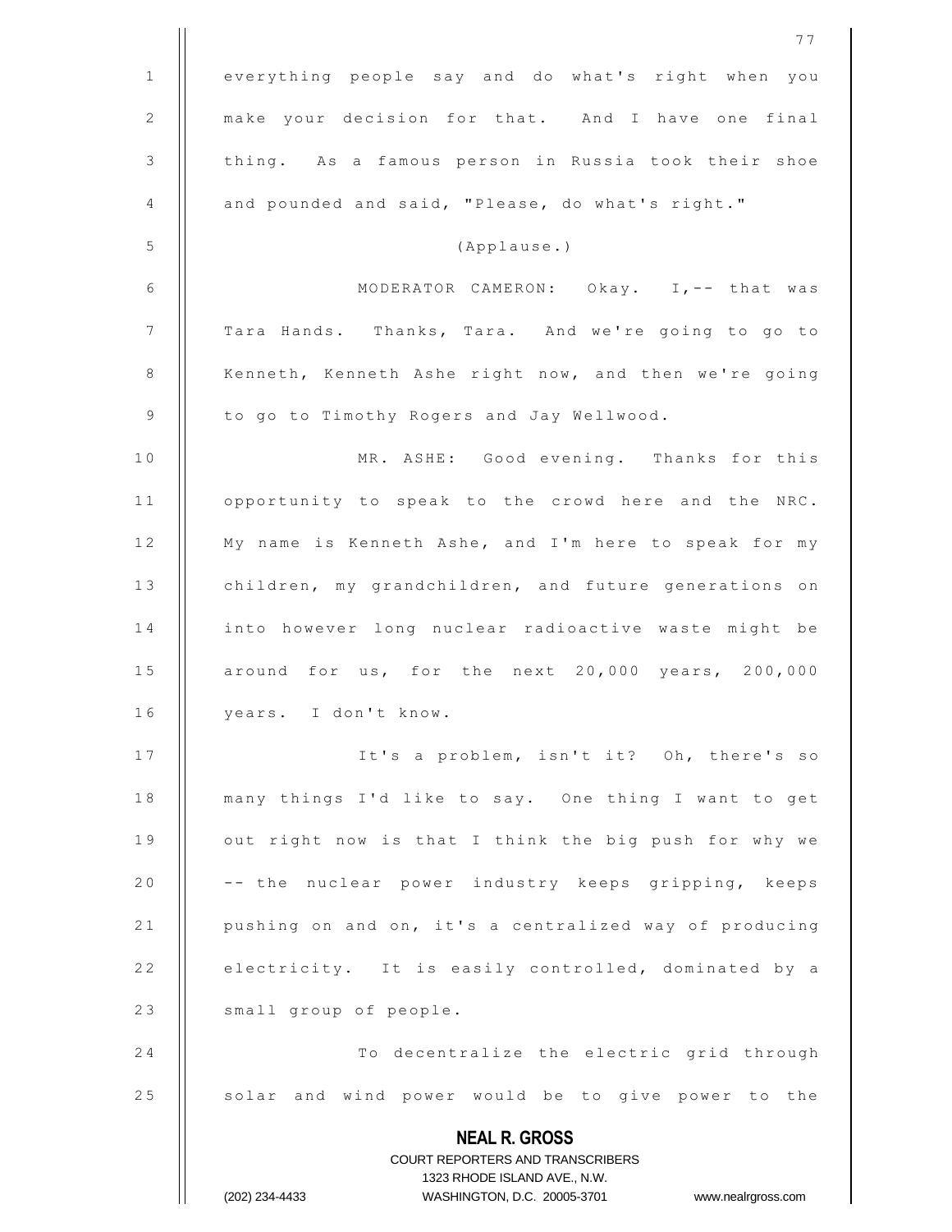everything people say and do what's right when you make your decision for that. And I have one final thing. As a famous person in Russia took their shoe and pounded and said, "Please, do what's right."

(Applause.)

MODERATOR CAMERON: Okay. I,-- that was Tara Hands. Thanks, Tara. And we're going to go to Kenneth, Kenneth Ashe right now, and then we're going to go to Timothy Rogers and Jay Wellwood.

MR. ASHE: Good evening. Thanks for this opportunity to speak to the crowd here and the NRC. My name is Kenneth Ashe, and I'm here to speak for my children, my grandchildren, and future generations on into however long nuclear radioactive waste might be around for us, for the next 20,000 years, 200,000 years. I don't know.

It's a problem, isn't it? Oh, there's so many things I'd like to say. One thing I want to get out right now is that I think the big push for why we -- the nuclear power industry keeps gripping, keeps pushing on and on, it's a centralized way of producing electricity. It is easily controlled, dominated by a small group of people.

To decentralize the electric grid through solar and wind power would be to give power to the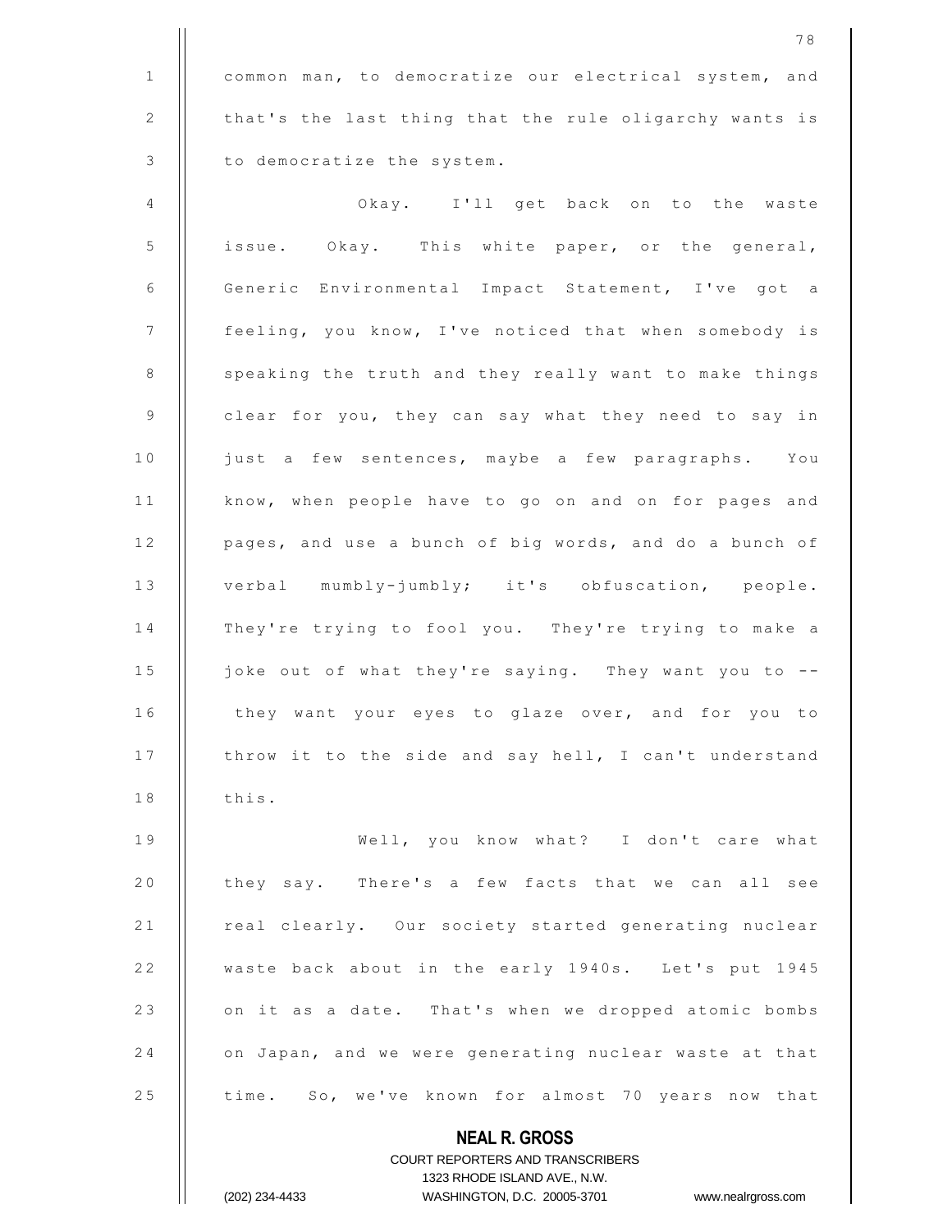common man, to democratize our electrical system, and that's the last thing that the rule oligarchy wants is to democratize the system.

Okay. I'll get back on to the waste issue. Okay. This white paper, or the general, Generic Environmental Impact Statement, I've got a feeling, you know, I've noticed that when somebody is speaking the truth and they really want to make things clear for you, they can say what they need to say in just a few sentences, maybe a few paragraphs. You know, when people have to go on and on for pages and pages, and use a bunch of big words, and do a bunch of verbal mumbly-jumbly; it's obfuscation, people. They're trying to fool you. They're trying to make a joke out of what they're saying. They want you to -- they want your eyes to glaze over, and for you to throw it to the side and say hell, I can't understand this.

Well, you know what? I don't care what they say. There's a few facts that we can all see real clearly. Our society started generating nuclear waste back about in the early 1940s. Let's put 1945 on it as a date. That's when we dropped atomic bombs on Japan, and we were generating nuclear waste at that time. So, we've known for almost 70 years now that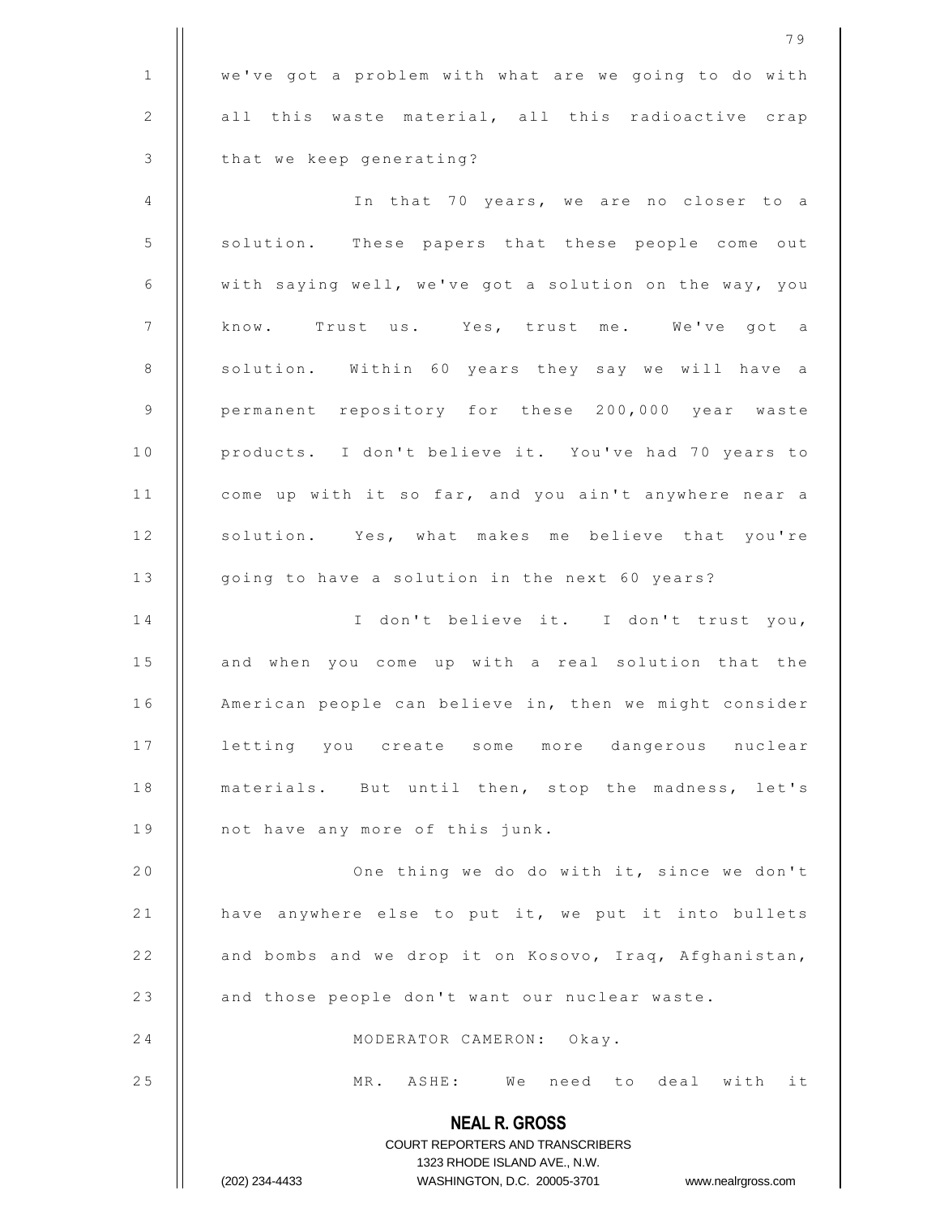we've got a problem with what are we going to do with all this waste material, all this radioactive crap that we keep generating?

In that 70 years, we are no closer to a solution. These papers that these people come out with saying well, we've got a solution on the way, you know. Trust us. Yes, trust me. We've got a solution. Within 60 years they say we will have a permanent repository for these 200,000 year waste products. I don't believe it. You've had 70 years to come up with it so far, and you ain't anywhere near a solution. Yes, what makes me believe that you're going to have a solution in the next 60 years?

I don't believe it. I don't trust you, and when you come up with a real solution that the American people can believe in, then we might consider letting you create some more dangerous nuclear materials. But until then, stop the madness, let's not have any more of this junk.

One thing we do do with it, since we don't have anywhere else to put it, we put it into bullets and bombs and we drop it on Kosovo, Iraq, Afghanistan, and those people don't want our nuclear waste.

MODERATOR CAMERON: Okay.

MR. ASHE: We need to deal with it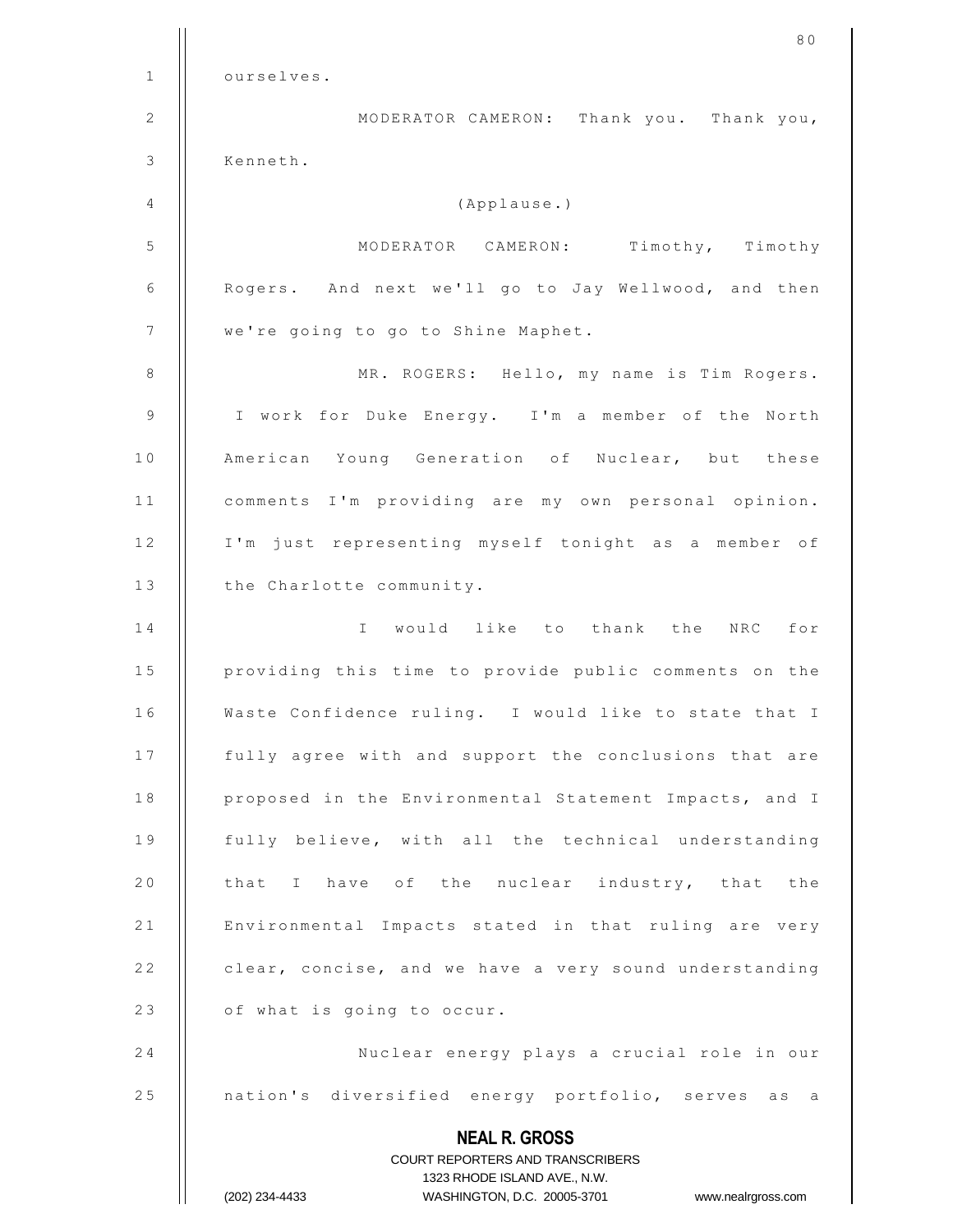ourselves.

MODERATOR CAMERON: Thank you. Thank you, Kenneth.

(Applause.)

MODERATOR CAMERON: Timothy, Timothy Rogers. And next we'll go to Jay Wellwood, and then we're going to go to Shine Maphet.

MR. ROGERS: Hello, my name is Tim Rogers. I work for Duke Energy. I'm a member of the North American Young Generation of Nuclear, but these comments I'm providing are my own personal opinion. I'm just representing myself tonight as a member of the Charlotte community.

I would like to thank the NRC for providing this time to provide public comments on the Waste Confidence ruling. I would like to state that I fully agree with and support the conclusions that are proposed in the Environmental Statement Impacts, and I fully believe, with all the technical understanding that I have of the nuclear industry, that the Environmental Impacts stated in that ruling are very clear, concise, and we have a very sound understanding of what is going to occur.

Nuclear energy plays a crucial role in our nation's diversified energy portfolio, serves as a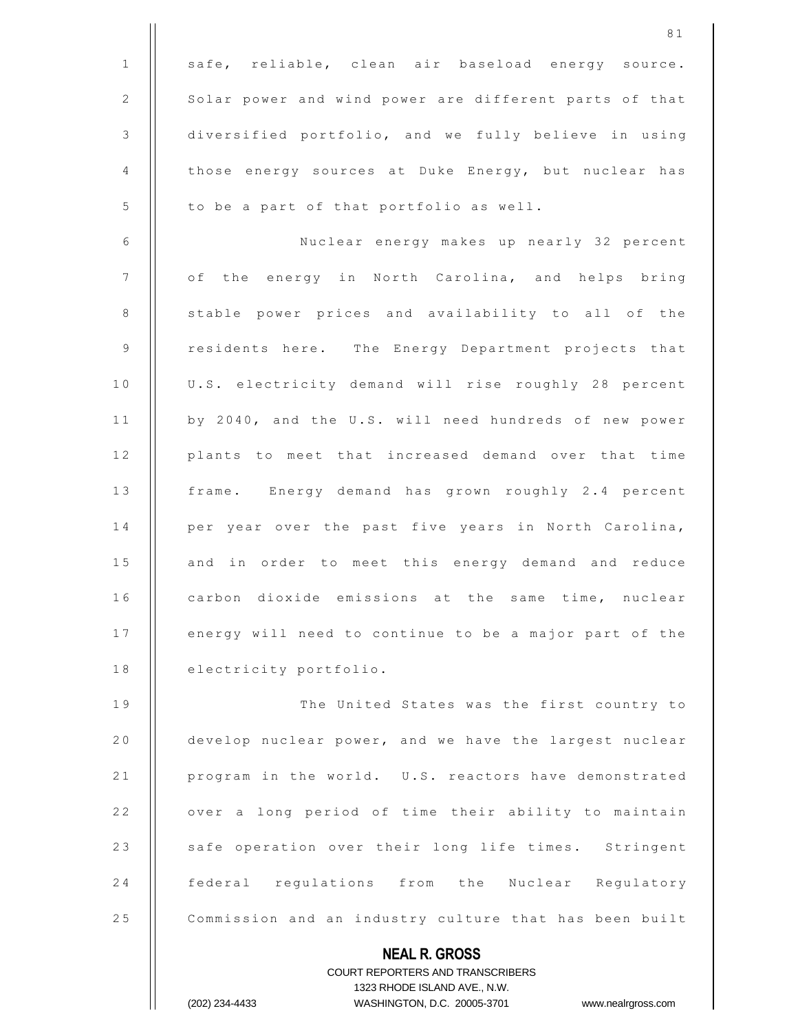safe, reliable, clean air baseload energy source. Solar power and wind power are different parts of that diversified portfolio, and we fully believe in using those energy sources at Duke Energy, but nuclear has to be a part of that portfolio as well.

Nuclear energy makes up nearly 32 percent of the energy in North Carolina, and helps bring stable power prices and availability to all of the residents here. The Energy Department projects that U.S. electricity demand will rise roughly 28 percent by 2040, and the U.S. will need hundreds of new power plants to meet that increased demand over that time frame. Energy demand has grown roughly 2.4 percent per year over the past five years in North Carolina, and in order to meet this energy demand and reduce carbon dioxide emissions at the same time, nuclear energy will need to continue to be a major part of the electricity portfolio.

The United States was the first country to develop nuclear power, and we have the largest nuclear program in the world. U.S. reactors have demonstrated over a long period of time their ability to maintain safe operation over their long life times. Stringent federal regulations from the Nuclear Regulatory Commission and an industry culture that has been built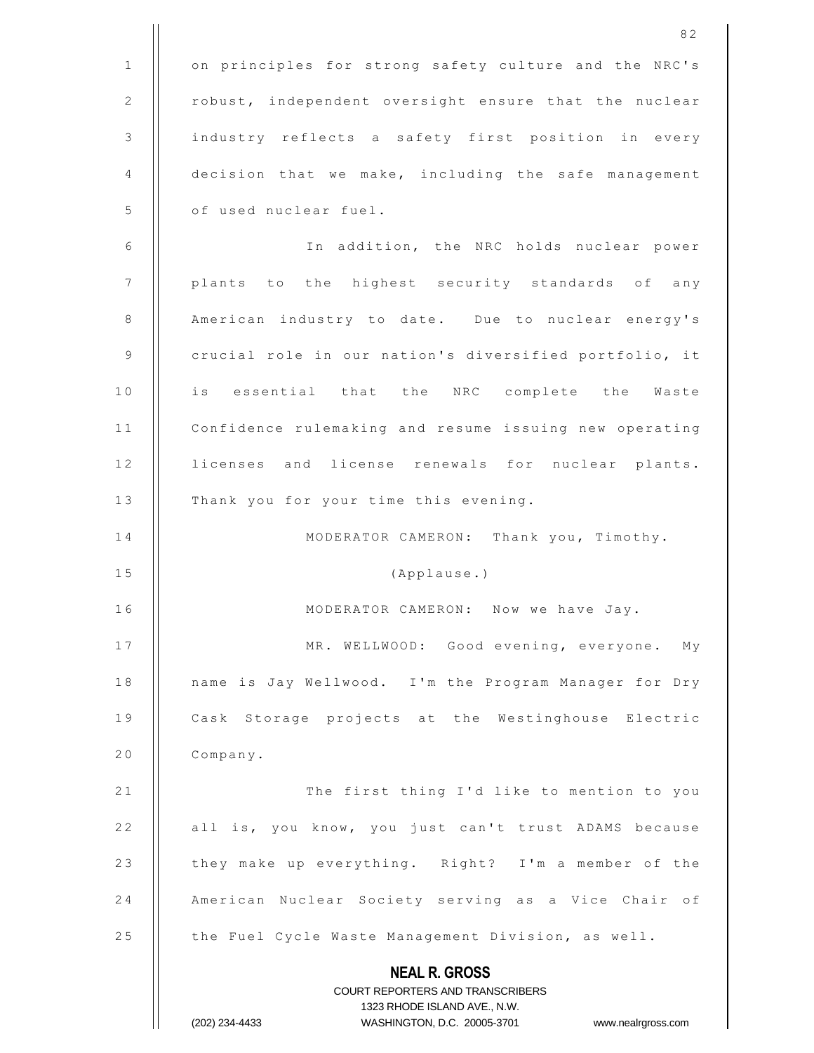on principles for strong safety culture and the NRC's robust, independent oversight ensure that the nuclear industry reflects a safety first position in every decision that we make, including the safe management of used nuclear fuel.

In addition, the NRC holds nuclear power plants to the highest security standards of any American industry to date. Due to nuclear energy's crucial role in our nation's diversified portfolio, it is essential that the NRC complete the Waste Confidence rulemaking and resume issuing new operating licenses and license renewals for nuclear plants. Thank you for your time this evening.

MODERATOR CAMERON: Thank you, Timothy.

(Applause.)

MODERATOR CAMERON: Now we have Jay.

MR. WELLWOOD: Good evening, everyone. My name is Jay Wellwood. I'm the Program Manager for Dry Cask Storage projects at the Westinghouse Electric Company.

The first thing I'd like to mention to you all is, you know, you just can't trust ADAMS because they make up everything. Right? I'm a member of the American Nuclear Society serving as a Vice Chair of the Fuel Cycle Waste Management Division, as well.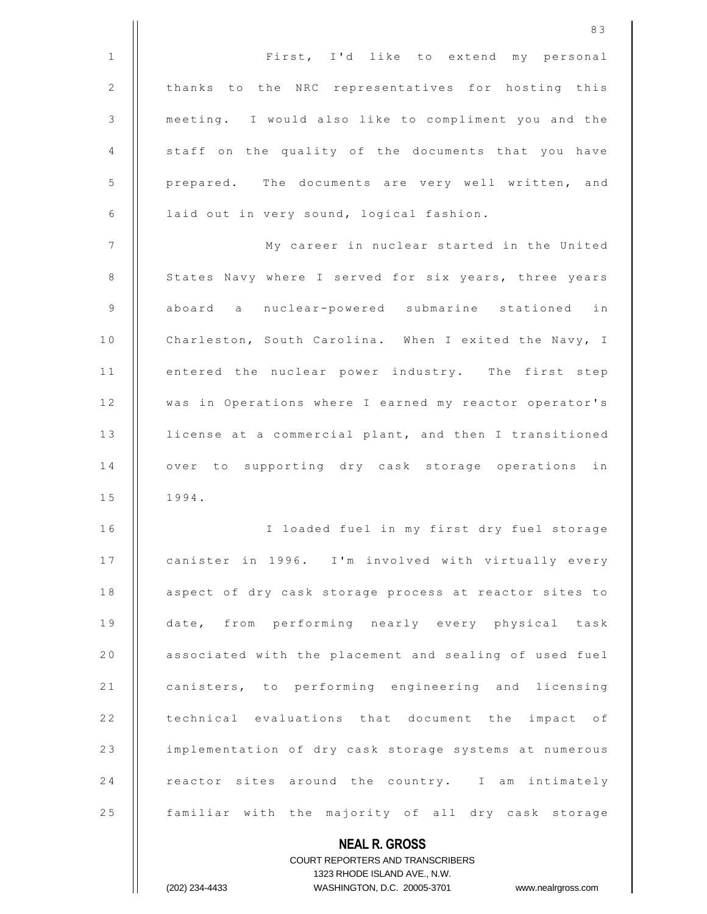First, I'd like to extend my personal thanks to the NRC representatives for hosting this meeting. I would also like to compliment you and the staff on the quality of the documents that you have prepared. The documents are very well written, and laid out in very sound, logical fashion.

My career in nuclear started in the United States Navy where I served for six years, three years aboard a nuclear-powered submarine stationed in Charleston, South Carolina. When I exited the Navy, I entered the nuclear power industry. The first step was in Operations where I earned my reactor operator's license at a commercial plant, and then I transitioned over to supporting dry cask storage operations in 1994.

I loaded fuel in my first dry fuel storage canister in 1996. I'm involved with virtually every aspect of dry cask storage process at reactor sites to date, from performing nearly every physical task associated with the placement and sealing of used fuel canisters, to performing engineering and licensing technical evaluations that document the impact of implementation of dry cask storage systems at numerous reactor sites around the country. I am intimately familiar with the majority of all dry cask storage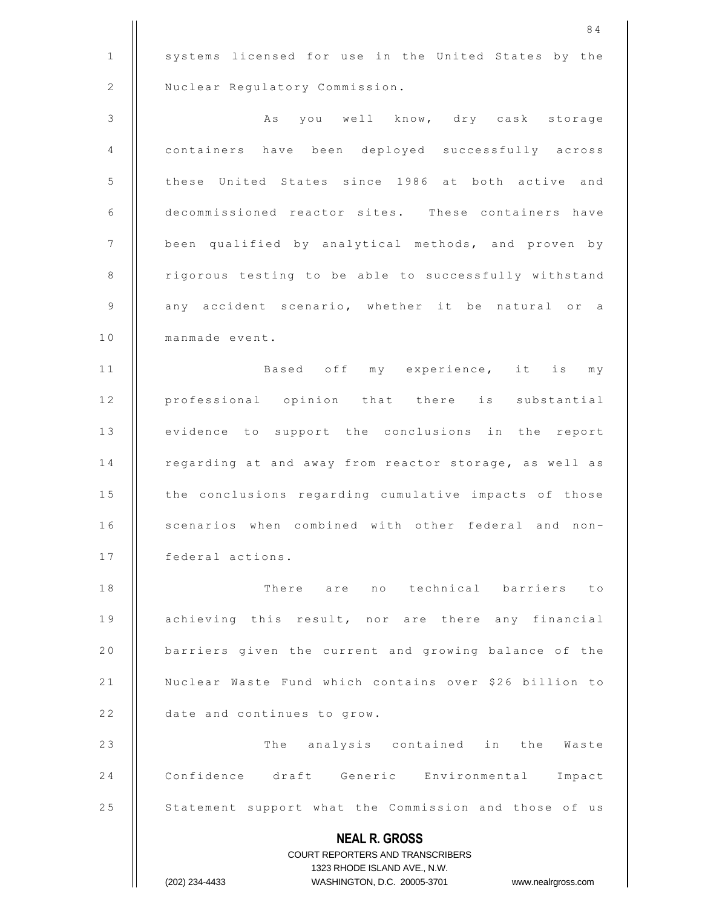systems licensed for use in the United States by the Nuclear Regulatory Commission.

As you well know, dry cask storage containers have been deployed successfully across these United States since 1986 at both active and decommissioned reactor sites. These containers have been qualified by analytical methods, and proven by rigorous testing to be able to successfully withstand any accident scenario, whether it be natural or a manmade event.

Based off my experience, it is my professional opinion that there is substantial evidence to support the conclusions in the report regarding at and away from reactor storage, as well as the conclusions regarding cumulative impacts of those scenarios when combined with other federal and non-federal actions.

There are no technical barriers to achieving this result, nor are there any financial barriers given the current and growing balance of the Nuclear Waste Fund which contains over $26 billion to date and continues to grow.

The analysis contained in the Waste Confidence draft Generic Environmental Impact Statement support what the Commission and those of us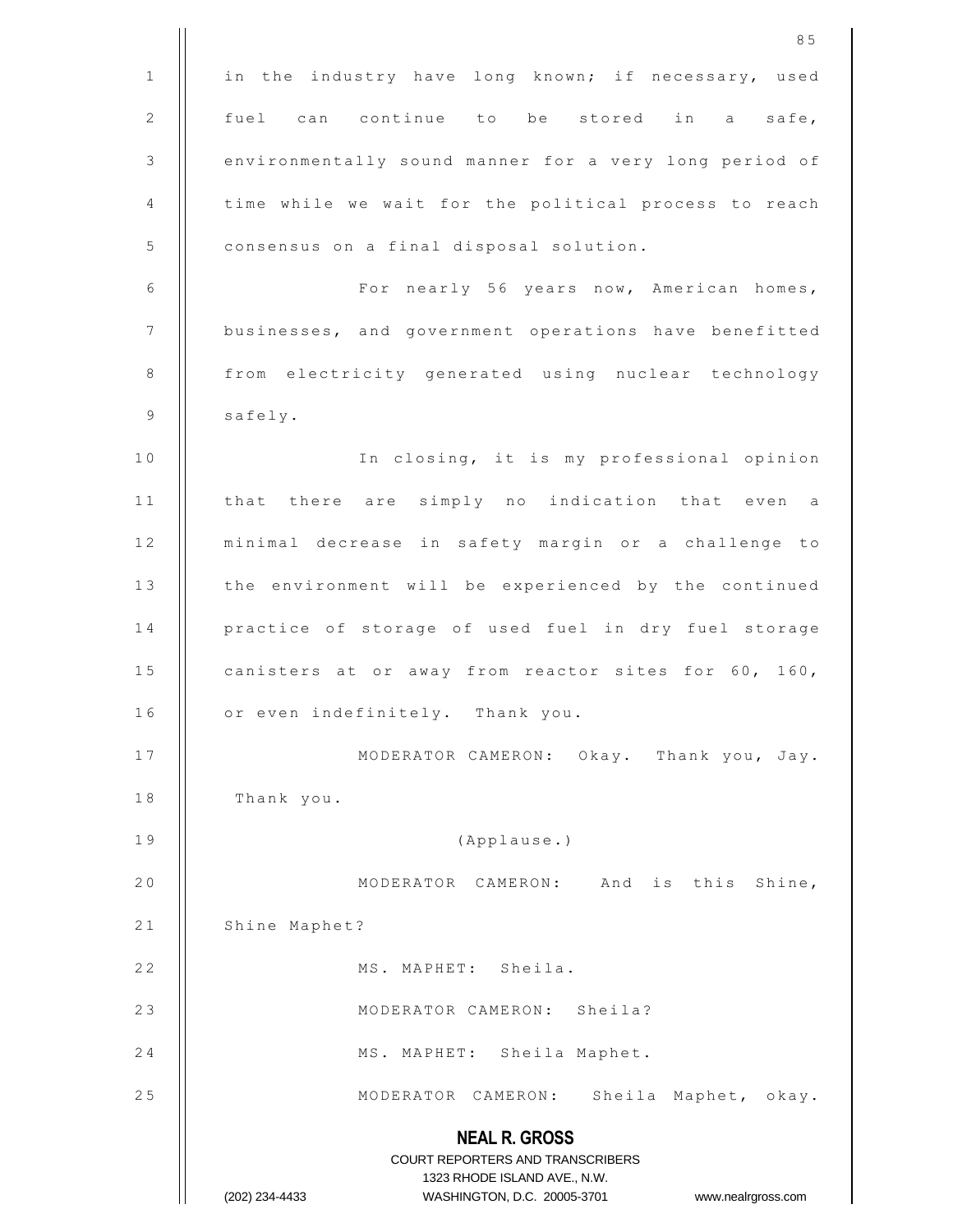in the industry have long known; if necessary, used fuel can continue to be stored in a safe, environmentally sound manner for a very long period of time while we wait for the political process to reach consensus on a final disposal solution.

For nearly 56 years now, American homes, businesses, and government operations have benefitted from electricity generated using nuclear technology safely.

In closing, it is my professional opinion that there are simply no indication that even a minimal decrease in safety margin or a challenge to the environment will be experienced by the continued practice of storage of used fuel in dry fuel storage canisters at or away from reactor sites for 60, 160, or even indefinitely. Thank you.

MODERATOR CAMERON: Okay. Thank you, Jay. Thank you.

(Applause.)

MODERATOR CAMERON: And is this Shine, Shine Maphet?

MS. MAPHET: Sheila.

MODERATOR CAMERON: Sheila?

MS. MAPHET: Sheila Maphet.

MODERATOR CAMERON: Sheila Maphet, okay.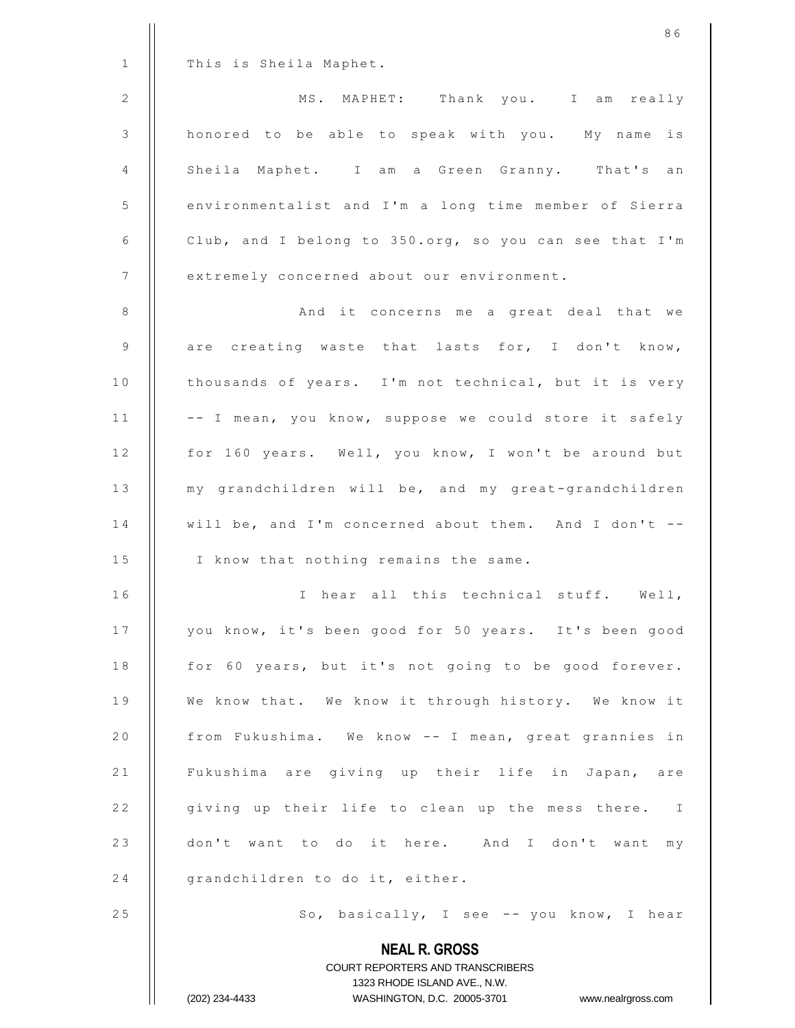This is Sheila Maphet.

MS. MAPHET: Thank you. I am really honored to be able to speak with you. My name is Sheila Maphet. I am a Green Granny. That's an environmentalist and I'm a long time member of Sierra Club, and I belong to 350.org, so you can see that I'm extremely concerned about our environment.

And it concerns me a great deal that we are creating waste that lasts for, I don't know, thousands of years. I'm not technical, but it is very -- I mean, you know, suppose we could store it safely for 160 years. Well, you know, I won't be around but my grandchildren will be, and my great-grandchildren will be, and I'm concerned about them. And I don't -- I know that nothing remains the same.

I hear all this technical stuff. Well, you know, it's been good for 50 years. It's been good for 60 years, but it's not going to be good forever. We know that. We know it through history. We know it from Fukushima. We know -- I mean, great grannies in Fukushima are giving up their life in Japan, are giving up their life to clean up the mess there. I don't want to do it here. And I don't want my grandchildren to do it, either.

So, basically, I see -- you know, I hear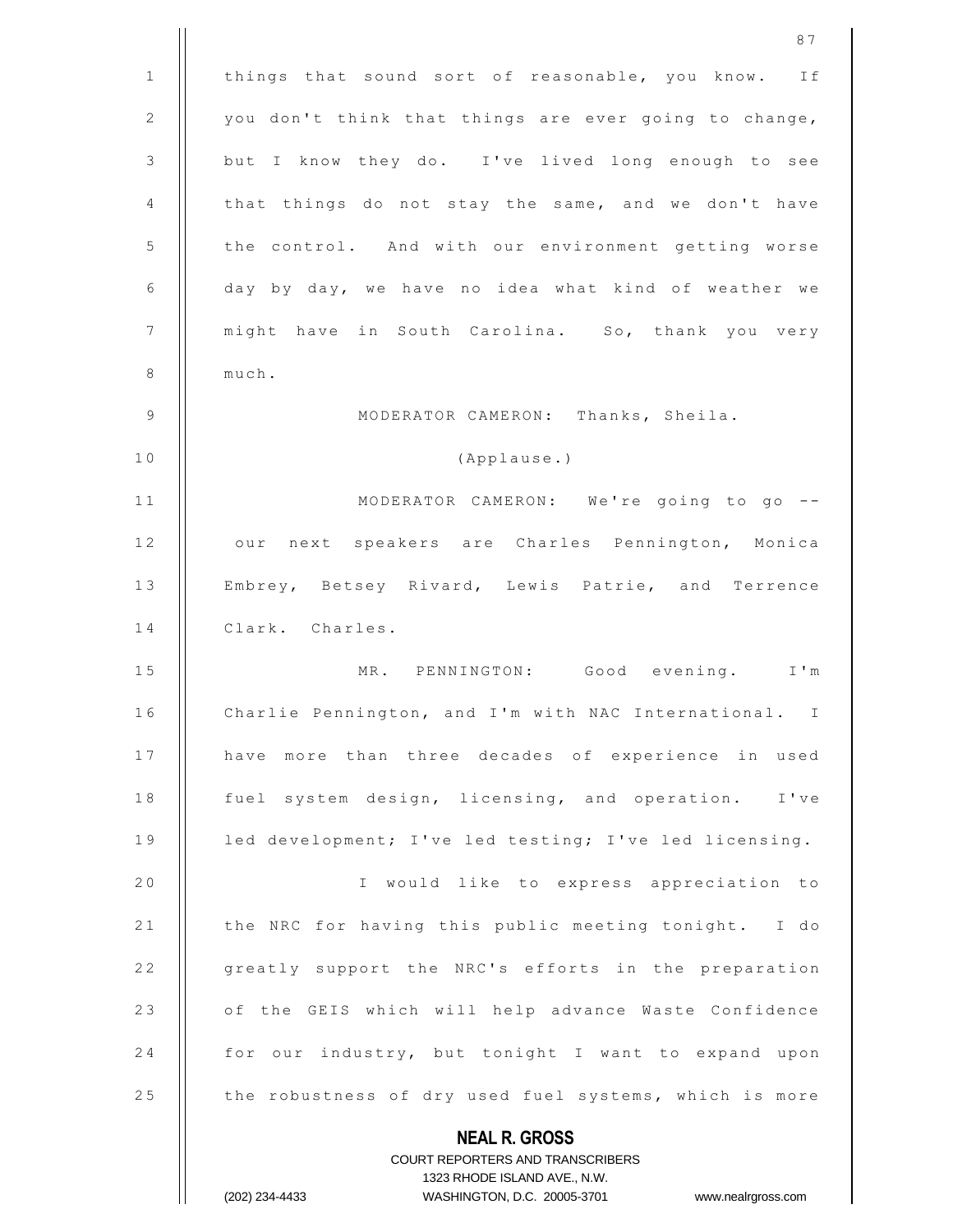things that sound sort of reasonable, you know. If you don't think that things are ever going to change, but I know they do. I've lived long enough to see that things do not stay the same, and we don't have the control. And with our environment getting worse day by day, we have no idea what kind of weather we might have in South Carolina. So, thank you very much.

MODERATOR CAMERON: Thanks, Sheila.

(Applause.)

MODERATOR CAMERON: We're going to go -- our next speakers are Charles Pennington, Monica Embrey, Betsey Rivard, Lewis Patrie, and Terrence Clark. Charles.

MR. PENNINGTON: Good evening. I'm Charlie Pennington, and I'm with NAC International. I have more than three decades of experience in used fuel system design, licensing, and operation. I've led development; I've led testing; I've led licensing.

I would like to express appreciation to the NRC for having this public meeting tonight. I do greatly support the NRC's efforts in the preparation of the GEIS which will help advance Waste Confidence for our industry, but tonight I want to expand upon the robustness of dry used fuel systems, which is more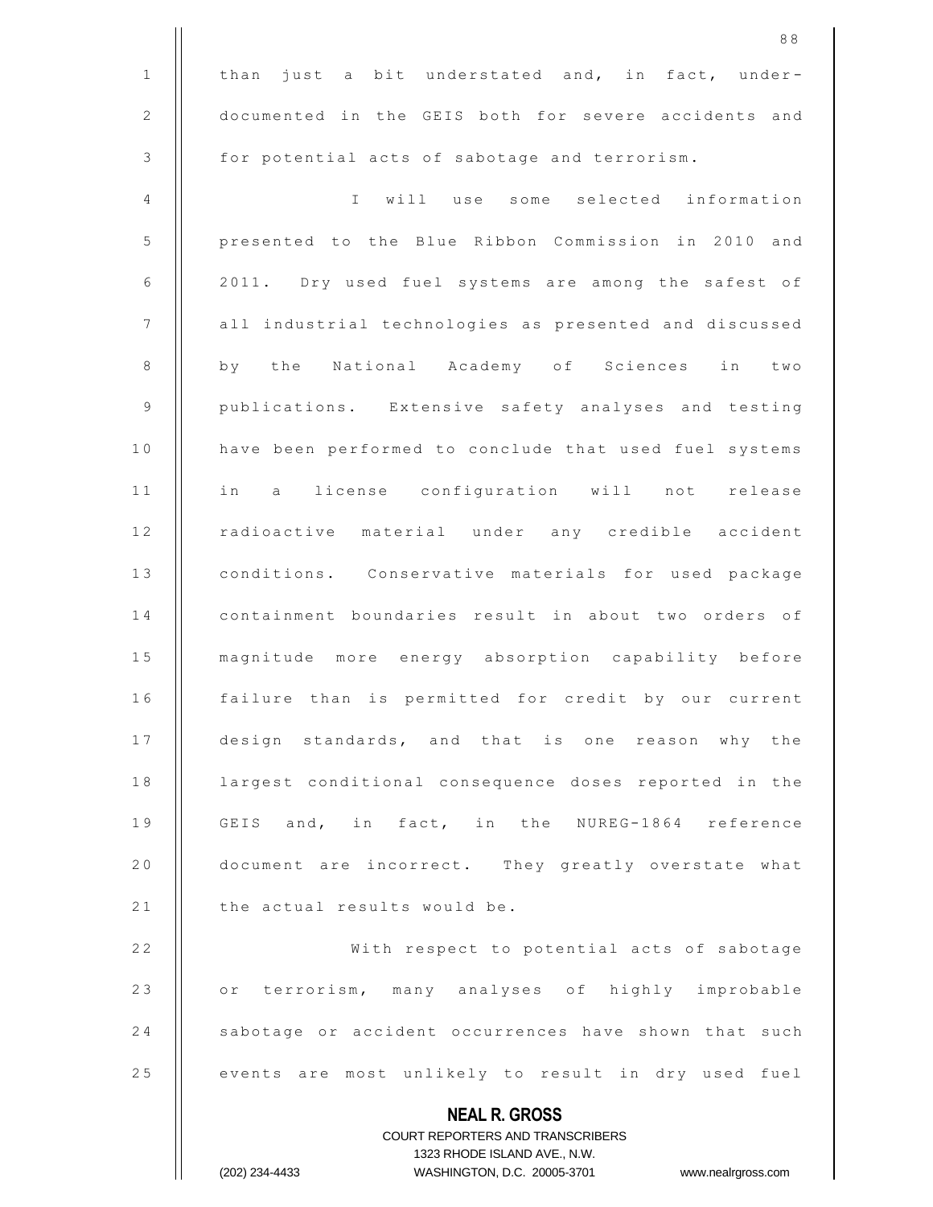than just a bit understated and, in fact, under-documented in the GEIS both for severe accidents and for potential acts of sabotage and terrorism.

I will use some selected information presented to the Blue Ribbon Commission in 2010 and 2011. Dry used fuel systems are among the safest of all industrial technologies as presented and discussed by the National Academy of Sciences in two publications. Extensive safety analyses and testing have been performed to conclude that used fuel systems in a license configuration will not release radioactive material under any credible accident conditions. Conservative materials for used package containment boundaries result in about two orders of magnitude more energy absorption capability before failure than is permitted for credit by our current design standards, and that is one reason why the largest conditional consequence doses reported in the GEIS and, in fact, in the NUREG-1864 reference document are incorrect. They greatly overstate what the actual results would be.

With respect to potential acts of sabotage or terrorism, many analyses of highly improbable sabotage or accident occurrences have shown that such events are most unlikely to result in dry used fuel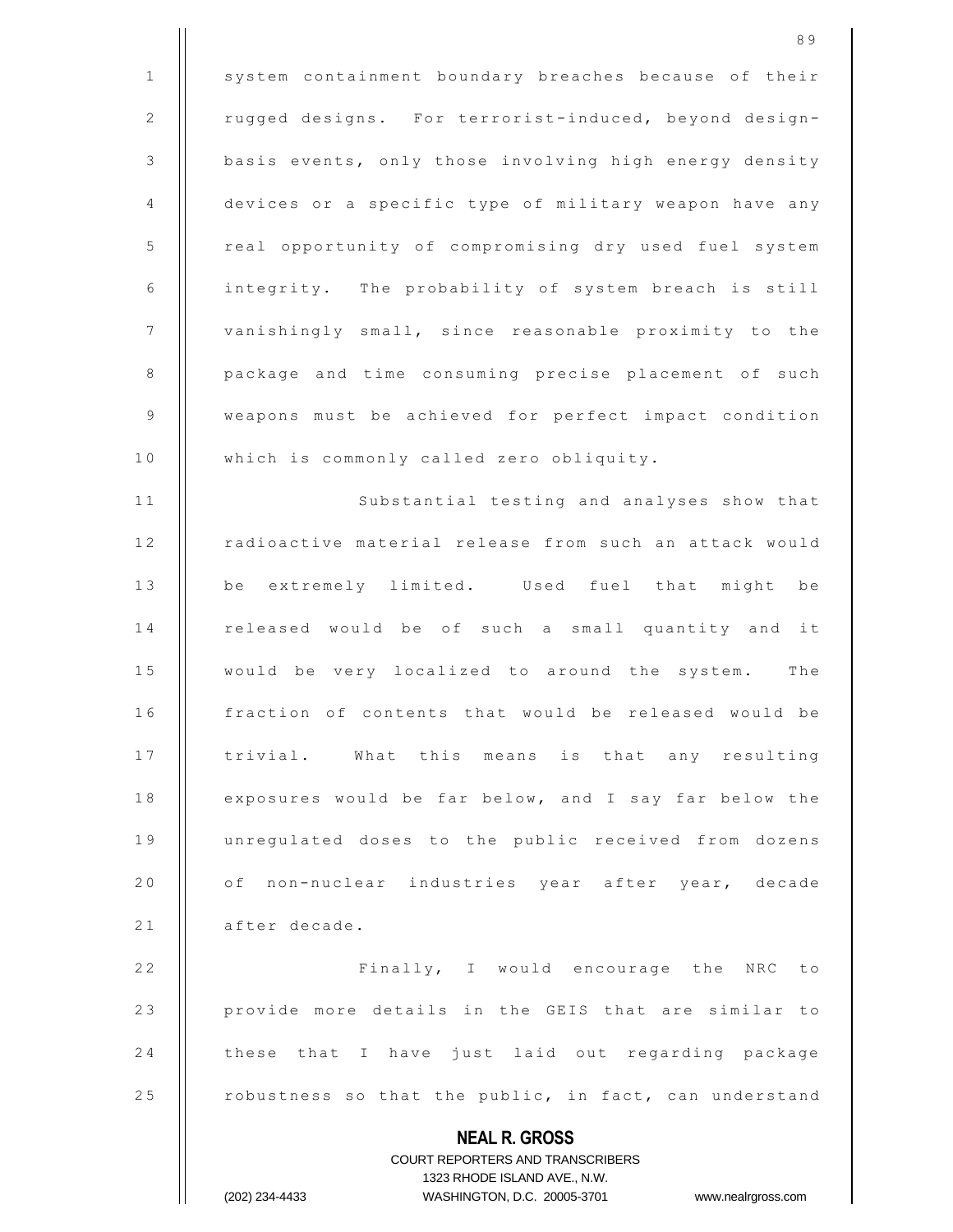system containment boundary breaches because of their rugged designs. For terrorist-induced, beyond design-basis events, only those involving high energy density devices or a specific type of military weapon have any real opportunity of compromising dry used fuel system integrity. The probability of system breach is still vanishingly small, since reasonable proximity to the package and time consuming precise placement of such weapons must be achieved for perfect impact condition which is commonly called zero obliquity.

Substantial testing and analyses show that radioactive material release from such an attack would be extremely limited. Used fuel that might be released would be of such a small quantity and it would be very localized to around the system. The fraction of contents that would be released would be trivial. What this means is that any resulting exposures would be far below, and I say far below the unregulated doses to the public received from dozens of non-nuclear industries year after year, decade after decade.

Finally, I would encourage the NRC to provide more details in the GEIS that are similar to these that I have just laid out regarding package robustness so that the public, in fact, can understand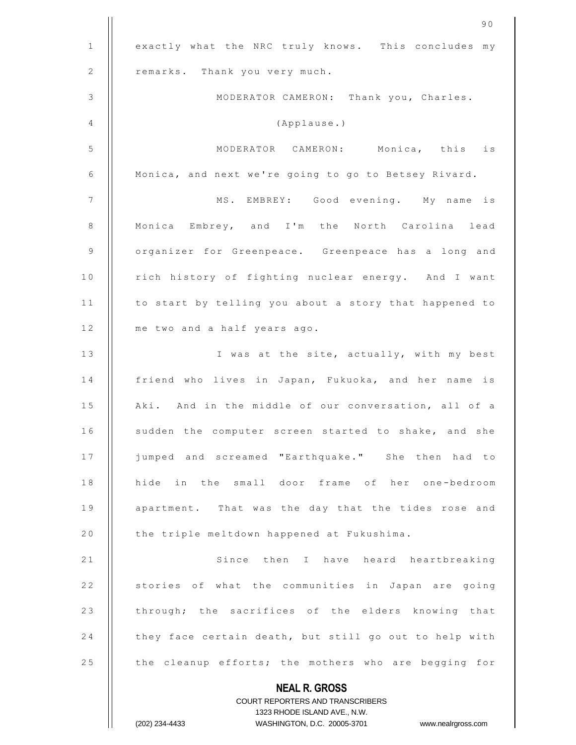exactly what the NRC truly knows. This concludes my remarks. Thank you very much.

MODERATOR CAMERON: Thank you, Charles.

(Applause.)

MODERATOR CAMERON: Monica, this is Monica, and next we're going to go to Betsey Rivard.

MS. EMBREY: Good evening. My name is Monica Embrey, and I'm the North Carolina lead organizer for Greenpeace. Greenpeace has a long and rich history of fighting nuclear energy. And I want to start by telling you about a story that happened to me two and a half years ago.

I was at the site, actually, with my best friend who lives in Japan, Fukuoka, and her name is Aki. And in the middle of our conversation, all of a sudden the computer screen started to shake, and she jumped and screamed "Earthquake." She then had to hide in the small door frame of her one-bedroom apartment. That was the day that the tides rose and the triple meltdown happened at Fukushima.

Since then I have heard heartbreaking stories of what the communities in Japan are going through; the sacrifices of the elders knowing that they face certain death, but still go out to help with the cleanup efforts; the mothers who are begging for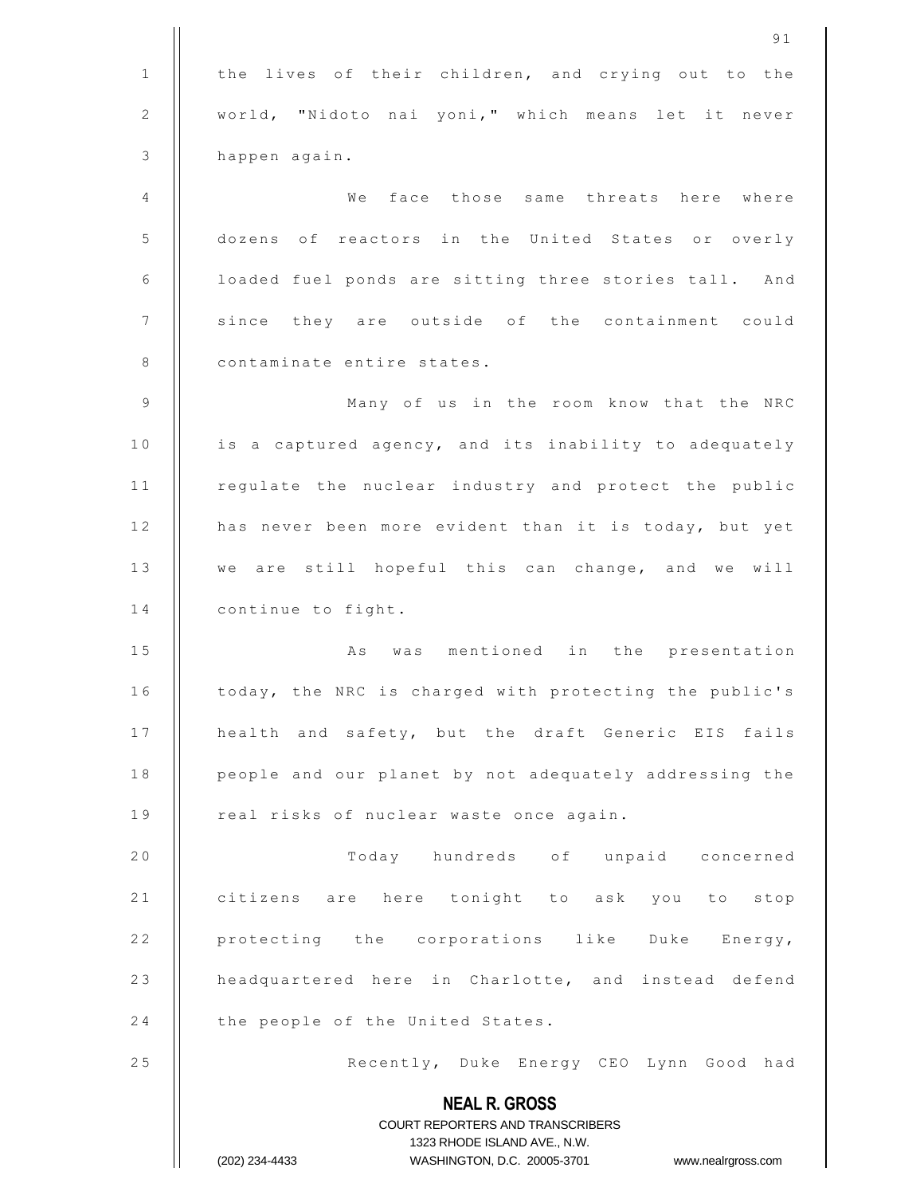the lives of their children, and crying out to the world, "Nidoto nai yoni," which means let it never happen again.

We face those same threats here where dozens of reactors in the United States or overly loaded fuel ponds are sitting three stories tall. And since they are outside of the containment could contaminate entire states.

Many of us in the room know that the NRC is a captured agency, and its inability to adequately regulate the nuclear industry and protect the public has never been more evident than it is today, but yet we are still hopeful this can change, and we will continue to fight.

As was mentioned in the presentation today, the NRC is charged with protecting the public's health and safety, but the draft Generic EIS fails people and our planet by not adequately addressing the real risks of nuclear waste once again.

Today hundreds of unpaid concerned citizens are here tonight to ask you to stop protecting the corporations like Duke Energy, headquartered here in Charlotte, and instead defend the people of the United States.

Recently, Duke Energy CEO Lynn Good had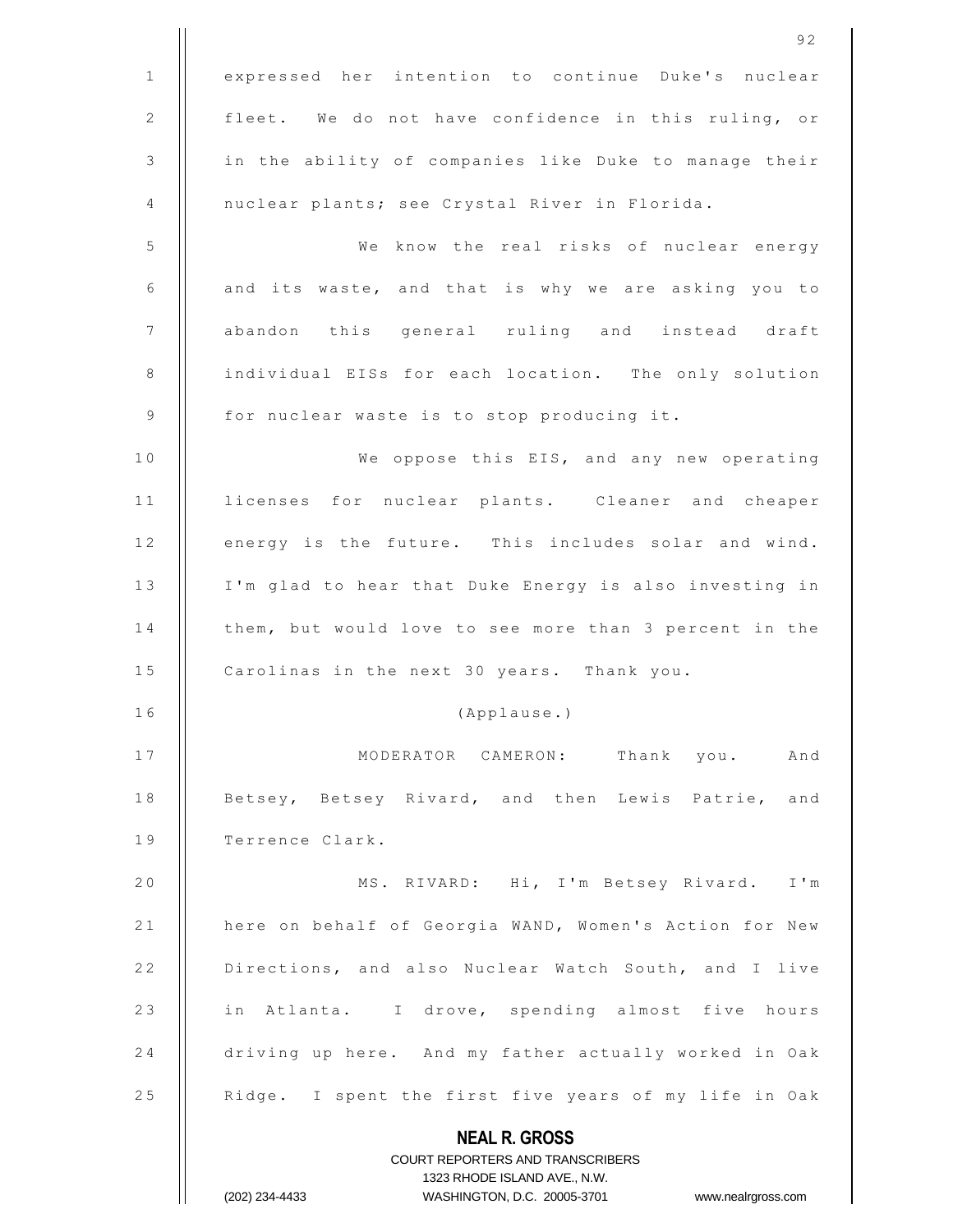expressed her intention to continue Duke's nuclear fleet. We do not have confidence in this ruling, or in the ability of companies like Duke to manage their nuclear plants; see Crystal River in Florida.

We know the real risks of nuclear energy and its waste, and that is why we are asking you to abandon this general ruling and instead draft individual EISs for each location. The only solution for nuclear waste is to stop producing it.

We oppose this EIS, and any new operating licenses for nuclear plants. Cleaner and cheaper energy is the future. This includes solar and wind. I'm glad to hear that Duke Energy is also investing in them, but would love to see more than 3 percent in the Carolinas in the next 30 years. Thank you.

(Applause.)

MODERATOR CAMERON: Thank you. And Betsey, Betsey Rivard, and then Lewis Patrie, and Terrence Clark.

MS. RIVARD: Hi, I'm Betsey Rivard. I'm here on behalf of Georgia WAND, Women's Action for New Directions, and also Nuclear Watch South, and I live in Atlanta. I drove, spending almost five hours driving up here. And my father actually worked in Oak Ridge. I spent the first five years of my life in Oak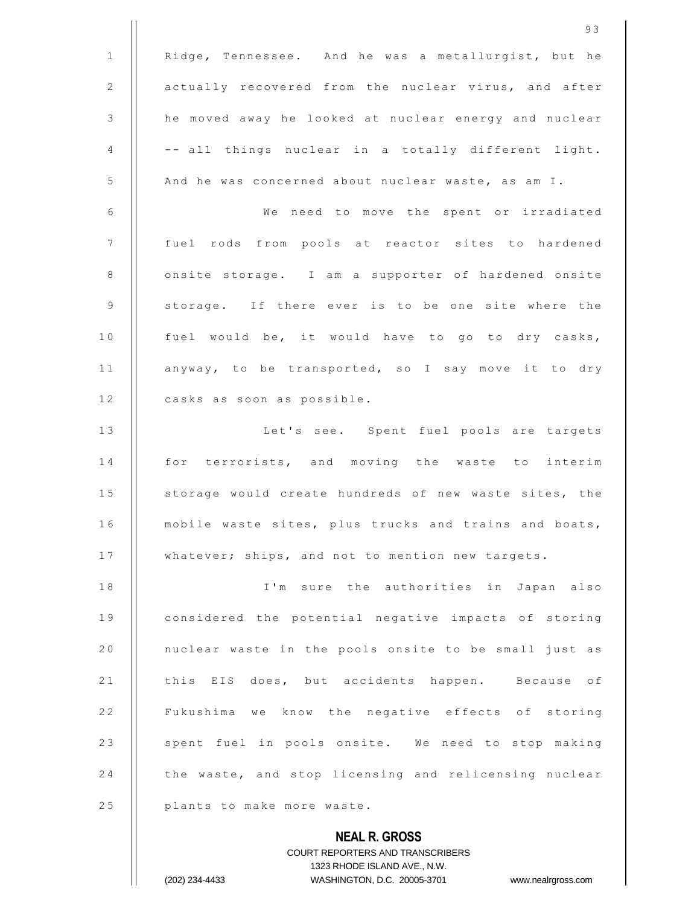Ridge, Tennessee. And he was a metallurgist, but he actually recovered from the nuclear virus, and after he moved away he looked at nuclear energy and nuclear -- all things nuclear in a totally different light. And he was concerned about nuclear waste, as am I.

We need to move the spent or irradiated fuel rods from pools at reactor sites to hardened onsite storage. I am a supporter of hardened onsite storage. If there ever is to be one site where the fuel would be, it would have to go to dry casks, anyway, to be transported, so I say move it to dry casks as soon as possible.

Let's see. Spent fuel pools are targets for terrorists, and moving the waste to interim storage would create hundreds of new waste sites, the mobile waste sites, plus trucks and trains and boats, whatever; ships, and not to mention new targets.

I'm sure the authorities in Japan also considered the potential negative impacts of storing nuclear waste in the pools onsite to be small just as this EIS does, but accidents happen. Because of Fukushima we know the negative effects of storing spent fuel in pools onsite. We need to stop making the waste, and stop licensing and relicensing nuclear plants to make more waste.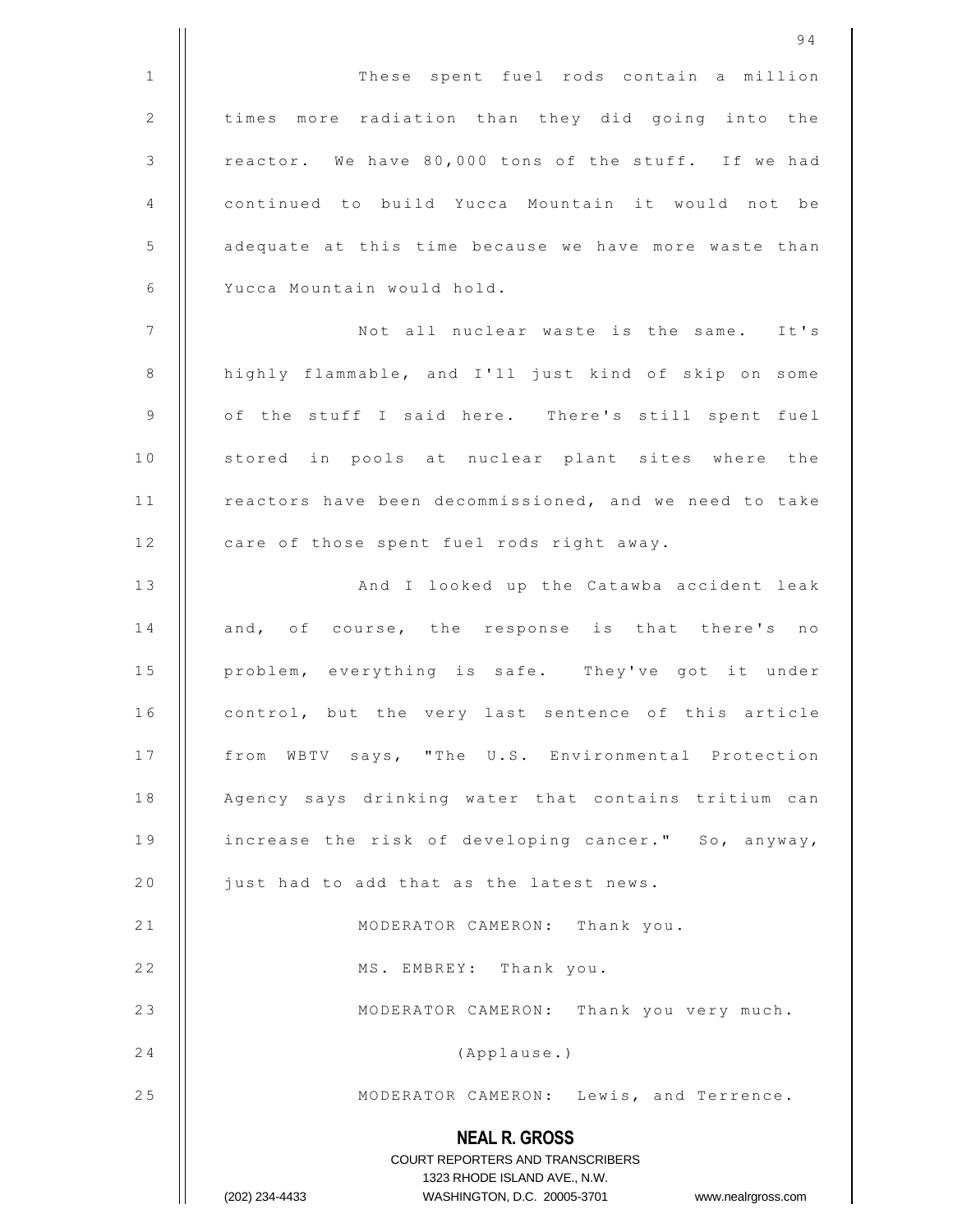These spent fuel rods contain a million times more radiation than they did going into the reactor. We have 80,000 tons of the stuff. If we had continued to build Yucca Mountain it would not be adequate at this time because we have more waste than Yucca Mountain would hold.

Not all nuclear waste is the same. It's highly flammable, and I'll just kind of skip on some of the stuff I said here. There's still spent fuel stored in pools at nuclear plant sites where the reactors have been decommissioned, and we need to take care of those spent fuel rods right away.

And I looked up the Catawba accident leak and, of course, the response is that there's no problem, everything is safe. They've got it under control, but the very last sentence of this article from WBTV says, "The U.S. Environmental Protection Agency says drinking water that contains tritium can increase the risk of developing cancer." So, anyway, just had to add that as the latest news.

MODERATOR CAMERON: Thank you.

MS. EMBREY: Thank you.

MODERATOR CAMERON: Thank you very much.

(Applause.)

MODERATOR CAMERON: Lewis, and Terrence.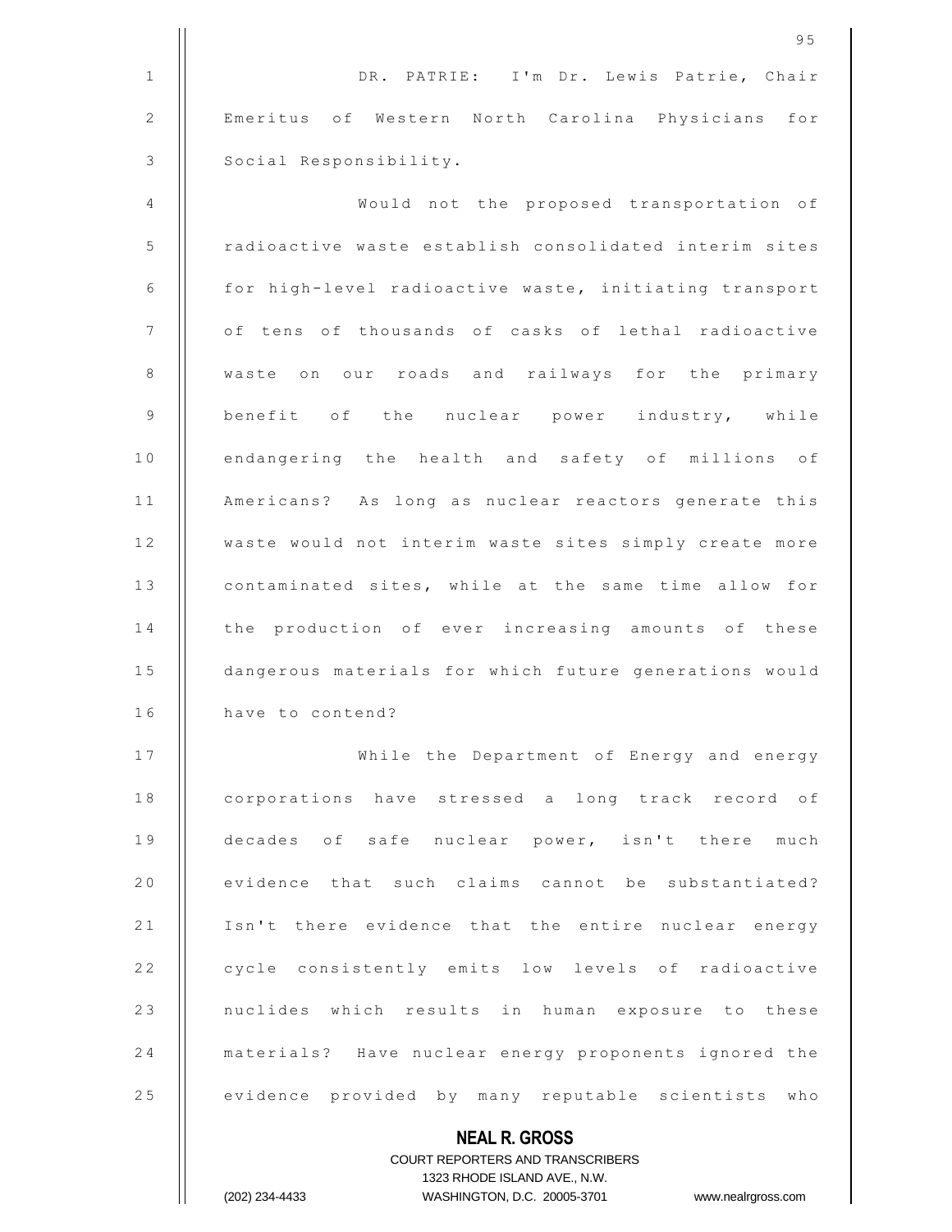DR. PATRIE: I'm Dr. Lewis Patrie, Chair Emeritus of Western North Carolina Physicians for Social Responsibility.

Would not the proposed transportation of radioactive waste establish consolidated interim sites for high-level radioactive waste, initiating transport of tens of thousands of casks of lethal radioactive waste on our roads and railways for the primary benefit of the nuclear power industry, while endangering the health and safety of millions of Americans? As long as nuclear reactors generate this waste would not interim waste sites simply create more contaminated sites, while at the same time allow for the production of ever increasing amounts of these dangerous materials for which future generations would have to contend?

While the Department of Energy and energy corporations have stressed a long track record of decades of safe nuclear power, isn't there much evidence that such claims cannot be substantiated? Isn't there evidence that the entire nuclear energy cycle consistently emits low levels of radioactive nuclides which results in human exposure to these materials? Have nuclear energy proponents ignored the evidence provided by many reputable scientists who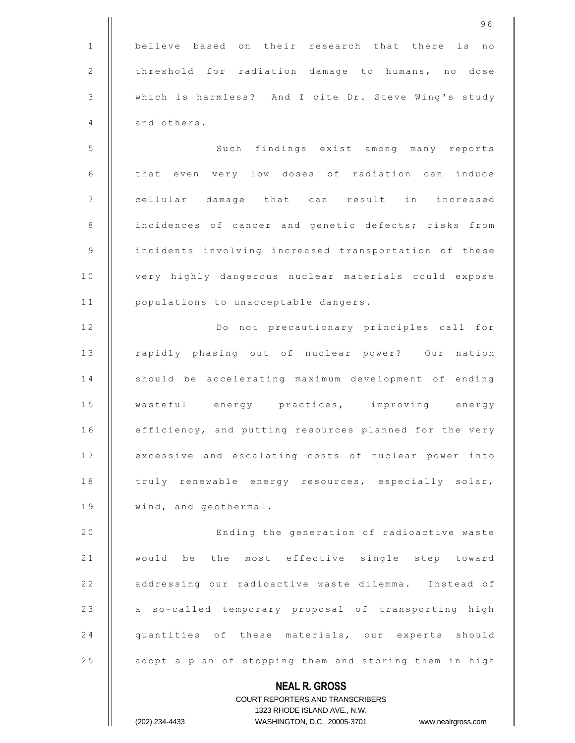believe based on their research that there is no threshold for radiation damage to humans, no dose which is harmless? And I cite Dr. Steve Wing's study and others.

Such findings exist among many reports that even very low doses of radiation can induce cellular damage that can result in increased incidences of cancer and genetic defects; risks from incidents involving increased transportation of these very highly dangerous nuclear materials could expose populations to unacceptable dangers.

Do not precautionary principles call for rapidly phasing out of nuclear power? Our nation should be accelerating maximum development of ending wasteful energy practices, improving energy efficiency, and putting resources planned for the very excessive and escalating costs of nuclear power into truly renewable energy resources, especially solar, wind, and geothermal.

Ending the generation of radioactive waste would be the most effective single step toward addressing our radioactive waste dilemma. Instead of a so-called temporary proposal of transporting high quantities of these materials, our experts should adopt a plan of stopping them and storing them in high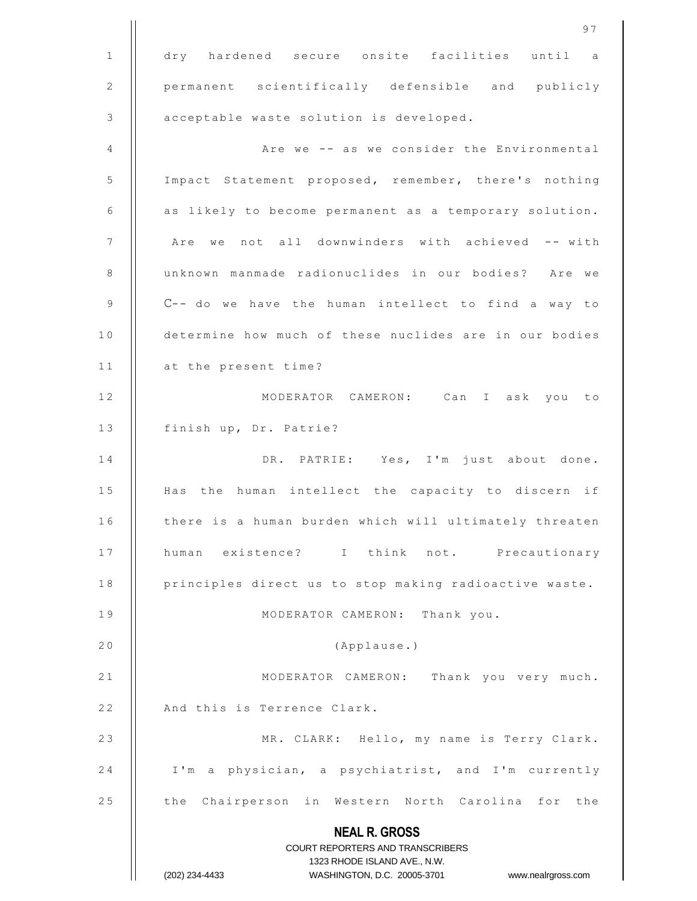dry hardened secure onsite facilities until a permanent scientifically defensible and publicly acceptable waste solution is developed.

Are we -- as we consider the Environmental Impact Statement proposed, remember, there's nothing as likely to become permanent as a temporary solution. Are we not all downwinders with achieved -- with unknown manmade radionuclides in our bodies? Are we C-- do we have the human intellect to find a way to determine how much of these nuclides are in our bodies at the present time?

MODERATOR CAMERON: Can I ask you to finish up, Dr. Patrie?

DR. PATRIE: Yes, I'm just about done. Has the human intellect the capacity to discern if there is a human burden which will ultimately threaten human existence? I think not. Precautionary principles direct us to stop making radioactive waste.

MODERATOR CAMERON: Thank you.

(Applause.)

MODERATOR CAMERON: Thank you very much. And this is Terrence Clark.

MR. CLARK: Hello, my name is Terry Clark. I'm a physician, a psychiatrist, and I'm currently the Chairperson in Western North Carolina for the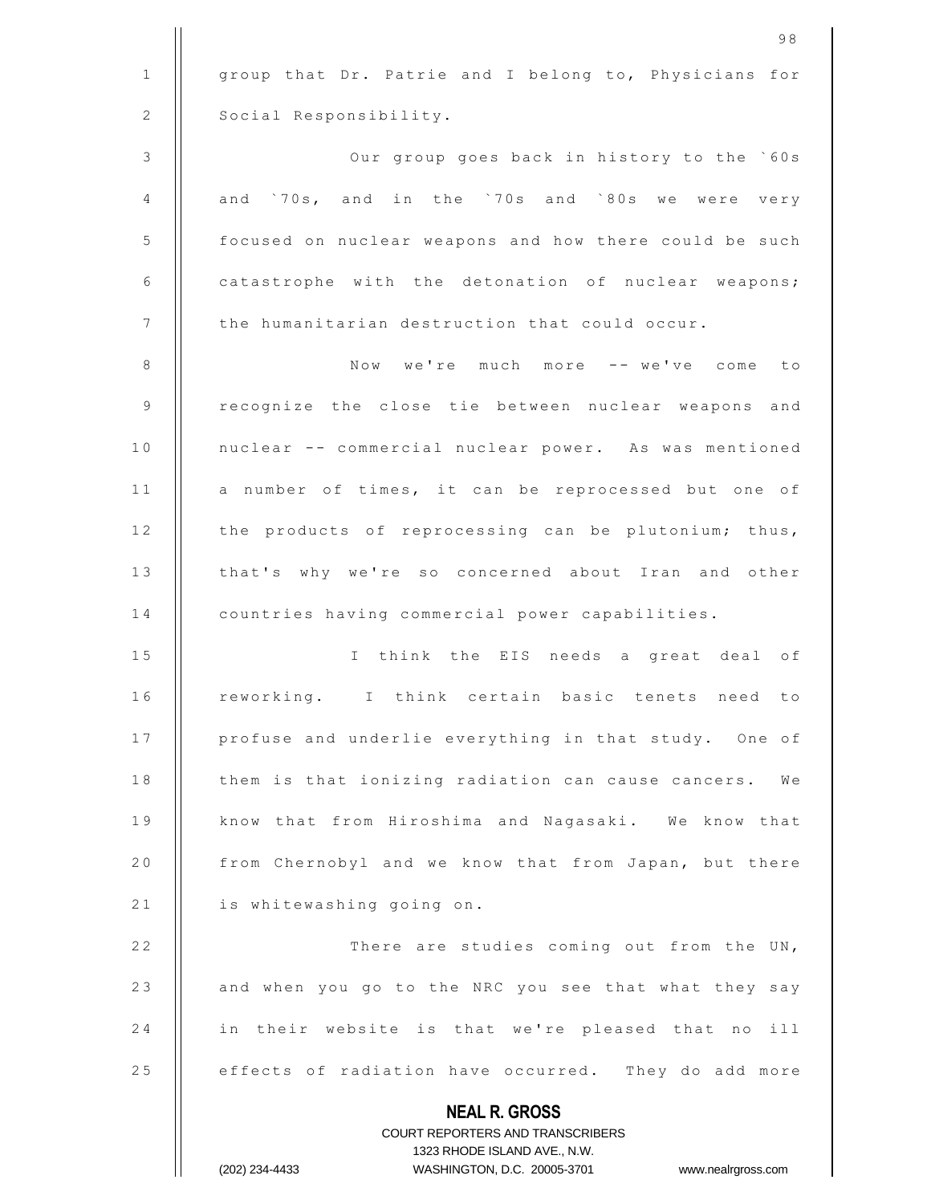group that Dr. Patrie and I belong to, Physicians for Social Responsibility.

Our group goes back in history to the `60s and `70s, and in the `70s and `80s we were very focused on nuclear weapons and how there could be such catastrophe with the detonation of nuclear weapons; the humanitarian destruction that could occur.

Now we're much more -- we've come to recognize the close tie between nuclear weapons and nuclear -- commercial nuclear power. As was mentioned a number of times, it can be reprocessed but one of the products of reprocessing can be plutonium; thus, that's why we're so concerned about Iran and other countries having commercial power capabilities.

I think the EIS needs a great deal of reworking. I think certain basic tenets need to profuse and underlie everything in that study. One of them is that ionizing radiation can cause cancers. We know that from Hiroshima and Nagasaki. We know that from Chernobyl and we know that from Japan, but there is whitewashing going on.

There are studies coming out from the UN, and when you go to the NRC you see that what they say in their website is that we're pleased that no ill effects of radiation have occurred. They do add more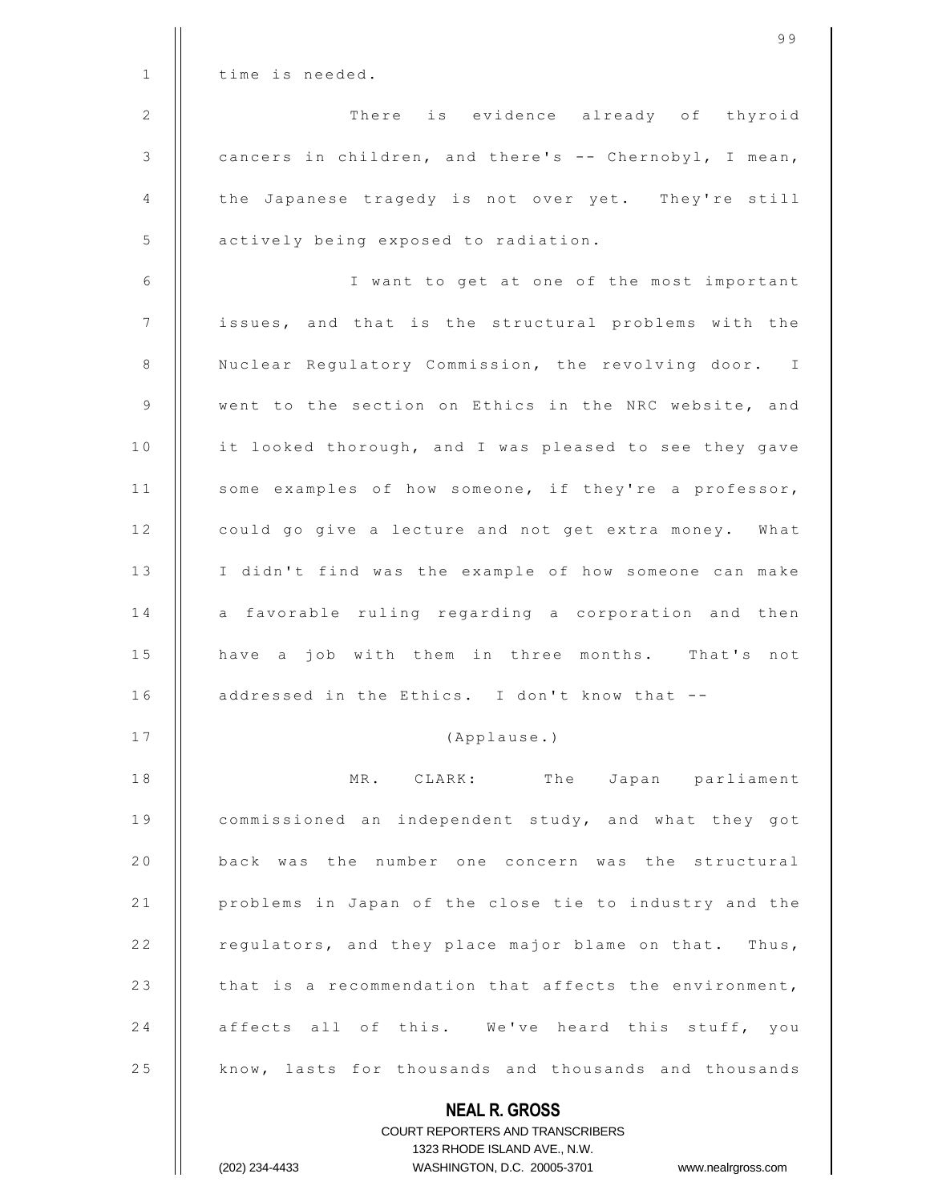time is needed.

There is evidence already of thyroid cancers in children, and there's -- Chernobyl, I mean, the Japanese tragedy is not over yet. They're still actively being exposed to radiation.

I want to get at one of the most important issues, and that is the structural problems with the Nuclear Regulatory Commission, the revolving door. I went to the section on Ethics in the NRC website, and it looked thorough, and I was pleased to see they gave some examples of how someone, if they're a professor, could go give a lecture and not get extra money. What I didn't find was the example of how someone can make a favorable ruling regarding a corporation and then have a job with them in three months. That's not addressed in the Ethics. I don't know that --

(Applause.)

MR. CLARK: The Japan parliament commissioned an independent study, and what they got back was the number one concern was the structural problems in Japan of the close tie to industry and the regulators, and they place major blame on that. Thus, that is a recommendation that affects the environment, affects all of this. We've heard this stuff, you know, lasts for thousands and thousands and thousands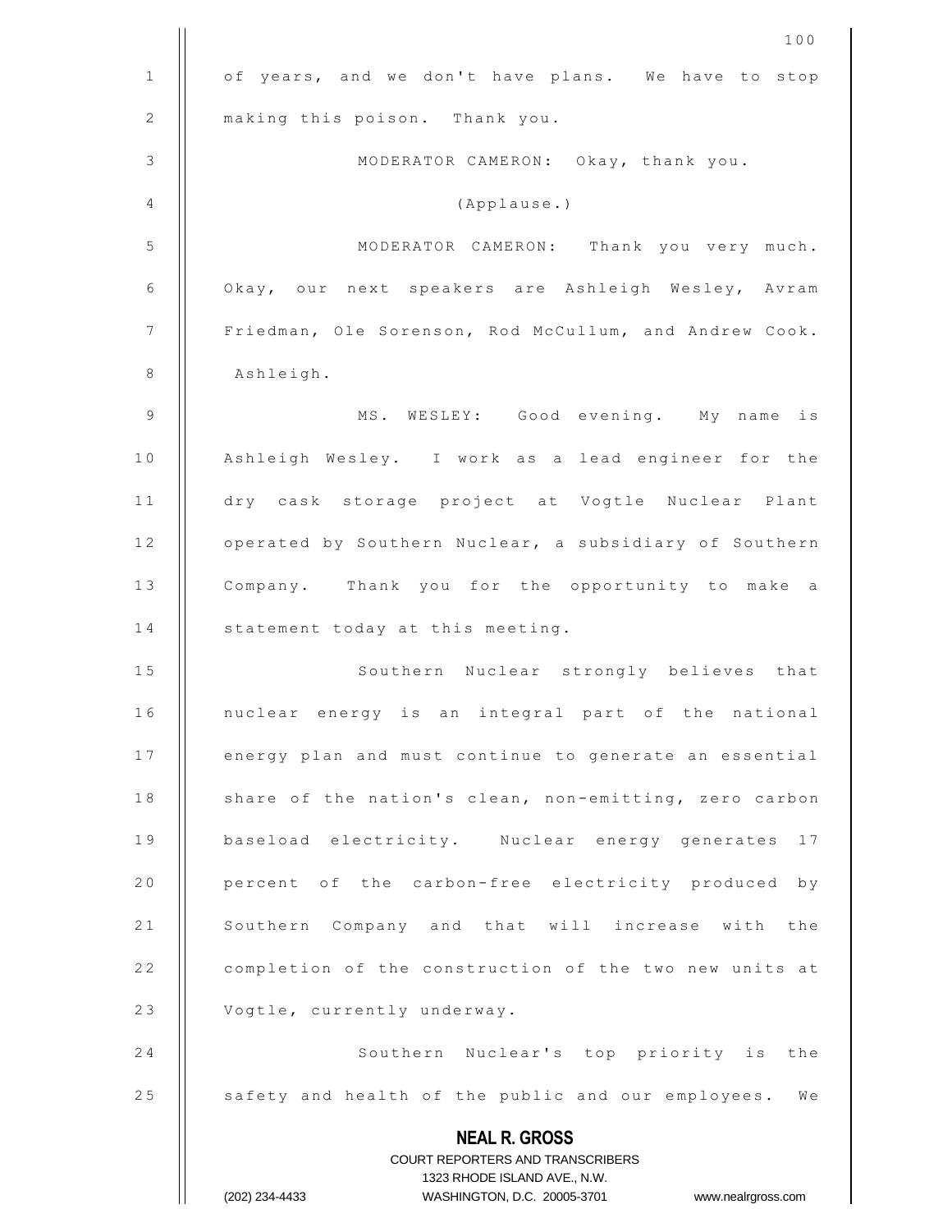of years, and we don't have plans. We have to stop making this poison. Thank you.

MODERATOR CAMERON: Okay, thank you.

(Applause.)

MODERATOR CAMERON: Thank you very much. Okay, our next speakers are Ashleigh Wesley, Avram Friedman, Ole Sorenson, Rod McCullum, and Andrew Cook. Ashleigh.

MS. WESLEY: Good evening. My name is Ashleigh Wesley. I work as a lead engineer for the dry cask storage project at Vogtle Nuclear Plant operated by Southern Nuclear, a subsidiary of Southern Company. Thank you for the opportunity to make a statement today at this meeting.

Southern Nuclear strongly believes that nuclear energy is an integral part of the national energy plan and must continue to generate an essential share of the nation's clean, non-emitting, zero carbon baseload electricity. Nuclear energy generates 17 percent of the carbon-free electricity produced by Southern Company and that will increase with the completion of the construction of the two new units at Vogtle, currently underway.

Southern Nuclear's top priority is the safety and health of the public and our employees. We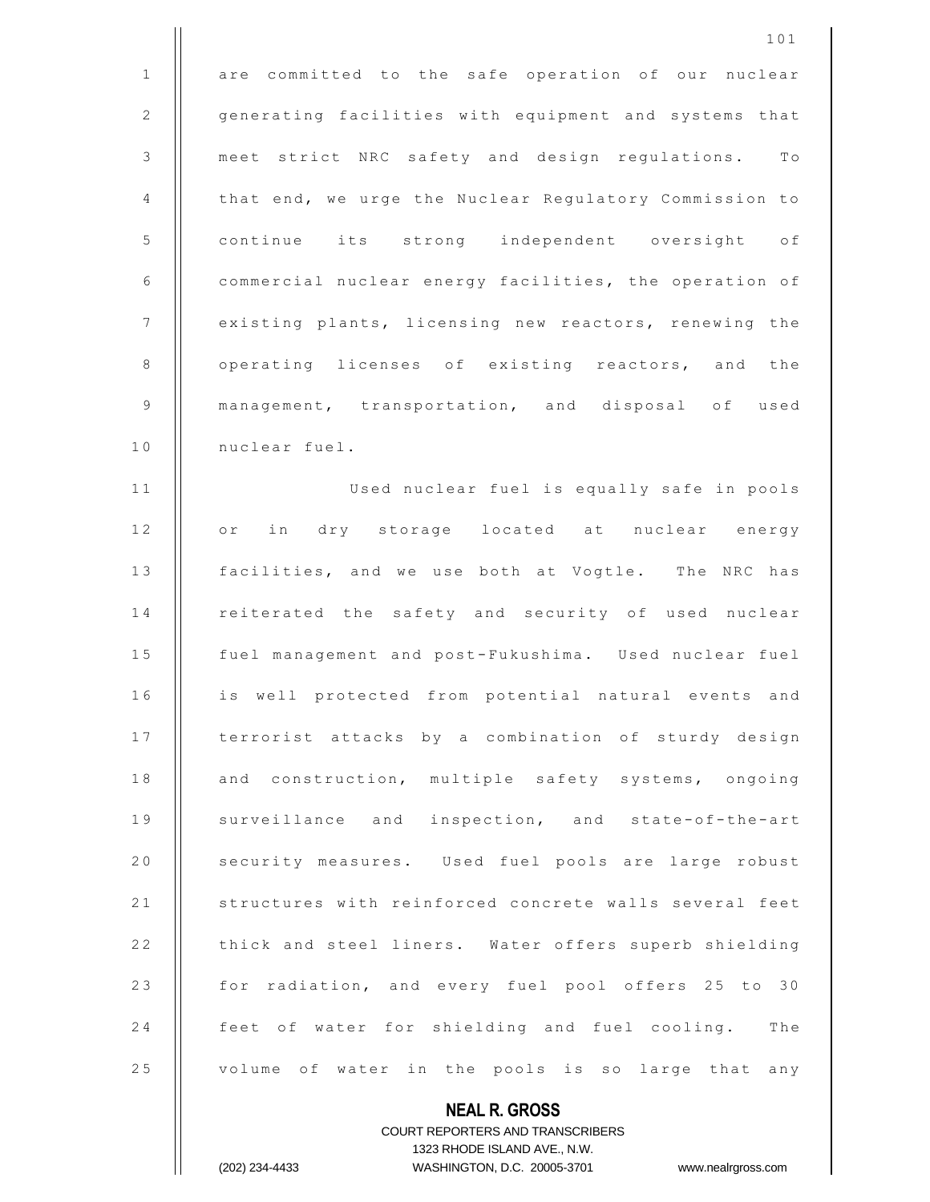are committed to the safe operation of our nuclear generating facilities with equipment and systems that meet strict NRC safety and design regulations. To that end, we urge the Nuclear Regulatory Commission to continue its strong independent oversight of commercial nuclear energy facilities, the operation of existing plants, licensing new reactors, renewing the operating licenses of existing reactors, and the management, transportation, and disposal of used nuclear fuel.

Used nuclear fuel is equally safe in pools or in dry storage located at nuclear energy facilities, and we use both at Vogtle. The NRC has reiterated the safety and security of used nuclear fuel management and post-Fukushima. Used nuclear fuel is well protected from potential natural events and terrorist attacks by a combination of sturdy design and construction, multiple safety systems, ongoing surveillance and inspection, and state-of-the-art security measures. Used fuel pools are large robust structures with reinforced concrete walls several feet thick and steel liners. Water offers superb shielding for radiation, and every fuel pool offers 25 to 30 feet of water for shielding and fuel cooling. The volume of water in the pools is so large that any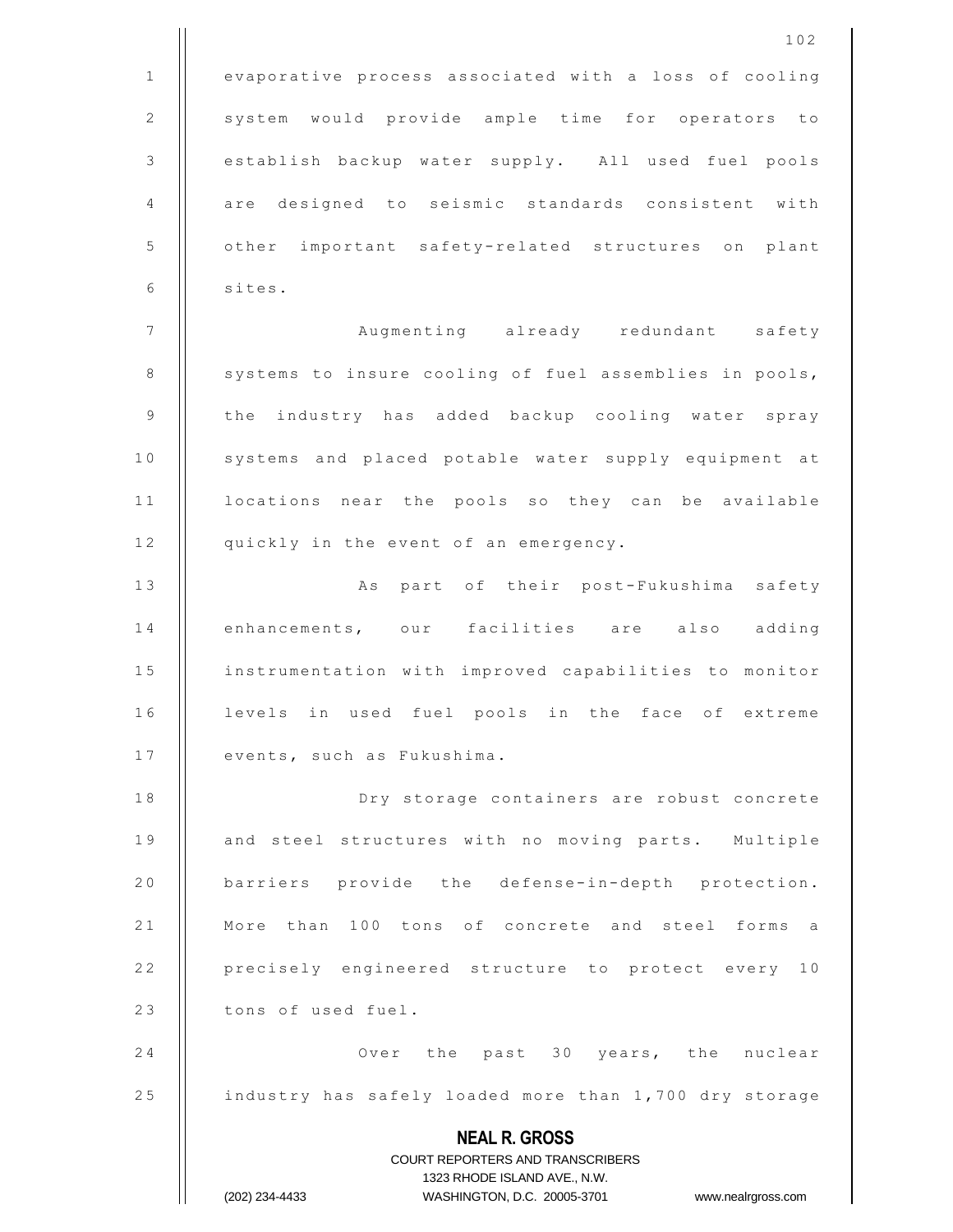evaporative process associated with a loss of cooling system would provide ample time for operators to establish backup water supply. All used fuel pools are designed to seismic standards consistent with other important safety-related structures on plant sites.

Augmenting already redundant safety systems to insure cooling of fuel assemblies in pools, the industry has added backup cooling water spray systems and placed potable water supply equipment at locations near the pools so they can be available quickly in the event of an emergency.

As part of their post-Fukushima safety enhancements, our facilities are also adding instrumentation with improved capabilities to monitor levels in used fuel pools in the face of extreme events, such as Fukushima.

Dry storage containers are robust concrete and steel structures with no moving parts. Multiple barriers provide the defense-in-depth protection. More than 100 tons of concrete and steel forms a precisely engineered structure to protect every 10 tons of used fuel.

Over the past 30 years, the nuclear industry has safely loaded more than 1,700 dry storage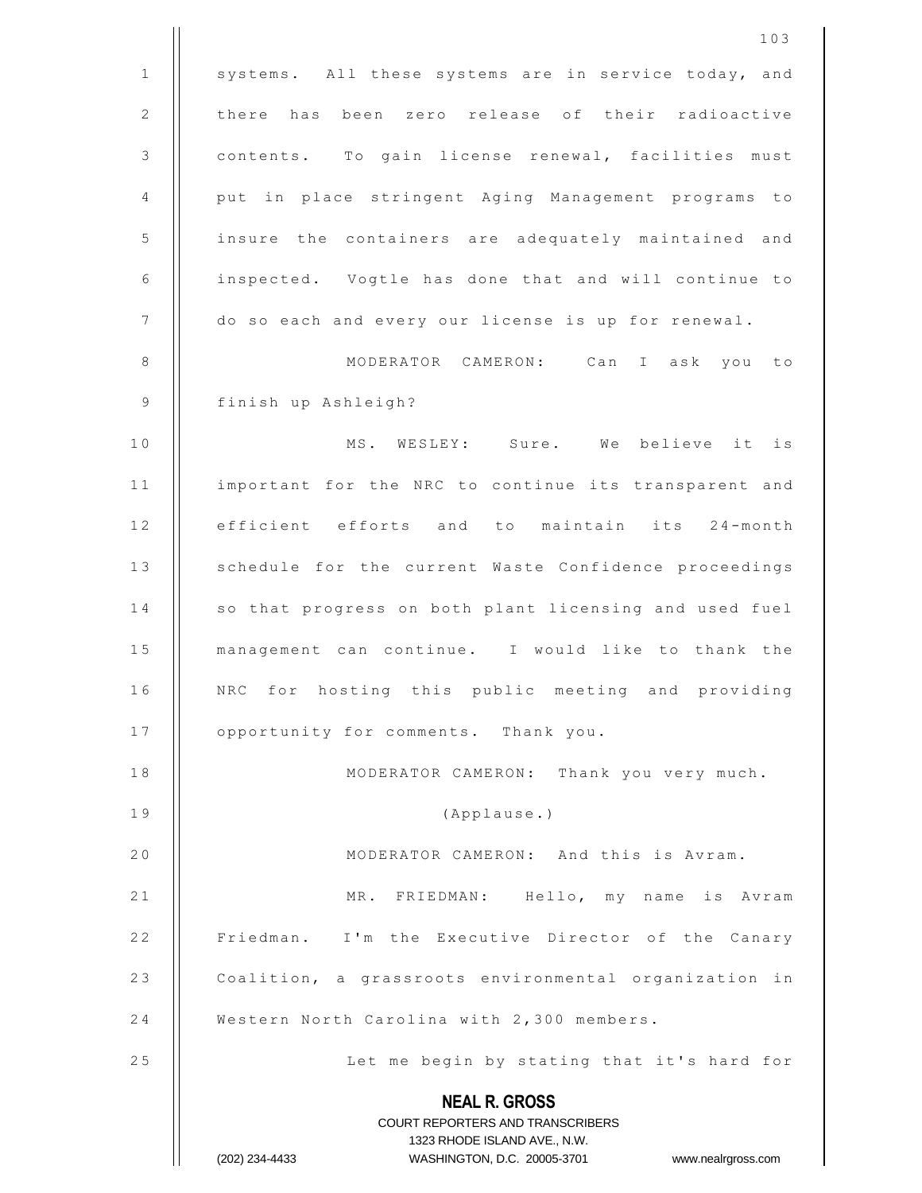systems. All these systems are in service today, and there has been zero release of their radioactive contents. To gain license renewal, facilities must put in place stringent Aging Management programs to insure the containers are adequately maintained and inspected. Vogtle has done that and will continue to do so each and every our license is up for renewal.

MODERATOR CAMERON: Can I ask you to finish up Ashleigh?

MS. WESLEY: Sure. We believe it is important for the NRC to continue its transparent and efficient efforts and to maintain its 24-month schedule for the current Waste Confidence proceedings so that progress on both plant licensing and used fuel management can continue. I would like to thank the NRC for hosting this public meeting and providing opportunity for comments. Thank you.

MODERATOR CAMERON: Thank you very much.

(Applause.)

MODERATOR CAMERON: And this is Avram.

MR. FRIEDMAN: Hello, my name is Avram Friedman. I'm the Executive Director of the Canary Coalition, a grassroots environmental organization in Western North Carolina with 2,300 members.

Let me begin by stating that it's hard for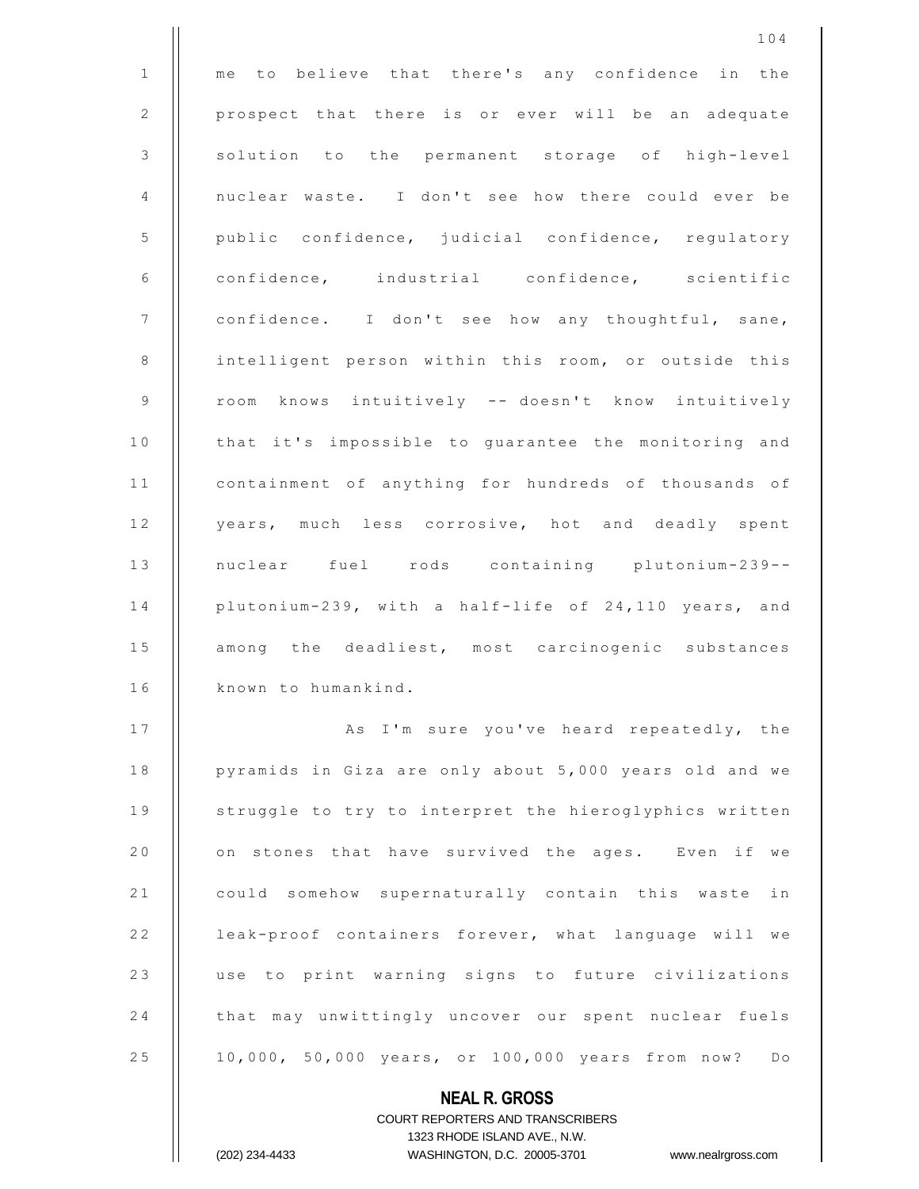me to believe that there's any confidence in the prospect that there is or ever will be an adequate solution to the permanent storage of high-level nuclear waste. I don't see how there could ever be public confidence, judicial confidence, regulatory confidence, industrial confidence, scientific confidence. I don't see how any thoughtful, sane, intelligent person within this room, or outside this room knows intuitively -- doesn't know intuitively that it's impossible to guarantee the monitoring and containment of anything for hundreds of thousands of years, much less corrosive, hot and deadly spent nuclear fuel rods containing plutonium-239-- plutonium-239, with a half-life of 24,110 years, and among the deadliest, most carcinogenic substances known to humankind.

As I'm sure you've heard repeatedly, the pyramids in Giza are only about 5,000 years old and we struggle to try to interpret the hieroglyphics written on stones that have survived the ages. Even if we could somehow supernaturally contain this waste in leak-proof containers forever, what language will we use to print warning signs to future civilizations that may unwittingly uncover our spent nuclear fuels 10,000, 50,000 years, or 100,000 years from now? Do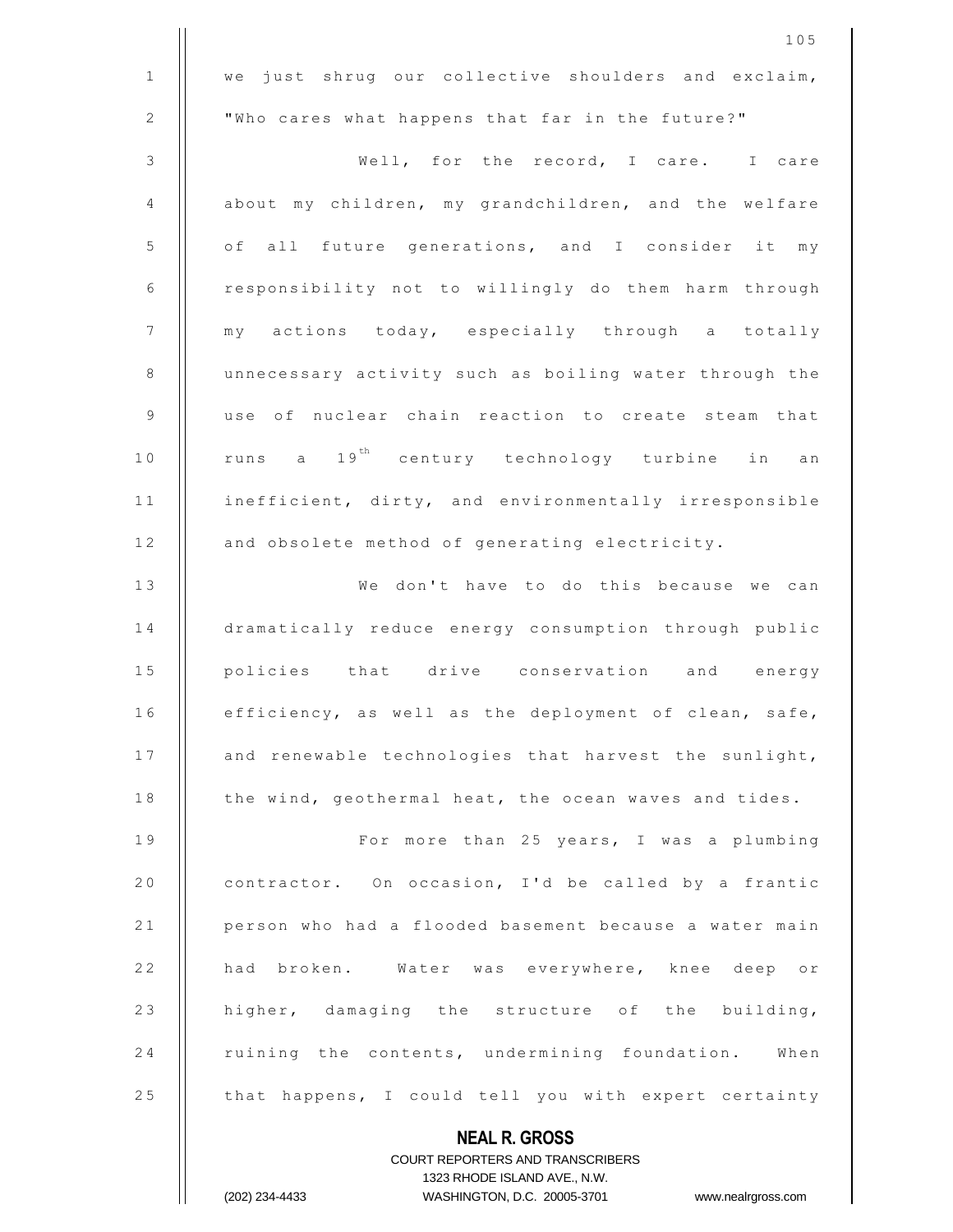we just shrug our collective shoulders and exclaim, "Who cares what happens that far in the future?"

Well, for the record, I care. I care about my children, my grandchildren, and the welfare of all future generations, and I consider it my responsibility not to willingly do them harm through my actions today, especially through a totally unnecessary activity such as boiling water through the use of nuclear chain reaction to create steam that runs a 19th century technology turbine in an inefficient, dirty, and environmentally irresponsible and obsolete method of generating electricity.

We don't have to do this because we can dramatically reduce energy consumption through public policies that drive conservation and energy efficiency, as well as the deployment of clean, safe, and renewable technologies that harvest the sunlight, the wind, geothermal heat, the ocean waves and tides.

For more than 25 years, I was a plumbing contractor. On occasion, I'd be called by a frantic person who had a flooded basement because a water main had broken. Water was everywhere, knee deep or higher, damaging the structure of the building, ruining the contents, undermining foundation. When that happens, I could tell you with expert certainty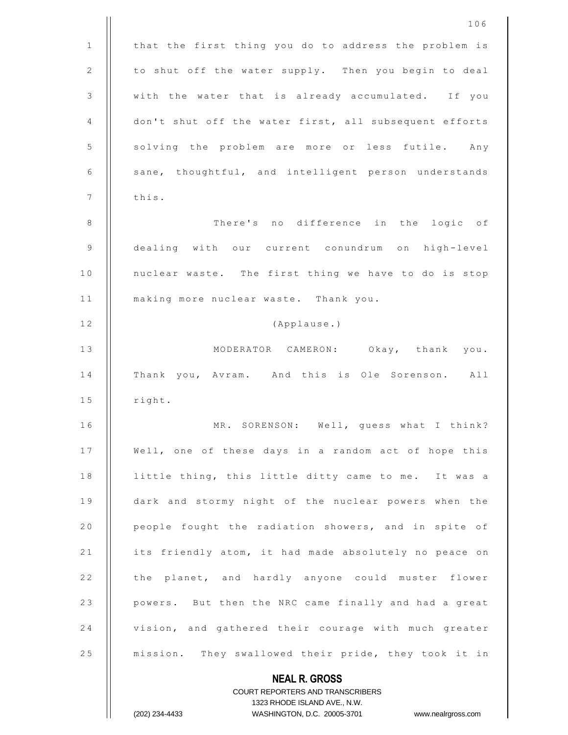that the first thing you do to address the problem is to shut off the water supply. Then you begin to deal with the water that is already accumulated. If you don't shut off the water first, all subsequent efforts solving the problem are more or less futile. Any sane, thoughtful, and intelligent person understands this.

There's no difference in the logic of dealing with our current conundrum on high-level nuclear waste. The first thing we have to do is stop making more nuclear waste. Thank you.

(Applause.)

MODERATOR CAMERON: Okay, thank you. Thank you, Avram. And this is Ole Sorenson. All right.

MR. SORENSON: Well, guess what I think? Well, one of these days in a random act of hope this little thing, this little ditty came to me. It was a dark and stormy night of the nuclear powers when the people fought the radiation showers, and in spite of its friendly atom, it had made absolutely no peace on the planet, and hardly anyone could muster flower powers. But then the NRC came finally and had a great vision, and gathered their courage with much greater mission. They swallowed their pride, they took it in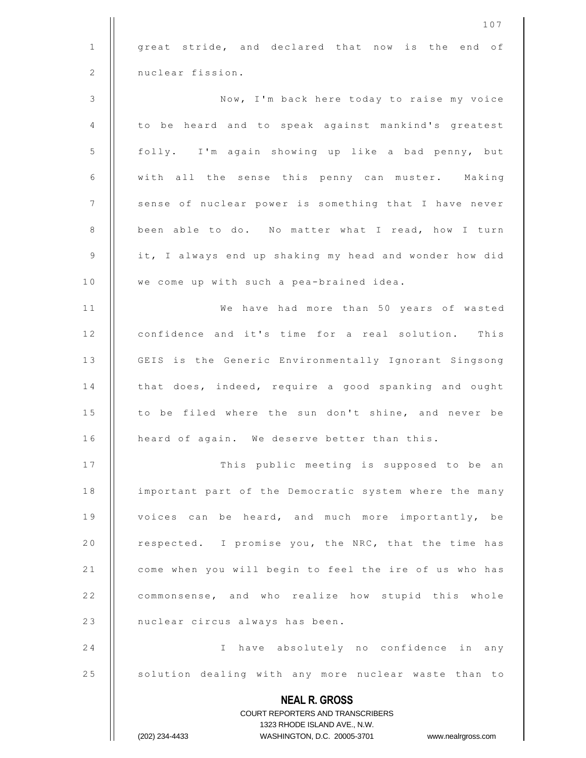great stride, and declared that now is the end of nuclear fission.

Now, I'm back here today to raise my voice to be heard and to speak against mankind's greatest folly. I'm again showing up like a bad penny, but with all the sense this penny can muster. Making sense of nuclear power is something that I have never been able to do. No matter what I read, how I turn it, I always end up shaking my head and wonder how did we come up with such a pea-brained idea.

We have had more than 50 years of wasted confidence and it's time for a real solution. This GEIS is the Generic Environmentally Ignorant Singsong that does, indeed, require a good spanking and ought to be filed where the sun don't shine, and never be heard of again. We deserve better than this.

This public meeting is supposed to be an important part of the Democratic system where the many voices can be heard, and much more importantly, be respected. I promise you, the NRC, that the time has come when you will begin to feel the ire of us who has commonsense, and who realize how stupid this whole nuclear circus always has been.

I have absolutely no confidence in any solution dealing with any more nuclear waste than to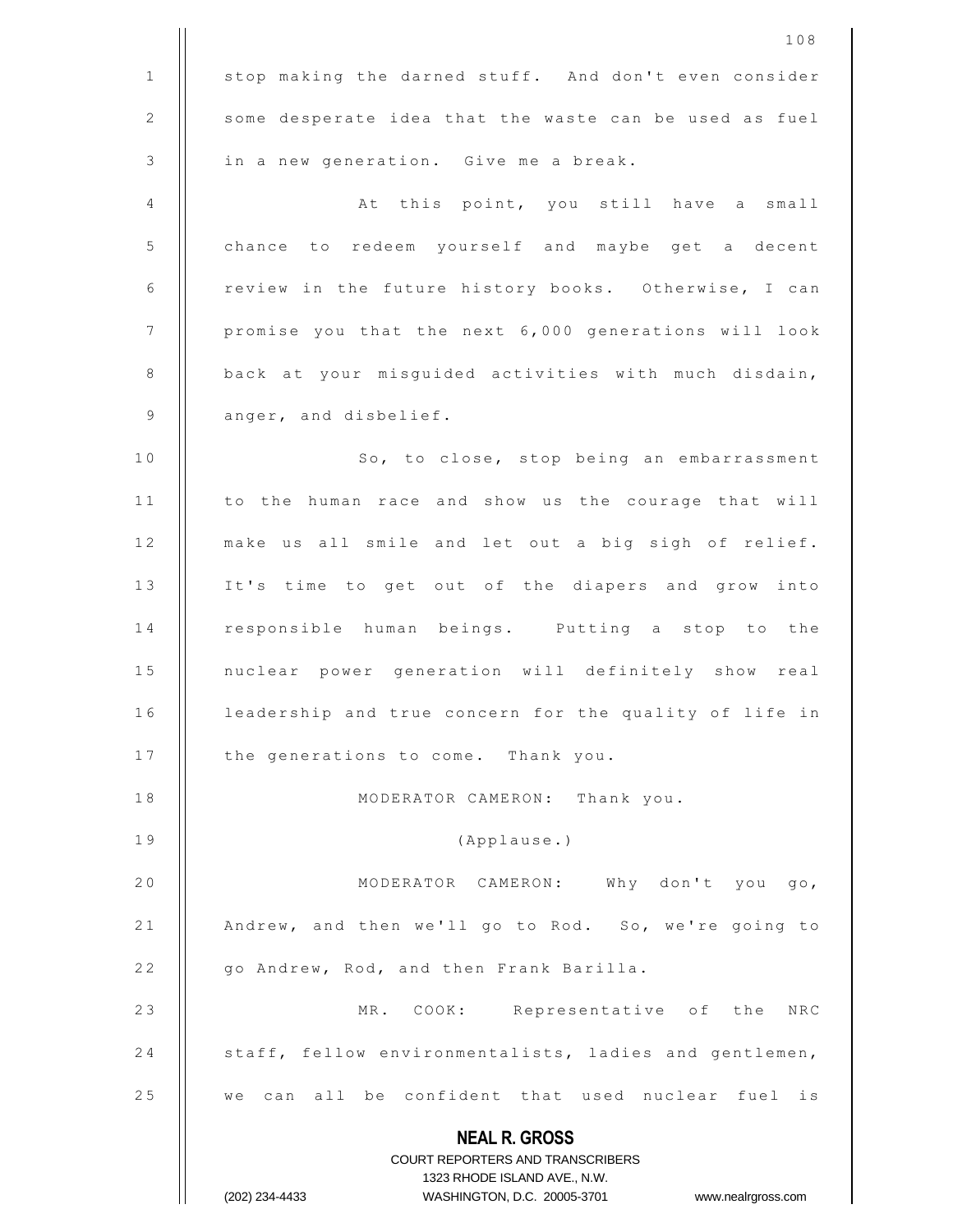stop making the darned stuff. And don't even consider some desperate idea that the waste can be used as fuel in a new generation. Give me a break.

At this point, you still have a small chance to redeem yourself and maybe get a decent review in the future history books. Otherwise, I can promise you that the next 6,000 generations will look back at your misguided activities with much disdain, anger, and disbelief.

So, to close, stop being an embarrassment to the human race and show us the courage that will make us all smile and let out a big sigh of relief. It's time to get out of the diapers and grow into responsible human beings. Putting a stop to the nuclear power generation will definitely show real leadership and true concern for the quality of life in the generations to come. Thank you.

MODERATOR CAMERON: Thank you.

(Applause.)

MODERATOR CAMERON: Why don't you go, Andrew, and then we'll go to Rod. So, we're going to go Andrew, Rod, and then Frank Barilla.

MR. COOK: Representative of the NRC staff, fellow environmentalists, ladies and gentlemen, we can all be confident that used nuclear fuel is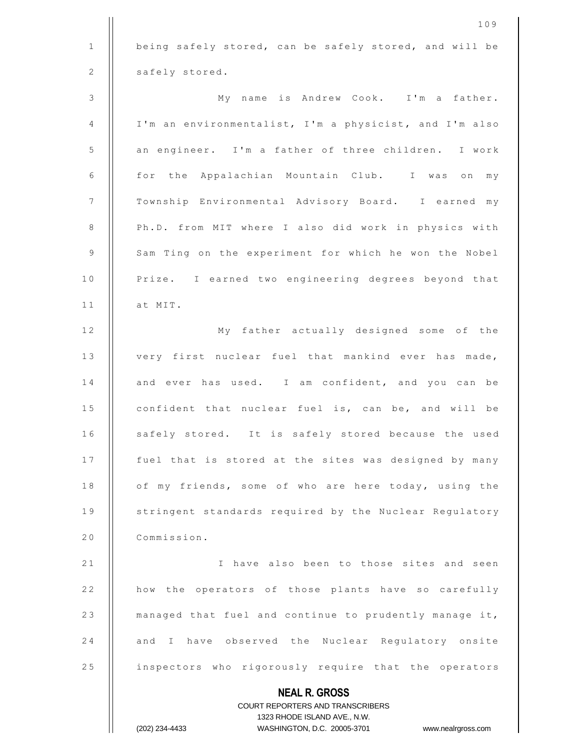being safely stored, can be safely stored, and will be safely stored.

My name is Andrew Cook. I'm a father. I'm an environmentalist, I'm a physicist, and I'm also an engineer. I'm a father of three children. I work for the Appalachian Mountain Club. I was on my Township Environmental Advisory Board. I earned my Ph.D. from MIT where I also did work in physics with Sam Ting on the experiment for which he won the Nobel Prize. I earned two engineering degrees beyond that at MIT.

My father actually designed some of the very first nuclear fuel that mankind ever has made, and ever has used. I am confident, and you can be confident that nuclear fuel is, can be, and will be safely stored. It is safely stored because the used fuel that is stored at the sites was designed by many of my friends, some of who are here today, using the stringent standards required by the Nuclear Regulatory Commission.

I have also been to those sites and seen how the operators of those plants have so carefully managed that fuel and continue to prudently manage it, and I have observed the Nuclear Regulatory onsite inspectors who rigorously require that the operators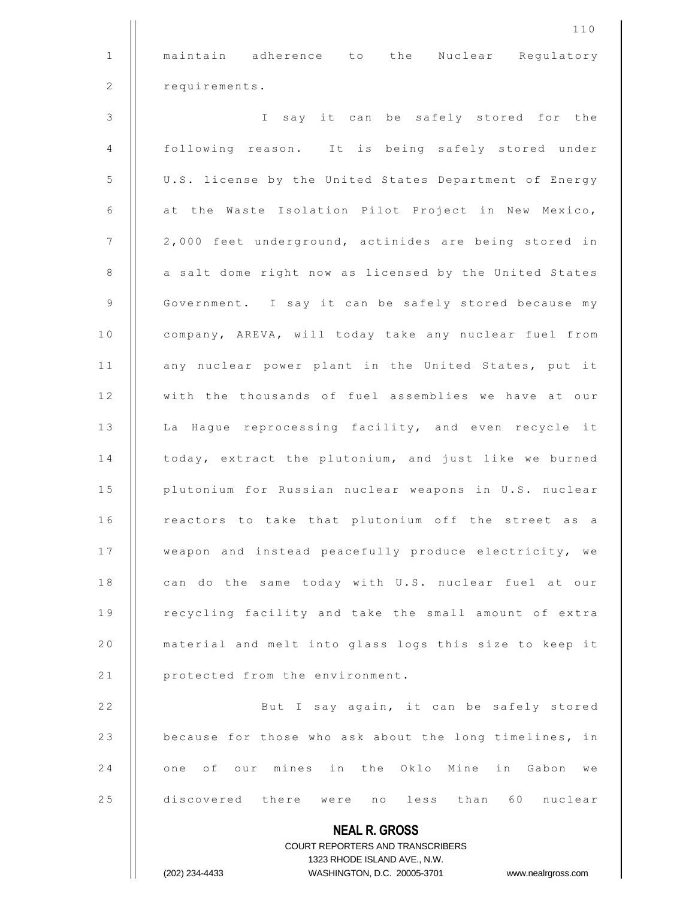maintain adherence to the Nuclear Regulatory requirements.

I say it can be safely stored for the following reason. It is being safely stored under U.S. license by the United States Department of Energy at the Waste Isolation Pilot Project in New Mexico, 2,000 feet underground, actinides are being stored in a salt dome right now as licensed by the United States Government. I say it can be safely stored because my company, AREVA, will today take any nuclear fuel from any nuclear power plant in the United States, put it with the thousands of fuel assemblies we have at our La Hague reprocessing facility, and even recycle it today, extract the plutonium, and just like we burned plutonium for Russian nuclear weapons in U.S. nuclear reactors to take that plutonium off the street as a weapon and instead peacefully produce electricity, we can do the same today with U.S. nuclear fuel at our recycling facility and take the small amount of extra material and melt into glass logs this size to keep it protected from the environment.

But I say again, it can be safely stored because for those who ask about the long timelines, in one of our mines in the Oklo Mine in Gabon we discovered there were no less than 60 nuclear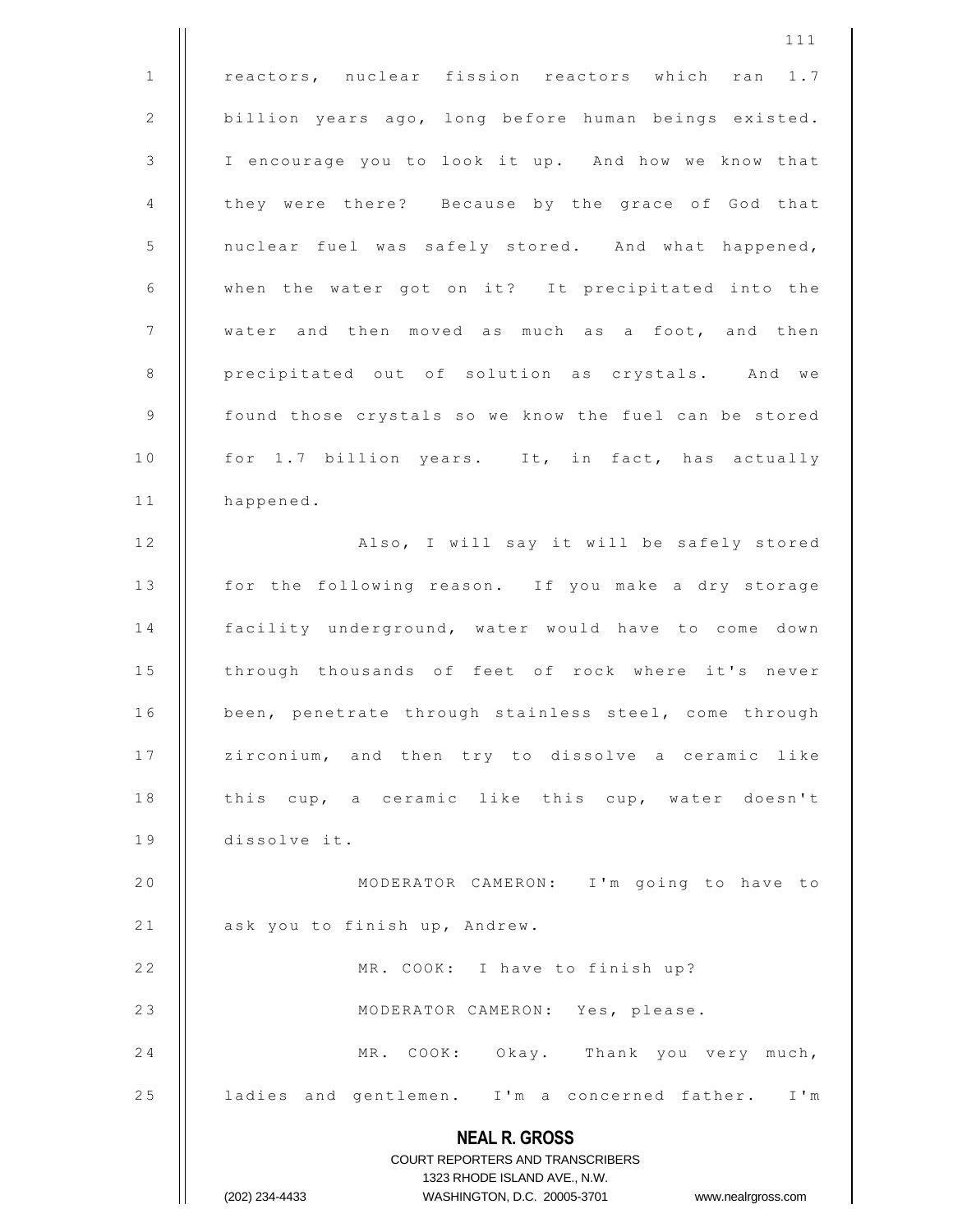reactors, nuclear fission reactors which ran 1.7 billion years ago, long before human beings existed. I encourage you to look it up. And how we know that they were there? Because by the grace of God that nuclear fuel was safely stored. And what happened, when the water got on it? It precipitated into the water and then moved as much as a foot, and then precipitated out of solution as crystals. And we found those crystals so we know the fuel can be stored for 1.7 billion years. It, in fact, has actually happened.

Also, I will say it will be safely stored for the following reason. If you make a dry storage facility underground, water would have to come down through thousands of feet of rock where it's never been, penetrate through stainless steel, come through zirconium, and then try to dissolve a ceramic like this cup, a ceramic like this cup, water doesn't dissolve it.

MODERATOR CAMERON: I'm going to have to ask you to finish up, Andrew.

MR. COOK: I have to finish up?

MODERATOR CAMERON: Yes, please.

MR. COOK: Okay. Thank you very much, ladies and gentlemen. I'm a concerned father. I'm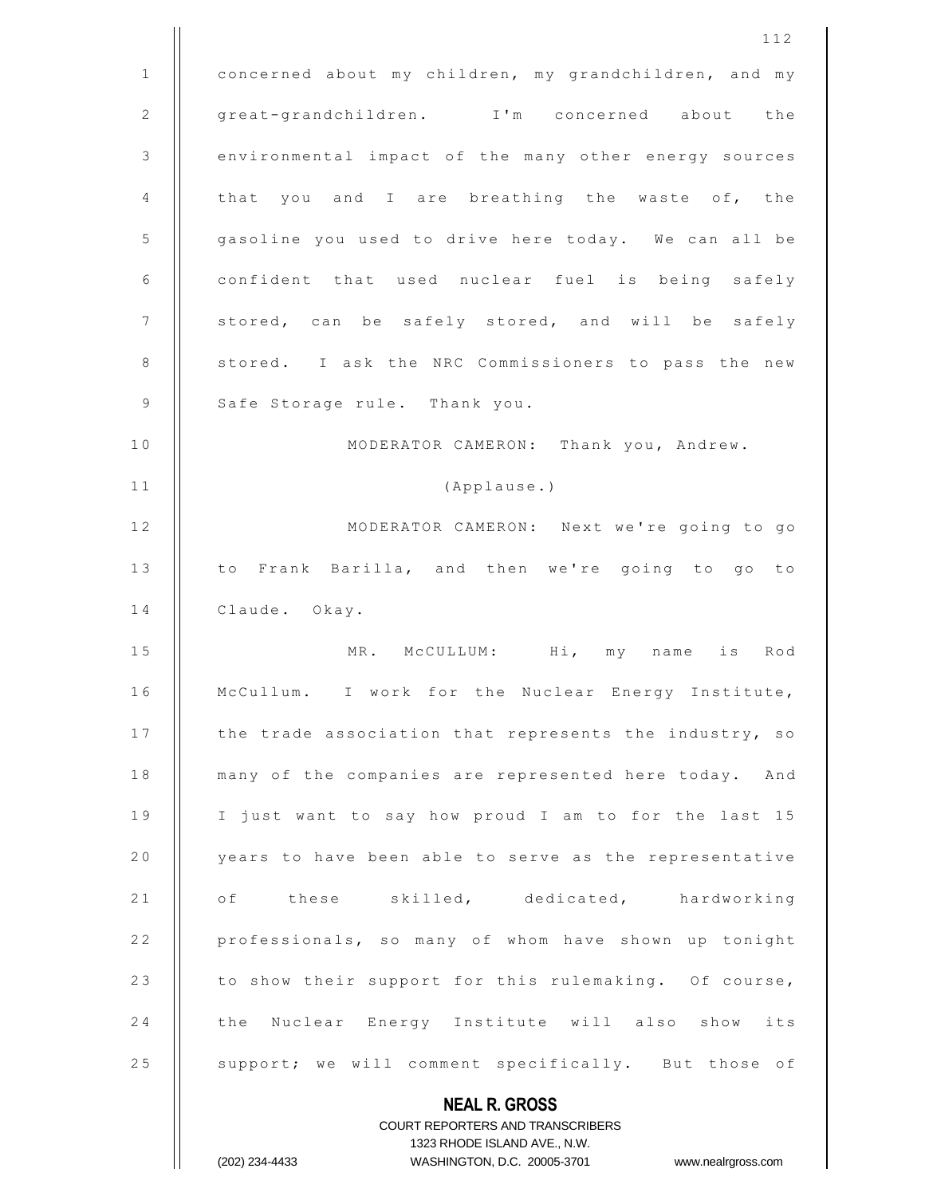concerned about my children, my grandchildren, and my great-grandchildren. I'm concerned about the environmental impact of the many other energy sources that you and I are breathing the waste of, the gasoline you used to drive here today. We can all be confident that used nuclear fuel is being safely stored, can be safely stored, and will be safely stored. I ask the NRC Commissioners to pass the new Safe Storage rule. Thank you.

MODERATOR CAMERON: Thank you, Andrew.

(Applause.)

MODERATOR CAMERON: Next we're going to go to Frank Barilla, and then we're going to go to Claude. Okay.

MR. McCULLUM: Hi, my name is Rod McCullum. I work for the Nuclear Energy Institute, the trade association that represents the industry, so many of the companies are represented here today. And I just want to say how proud I am to for the last 15 years to have been able to serve as the representative of these skilled, dedicated, hardworking professionals, so many of whom have shown up tonight to show their support for this rulemaking. Of course, the Nuclear Energy Institute will also show its support; we will comment specifically. But those of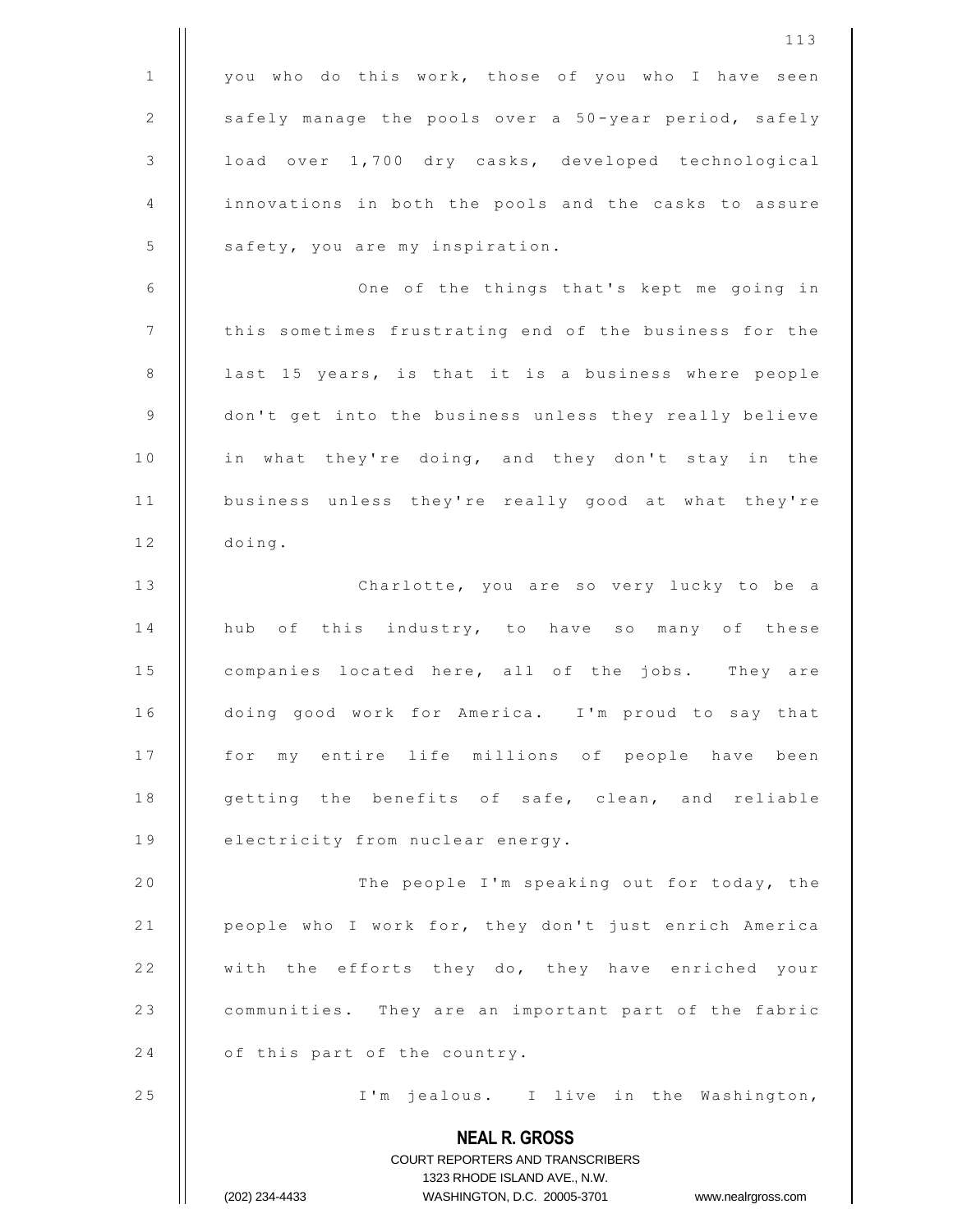you who do this work, those of you who I have seen safely manage the pools over a 50-year period, safely load over 1,700 dry casks, developed technological innovations in both the pools and the casks to assure safety, you are my inspiration.

One of the things that's kept me going in this sometimes frustrating end of the business for the last 15 years, is that it is a business where people don't get into the business unless they really believe in what they're doing, and they don't stay in the business unless they're really good at what they're doing.

Charlotte, you are so very lucky to be a hub of this industry, to have so many of these companies located here, all of the jobs. They are doing good work for America. I'm proud to say that for my entire life millions of people have been getting the benefits of safe, clean, and reliable electricity from nuclear energy.

The people I'm speaking out for today, the people who I work for, they don't just enrich America with the efforts they do, they have enriched your communities. They are an important part of the fabric of this part of the country.

I'm jealous. I live in the Washington,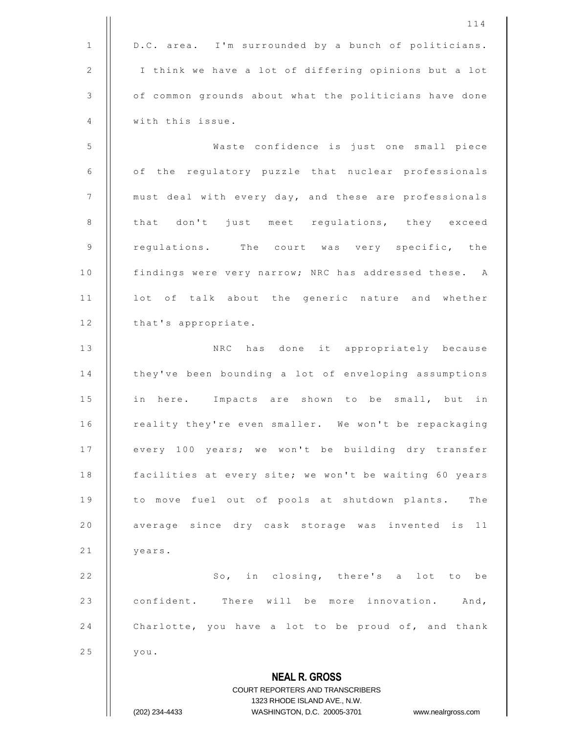D.C. area. I'm surrounded by a bunch of politicians. I think we have a lot of differing opinions but a lot of common grounds about what the politicians have done with this issue.

Waste confidence is just one small piece of the regulatory puzzle that nuclear professionals must deal with every day, and these are professionals that don't just meet regulations, they exceed regulations. The court was very specific, the findings were very narrow; NRC has addressed these. A lot of talk about the generic nature and whether that's appropriate.

NRC has done it appropriately because they've been bounding a lot of enveloping assumptions in here. Impacts are shown to be small, but in reality they're even smaller. We won't be repackaging every 100 years; we won't be building dry transfer facilities at every site; we won't be waiting 60 years to move fuel out of pools at shutdown plants. The average since dry cask storage was invented is 11 years.

So, in closing, there's a lot to be confident. There will be more innovation. And, Charlotte, you have a lot to be proud of, and thank you.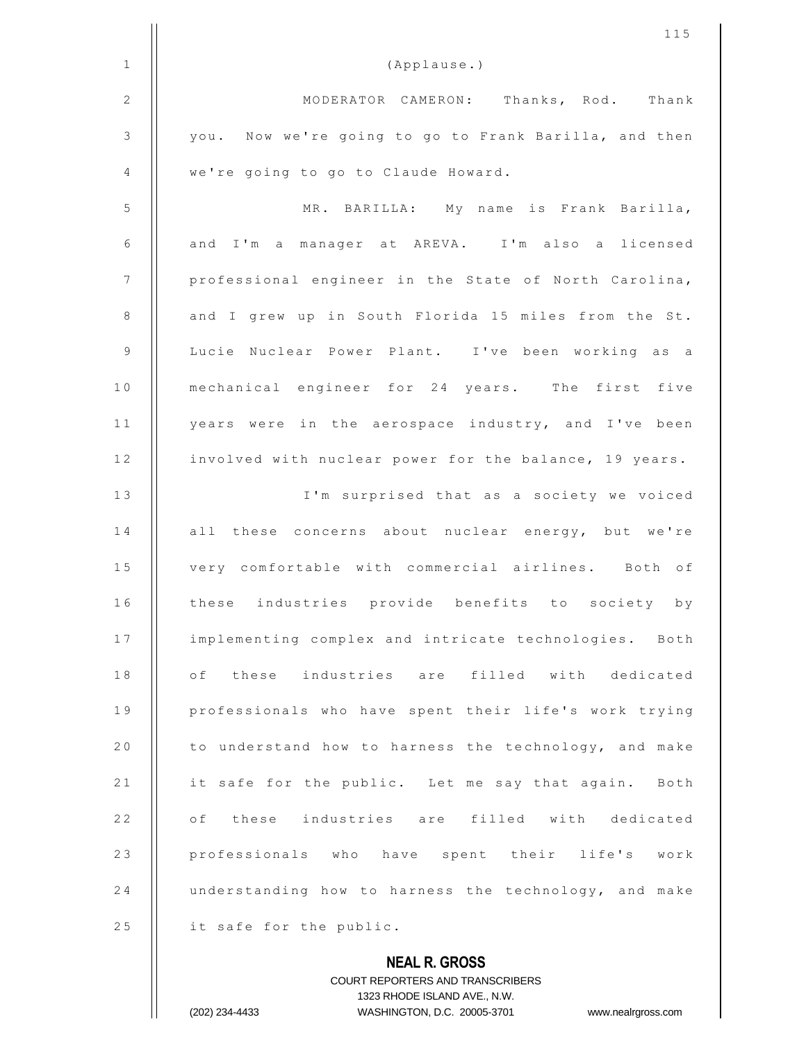(Applause.)

MODERATOR CAMERON: Thanks, Rod. Thank you. Now we're going to go to Frank Barilla, and then we're going to go to Claude Howard.

MR. BARILLA: My name is Frank Barilla, and I'm a manager at AREVA. I'm also a licensed professional engineer in the State of North Carolina, and I grew up in South Florida 15 miles from the St. Lucie Nuclear Power Plant. I've been working as a mechanical engineer for 24 years. The first five years were in the aerospace industry, and I've been involved with nuclear power for the balance, 19 years.

I'm surprised that as a society we voiced all these concerns about nuclear energy, but we're very comfortable with commercial airlines. Both of these industries provide benefits to society by implementing complex and intricate technologies. Both of these industries are filled with dedicated professionals who have spent their life's work trying to understand how to harness the technology, and make it safe for the public. Let me say that again. Both of these industries are filled with dedicated professionals who have spent their life's work understanding how to harness the technology, and make it safe for the public.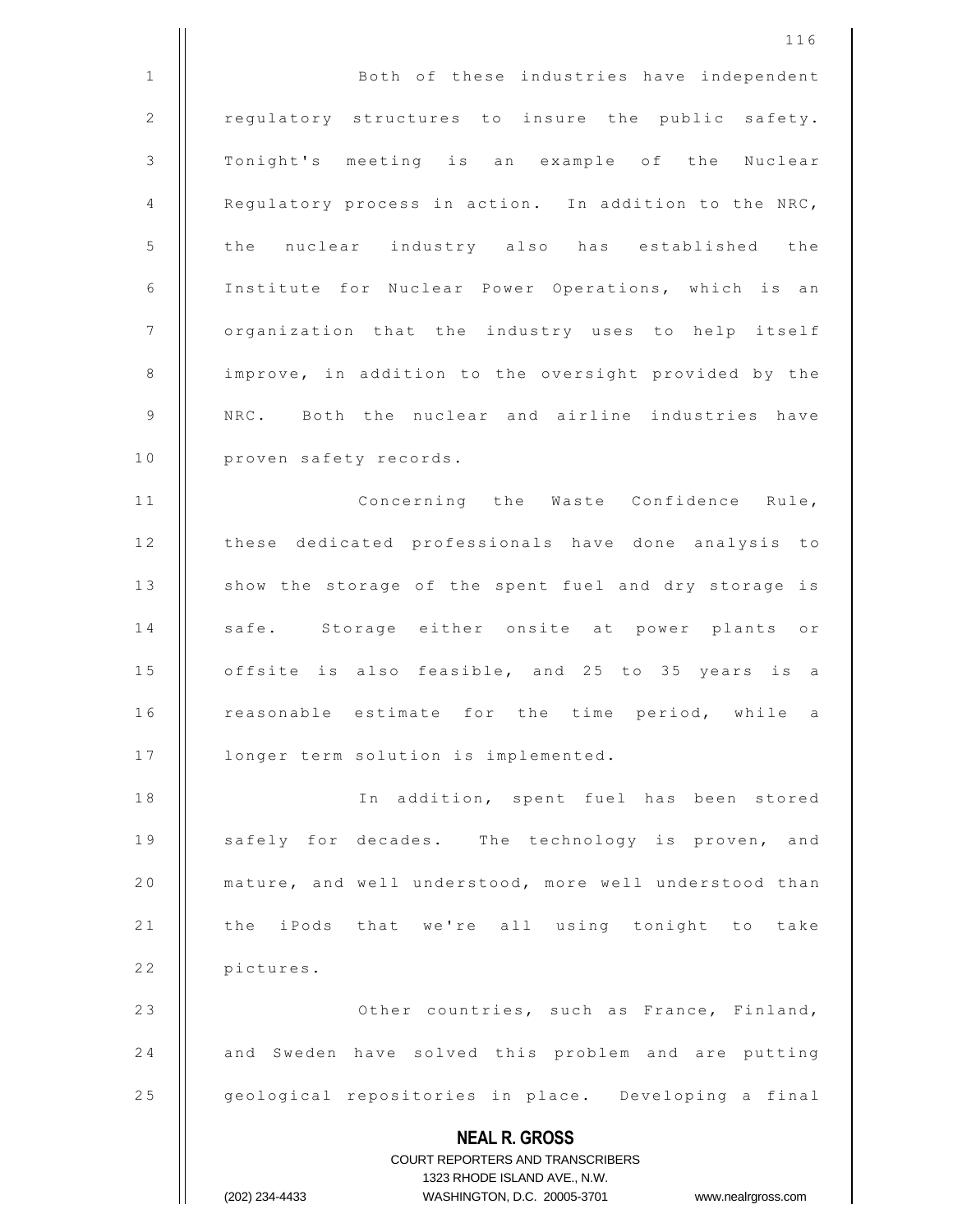Both of these industries have independent regulatory structures to insure the public safety. Tonight's meeting is an example of the Nuclear Regulatory process in action. In addition to the NRC, the nuclear industry also has established the Institute for Nuclear Power Operations, which is an organization that the industry uses to help itself improve, in addition to the oversight provided by the NRC. Both the nuclear and airline industries have proven safety records.

Concerning the Waste Confidence Rule, these dedicated professionals have done analysis to show the storage of the spent fuel and dry storage is safe. Storage either onsite at power plants or offsite is also feasible, and 25 to 35 years is a reasonable estimate for the time period, while a longer term solution is implemented.

In addition, spent fuel has been stored safely for decades. The technology is proven, and mature, and well understood, more well understood than the iPods that we're all using tonight to take pictures.

Other countries, such as France, Finland, and Sweden have solved this problem and are putting geological repositories in place. Developing a final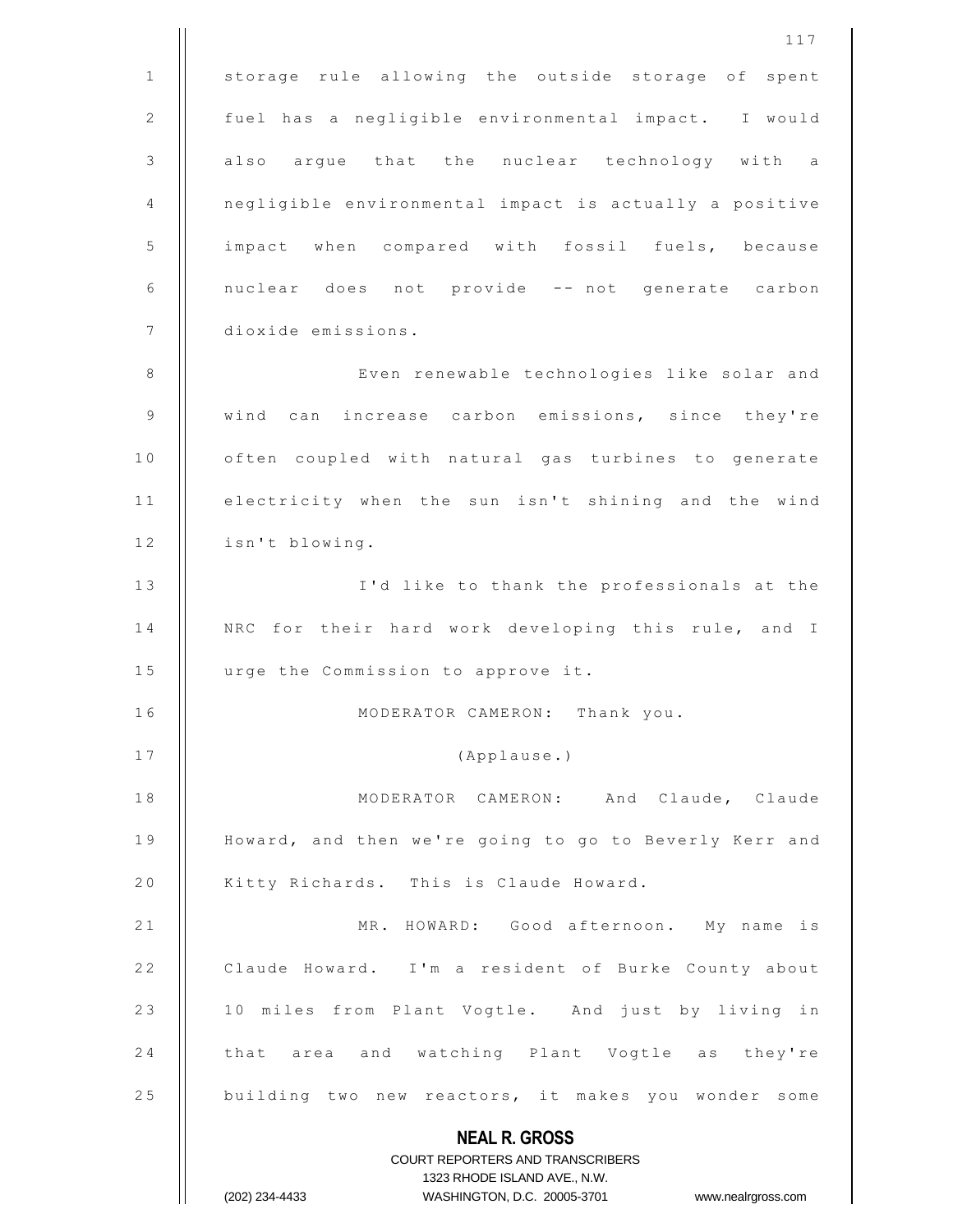storage rule allowing the outside storage of spent fuel has a negligible environmental impact. I would also argue that the nuclear technology with a negligible environmental impact is actually a positive impact when compared with fossil fuels, because nuclear does not provide -- not generate carbon dioxide emissions.

Even renewable technologies like solar and wind can increase carbon emissions, since they're often coupled with natural gas turbines to generate electricity when the sun isn't shining and the wind isn't blowing.

I'd like to thank the professionals at the NRC for their hard work developing this rule, and I urge the Commission to approve it.

MODERATOR CAMERON: Thank you.

(Applause.)

MODERATOR CAMERON: And Claude, Claude Howard, and then we're going to go to Beverly Kerr and Kitty Richards. This is Claude Howard.

MR. HOWARD: Good afternoon. My name is Claude Howard. I'm a resident of Burke County about 10 miles from Plant Vogtle. And just by living in that area and watching Plant Vogtle as they're building two new reactors, it makes you wonder some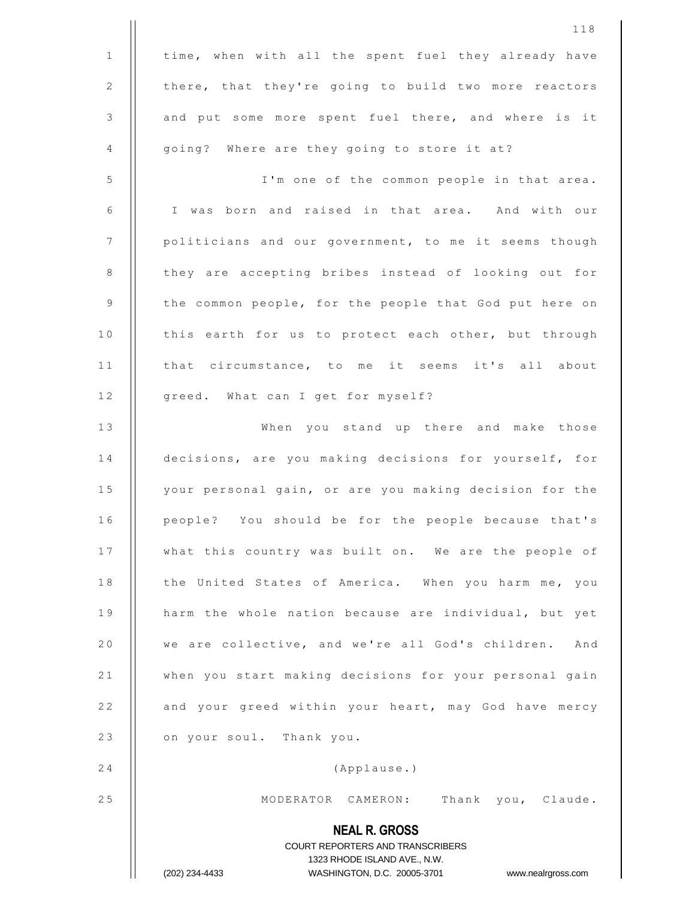time, when with all the spent fuel they already have there, that they're going to build two more reactors and put some more spent fuel there, and where is it going? Where are they going to store it at?

I'm one of the common people in that area. I was born and raised in that area. And with our politicians and our government, to me it seems though they are accepting bribes instead of looking out for the common people, for the people that God put here on this earth for us to protect each other, but through that circumstance, to me it seems it's all about greed. What can I get for myself?

When you stand up there and make those decisions, are you making decisions for yourself, for your personal gain, or are you making decision for the people? You should be for the people because that's what this country was built on. We are the people of the United States of America. When you harm me, you harm the whole nation because are individual, but yet we are collective, and we're all God's children. And when you start making decisions for your personal gain and your greed within your heart, may God have mercy on your soul. Thank you.

(Applause.)

MODERATOR CAMERON: Thank you, Claude.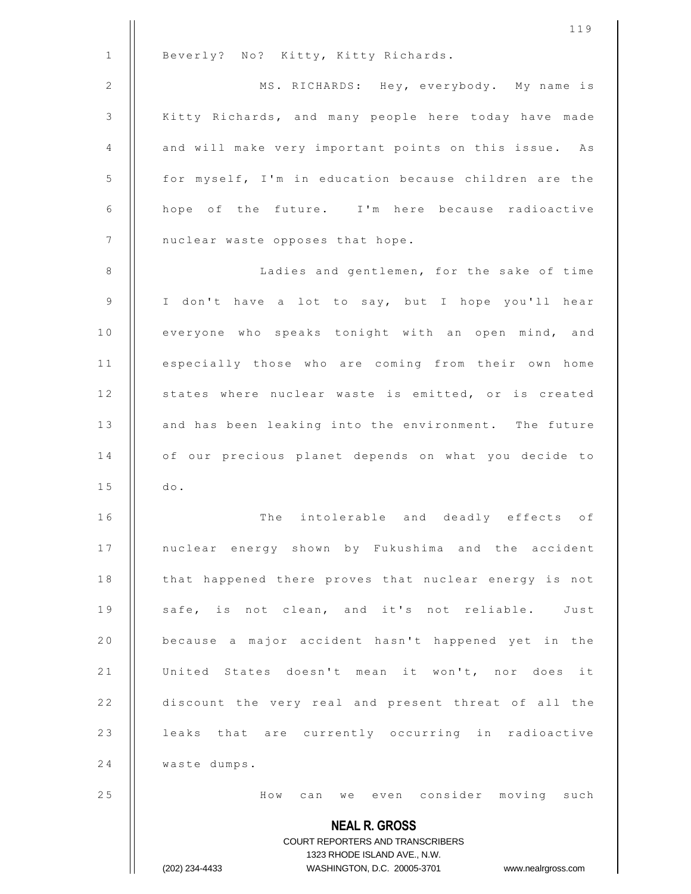Beverly? No? Kitty, Kitty Richards.

MS. RICHARDS: Hey, everybody. My name is Kitty Richards, and many people here today have made and will make very important points on this issue. As for myself, I'm in education because children are the hope of the future. I'm here because radioactive nuclear waste opposes that hope.

Ladies and gentlemen, for the sake of time I don't have a lot to say, but I hope you'll hear everyone who speaks tonight with an open mind, and especially those who are coming from their own home states where nuclear waste is emitted, or is created and has been leaking into the environment. The future of our precious planet depends on what you decide to do.

The intolerable and deadly effects of nuclear energy shown by Fukushima and the accident that happened there proves that nuclear energy is not safe, is not clean, and it's not reliable. Just because a major accident hasn't happened yet in the United States doesn't mean it won't, nor does it discount the very real and present threat of all the leaks that are currently occurring in radioactive waste dumps.

How can we even consider moving such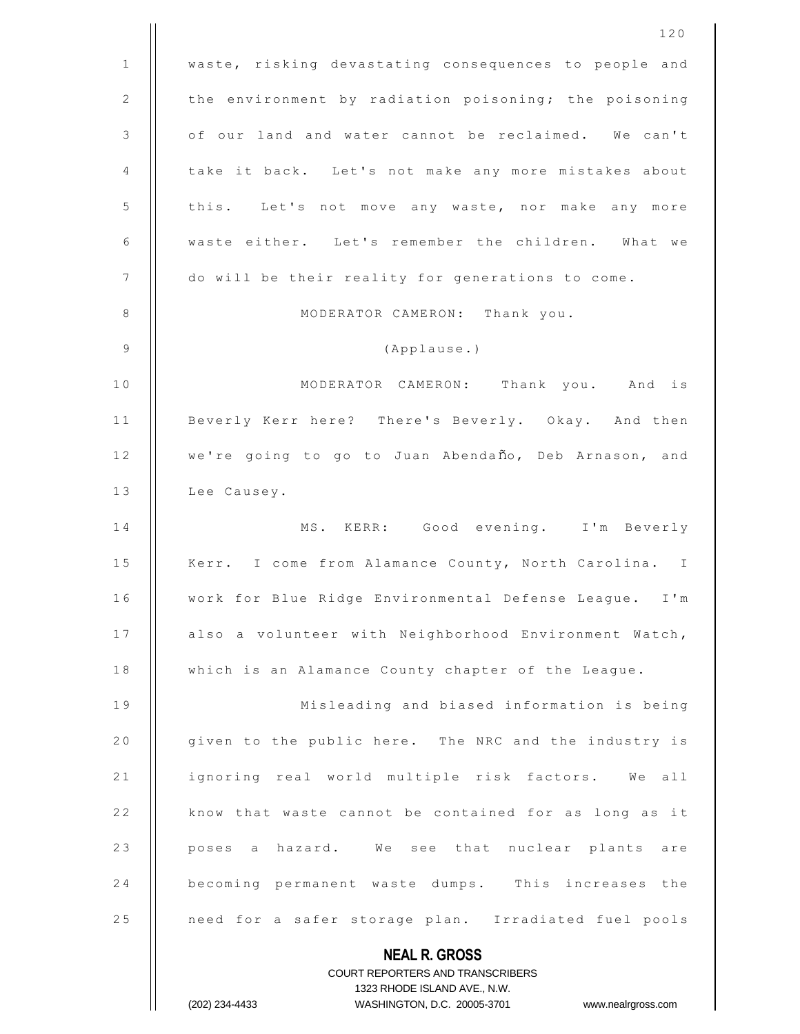waste, risking devastating consequences to people and the environment by radiation poisoning; the poisoning of our land and water cannot be reclaimed. We can't take it back. Let's not make any more mistakes about this. Let's not move any waste, nor make any more waste either. Let's remember the children. What we do will be their reality for generations to come.

MODERATOR CAMERON: Thank you.

(Applause.)

MODERATOR CAMERON: Thank you. And is Beverly Kerr here? There's Beverly. Okay. And then we're going to go to Juan Abendaño, Deb Arnason, and Lee Causey.

MS. KERR: Good evening. I'm Beverly Kerr. I come from Alamance County, North Carolina. I work for Blue Ridge Environmental Defense League. I'm also a volunteer with Neighborhood Environment Watch, which is an Alamance County chapter of the League.

Misleading and biased information is being given to the public here. The NRC and the industry is ignoring real world multiple risk factors. We all know that waste cannot be contained for as long as it poses a hazard. We see that nuclear plants are becoming permanent waste dumps. This increases the need for a safer storage plan. Irradiated fuel pools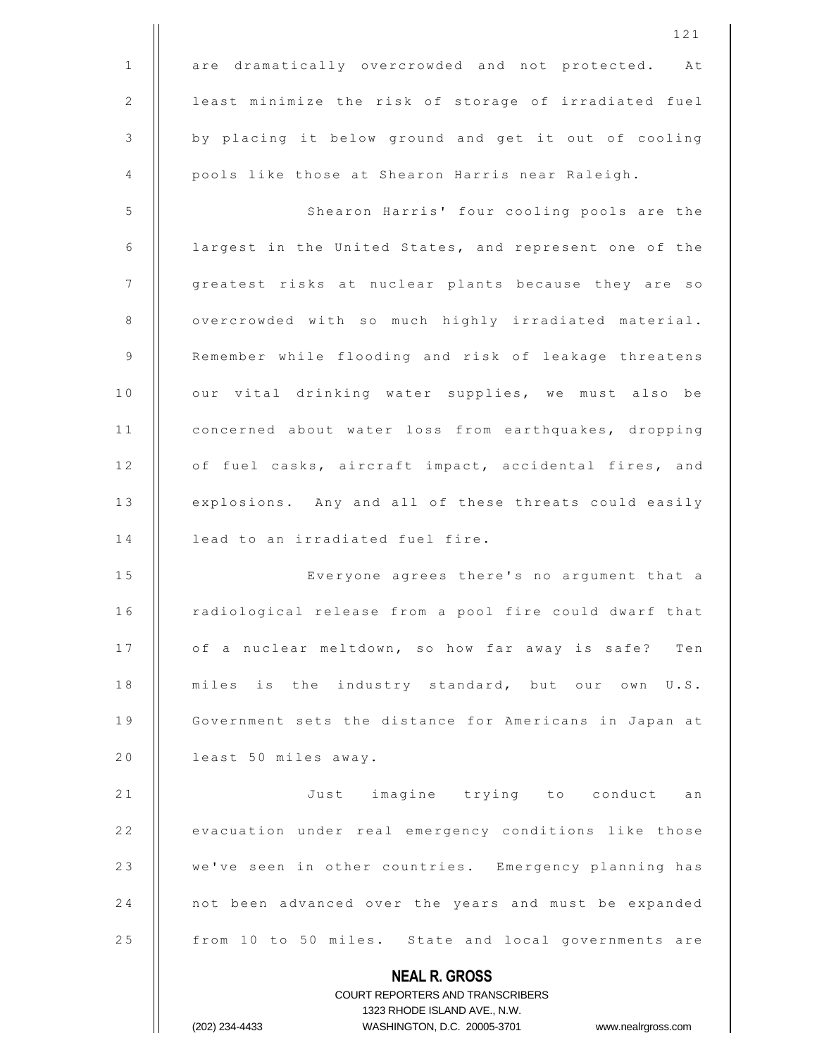are dramatically overcrowded and not protected. At least minimize the risk of storage of irradiated fuel by placing it below ground and get it out of cooling pools like those at Shearon Harris near Raleigh.

Shearon Harris' four cooling pools are the largest in the United States, and represent one of the greatest risks at nuclear plants because they are so overcrowded with so much highly irradiated material. Remember while flooding and risk of leakage threatens our vital drinking water supplies, we must also be concerned about water loss from earthquakes, dropping of fuel casks, aircraft impact, accidental fires, and explosions. Any and all of these threats could easily lead to an irradiated fuel fire.

Everyone agrees there's no argument that a radiological release from a pool fire could dwarf that of a nuclear meltdown, so how far away is safe? Ten miles is the industry standard, but our own U.S. Government sets the distance for Americans in Japan at least 50 miles away.

Just imagine trying to conduct an evacuation under real emergency conditions like those we've seen in other countries. Emergency planning has not been advanced over the years and must be expanded from 10 to 50 miles. State and local governments are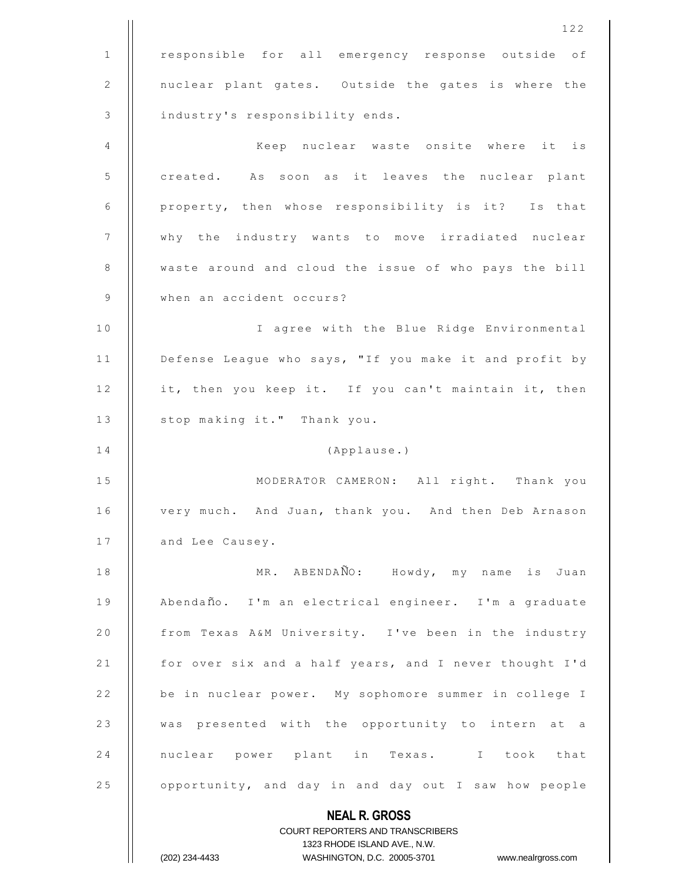responsible for all emergency response outside of nuclear plant gates. Outside the gates is where the industry's responsibility ends.

Keep nuclear waste onsite where it is created. As soon as it leaves the nuclear plant property, then whose responsibility is it? Is that why the industry wants to move irradiated nuclear waste around and cloud the issue of who pays the bill when an accident occurs?

I agree with the Blue Ridge Environmental Defense League who says, "If you make it and profit by it, then you keep it. If you can't maintain it, then stop making it." Thank you.

(Applause.)

MODERATOR CAMERON: All right. Thank you very much. And Juan, thank you. And then Deb Arnason and Lee Causey.

MR. ABENDAÑO: Howdy, my name is Juan Abendaño. I'm an electrical engineer. I'm a graduate from Texas A&M University. I've been in the industry for over six and a half years, and I never thought I'd be in nuclear power. My sophomore summer in college I was presented with the opportunity to intern at a nuclear power plant in Texas. I took that opportunity, and day in and day out I saw how people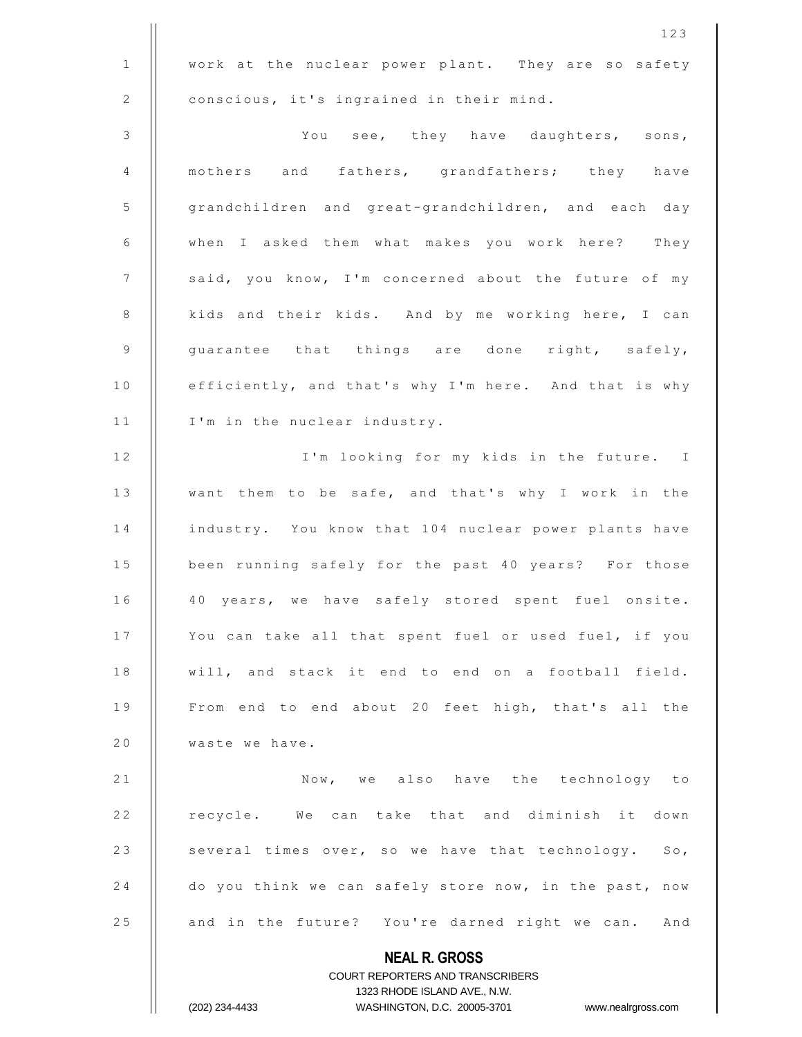work at the nuclear power plant. They are so safety conscious, it's ingrained in their mind.

You see, they have daughters, sons, mothers and fathers, grandfathers; they have grandchildren and great-grandchildren, and each day when I asked them what makes you work here? They said, you know, I'm concerned about the future of my kids and their kids. And by me working here, I can guarantee that things are done right, safely, efficiently, and that's why I'm here. And that is why I'm in the nuclear industry.

I'm looking for my kids in the future. I want them to be safe, and that's why I work in the industry. You know that 104 nuclear power plants have been running safely for the past 40 years? For those 40 years, we have safely stored spent fuel onsite. You can take all that spent fuel or used fuel, if you will, and stack it end to end on a football field. From end to end about 20 feet high, that's all the waste we have.

Now, we also have the technology to recycle. We can take that and diminish it down several times over, so we have that technology. So, do you think we can safely store now, in the past, now and in the future? You're darned right we can. And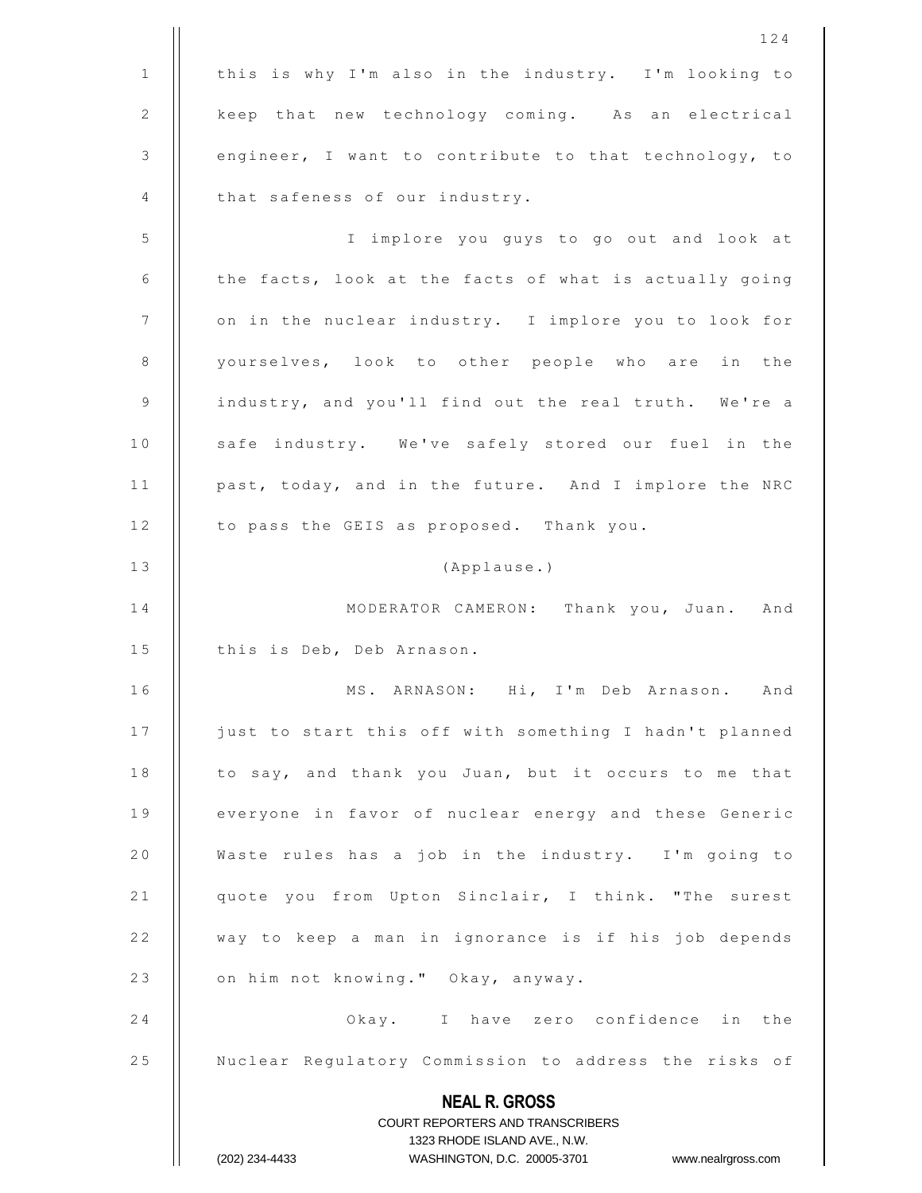this is why I'm also in the industry. I'm looking to keep that new technology coming. As an electrical engineer, I want to contribute to that technology, to that safeness of our industry.

I implore you guys to go out and look at the facts, look at the facts of what is actually going on in the nuclear industry. I implore you to look for yourselves, look to other people who are in the industry, and you'll find out the real truth. We're a safe industry. We've safely stored our fuel in the past, today, and in the future. And I implore the NRC to pass the GEIS as proposed. Thank you.

(Applause.)

MODERATOR CAMERON: Thank you, Juan. And this is Deb, Deb Arnason.

MS. ARNASON: Hi, I'm Deb Arnason. And just to start this off with something I hadn't planned to say, and thank you Juan, but it occurs to me that everyone in favor of nuclear energy and these Generic Waste rules has a job in the industry. I'm going to quote you from Upton Sinclair, I think. "The surest way to keep a man in ignorance is if his job depends on him not knowing." Okay, anyway.

Okay. I have zero confidence in the Nuclear Regulatory Commission to address the risks of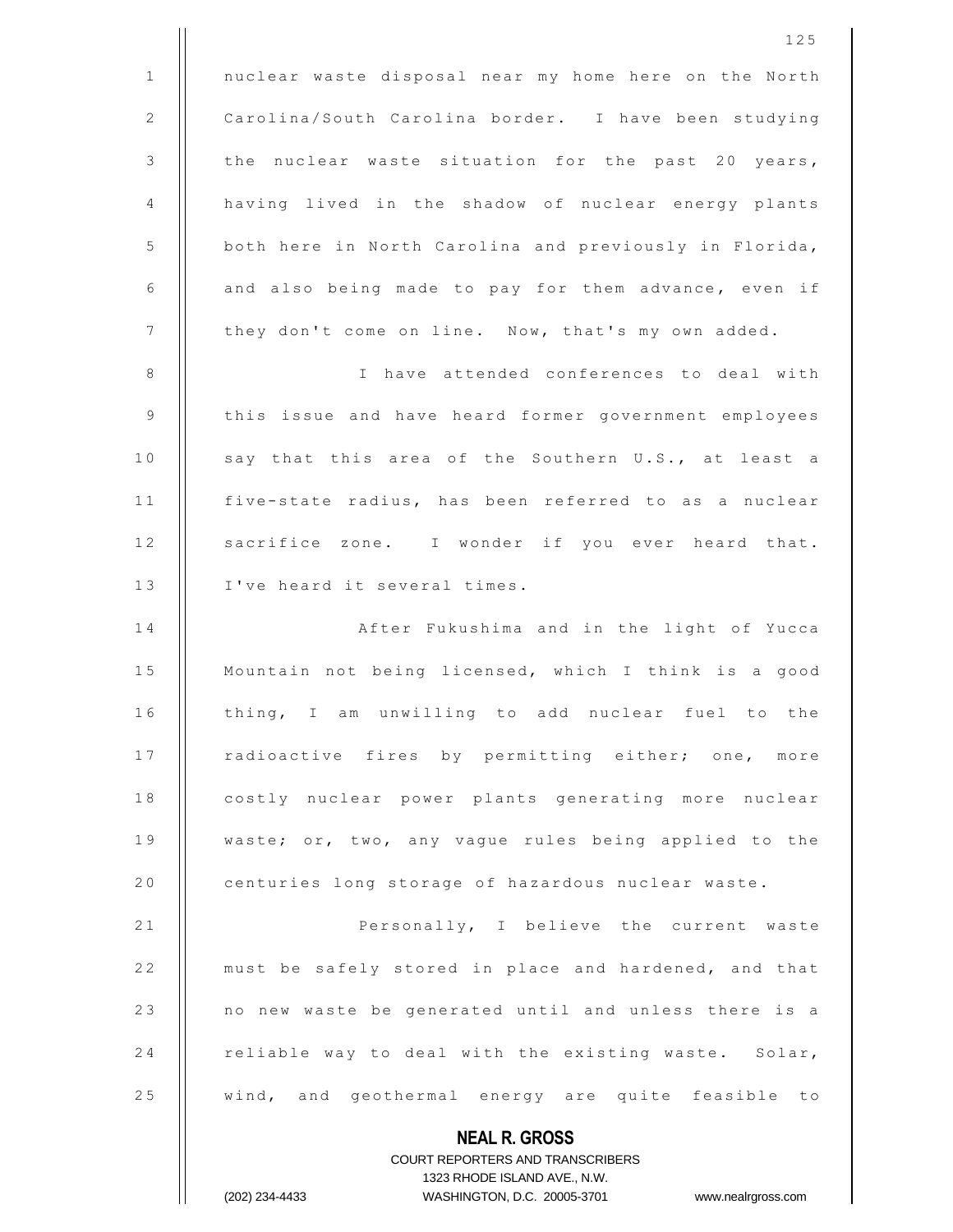nuclear waste disposal near my home here on the North Carolina/South Carolina border. I have been studying the nuclear waste situation for the past 20 years, having lived in the shadow of nuclear energy plants both here in North Carolina and previously in Florida, and also being made to pay for them advance, even if they don't come on line. Now, that's my own added.

I have attended conferences to deal with this issue and have heard former government employees say that this area of the Southern U.S., at least a five-state radius, has been referred to as a nuclear sacrifice zone. I wonder if you ever heard that. I've heard it several times.

After Fukushima and in the light of Yucca Mountain not being licensed, which I think is a good thing, I am unwilling to add nuclear fuel to the radioactive fires by permitting either; one, more costly nuclear power plants generating more nuclear waste; or, two, any vague rules being applied to the centuries long storage of hazardous nuclear waste.

Personally, I believe the current waste must be safely stored in place and hardened, and that no new waste be generated until and unless there is a reliable way to deal with the existing waste. Solar, wind, and geothermal energy are quite feasible to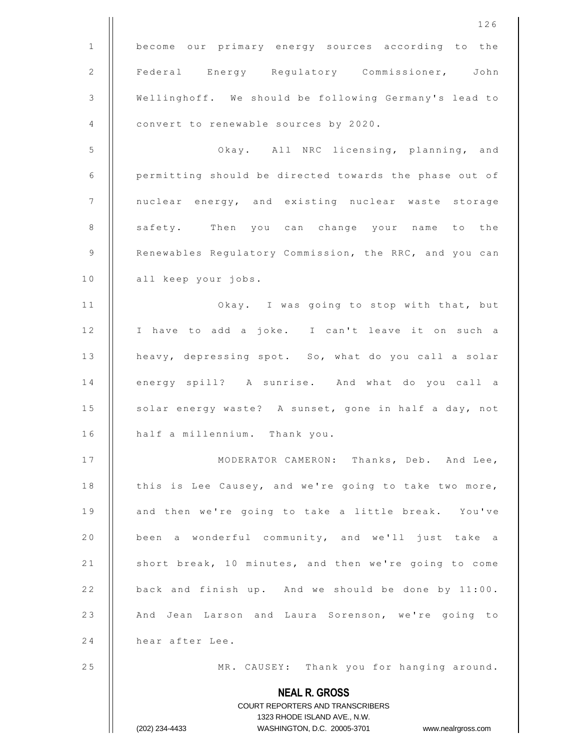become our primary energy sources according to the Federal Energy Regulatory Commissioner, John Wellinghoff. We should be following Germany's lead to convert to renewable sources by 2020.

Okay. All NRC licensing, planning, and permitting should be directed towards the phase out of nuclear energy, and existing nuclear waste storage safety. Then you can change your name to the Renewables Regulatory Commission, the RRC, and you can all keep your jobs.

Okay. I was going to stop with that, but I have to add a joke. I can't leave it on such a heavy, depressing spot. So, what do you call a solar energy spill? A sunrise. And what do you call a solar energy waste? A sunset, gone in half a day, not half a millennium. Thank you.

MODERATOR CAMERON: Thanks, Deb. And Lee, this is Lee Causey, and we're going to take two more, and then we're going to take a little break. You've been a wonderful community, and we'll just take a short break, 10 minutes, and then we're going to come back and finish up. And we should be done by 11:00. And Jean Larson and Laura Sorenson, we're going to hear after Lee.

MR. CAUSEY: Thank you for hanging around.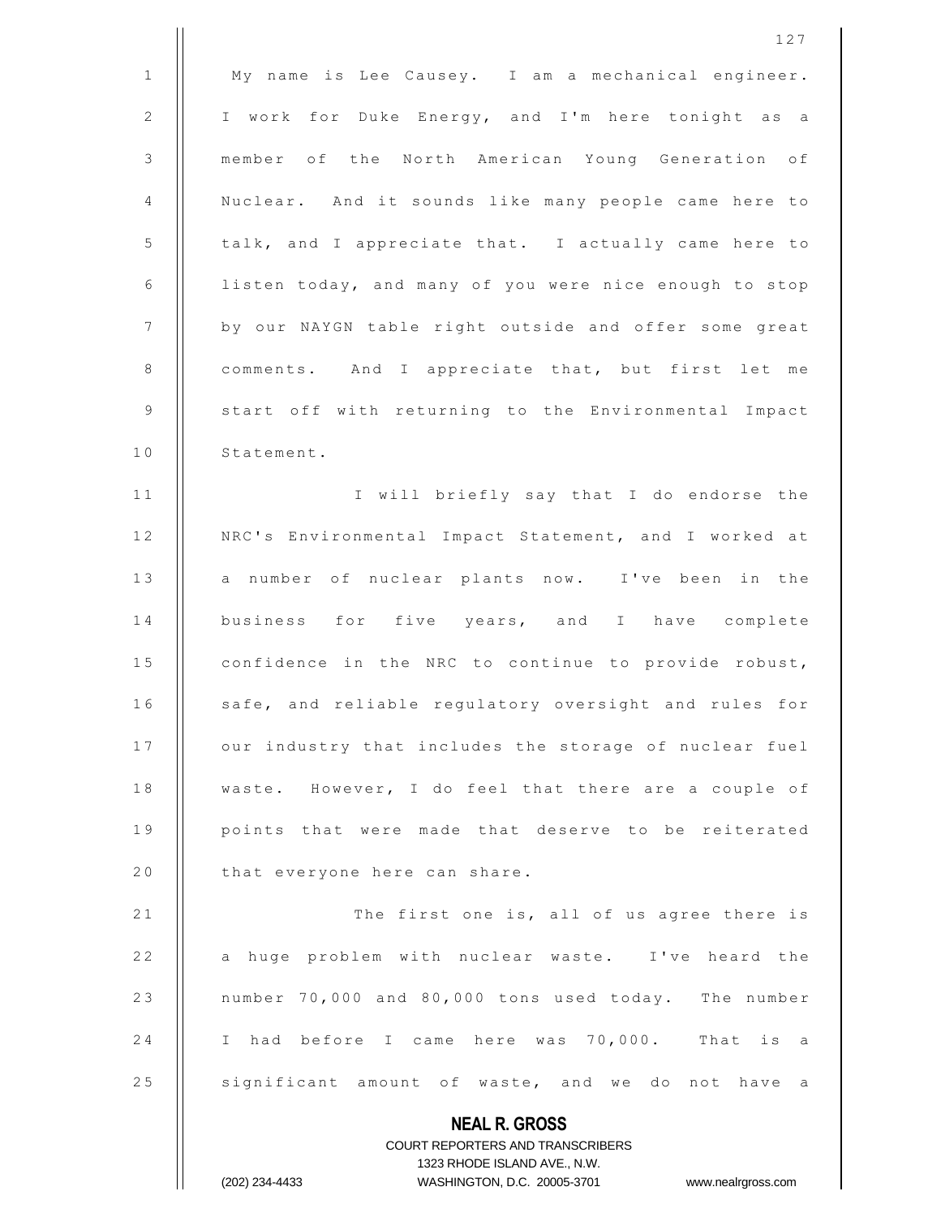My name is Lee Causey. I am a mechanical engineer. I work for Duke Energy, and I'm here tonight as a member of the North American Young Generation of Nuclear. And it sounds like many people came here to talk, and I appreciate that. I actually came here to listen today, and many of you were nice enough to stop by our NAYGN table right outside and offer some great comments. And I appreciate that, but first let me start off with returning to the Environmental Impact Statement.

I will briefly say that I do endorse the NRC's Environmental Impact Statement, and I worked at a number of nuclear plants now. I've been in the business for five years, and I have complete confidence in the NRC to continue to provide robust, safe, and reliable regulatory oversight and rules for our industry that includes the storage of nuclear fuel waste. However, I do feel that there are a couple of points that were made that deserve to be reiterated that everyone here can share.

The first one is, all of us agree there is a huge problem with nuclear waste. I've heard the number 70,000 and 80,000 tons used today. The number I had before I came here was 70,000. That is a significant amount of waste, and we do not have a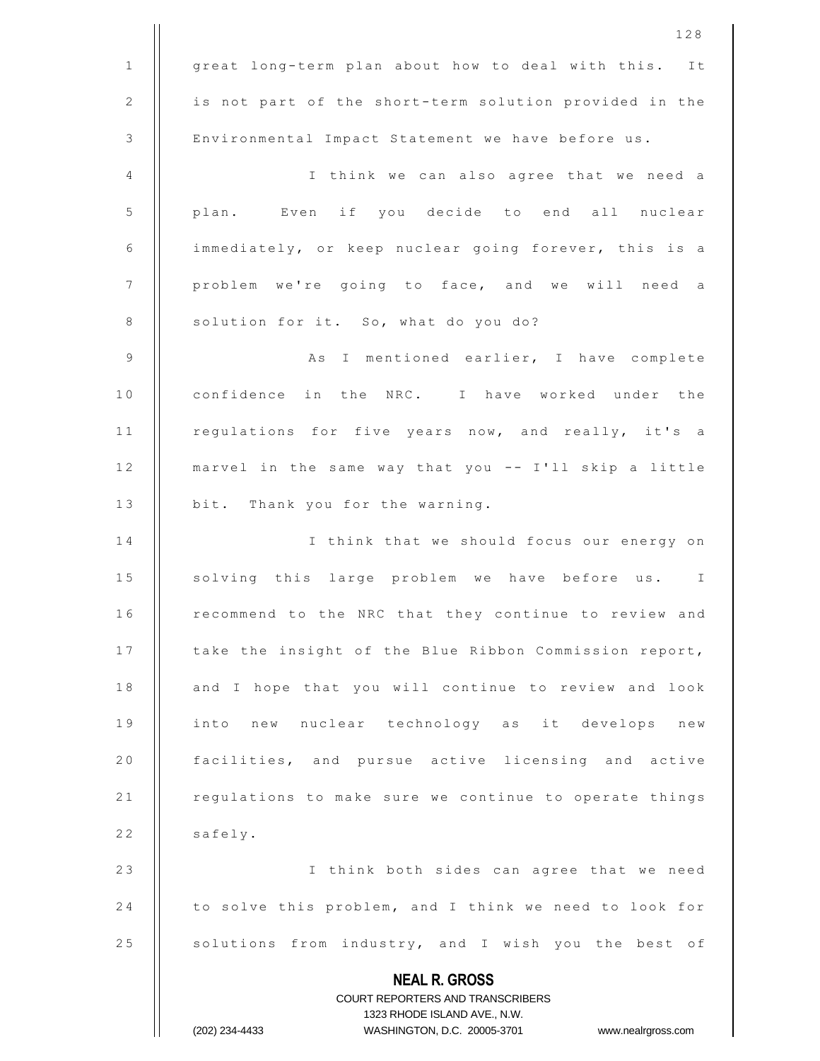great long-term plan about how to deal with this. It is not part of the short-term solution provided in the Environmental Impact Statement we have before us.

I think we can also agree that we need a plan. Even if you decide to end all nuclear immediately, or keep nuclear going forever, this is a problem we're going to face, and we will need a solution for it. So, what do you do?

As I mentioned earlier, I have complete confidence in the NRC. I have worked under the regulations for five years now, and really, it's a marvel in the same way that you -- I'll skip a little bit. Thank you for the warning.

I think that we should focus our energy on solving this large problem we have before us. I recommend to the NRC that they continue to review and take the insight of the Blue Ribbon Commission report, and I hope that you will continue to review and look into new nuclear technology as it develops new facilities, and pursue active licensing and active regulations to make sure we continue to operate things safely.

I think both sides can agree that we need to solve this problem, and I think we need to look for solutions from industry, and I wish you the best of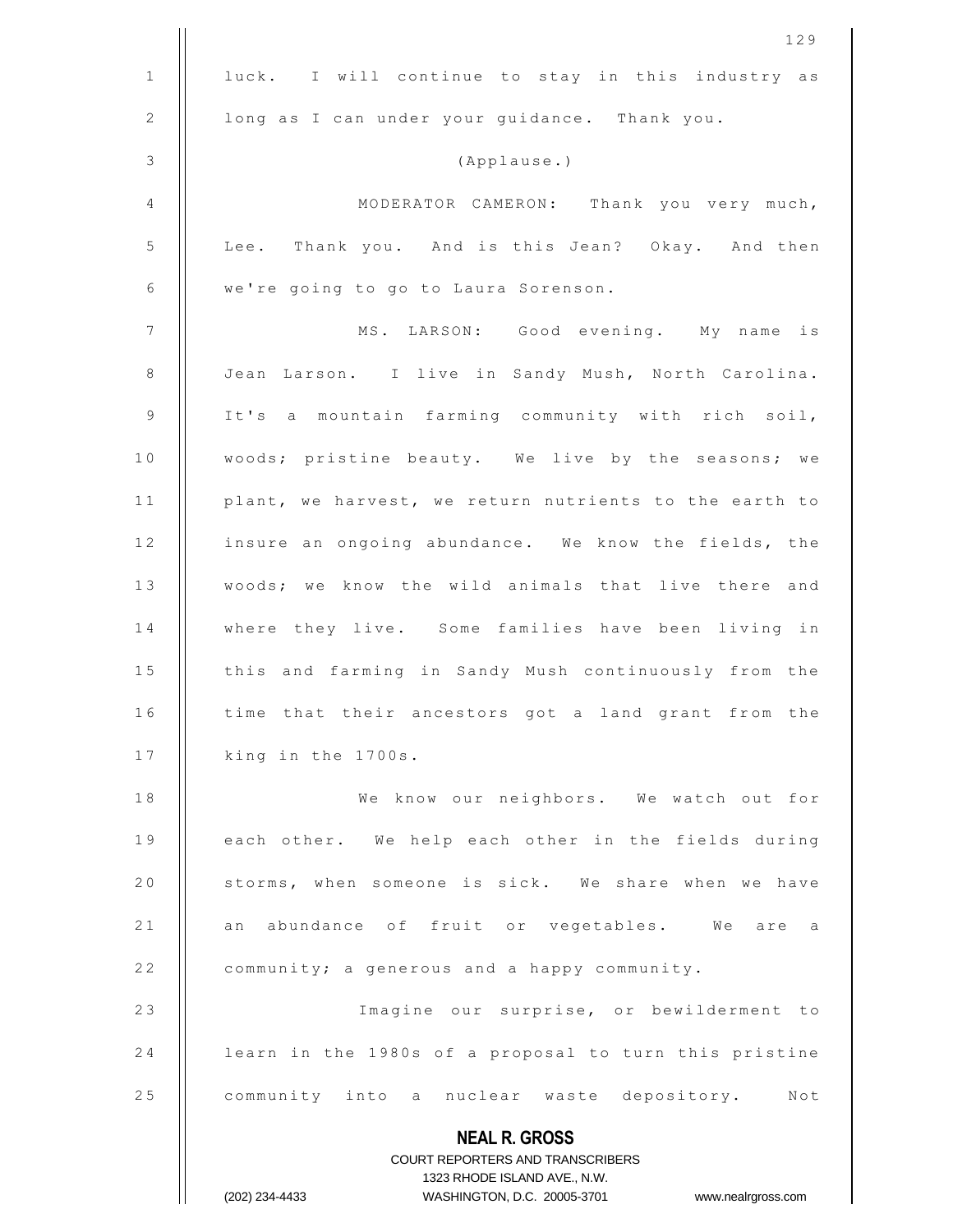luck. I will continue to stay in this industry as long as I can under your guidance. Thank you.

(Applause.)

MODERATOR CAMERON: Thank you very much, Lee. Thank you. And is this Jean? Okay. And then we're going to go to Laura Sorenson.

MS. LARSON: Good evening. My name is Jean Larson. I live in Sandy Mush, North Carolina. It's a mountain farming community with rich soil, woods; pristine beauty. We live by the seasons; we plant, we harvest, we return nutrients to the earth to insure an ongoing abundance. We know the fields, the woods; we know the wild animals that live there and where they live. Some families have been living in this and farming in Sandy Mush continuously from the time that their ancestors got a land grant from the king in the 1700s.

We know our neighbors. We watch out for each other. We help each other in the fields during storms, when someone is sick. We share when we have an abundance of fruit or vegetables. We are a community; a generous and a happy community.

Imagine our surprise, or bewilderment to learn in the 1980s of a proposal to turn this pristine community into a nuclear waste depository. Not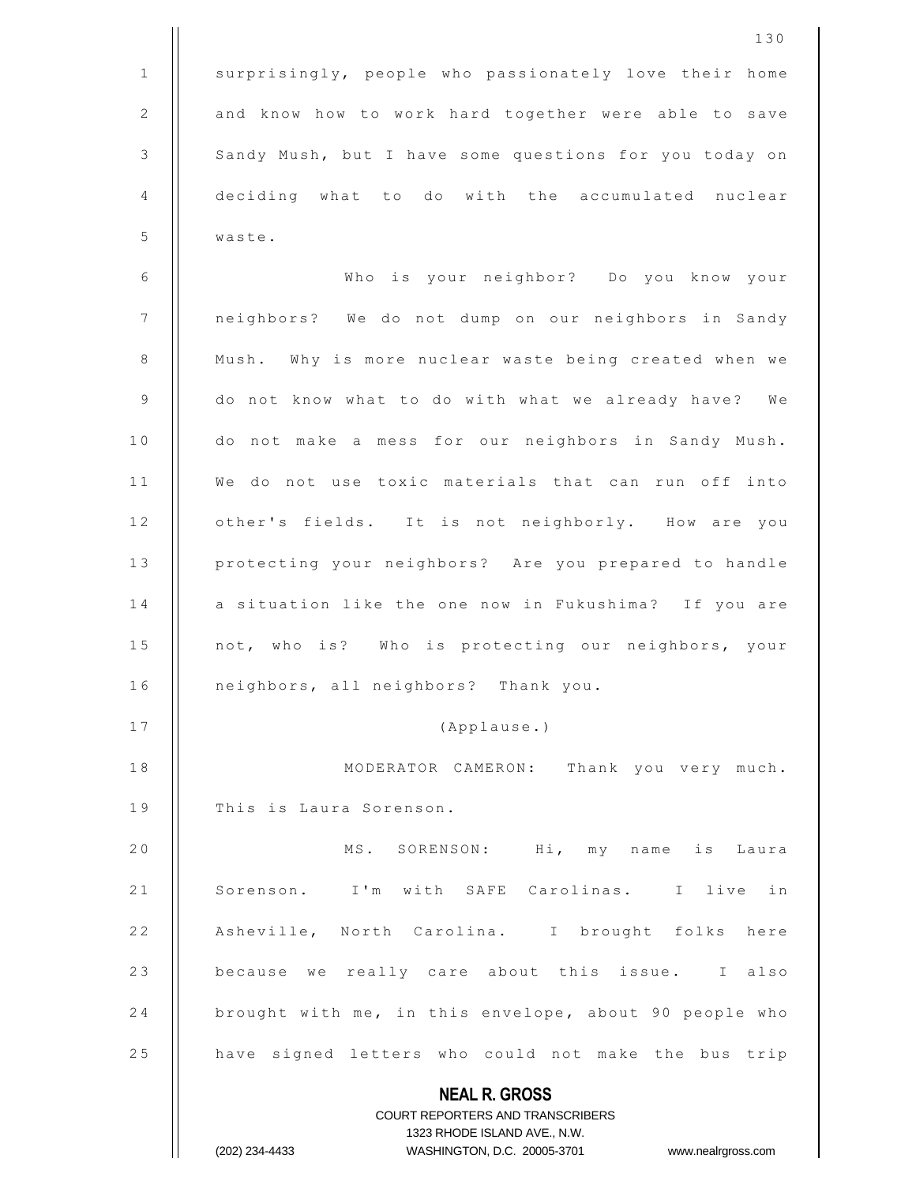surprisingly, people who passionately love their home and know how to work hard together were able to save Sandy Mush, but I have some questions for you today on deciding what to do with the accumulated nuclear waste.

Who is your neighbor? Do you know your neighbors? We do not dump on our neighbors in Sandy Mush. Why is more nuclear waste being created when we do not know what to do with what we already have? We do not make a mess for our neighbors in Sandy Mush. We do not use toxic materials that can run off into other's fields. It is not neighborly. How are you protecting your neighbors? Are you prepared to handle a situation like the one now in Fukushima? If you are not, who is? Who is protecting our neighbors, your neighbors, all neighbors? Thank you.

(Applause.)

MODERATOR CAMERON: Thank you very much. This is Laura Sorenson.

MS. SORENSON: Hi, my name is Laura Sorenson. I'm with SAFE Carolinas. I live in Asheville, North Carolina. I brought folks here because we really care about this issue. I also brought with me, in this envelope, about 90 people who have signed letters who could not make the bus trip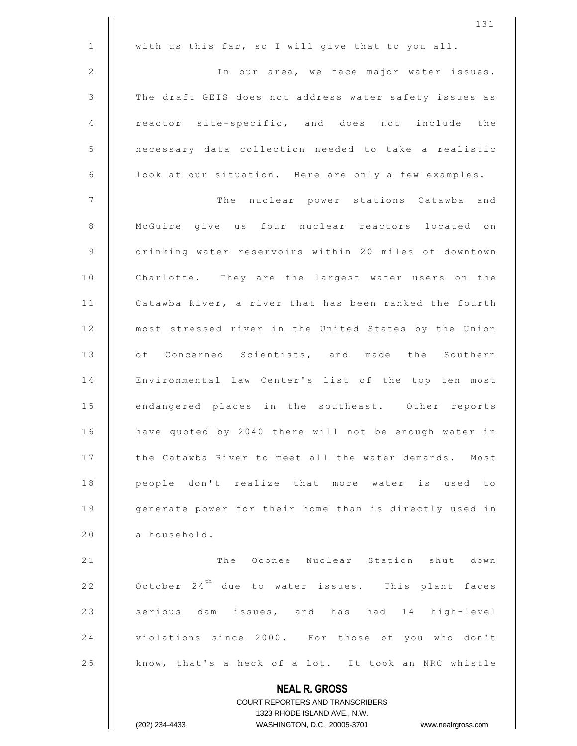with us this far, so I will give that to you all.

In our area, we face major water issues. The draft GEIS does not address water safety issues as reactor site-specific, and does not include the necessary data collection needed to take a realistic look at our situation. Here are only a few examples.

The nuclear power stations Catawba and McGuire give us four nuclear reactors located on drinking water reservoirs within 20 miles of downtown Charlotte. They are the largest water users on the Catawba River, a river that has been ranked the fourth most stressed river in the United States by the Union of Concerned Scientists, and made the Southern Environmental Law Center's list of the top ten most endangered places in the southeast. Other reports have quoted by 2040 there will not be enough water in the Catawba River to meet all the water demands. Most people don't realize that more water is used to generate power for their home than is directly used in a household.

The Oconee Nuclear Station shut down October 24th due to water issues. This plant faces serious dam issues, and has had 14 high-level violations since 2000. For those of you who don't know, that's a heck of a lot. It took an NRC whistle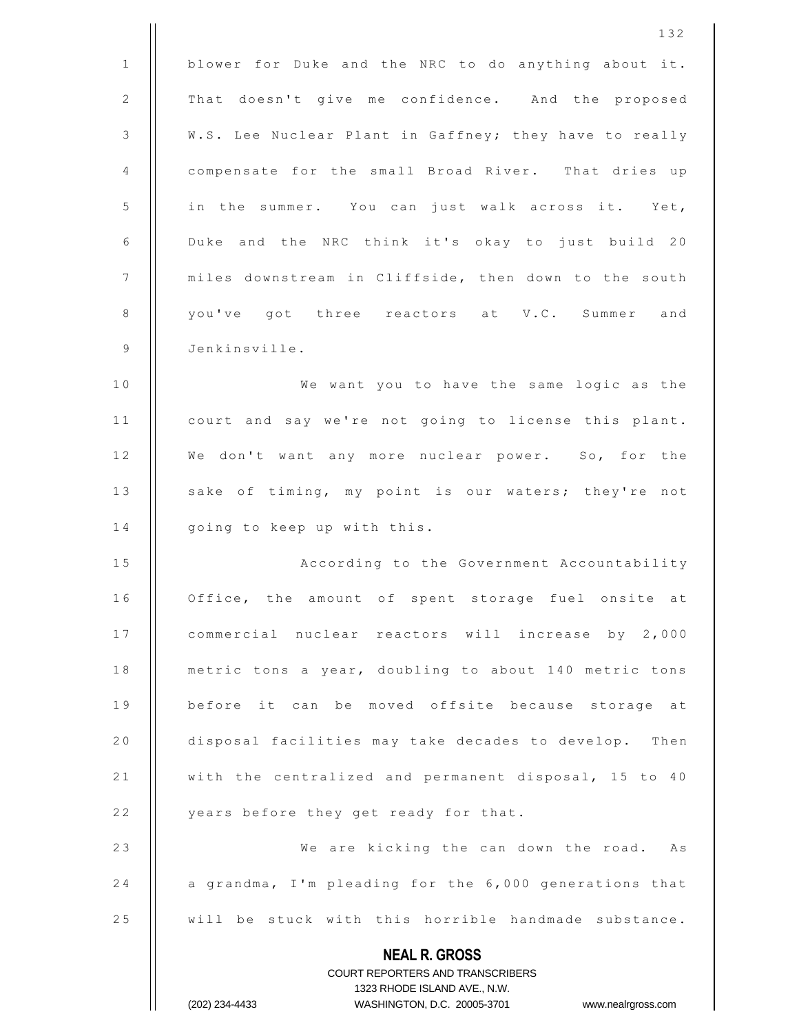blower for Duke and the NRC to do anything about it. That doesn't give me confidence. And the proposed W.S. Lee Nuclear Plant in Gaffney; they have to really compensate for the small Broad River. That dries up in the summer. You can just walk across it. Yet, Duke and the NRC think it's okay to just build 20 miles downstream in Cliffside, then down to the south you've got three reactors at V.C. Summer and Jenkinsville.

We want you to have the same logic as the court and say we're not going to license this plant. We don't want any more nuclear power. So, for the sake of timing, my point is our waters; they're not going to keep up with this.

According to the Government Accountability Office, the amount of spent storage fuel onsite at commercial nuclear reactors will increase by 2,000 metric tons a year, doubling to about 140 metric tons before it can be moved offsite because storage at disposal facilities may take decades to develop. Then with the centralized and permanent disposal, 15 to 40 years before they get ready for that.

We are kicking the can down the road. As a grandma, I'm pleading for the 6,000 generations that will be stuck with this horrible handmade substance.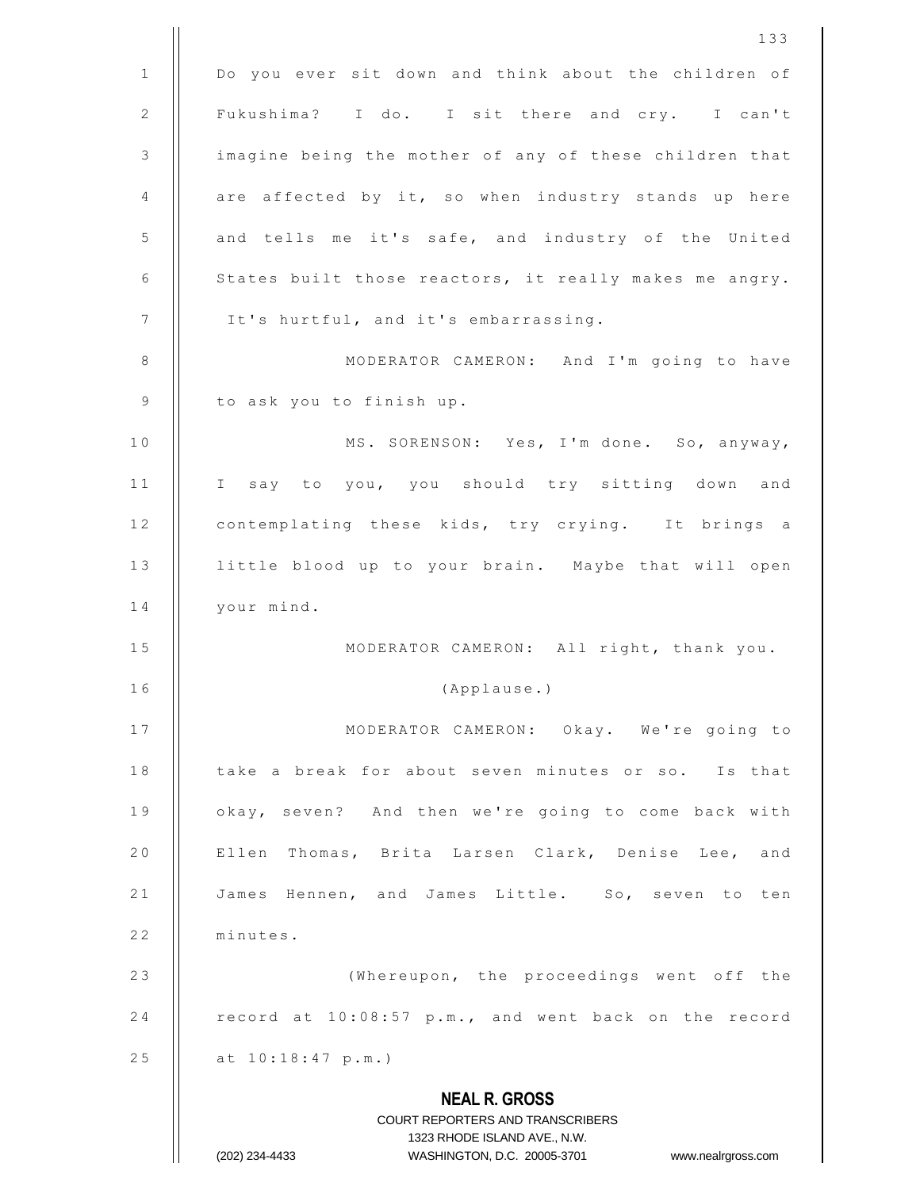Do you ever sit down and think about the children of Fukushima? I do. I sit there and cry. I can't imagine being the mother of any of these children that are affected by it, so when industry stands up here and tells me it's safe, and industry of the United States built those reactors, it really makes me angry. It's hurtful, and it's embarrassing.

MODERATOR CAMERON: And I'm going to have to ask you to finish up.

MS. SORENSON: Yes, I'm done. So, anyway, I say to you, you should try sitting down and contemplating these kids, try crying. It brings a little blood up to your brain. Maybe that will open your mind.

MODERATOR CAMERON: All right, thank you.

(Applause.)

MODERATOR CAMERON: Okay. We're going to take a break for about seven minutes or so. Is that okay, seven? And then we're going to come back with Ellen Thomas, Brita Larsen Clark, Denise Lee, and James Hennen, and James Little. So, seven to ten minutes.

(Whereupon, the proceedings went off the record at 10:08:57 p.m., and went back on the record at 10:18:47 p.m.)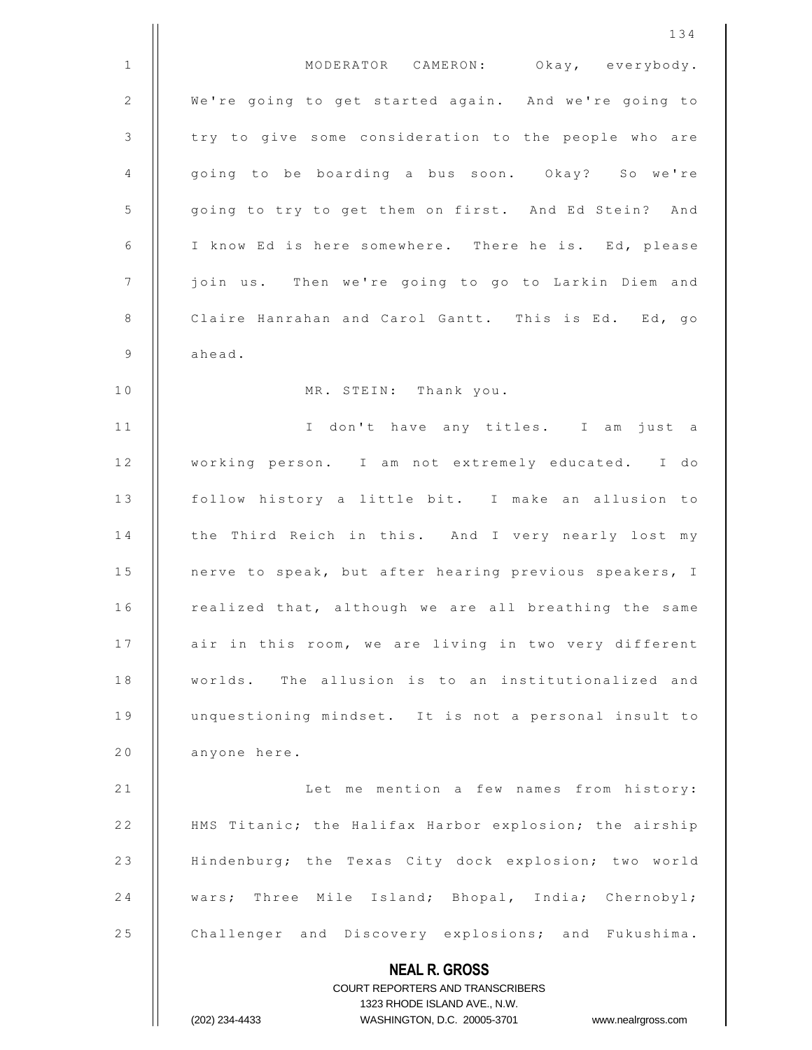MODERATOR CAMERON: Okay, everybody. We're going to get started again. And we're going to try to give some consideration to the people who are going to be boarding a bus soon. Okay? So we're going to try to get them on first. And Ed Stein? And I know Ed is here somewhere. There he is. Ed, please join us. Then we're going to go to Larkin Diem and Claire Hanrahan and Carol Gantt. This is Ed. Ed, go ahead.

MR. STEIN: Thank you.

I don't have any titles. I am just a working person. I am not extremely educated. I do follow history a little bit. I make an allusion to the Third Reich in this. And I very nearly lost my nerve to speak, but after hearing previous speakers, I realized that, although we are all breathing the same air in this room, we are living in two very different worlds. The allusion is to an institutionalized and unquestioning mindset. It is not a personal insult to anyone here.

Let me mention a few names from history: HMS Titanic; the Halifax Harbor explosion; the airship Hindenburg; the Texas City dock explosion; two world wars; Three Mile Island; Bhopal, India; Chernobyl; Challenger and Discovery explosions; and Fukushima.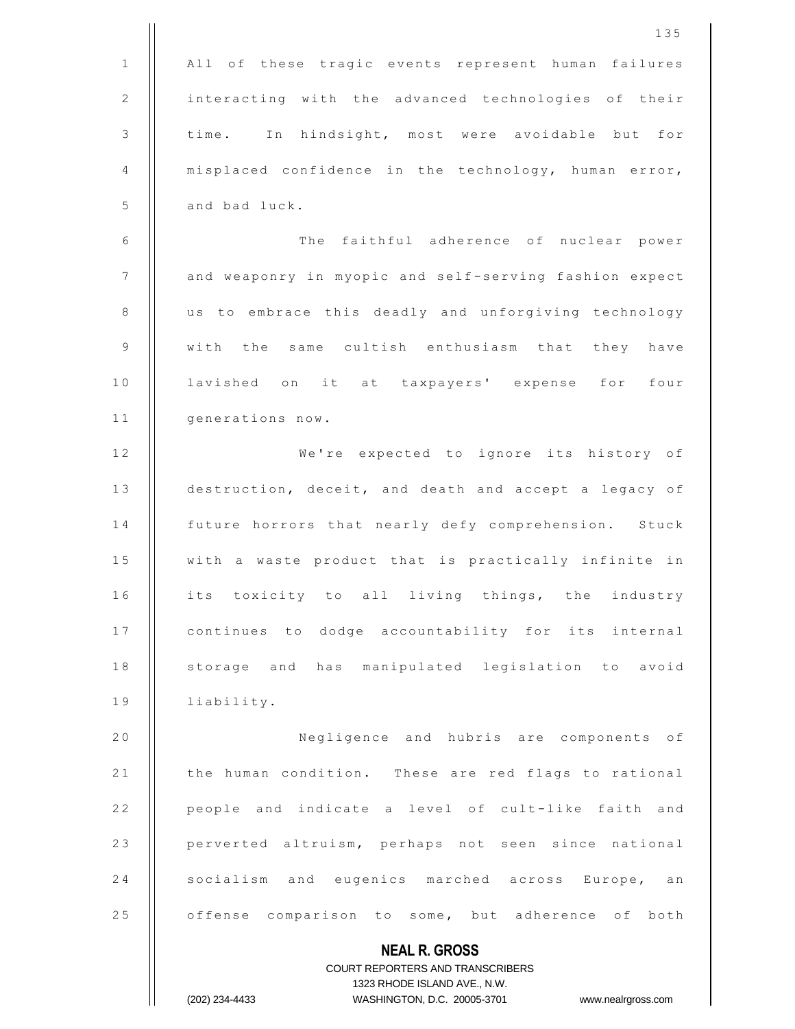All of these tragic events represent human failures interacting with the advanced technologies of their time. In hindsight, most were avoidable but for misplaced confidence in the technology, human error, and bad luck.

The faithful adherence of nuclear power and weaponry in myopic and self-serving fashion expect us to embrace this deadly and unforgiving technology with the same cultish enthusiasm that they have lavished on it at taxpayers' expense for four generations now.

We're expected to ignore its history of destruction, deceit, and death and accept a legacy of future horrors that nearly defy comprehension. Stuck with a waste product that is practically infinite in its toxicity to all living things, the industry continues to dodge accountability for its internal storage and has manipulated legislation to avoid liability.

Negligence and hubris are components of the human condition. These are red flags to rational people and indicate a level of cult-like faith and perverted altruism, perhaps not seen since national socialism and eugenics marched across Europe, an offense comparison to some, but adherence of both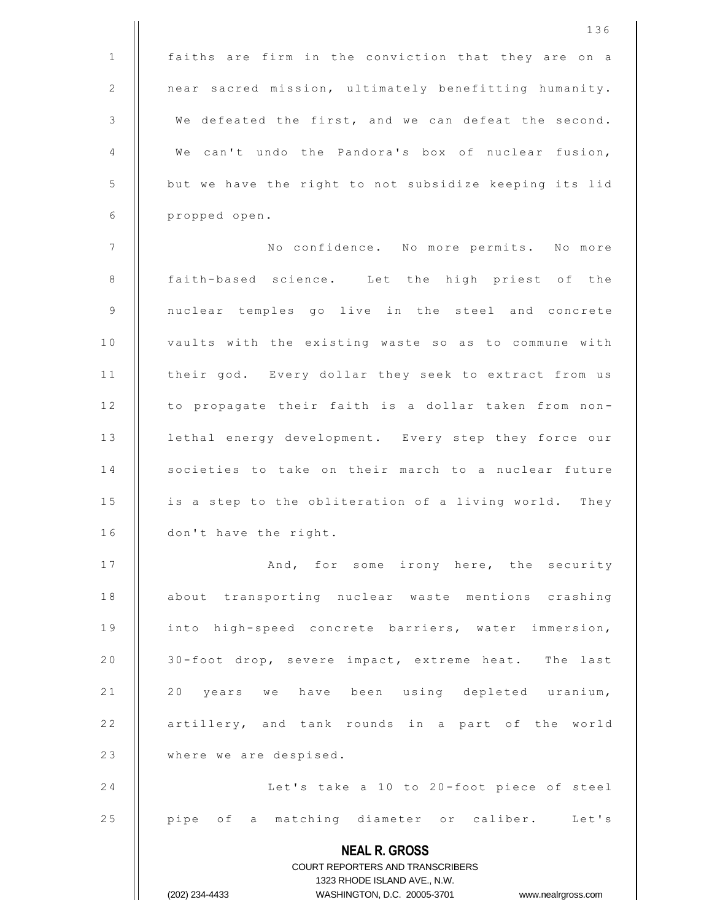faiths are firm in the conviction that they are on a near sacred mission, ultimately benefitting humanity. We defeated the first, and we can defeat the second. We can't undo the Pandora's box of nuclear fusion, but we have the right to not subsidize keeping its lid propped open.

No confidence. No more permits. No more faith-based science. Let the high priest of the nuclear temples go live in the steel and concrete vaults with the existing waste so as to commune with their god. Every dollar they seek to extract from us to propagate their faith is a dollar taken from non-lethal energy development. Every step they force our societies to take on their march to a nuclear future is a step to the obliteration of a living world. They don't have the right.

And, for some irony here, the security about transporting nuclear waste mentions crashing into high-speed concrete barriers, water immersion, 30-foot drop, severe impact, extreme heat. The last 20 years we have been using depleted uranium, artillery, and tank rounds in a part of the world where we are despised.

Let's take a 10 to 20-foot piece of steel pipe of a matching diameter or caliber. Let's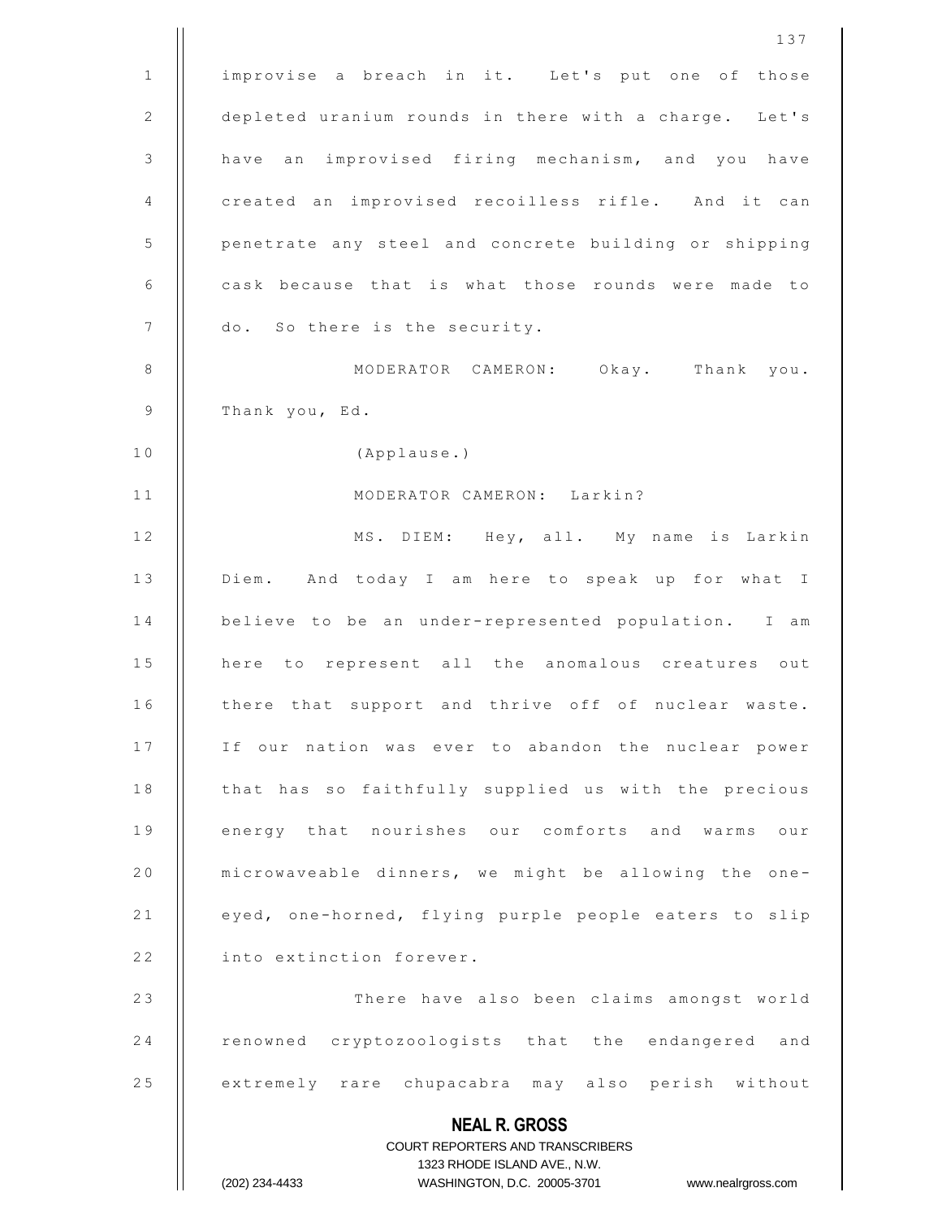improvise a breach in it. Let's put one of those depleted uranium rounds in there with a charge. Let's have an improvised firing mechanism, and you have created an improvised recoilless rifle. And it can penetrate any steel and concrete building or shipping cask because that is what those rounds were made to do. So there is the security.

MODERATOR CAMERON: Okay. Thank you. Thank you, Ed.

(Applause.)

MODERATOR CAMERON: Larkin?

MS. DIEM: Hey, all. My name is Larkin Diem. And today I am here to speak up for what I believe to be an under-represented population. I am here to represent all the anomalous creatures out there that support and thrive off of nuclear waste. If our nation was ever to abandon the nuclear power that has so faithfully supplied us with the precious energy that nourishes our comforts and warms our microwaveable dinners, we might be allowing the one-eyed, one-horned, flying purple people eaters to slip into extinction forever.

There have also been claims amongst world renowned cryptozoologists that the endangered and extremely rare chupacabra may also perish without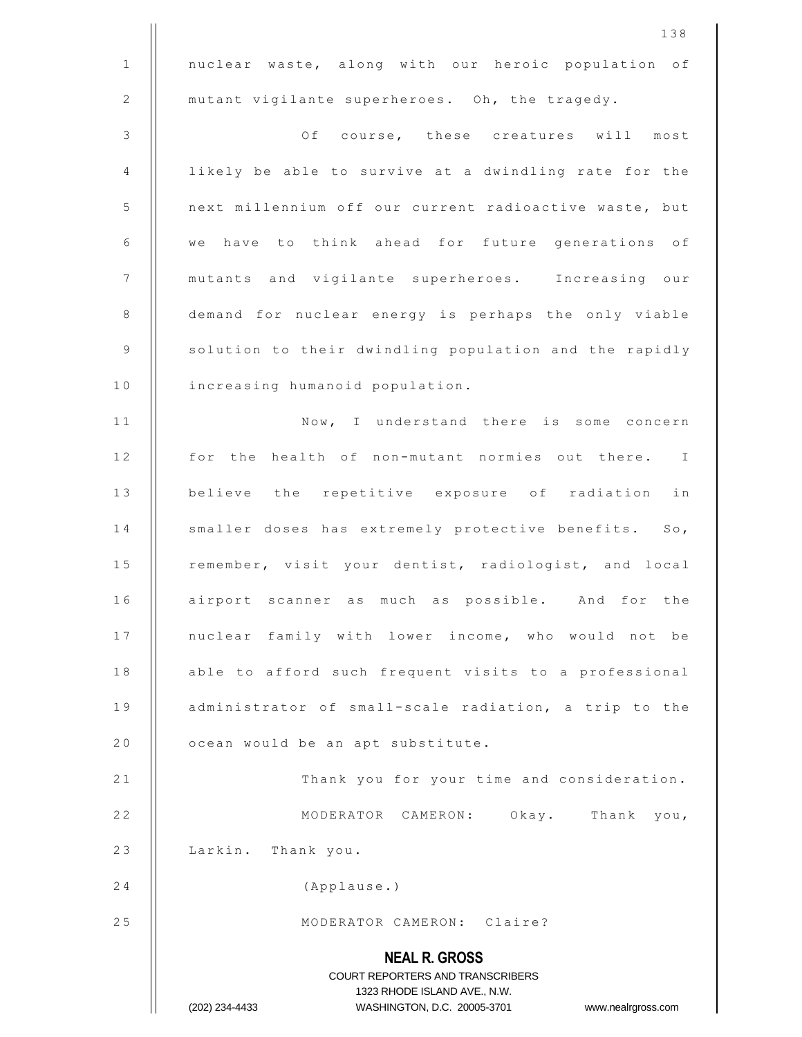nuclear waste, along with our heroic population of mutant vigilante superheroes. Oh, the tragedy.

Of course, these creatures will most likely be able to survive at a dwindling rate for the next millennium off our current radioactive waste, but we have to think ahead for future generations of mutants and vigilante superheroes. Increasing our demand for nuclear energy is perhaps the only viable solution to their dwindling population and the rapidly increasing humanoid population.

Now, I understand there is some concern for the health of non-mutant normies out there. I believe the repetitive exposure of radiation in smaller doses has extremely protective benefits. So, remember, visit your dentist, radiologist, and local airport scanner as much as possible. And for the nuclear family with lower income, who would not be able to afford such frequent visits to a professional administrator of small-scale radiation, a trip to the ocean would be an apt substitute.

Thank you for your time and consideration.

MODERATOR CAMERON: Okay. Thank you, Larkin. Thank you.

(Applause.)

MODERATOR CAMERON: Claire?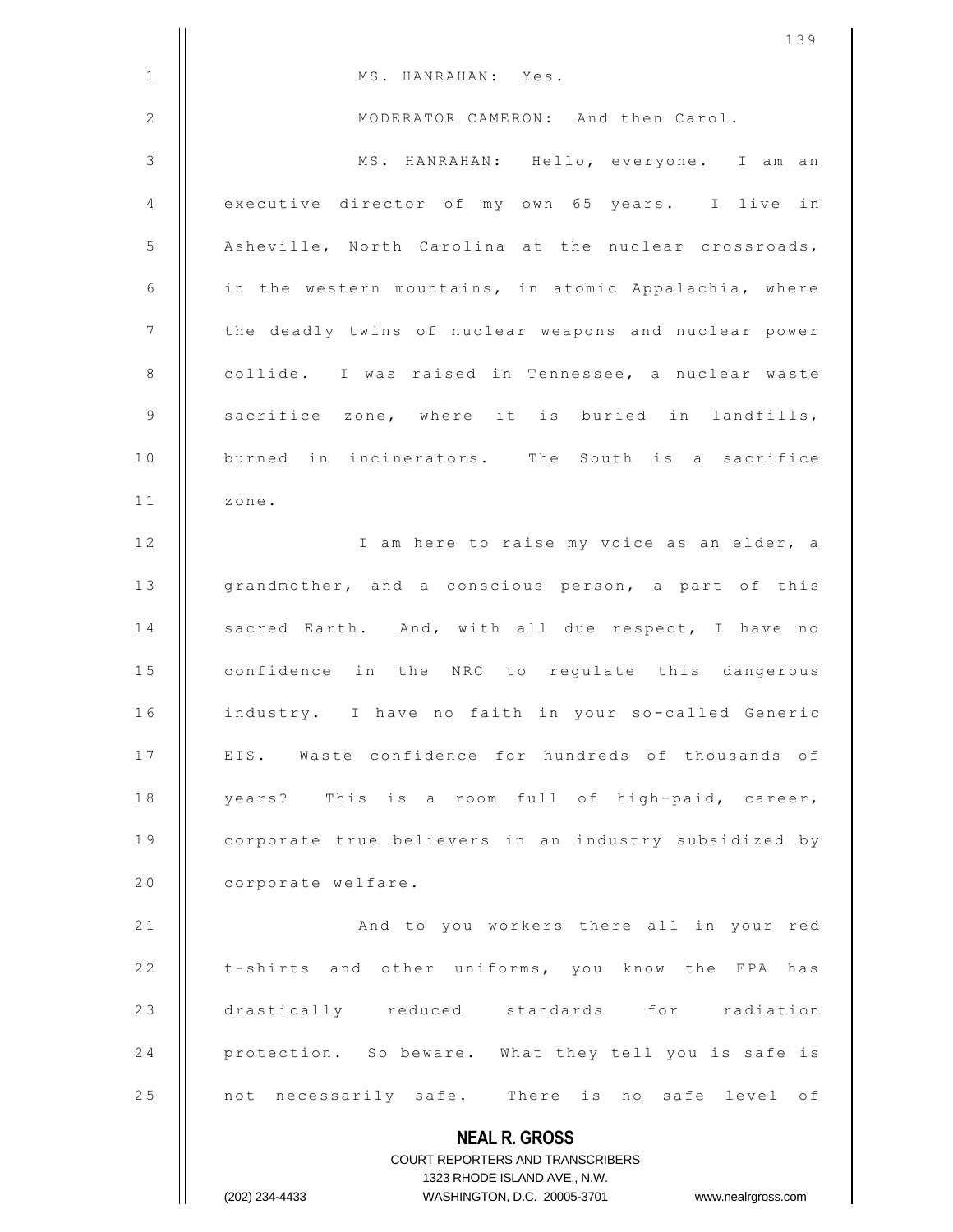MS. HANRAHAN: Yes.

MODERATOR CAMERON: And then Carol.

MS. HANRAHAN: Hello, everyone. I am an executive director of my own 65 years. I live in Asheville, North Carolina at the nuclear crossroads, in the western mountains, in atomic Appalachia, where the deadly twins of nuclear weapons and nuclear power collide. I was raised in Tennessee, a nuclear waste sacrifice zone, where it is buried in landfills, burned in incinerators. The South is a sacrifice zone.

I am here to raise my voice as an elder, a grandmother, and a conscious person, a part of this sacred Earth. And, with all due respect, I have no confidence in the NRC to regulate this dangerous industry. I have no faith in your so-called Generic EIS. Waste confidence for hundreds of thousands of years? This is a room full of high-paid, career, corporate true believers in an industry subsidized by corporate welfare.

And to you workers there all in your red t-shirts and other uniforms, you know the EPA has drastically reduced standards for radiation protection. So beware. What they tell you is safe is not necessarily safe. There is no safe level of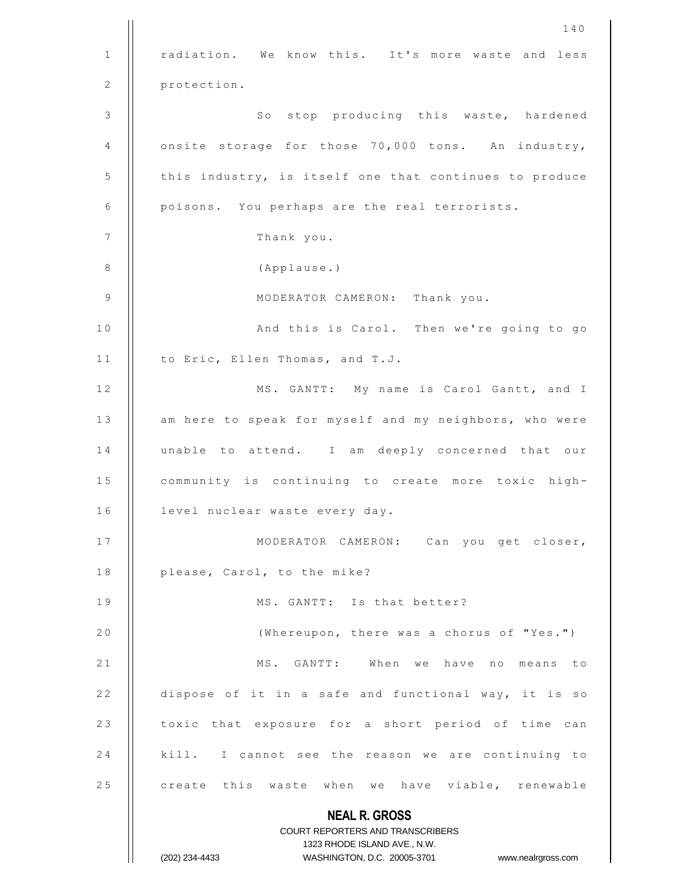radiation. We know this. It's more waste and less protection.

So stop producing this waste, hardened onsite storage for those 70,000 tons. An industry, this industry, is itself one that continues to produce poisons. You perhaps are the real terrorists.

Thank you.

(Applause.)

MODERATOR CAMERON: Thank you.

And this is Carol. Then we're going to go to Eric, Ellen Thomas, and T.J.

MS. GANTT: My name is Carol Gantt, and I am here to speak for myself and my neighbors, who were unable to attend. I am deeply concerned that our community is continuing to create more toxic high-level nuclear waste every day.

MODERATOR CAMERON: Can you get closer, please, Carol, to the mike?

MS. GANTT: Is that better?

(Whereupon, there was a chorus of "Yes.")

MS. GANTT: When we have no means to dispose of it in a safe and functional way, it is so toxic that exposure for a short period of time can kill. I cannot see the reason we are continuing to create this waste when we have viable, renewable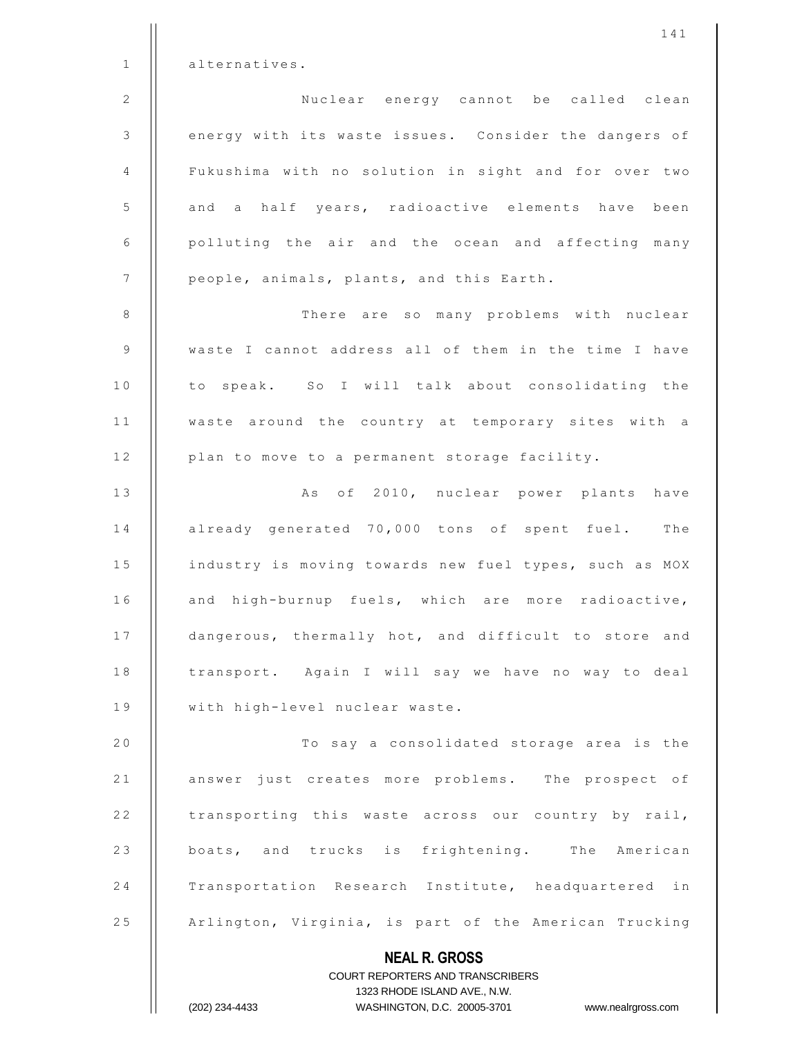alternatives.

Nuclear energy cannot be called clean energy with its waste issues. Consider the dangers of Fukushima with no solution in sight and for over two and a half years, radioactive elements have been polluting the air and the ocean and affecting many people, animals, plants, and this Earth.

There are so many problems with nuclear waste I cannot address all of them in the time I have to speak. So I will talk about consolidating the waste around the country at temporary sites with a plan to move to a permanent storage facility.

As of 2010, nuclear power plants have already generated 70,000 tons of spent fuel. The industry is moving towards new fuel types, such as MOX and high-burnup fuels, which are more radioactive, dangerous, thermally hot, and difficult to store and transport. Again I will say we have no way to deal with high-level nuclear waste.

To say a consolidated storage area is the answer just creates more problems. The prospect of transporting this waste across our country by rail, boats, and trucks is frightening. The American Transportation Research Institute, headquartered in Arlington, Virginia, is part of the American Trucking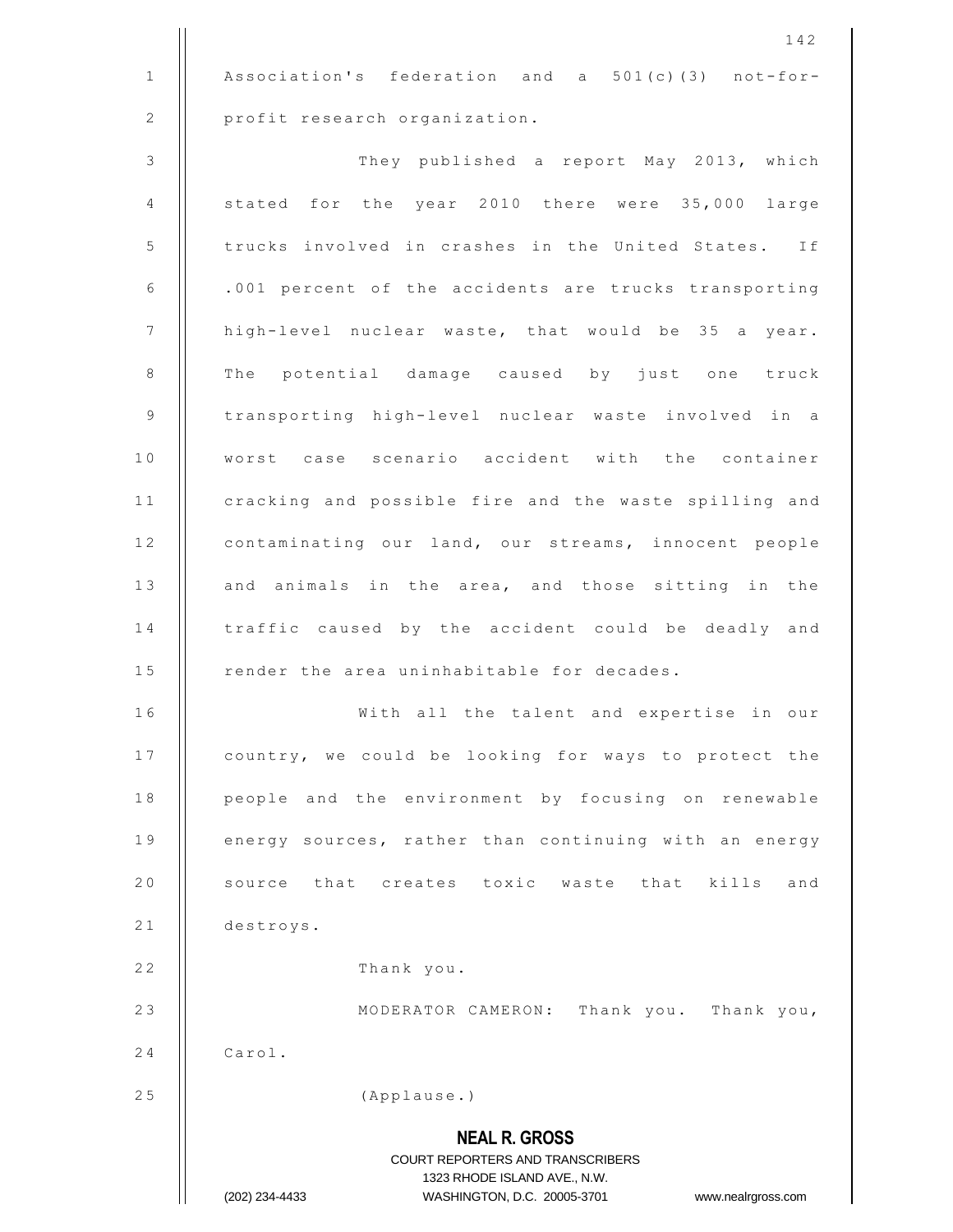Association's federation and a 501(c)(3) not-for-profit research organization.

They published a report May 2013, which stated for the year 2010 there were 35,000 large trucks involved in crashes in the United States. If .001 percent of the accidents are trucks transporting high-level nuclear waste, that would be 35 a year. The potential damage caused by just one truck transporting high-level nuclear waste involved in a worst case scenario accident with the container cracking and possible fire and the waste spilling and contaminating our land, our streams, innocent people and animals in the area, and those sitting in the traffic caused by the accident could be deadly and render the area uninhabitable for decades.

With all the talent and expertise in our country, we could be looking for ways to protect the people and the environment by focusing on renewable energy sources, rather than continuing with an energy source that creates toxic waste that kills and destroys.

Thank you.

MODERATOR CAMERON: Thank you. Thank you, Carol.

(Applause.)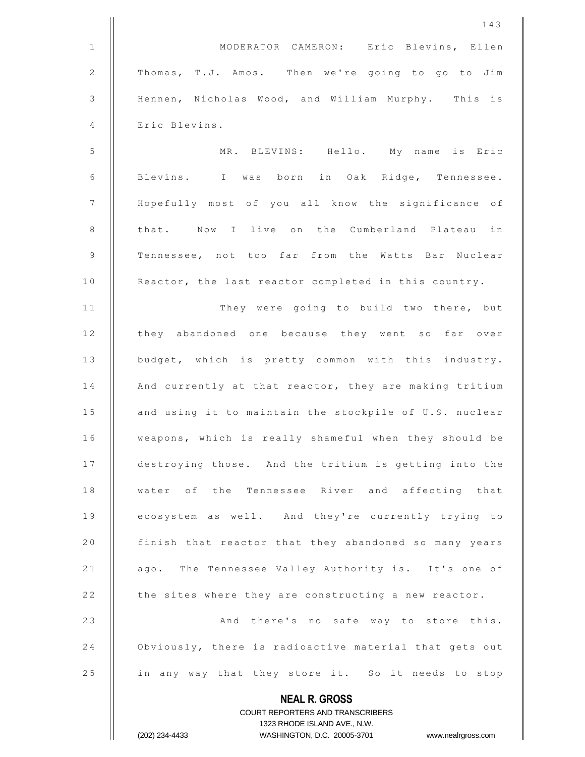MODERATOR CAMERON: Eric Blevins, Ellen Thomas, T.J. Amos. Then we're going to go to Jim Hennen, Nicholas Wood, and William Murphy. This is Eric Blevins.

MR. BLEVINS: Hello. My name is Eric Blevins. I was born in Oak Ridge, Tennessee. Hopefully most of you all know the significance of that. Now I live on the Cumberland Plateau in Tennessee, not too far from the Watts Bar Nuclear Reactor, the last reactor completed in this country.

They were going to build two there, but they abandoned one because they went so far over budget, which is pretty common with this industry. And currently at that reactor, they are making tritium and using it to maintain the stockpile of U.S. nuclear weapons, which is really shameful when they should be destroying those. And the tritium is getting into the water of the Tennessee River and affecting that ecosystem as well. And they're currently trying to finish that reactor that they abandoned so many years ago. The Tennessee Valley Authority is. It's one of the sites where they are constructing a new reactor.

And there's no safe way to store this. Obviously, there is radioactive material that gets out in any way that they store it. So it needs to stop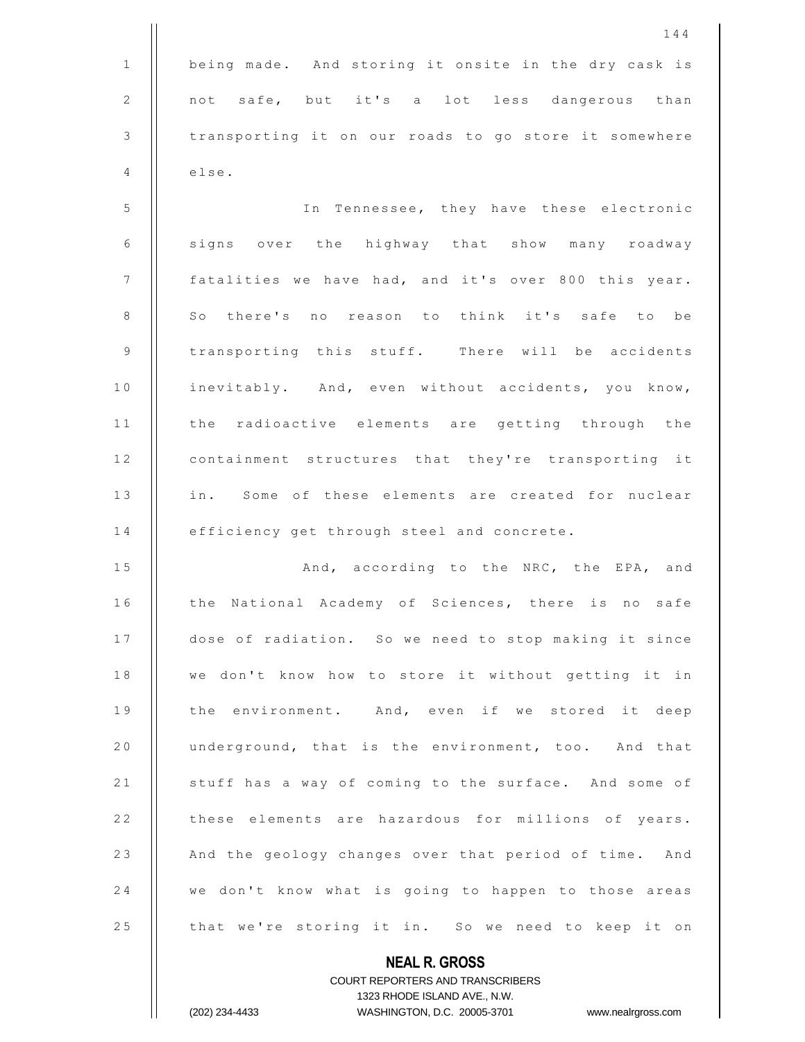being made. And storing it onsite in the dry cask is not safe, but it's a lot less dangerous than transporting it on our roads to go store it somewhere else.

In Tennessee, they have these electronic signs over the highway that show many roadway fatalities we have had, and it's over 800 this year. So there's no reason to think it's safe to be transporting this stuff. There will be accidents inevitably. And, even without accidents, you know, the radioactive elements are getting through the containment structures that they're transporting it in. Some of these elements are created for nuclear efficiency get through steel and concrete.

And, according to the NRC, the EPA, and the National Academy of Sciences, there is no safe dose of radiation. So we need to stop making it since we don't know how to store it without getting it in the environment. And, even if we stored it deep underground, that is the environment, too. And that stuff has a way of coming to the surface. And some of these elements are hazardous for millions of years. And the geology changes over that period of time. And we don't know what is going to happen to those areas that we're storing it in. So we need to keep it on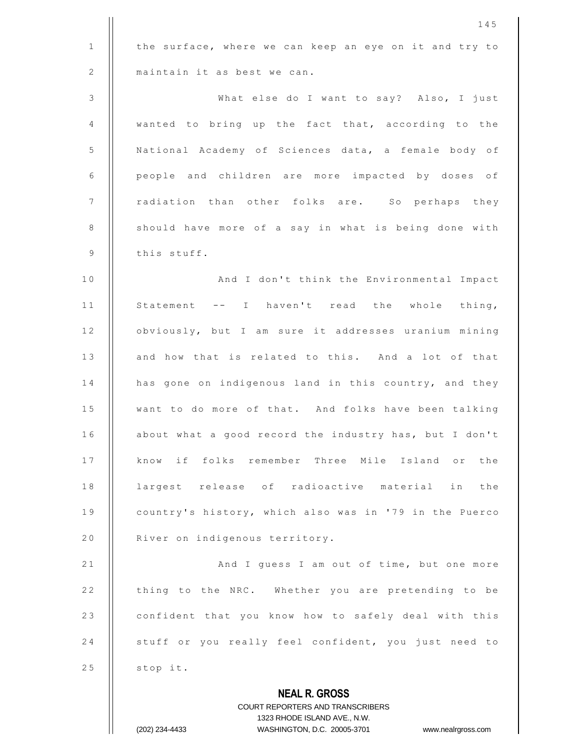the surface, where we can keep an eye on it and try to maintain it as best we can.

What else do I want to say? Also, I just wanted to bring up the fact that, according to the National Academy of Sciences data, a female body of people and children are more impacted by doses of radiation than other folks are. So perhaps they should have more of a say in what is being done with this stuff.

And I don't think the Environmental Impact Statement -- I haven't read the whole thing, obviously, but I am sure it addresses uranium mining and how that is related to this. And a lot of that has gone on indigenous land in this country, and they want to do more of that. And folks have been talking about what a good record the industry has, but I don't know if folks remember Three Mile Island or the largest release of radioactive material in the country's history, which also was in '79 in the Puerco River on indigenous territory.

And I guess I am out of time, but one more thing to the NRC. Whether you are pretending to be confident that you know how to safely deal with this stuff or you really feel confident, you just need to stop it.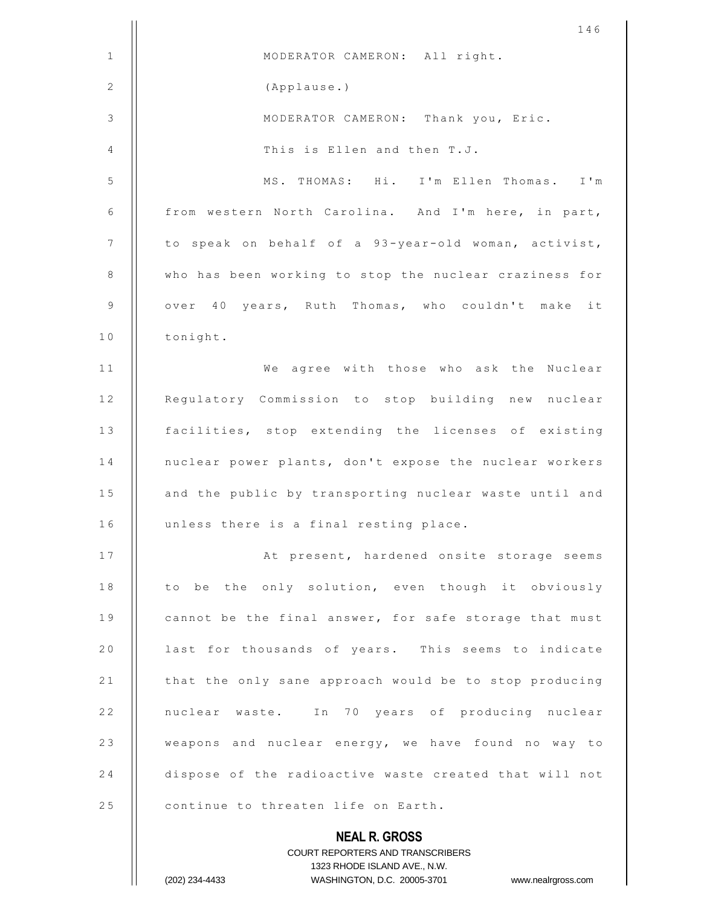MODERATOR CAMERON: All right.

(Applause.)

MODERATOR CAMERON: Thank you, Eric.

This is Ellen and then T.J.

MS. THOMAS: Hi. I'm Ellen Thomas. I'm from western North Carolina. And I'm here, in part, to speak on behalf of a 93-year-old woman, activist, who has been working to stop the nuclear craziness for over 40 years, Ruth Thomas, who couldn't make it tonight.

We agree with those who ask the Nuclear Regulatory Commission to stop building new nuclear facilities, stop extending the licenses of existing nuclear power plants, don't expose the nuclear workers and the public by transporting nuclear waste until and unless there is a final resting place.

At present, hardened onsite storage seems to be the only solution, even though it obviously cannot be the final answer, for safe storage that must last for thousands of years. This seems to indicate that the only sane approach would be to stop producing nuclear waste. In 70 years of producing nuclear weapons and nuclear energy, we have found no way to dispose of the radioactive waste created that will not continue to threaten life on Earth.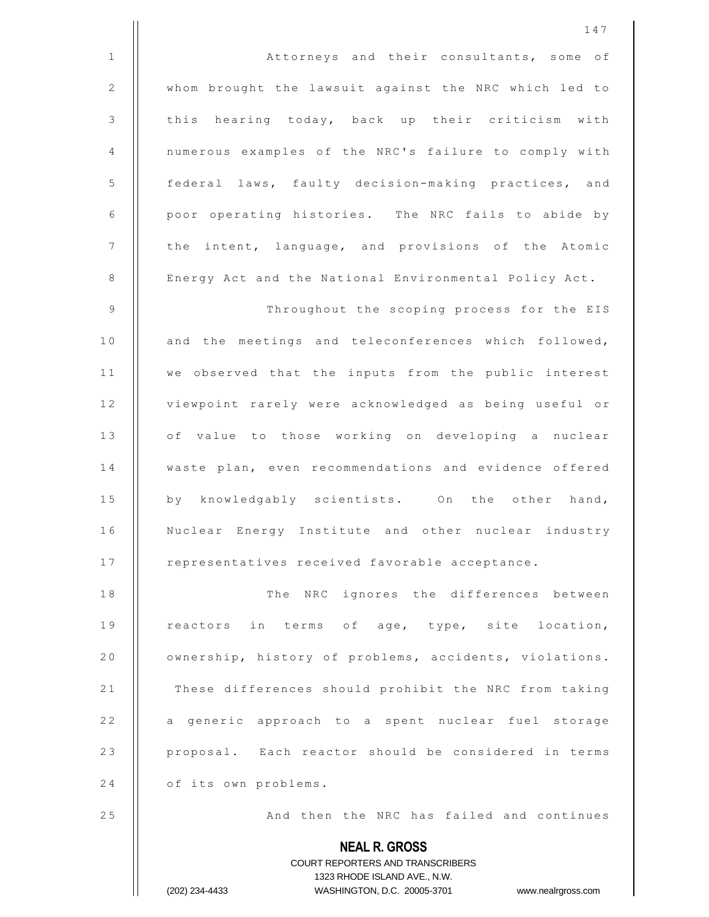Attorneys and their consultants, some of whom brought the lawsuit against the NRC which led to this hearing today, back up their criticism with numerous examples of the NRC's failure to comply with federal laws, faulty decision-making practices, and poor operating histories. The NRC fails to abide by the intent, language, and provisions of the Atomic Energy Act and the National Environmental Policy Act.

Throughout the scoping process for the EIS and the meetings and teleconferences which followed, we observed that the inputs from the public interest viewpoint rarely were acknowledged as being useful or of value to those working on developing a nuclear waste plan, even recommendations and evidence offered by knowledgably scientists. On the other hand, Nuclear Energy Institute and other nuclear industry representatives received favorable acceptance.

The NRC ignores the differences between reactors in terms of age, type, site location, ownership, history of problems, accidents, violations. These differences should prohibit the NRC from taking a generic approach to a spent nuclear fuel storage proposal. Each reactor should be considered in terms of its own problems.

And then the NRC has failed and continues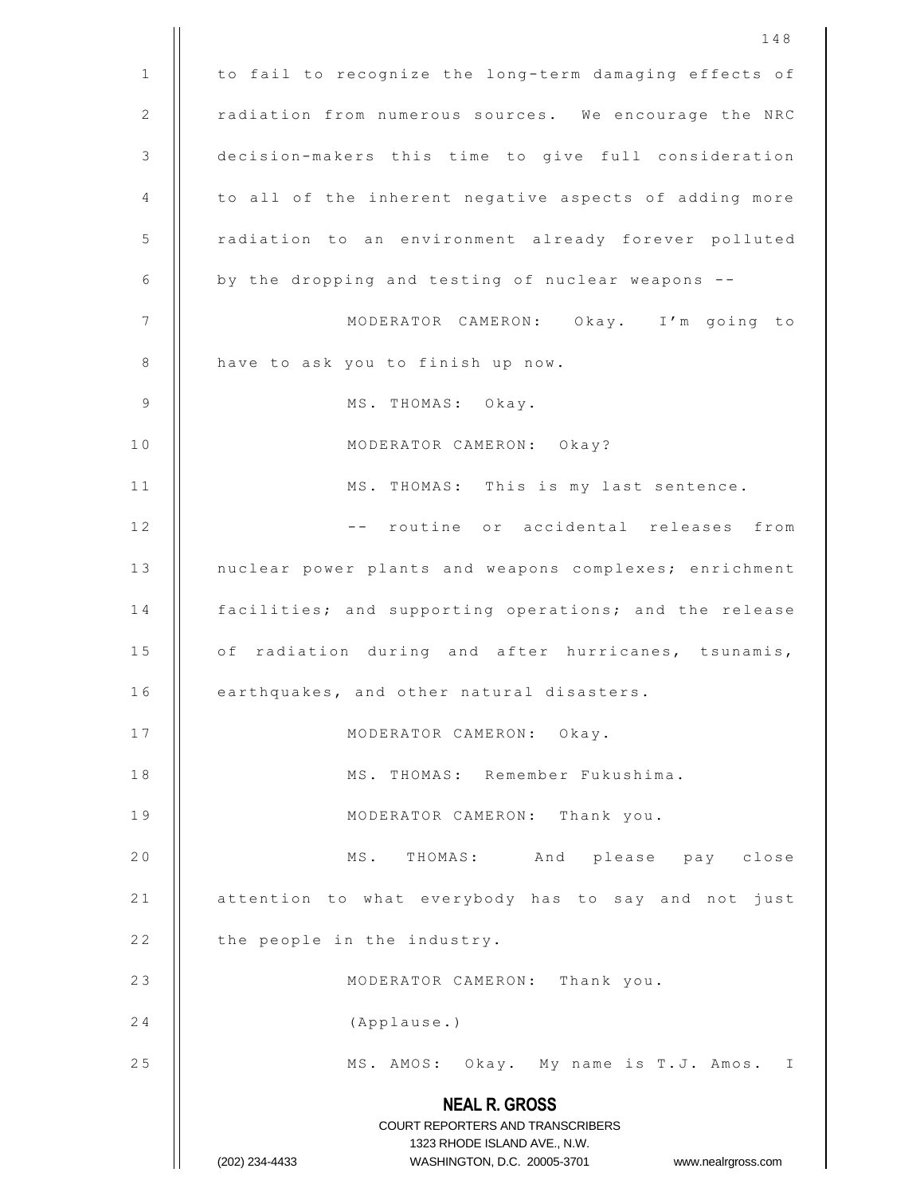to fail to recognize the long-term damaging effects of radiation from numerous sources. We encourage the NRC decision-makers this time to give full consideration to all of the inherent negative aspects of adding more radiation to an environment already forever polluted by the dropping and testing of nuclear weapons --

MODERATOR CAMERON: Okay. I'm going to have to ask you to finish up now.

MS. THOMAS: Okay.

MODERATOR CAMERON: Okay?

MS. THOMAS: This is my last sentence.

-- routine or accidental releases from nuclear power plants and weapons complexes; enrichment facilities; and supporting operations; and the release of radiation during and after hurricanes, tsunamis, earthquakes, and other natural disasters.

MODERATOR CAMERON: Okay.

MS. THOMAS: Remember Fukushima.

MODERATOR CAMERON: Thank you.

MS. THOMAS: And please pay close attention to what everybody has to say and not just the people in the industry.

MODERATOR CAMERON: Thank you.

(Applause.)

MS. AMOS: Okay. My name is T.J. Amos. I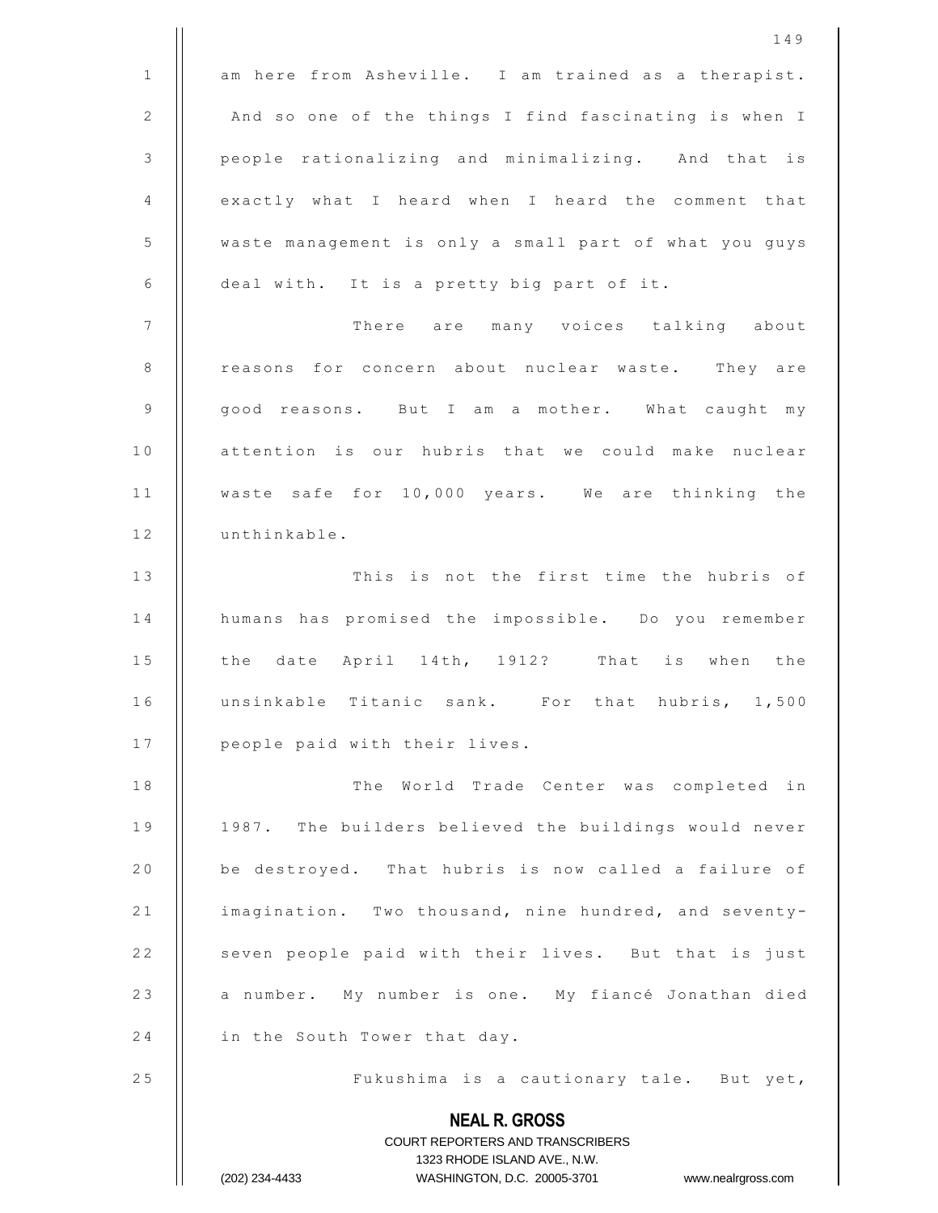am here from Asheville. I am trained as a therapist. And so one of the things I find fascinating is when I people rationalizing and minimalizing. And that is exactly what I heard when I heard the comment that waste management is only a small part of what you guys deal with. It is a pretty big part of it.

There are many voices talking about reasons for concern about nuclear waste. They are good reasons. But I am a mother. What caught my attention is our hubris that we could make nuclear waste safe for 10,000 years. We are thinking the unthinkable.

This is not the first time the hubris of humans has promised the impossible. Do you remember the date April 14th, 1912? That is when the unsinkable Titanic sank. For that hubris, 1,500 people paid with their lives.

The World Trade Center was completed in 1987. The builders believed the buildings would never be destroyed. That hubris is now called a failure of imagination. Two thousand, nine hundred, and seventy-seven people paid with their lives. But that is just a number. My number is one. My fiancé Jonathan died in the South Tower that day.

Fukushima is a cautionary tale. But yet,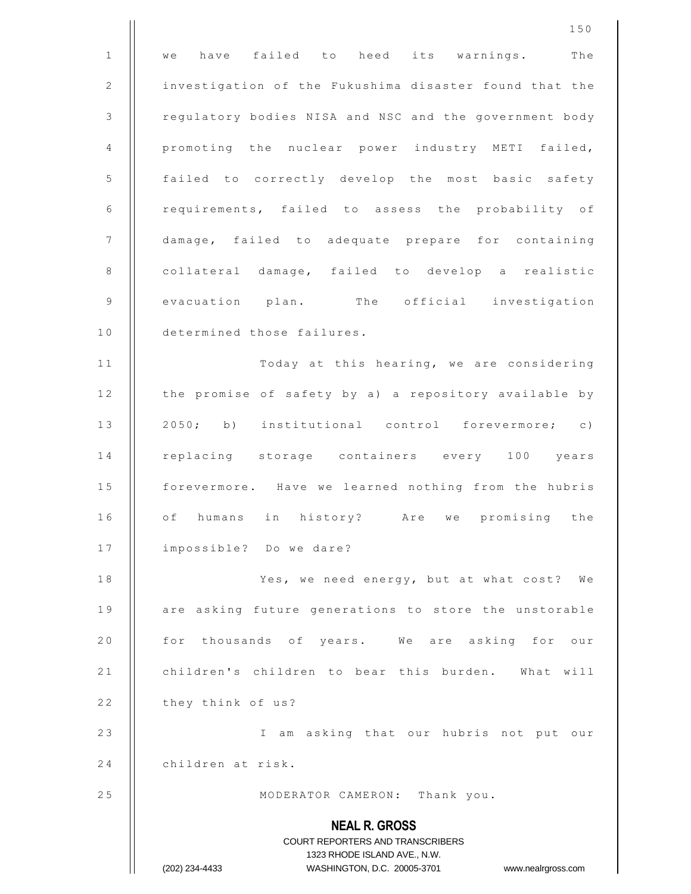we have failed to heed its warnings. The investigation of the Fukushima disaster found that the regulatory bodies NISA and NSC and the government body promoting the nuclear power industry METI failed, failed to correctly develop the most basic safety requirements, failed to assess the probability of damage, failed to adequate prepare for containing collateral damage, failed to develop a realistic evacuation plan. The official investigation determined those failures.

Today at this hearing, we are considering the promise of safety by a) a repository available by 2050; b) institutional control forevermore; c) replacing storage containers every 100 years forevermore. Have we learned nothing from the hubris of humans in history? Are we promising the impossible? Do we dare?

Yes, we need energy, but at what cost? We are asking future generations to store the unstorable for thousands of years. We are asking for our children's children to bear this burden. What will they think of us?

I am asking that our hubris not put our children at risk.

MODERATOR CAMERON: Thank you.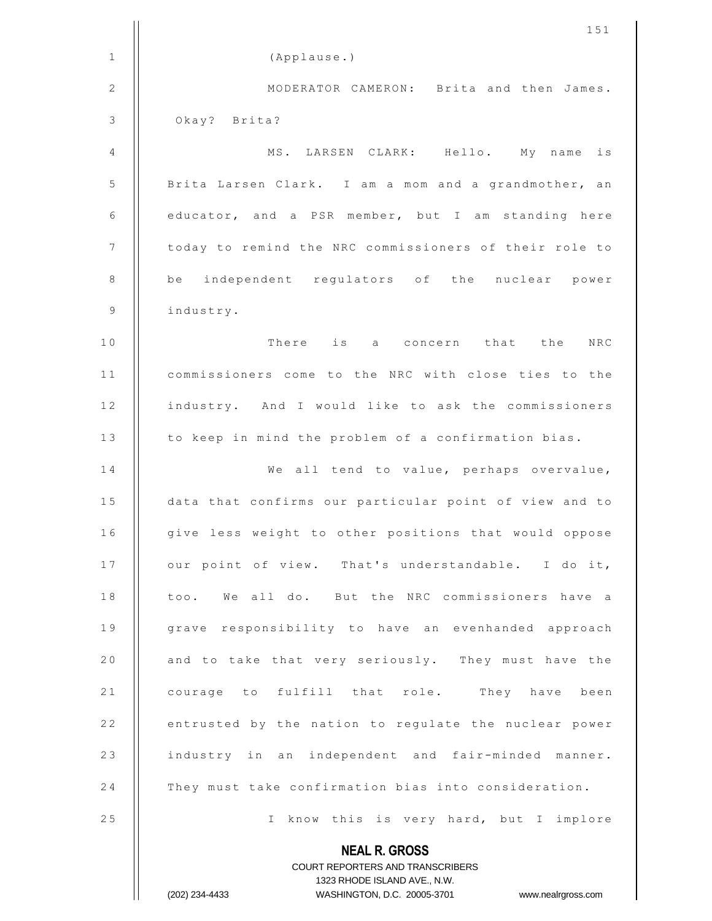(Applause.)

MODERATOR CAMERON: Brita and then James. Okay? Brita?

MS. LARSEN CLARK: Hello. My name is Brita Larsen Clark. I am a mom and a grandmother, an educator, and a PSR member, but I am standing here today to remind the NRC commissioners of their role to be independent regulators of the nuclear power industry.

There is a concern that the NRC commissioners come to the NRC with close ties to the industry. And I would like to ask the commissioners to keep in mind the problem of a confirmation bias.

We all tend to value, perhaps overvalue, data that confirms our particular point of view and to give less weight to other positions that would oppose our point of view. That's understandable. I do it, too. We all do. But the NRC commissioners have a grave responsibility to have an evenhanded approach and to take that very seriously. They must have the courage to fulfill that role. They have been entrusted by the nation to regulate the nuclear power industry in an independent and fair-minded manner. They must take confirmation bias into consideration.

I know this is very hard, but I implore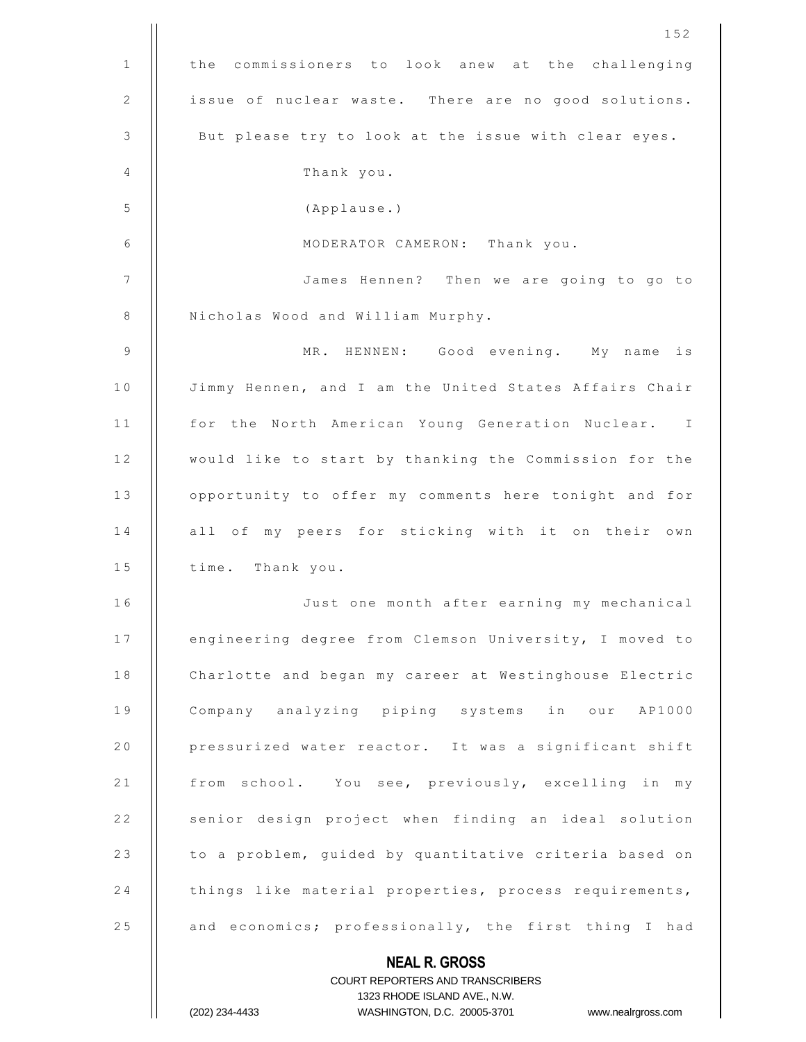the commissioners to look anew at the challenging issue of nuclear waste. There are no good solutions. But please try to look at the issue with clear eyes.

Thank you.

(Applause.)

MODERATOR CAMERON: Thank you.

James Hennen? Then we are going to go to Nicholas Wood and William Murphy.

MR. HENNEN: Good evening. My name is Jimmy Hennen, and I am the United States Affairs Chair for the North American Young Generation Nuclear. I would like to start by thanking the Commission for the opportunity to offer my comments here tonight and for all of my peers for sticking with it on their own time. Thank you.

Just one month after earning my mechanical engineering degree from Clemson University, I moved to Charlotte and began my career at Westinghouse Electric Company analyzing piping systems in our AP1000 pressurized water reactor. It was a significant shift from school. You see, previously, excelling in my senior design project when finding an ideal solution to a problem, guided by quantitative criteria based on things like material properties, process requirements, and economics; professionally, the first thing I had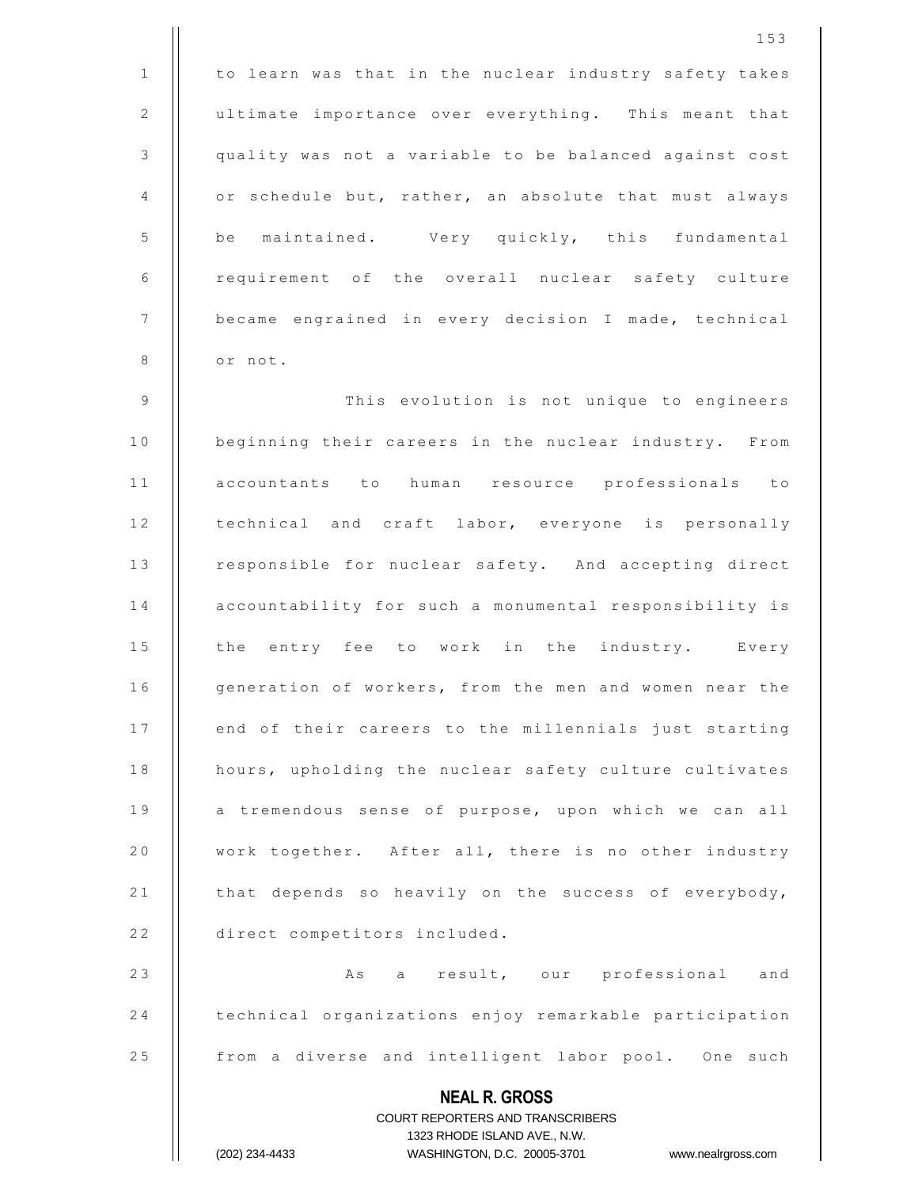to learn was that in the nuclear industry safety takes ultimate importance over everything. This meant that quality was not a variable to be balanced against cost or schedule but, rather, an absolute that must always be maintained. Very quickly, this fundamental requirement of the overall nuclear safety culture became engrained in every decision I made, technical or not.

This evolution is not unique to engineers beginning their careers in the nuclear industry. From accountants to human resource professionals to technical and craft labor, everyone is personally responsible for nuclear safety. And accepting direct accountability for such a monumental responsibility is the entry fee to work in the industry. Every generation of workers, from the men and women near the end of their careers to the millennials just starting hours, upholding the nuclear safety culture cultivates a tremendous sense of purpose, upon which we can all work together. After all, there is no other industry that depends so heavily on the success of everybody, direct competitors included.

As a result, our professional and technical organizations enjoy remarkable participation from a diverse and intelligent labor pool. One such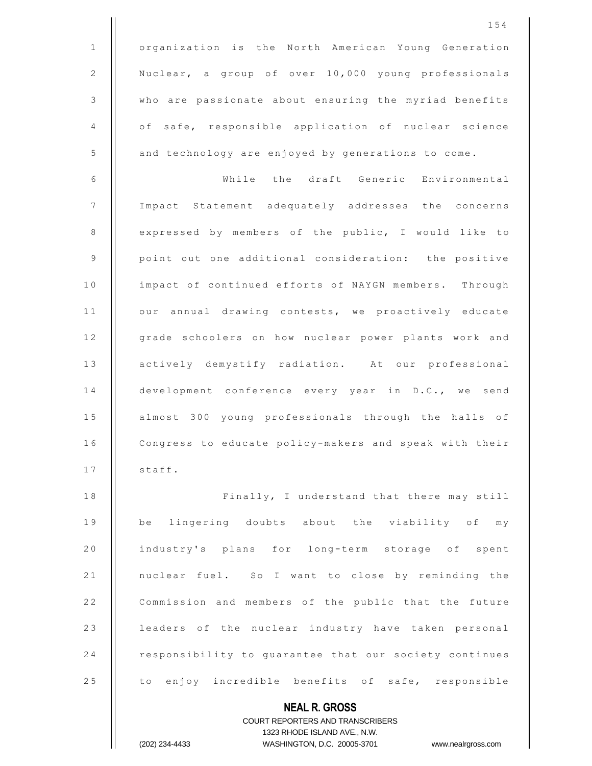organization is the North American Young Generation Nuclear, a group of over 10,000 young professionals who are passionate about ensuring the myriad benefits of safe, responsible application of nuclear science and technology are enjoyed by generations to come.

While the draft Generic Environmental Impact Statement adequately addresses the concerns expressed by members of the public, I would like to point out one additional consideration: the positive impact of continued efforts of NAYGN members. Through our annual drawing contests, we proactively educate grade schoolers on how nuclear power plants work and actively demystify radiation. At our professional development conference every year in D.C., we send almost 300 young professionals through the halls of Congress to educate policy-makers and speak with their staff.

Finally, I understand that there may still be lingering doubts about the viability of my industry's plans for long-term storage of spent nuclear fuel. So I want to close by reminding the Commission and members of the public that the future leaders of the nuclear industry have taken personal responsibility to guarantee that our society continues to enjoy incredible benefits of safe, responsible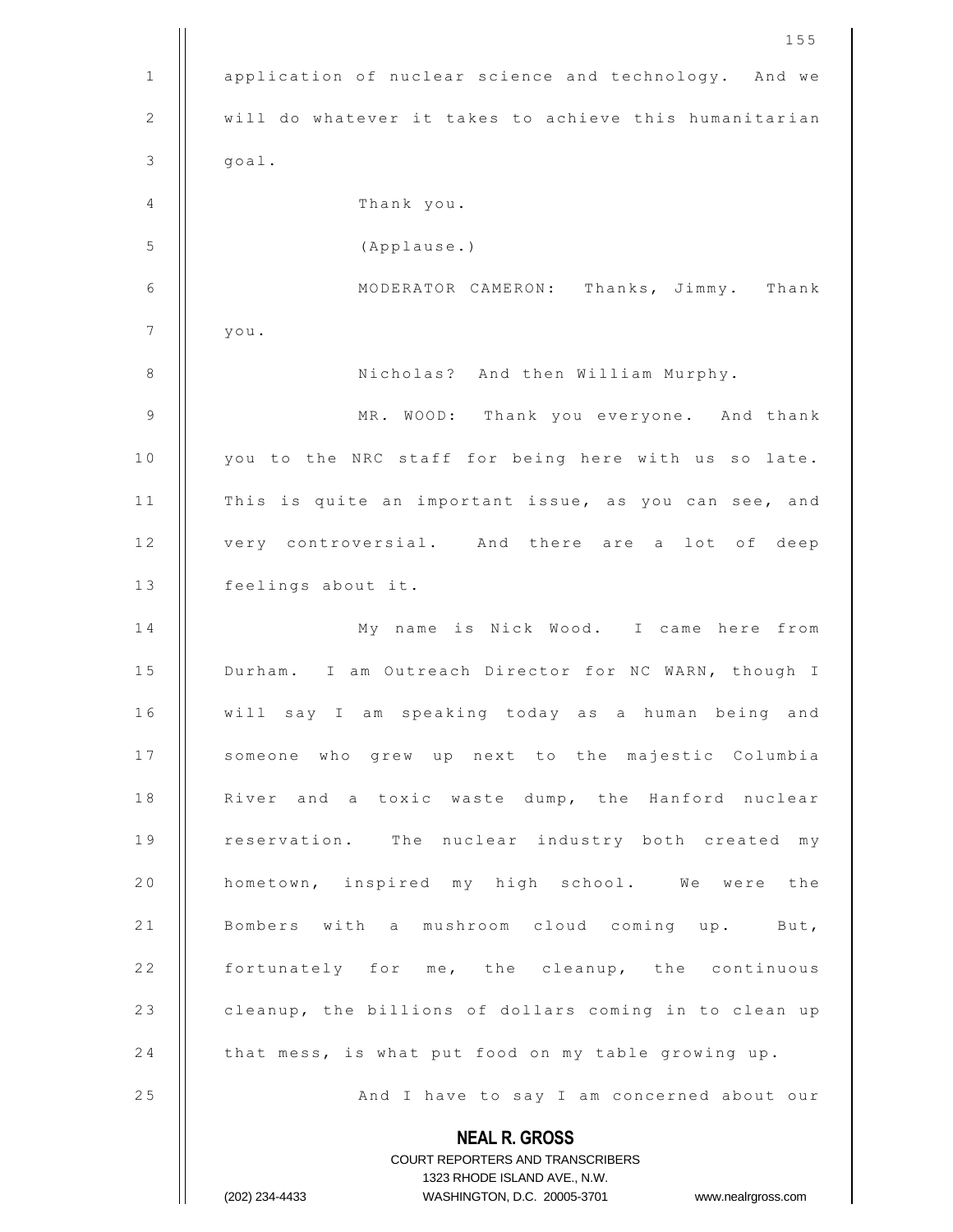application of nuclear science and technology. And we will do whatever it takes to achieve this humanitarian goal.

Thank you.

(Applause.)

MODERATOR CAMERON: Thanks, Jimmy. Thank you.

Nicholas? And then William Murphy.

MR. WOOD: Thank you everyone. And thank you to the NRC staff for being here with us so late. This is quite an important issue, as you can see, and very controversial. And there are a lot of deep feelings about it.

My name is Nick Wood. I came here from Durham. I am Outreach Director for NC WARN, though I will say I am speaking today as a human being and someone who grew up next to the majestic Columbia River and a toxic waste dump, the Hanford nuclear reservation. The nuclear industry both created my hometown, inspired my high school. We were the Bombers with a mushroom cloud coming up. But, fortunately for me, the cleanup, the continuous cleanup, the billions of dollars coming in to clean up that mess, is what put food on my table growing up.

And I have to say I am concerned about our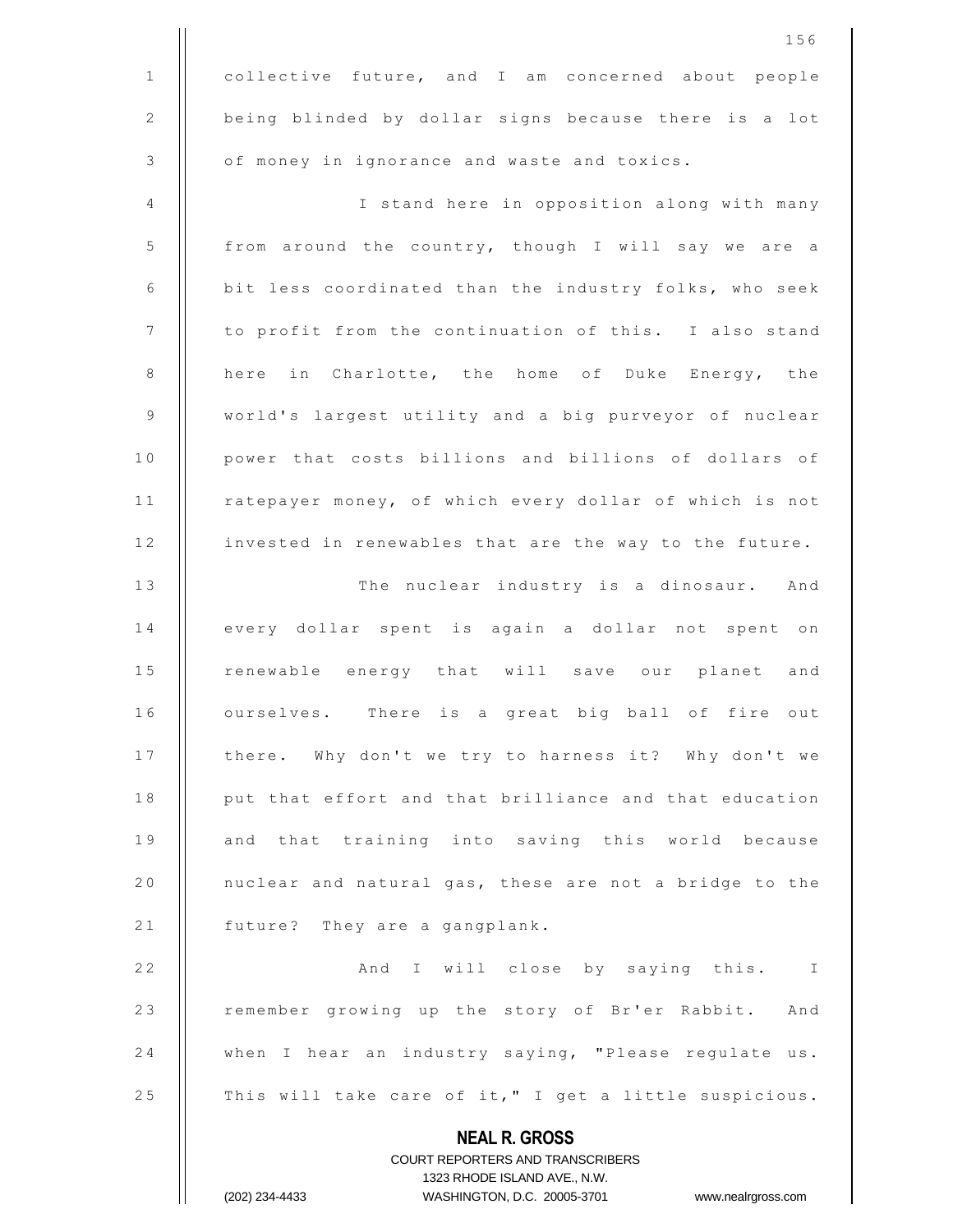collective future, and I am concerned about people being blinded by dollar signs because there is a lot of money in ignorance and waste and toxics.

I stand here in opposition along with many from around the country, though I will say we are a bit less coordinated than the industry folks, who seek to profit from the continuation of this. I also stand here in Charlotte, the home of Duke Energy, the world's largest utility and a big purveyor of nuclear power that costs billions and billions of dollars of ratepayer money, of which every dollar of which is not invested in renewables that are the way to the future.

The nuclear industry is a dinosaur. And every dollar spent is again a dollar not spent on renewable energy that will save our planet and ourselves. There is a great big ball of fire out there. Why don't we try to harness it? Why don't we put that effort and that brilliance and that education and that training into saving this world because nuclear and natural gas, these are not a bridge to the future? They are a gangplank.

And I will close by saying this. I remember growing up the story of Br'er Rabbit. And when I hear an industry saying, "Please regulate us. This will take care of it," I get a little suspicious.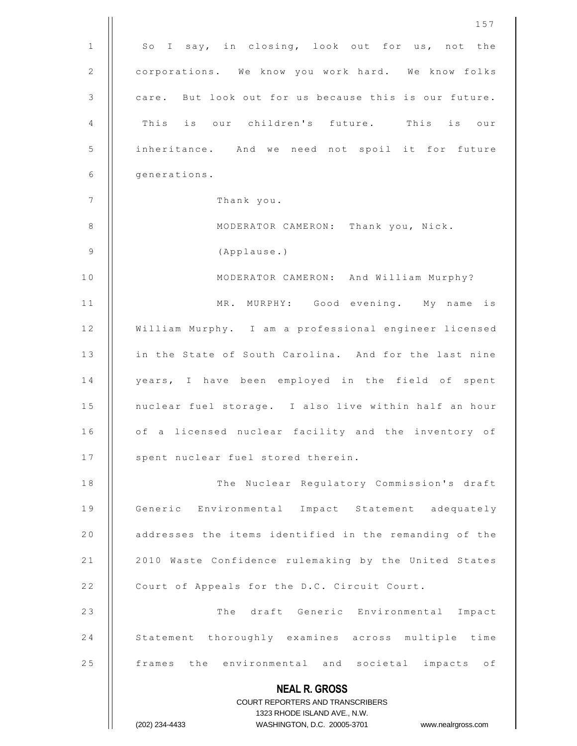So I say, in closing, look out for us, not the corporations. We know you work hard. We know folks care. But look out for us because this is our future. This is our children's future. This is our inheritance. And we need not spoil it for future generations.

Thank you.

MODERATOR CAMERON: Thank you, Nick.

(Applause.)

MODERATOR CAMERON: And William Murphy?

MR. MURPHY: Good evening. My name is William Murphy. I am a professional engineer licensed in the State of South Carolina. And for the last nine years, I have been employed in the field of spent nuclear fuel storage. I also live within half an hour of a licensed nuclear facility and the inventory of spent nuclear fuel stored therein.

The Nuclear Regulatory Commission's draft Generic Environmental Impact Statement adequately addresses the items identified in the remanding of the 2010 Waste Confidence rulemaking by the United States Court of Appeals for the D.C. Circuit Court.

The draft Generic Environmental Impact Statement thoroughly examines across multiple time frames the environmental and societal impacts of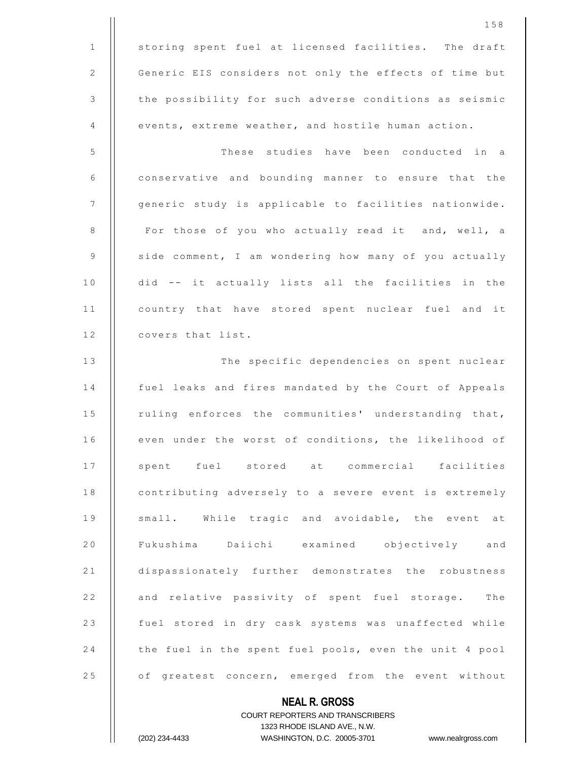storing spent fuel at licensed facilities. The draft Generic EIS considers not only the effects of time but the possibility for such adverse conditions as seismic events, extreme weather, and hostile human action.

These studies have been conducted in a conservative and bounding manner to ensure that the generic study is applicable to facilities nationwide. For those of you who actually read it and, well, a side comment, I am wondering how many of you actually did -- it actually lists all the facilities in the country that have stored spent nuclear fuel and it covers that list.

The specific dependencies on spent nuclear fuel leaks and fires mandated by the Court of Appeals ruling enforces the communities' understanding that, even under the worst of conditions, the likelihood of spent fuel stored at commercial facilities contributing adversely to a severe event is extremely small. While tragic and avoidable, the event at Fukushima Daiichi examined objectively and dispassionately further demonstrates the robustness and relative passivity of spent fuel storage. The fuel stored in dry cask systems was unaffected while the fuel in the spent fuel pools, even the unit 4 pool of greatest concern, emerged from the event without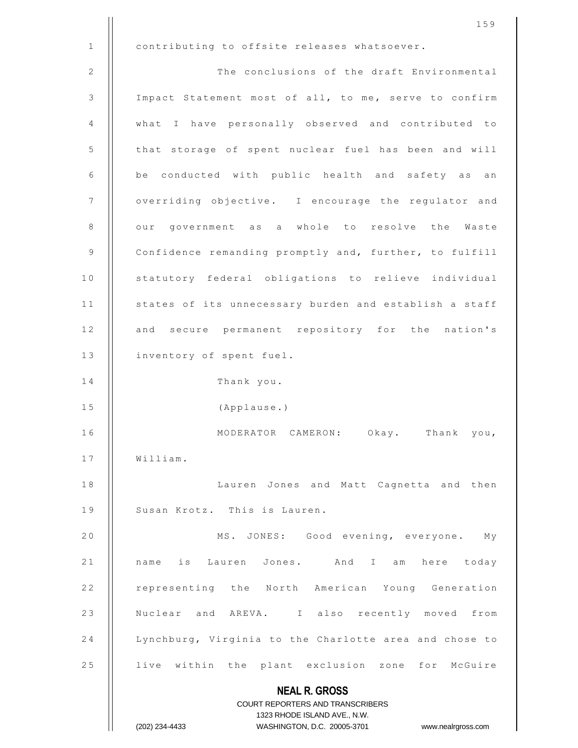contributing to offsite releases whatsoever.

The conclusions of the draft Environmental Impact Statement most of all, to me, serve to confirm what I have personally observed and contributed to that storage of spent nuclear fuel has been and will be conducted with public health and safety as an overriding objective. I encourage the regulator and our government as a whole to resolve the Waste Confidence remanding promptly and, further, to fulfill statutory federal obligations to relieve individual states of its unnecessary burden and establish a staff and secure permanent repository for the nation's inventory of spent fuel.

Thank you.

(Applause.)

MODERATOR CAMERON: Okay. Thank you, William.

Lauren Jones and Matt Cagnetta and then Susan Krotz. This is Lauren.

MS. JONES: Good evening, everyone. My name is Lauren Jones. And I am here today representing the North American Young Generation Nuclear and AREVA. I also recently moved from Lynchburg, Virginia to the Charlotte area and chose to live within the plant exclusion zone for McGuire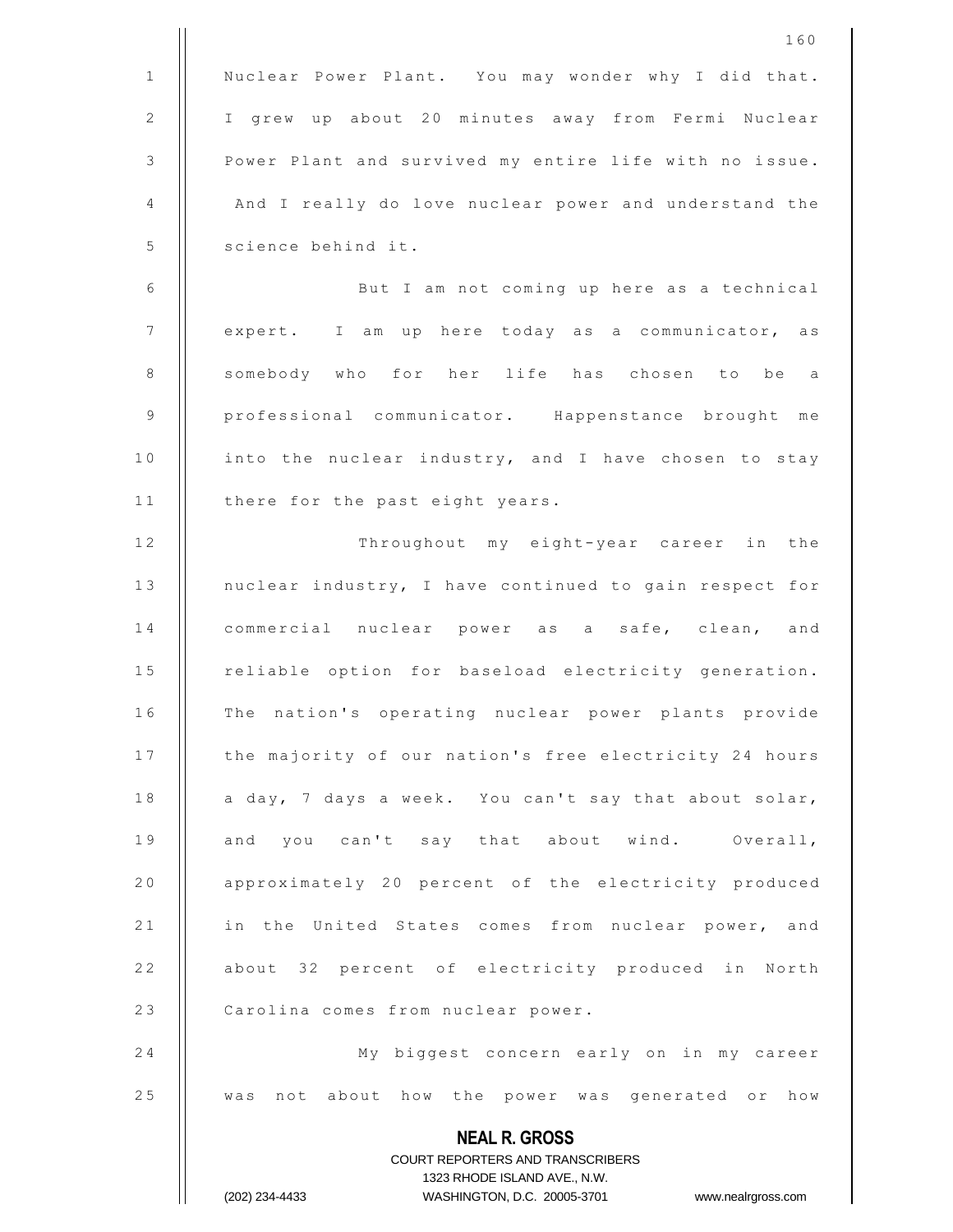Nuclear Power Plant. You may wonder why I did that. I grew up about 20 minutes away from Fermi Nuclear Power Plant and survived my entire life with no issue. And I really do love nuclear power and understand the science behind it.

But I am not coming up here as a technical expert. I am up here today as a communicator, as somebody who for her life has chosen to be a professional communicator. Happenstance brought me into the nuclear industry, and I have chosen to stay there for the past eight years.

Throughout my eight-year career in the nuclear industry, I have continued to gain respect for commercial nuclear power as a safe, clean, and reliable option for baseload electricity generation. The nation's operating nuclear power plants provide the majority of our nation's free electricity 24 hours a day, 7 days a week. You can't say that about solar, and you can't say that about wind. Overall, approximately 20 percent of the electricity produced in the United States comes from nuclear power, and about 32 percent of electricity produced in North Carolina comes from nuclear power.

My biggest concern early on in my career was not about how the power was generated or how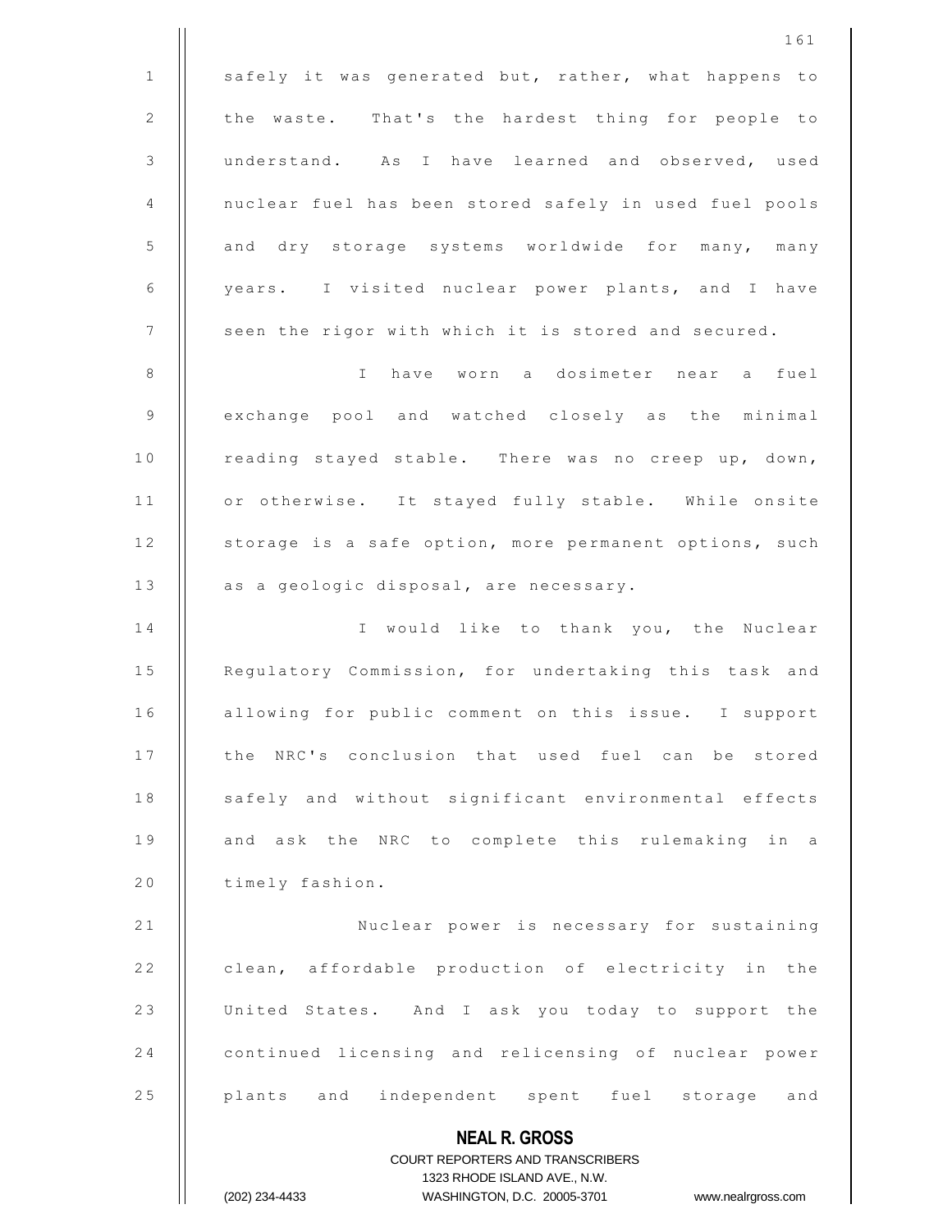safely it was generated but, rather, what happens to the waste. That's the hardest thing for people to understand. As I have learned and observed, used nuclear fuel has been stored safely in used fuel pools and dry storage systems worldwide for many, many years. I visited nuclear power plants, and I have seen the rigor with which it is stored and secured.

I have worn a dosimeter near a fuel exchange pool and watched closely as the minimal reading stayed stable. There was no creep up, down, or otherwise. It stayed fully stable. While onsite storage is a safe option, more permanent options, such as a geologic disposal, are necessary.

I would like to thank you, the Nuclear Regulatory Commission, for undertaking this task and allowing for public comment on this issue. I support the NRC's conclusion that used fuel can be stored safely and without significant environmental effects and ask the NRC to complete this rulemaking in a timely fashion.

Nuclear power is necessary for sustaining clean, affordable production of electricity in the United States. And I ask you today to support the continued licensing and relicensing of nuclear power plants and independent spent fuel storage and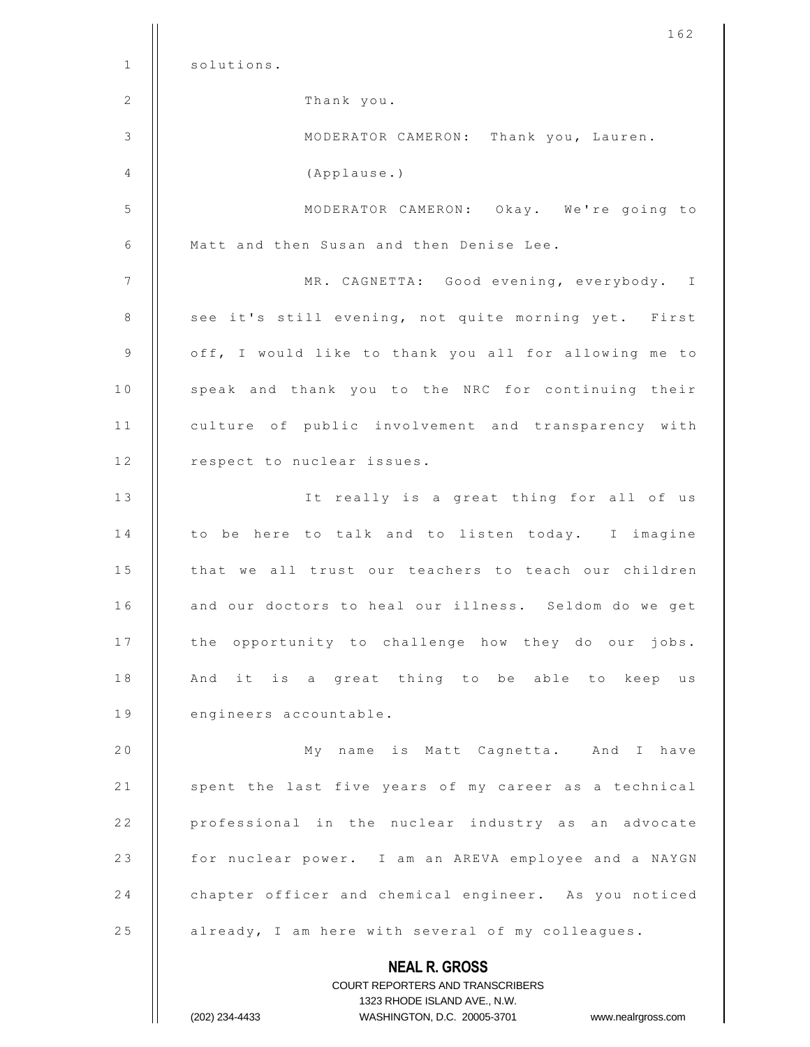solutions.

Thank you.

MODERATOR CAMERON: Thank you, Lauren.

(Applause.)

MODERATOR CAMERON: Okay. We're going to Matt and then Susan and then Denise Lee.

MR. CAGNETTA: Good evening, everybody. I see it's still evening, not quite morning yet. First off, I would like to thank you all for allowing me to speak and thank you to the NRC for continuing their culture of public involvement and transparency with respect to nuclear issues.

It really is a great thing for all of us to be here to talk and to listen today. I imagine that we all trust our teachers to teach our children and our doctors to heal our illness. Seldom do we get the opportunity to challenge how they do our jobs. And it is a great thing to be able to keep us engineers accountable.

My name is Matt Cagnetta. And I have spent the last five years of my career as a technical professional in the nuclear industry as an advocate for nuclear power. I am an AREVA employee and a NAYGN chapter officer and chemical engineer. As you noticed already, I am here with several of my colleagues.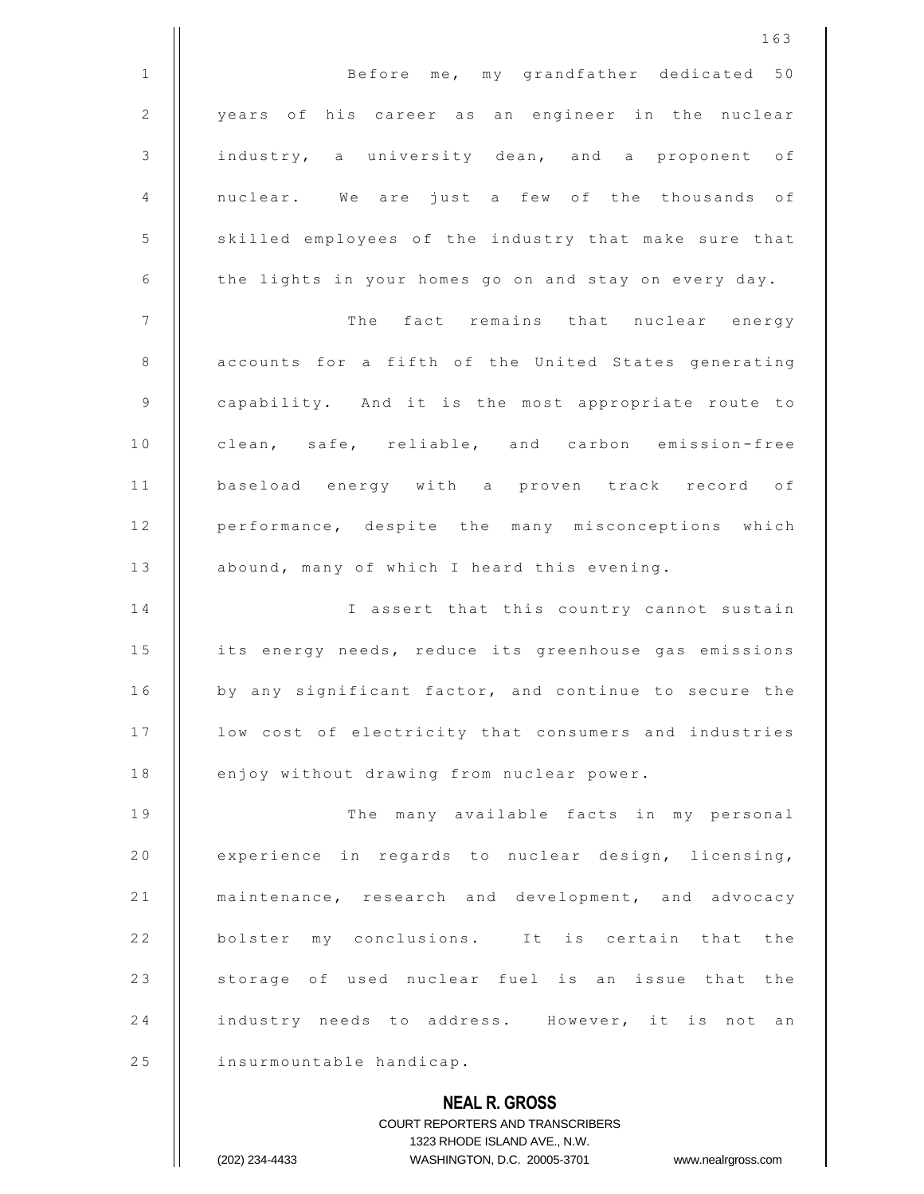Before me, my grandfather dedicated 50 years of his career as an engineer in the nuclear industry, a university dean, and a proponent of nuclear. We are just a few of the thousands of skilled employees of the industry that make sure that the lights in your homes go on and stay on every day.

The fact remains that nuclear energy accounts for a fifth of the United States generating capability. And it is the most appropriate route to clean, safe, reliable, and carbon emission-free baseload energy with a proven track record of performance, despite the many misconceptions which abound, many of which I heard this evening.

I assert that this country cannot sustain its energy needs, reduce its greenhouse gas emissions by any significant factor, and continue to secure the low cost of electricity that consumers and industries enjoy without drawing from nuclear power.

The many available facts in my personal experience in regards to nuclear design, licensing, maintenance, research and development, and advocacy bolster my conclusions. It is certain that the storage of used nuclear fuel is an issue that the industry needs to address. However, it is not an insurmountable handicap.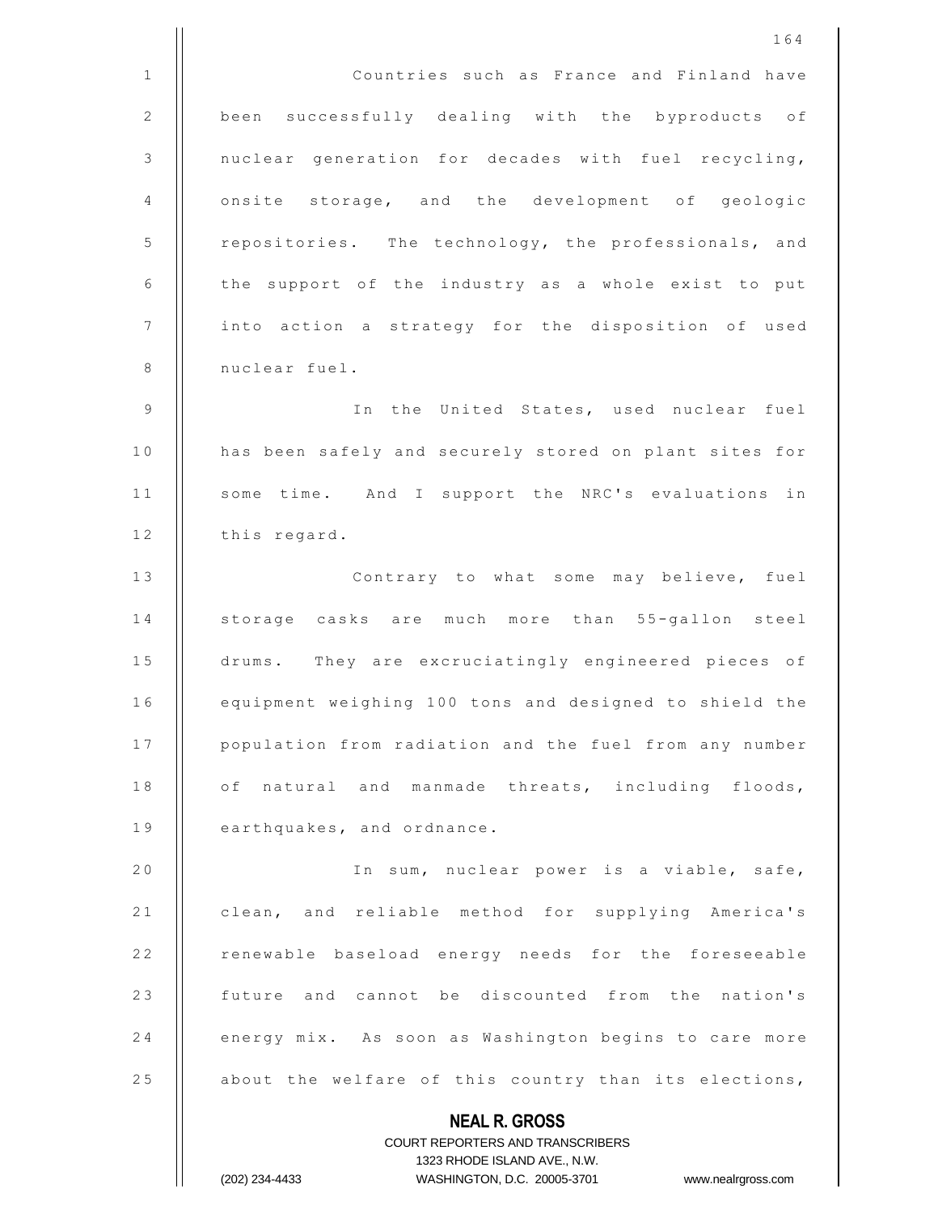Countries such as France and Finland have been successfully dealing with the byproducts of nuclear generation for decades with fuel recycling, onsite storage, and the development of geologic repositories. The technology, the professionals, and the support of the industry as a whole exist to put into action a strategy for the disposition of used nuclear fuel.

In the United States, used nuclear fuel has been safely and securely stored on plant sites for some time. And I support the NRC's evaluations in this regard.

Contrary to what some may believe, fuel storage casks are much more than 55-gallon steel drums. They are excruciatingly engineered pieces of equipment weighing 100 tons and designed to shield the population from radiation and the fuel from any number of natural and manmade threats, including floods, earthquakes, and ordnance.

In sum, nuclear power is a viable, safe, clean, and reliable method for supplying America's renewable baseload energy needs for the foreseeable future and cannot be discounted from the nation's energy mix. As soon as Washington begins to care more about the welfare of this country than its elections,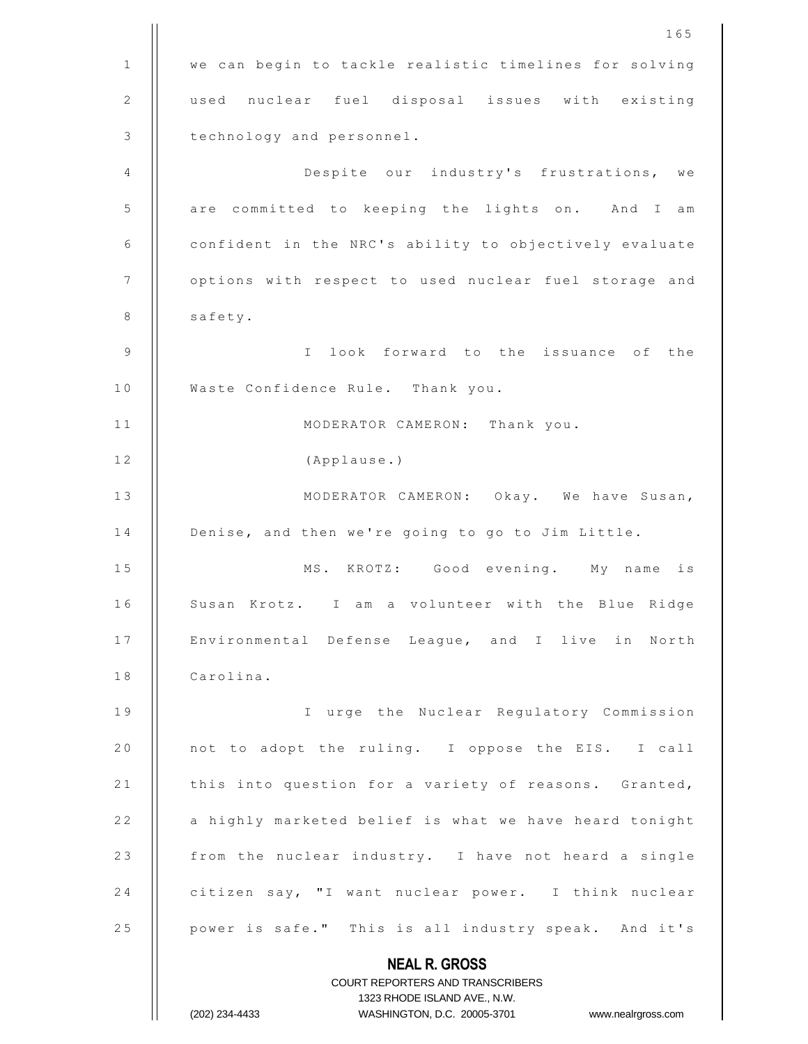we can begin to tackle realistic timelines for solving used nuclear fuel disposal issues with existing technology and personnel.

Despite our industry's frustrations, we are committed to keeping the lights on. And I am confident in the NRC's ability to objectively evaluate options with respect to used nuclear fuel storage and safety.

I look forward to the issuance of the Waste Confidence Rule. Thank you.

MODERATOR CAMERON: Thank you.

(Applause.)

MODERATOR CAMERON: Okay. We have Susan, Denise, and then we're going to go to Jim Little.

MS. KROTZ: Good evening. My name is Susan Krotz. I am a volunteer with the Blue Ridge Environmental Defense League, and I live in North Carolina.

I urge the Nuclear Regulatory Commission not to adopt the ruling. I oppose the EIS. I call this into question for a variety of reasons. Granted, a highly marketed belief is what we have heard tonight from the nuclear industry. I have not heard a single citizen say, "I want nuclear power. I think nuclear power is safe." This is all industry speak. And it's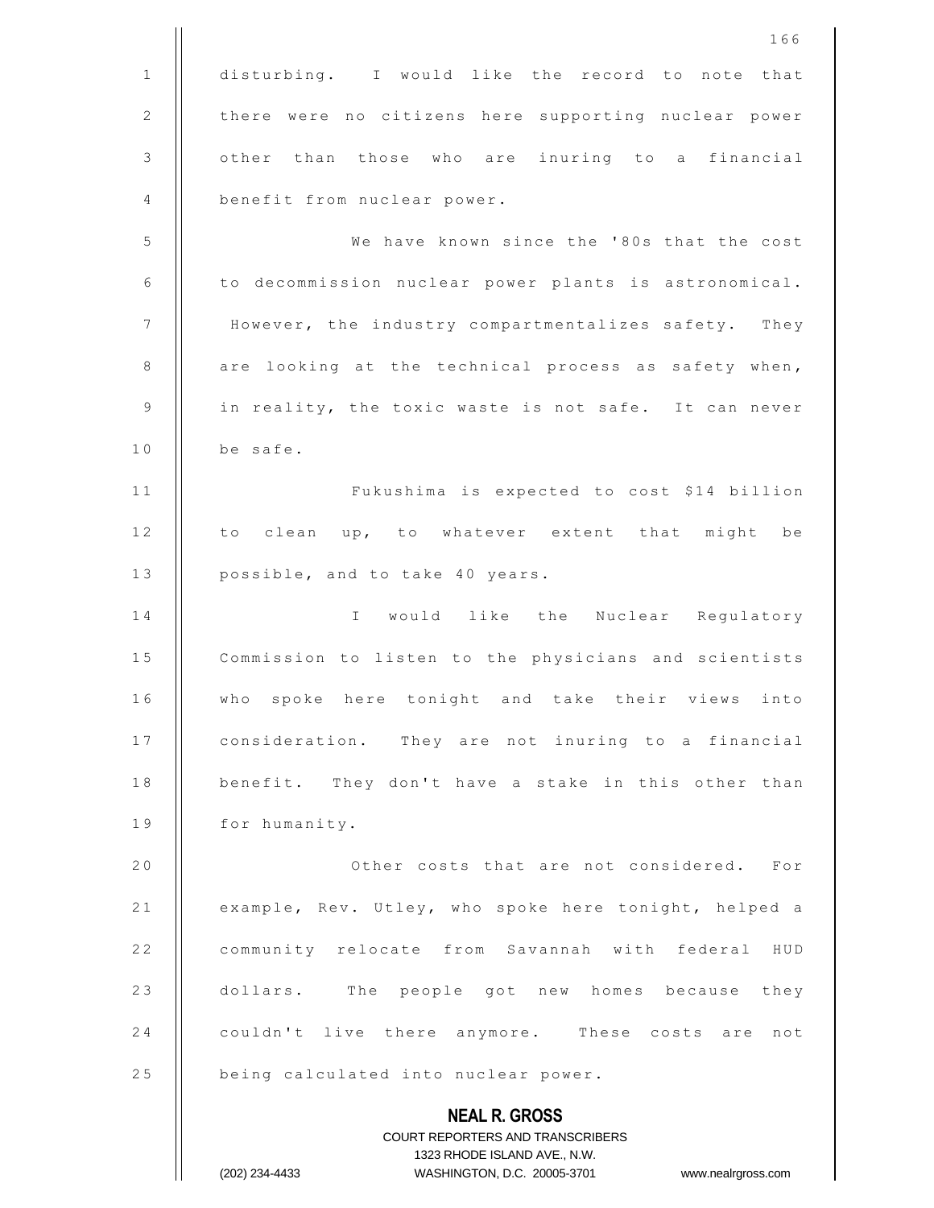disturbing. I would like the record to note that there were no citizens here supporting nuclear power other than those who are inuring to a financial benefit from nuclear power.

We have known since the '80s that the cost to decommission nuclear power plants is astronomical. However, the industry compartmentalizes safety. They are looking at the technical process as safety when, in reality, the toxic waste is not safe. It can never be safe.

Fukushima is expected to cost $14 billion to clean up, to whatever extent that might be possible, and to take 40 years.

I would like the Nuclear Regulatory Commission to listen to the physicians and scientists who spoke here tonight and take their views into consideration. They are not inuring to a financial benefit. They don't have a stake in this other than for humanity.

Other costs that are not considered. For example, Rev. Utley, who spoke here tonight, helped a community relocate from Savannah with federal HUD dollars. The people got new homes because they couldn't live there anymore. These costs are not being calculated into nuclear power.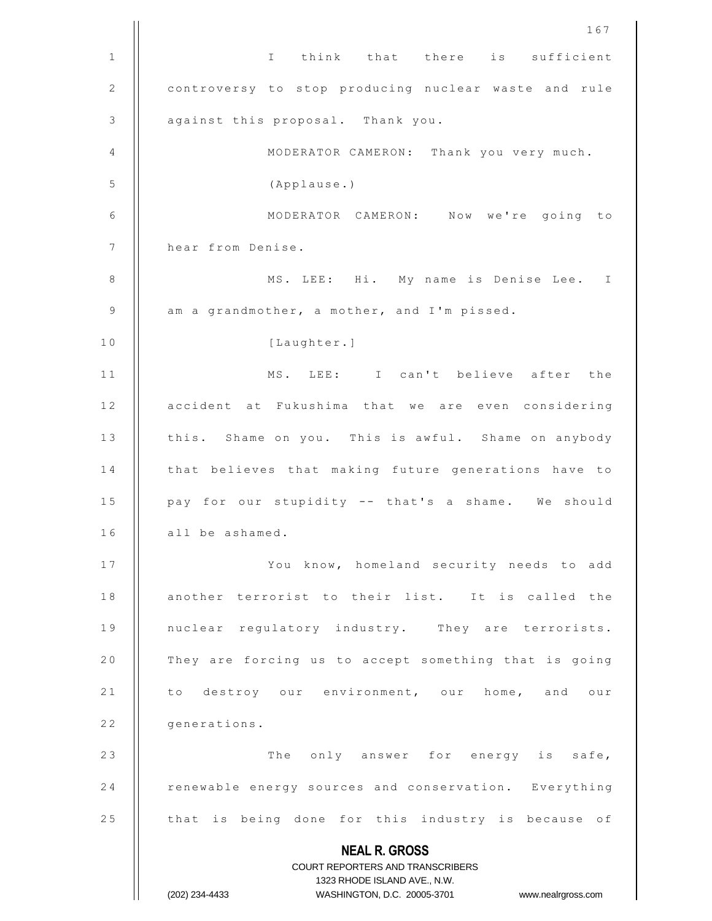I think that there is sufficient controversy to stop producing nuclear waste and rule against this proposal. Thank you.

MODERATOR CAMERON: Thank you very much.

(Applause.)

MODERATOR CAMERON: Now we're going to hear from Denise.

MS. LEE: Hi. My name is Denise Lee. I am a grandmother, a mother, and I'm pissed.

[Laughter.]

MS. LEE: I can't believe after the accident at Fukushima that we are even considering this. Shame on you. This is awful. Shame on anybody that believes that making future generations have to pay for our stupidity -- that's a shame. We should all be ashamed.

You know, homeland security needs to add another terrorist to their list. It is called the nuclear regulatory industry. They are terrorists. They are forcing us to accept something that is going to destroy our environment, our home, and our generations.

The only answer for energy is safe, renewable energy sources and conservation. Everything that is being done for this industry is because of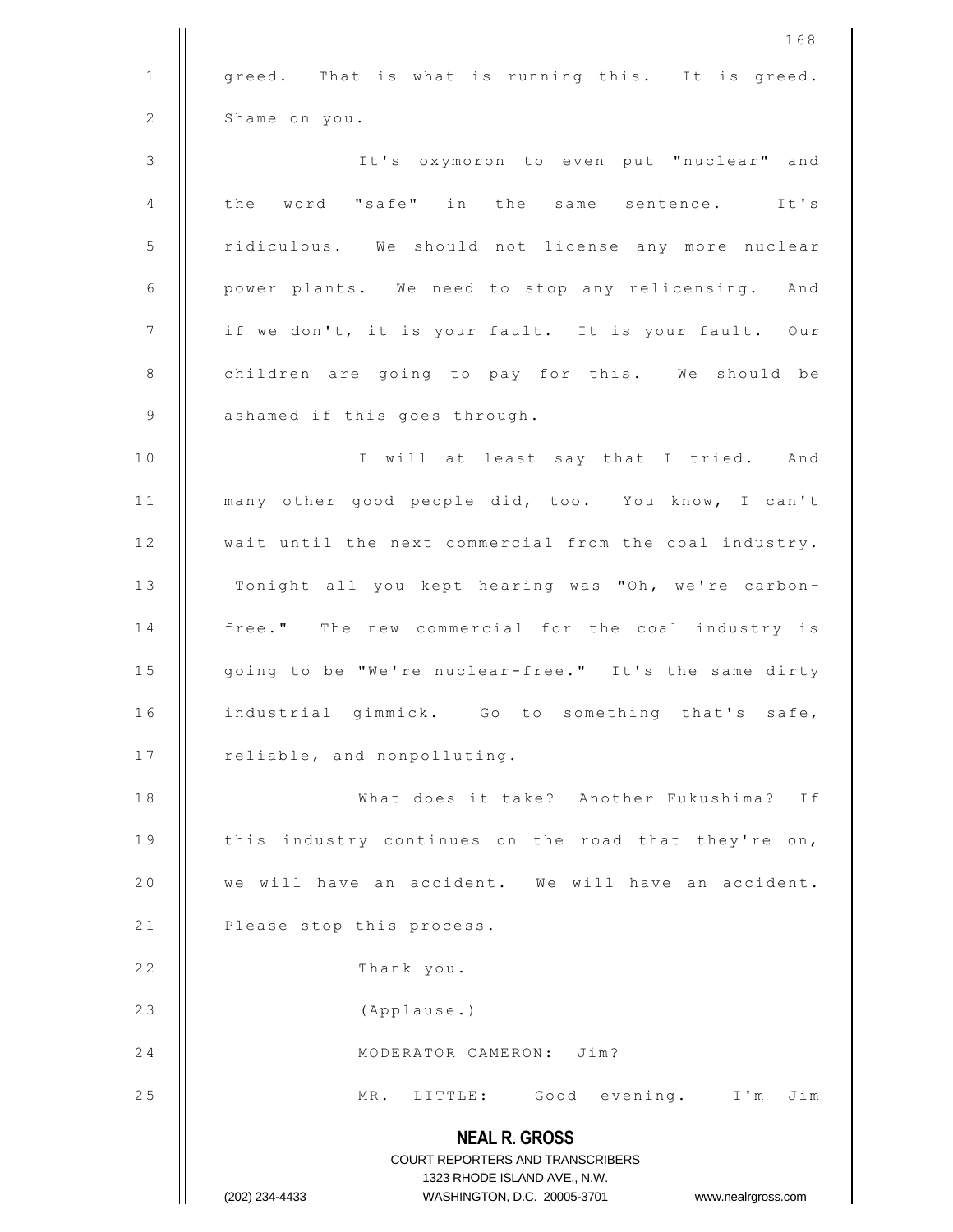greed. That is what is running this. It is greed. Shame on you.

It's oxymoron to even put "nuclear" and the word "safe" in the same sentence. It's ridiculous. We should not license any more nuclear power plants. We need to stop any relicensing. And if we don't, it is your fault. It is your fault. Our children are going to pay for this. We should be ashamed if this goes through.

I will at least say that I tried. And many other good people did, too. You know, I can't wait until the next commercial from the coal industry. Tonight all you kept hearing was "Oh, we're carbon-free." The new commercial for the coal industry is going to be "We're nuclear-free." It's the same dirty industrial gimmick. Go to something that's safe, reliable, and nonpolluting.

What does it take? Another Fukushima? If this industry continues on the road that they're on, we will have an accident. We will have an accident. Please stop this process.

Thank you.

(Applause.)

MODERATOR CAMERON: Jim?

MR. LITTLE: Good evening. I'm Jim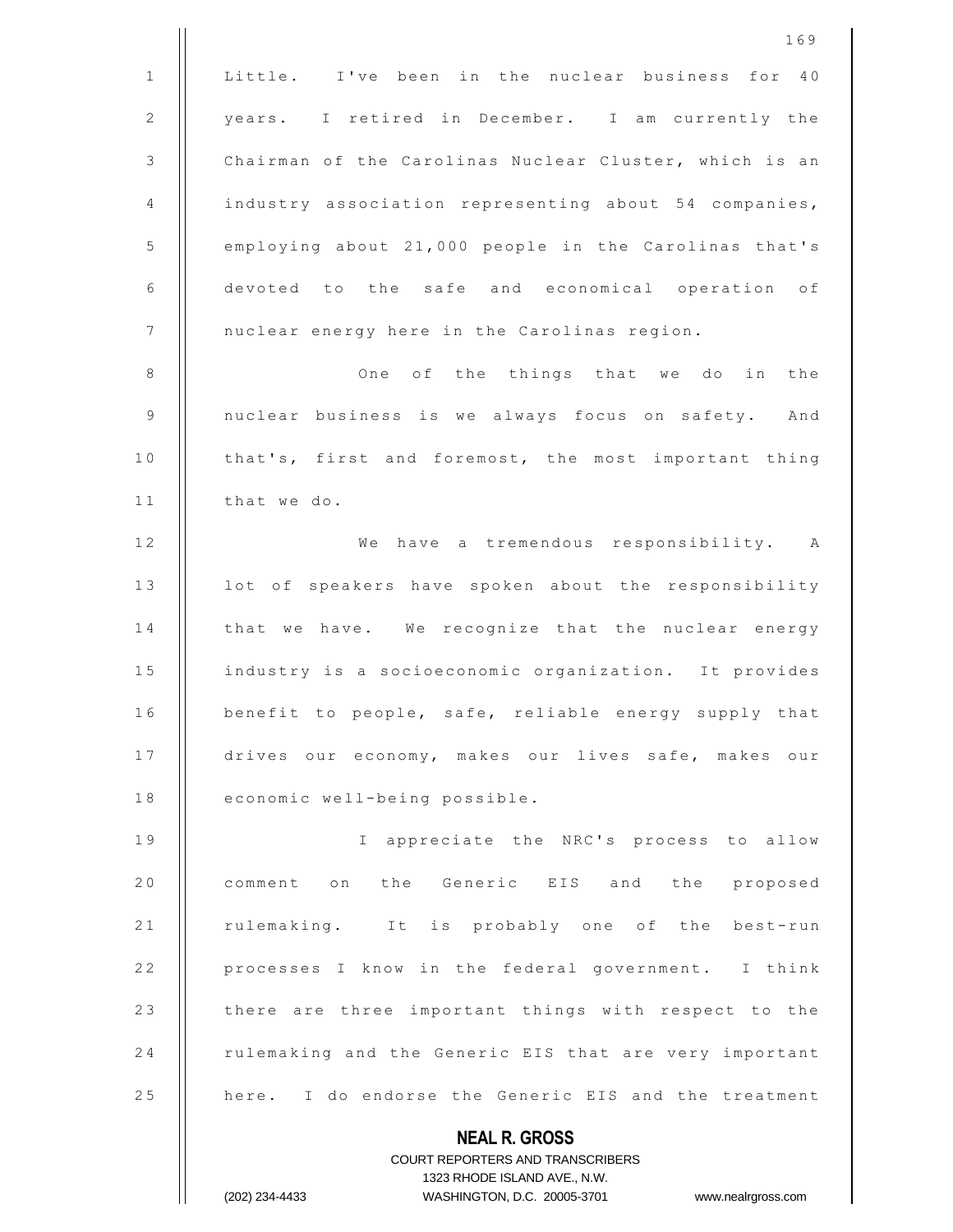Little. I've been in the nuclear business for 40 years. I retired in December. I am currently the Chairman of the Carolinas Nuclear Cluster, which is an industry association representing about 54 companies, employing about 21,000 people in the Carolinas that's devoted to the safe and economical operation of nuclear energy here in the Carolinas region.

One of the things that we do in the nuclear business is we always focus on safety. And that's, first and foremost, the most important thing that we do.

We have a tremendous responsibility. A lot of speakers have spoken about the responsibility that we have. We recognize that the nuclear energy industry is a socioeconomic organization. It provides benefit to people, safe, reliable energy supply that drives our economy, makes our lives safe, makes our economic well-being possible.

I appreciate the NRC's process to allow comment on the Generic EIS and the proposed rulemaking. It is probably one of the best-run processes I know in the federal government. I think there are three important things with respect to the rulemaking and the Generic EIS that are very important here. I do endorse the Generic EIS and the treatment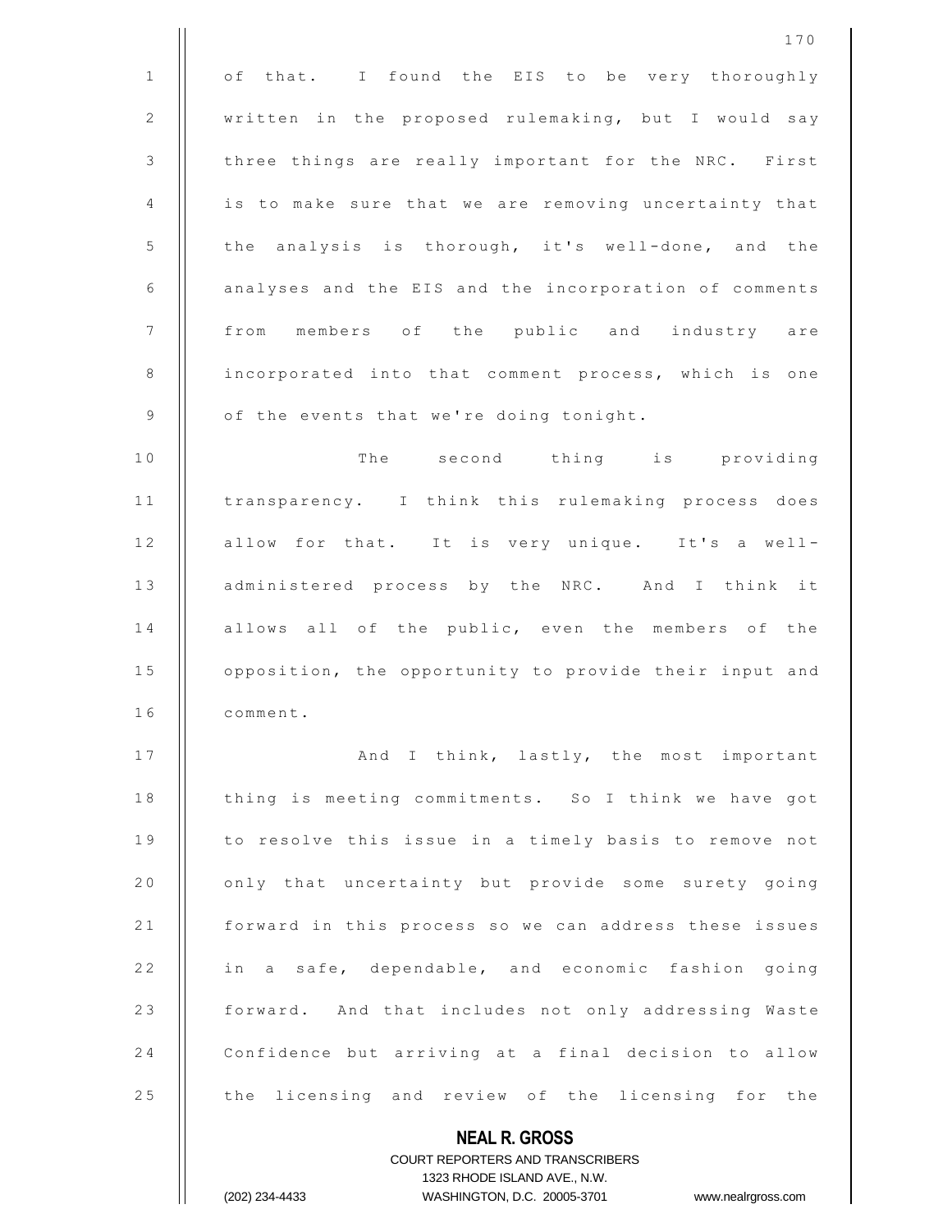of that. I found the EIS to be very thoroughly written in the proposed rulemaking, but I would say three things are really important for the NRC. First is to make sure that we are removing uncertainty that the analysis is thorough, it's well-done, and the analyses and the EIS and the incorporation of comments from members of the public and industry are incorporated into that comment process, which is one of the events that we're doing tonight.

The second thing is providing transparency. I think this rulemaking process does allow for that. It is very unique. It's a well-administered process by the NRC. And I think it allows all of the public, even the members of the opposition, the opportunity to provide their input and comment.

And I think, lastly, the most important thing is meeting commitments. So I think we have got to resolve this issue in a timely basis to remove not only that uncertainty but provide some surety going forward in this process so we can address these issues in a safe, dependable, and economic fashion going forward. And that includes not only addressing Waste Confidence but arriving at a final decision to allow the licensing and review of the licensing for the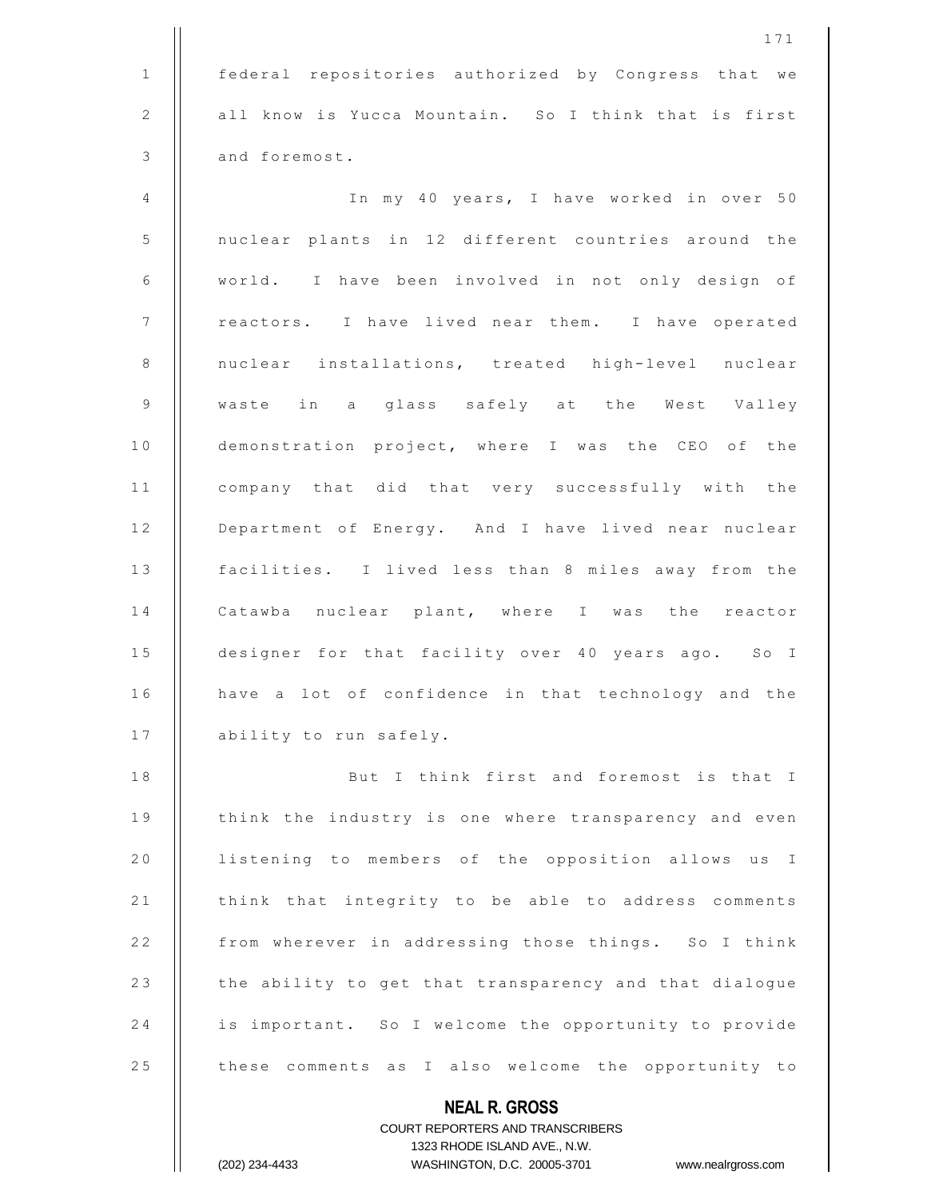federal repositories authorized by Congress that we all know is Yucca Mountain. So I think that is first and foremost.

In my 40 years, I have worked in over 50 nuclear plants in 12 different countries around the world. I have been involved in not only design of reactors. I have lived near them. I have operated nuclear installations, treated high-level nuclear waste in a glass safely at the West Valley demonstration project, where I was the CEO of the company that did that very successfully with the Department of Energy. And I have lived near nuclear facilities. I lived less than 8 miles away from the Catawba nuclear plant, where I was the reactor designer for that facility over 40 years ago. So I have a lot of confidence in that technology and the ability to run safely.

But I think first and foremost is that I think the industry is one where transparency and even listening to members of the opposition allows us I think that integrity to be able to address comments from wherever in addressing those things. So I think the ability to get that transparency and that dialogue is important. So I welcome the opportunity to provide these comments as I also welcome the opportunity to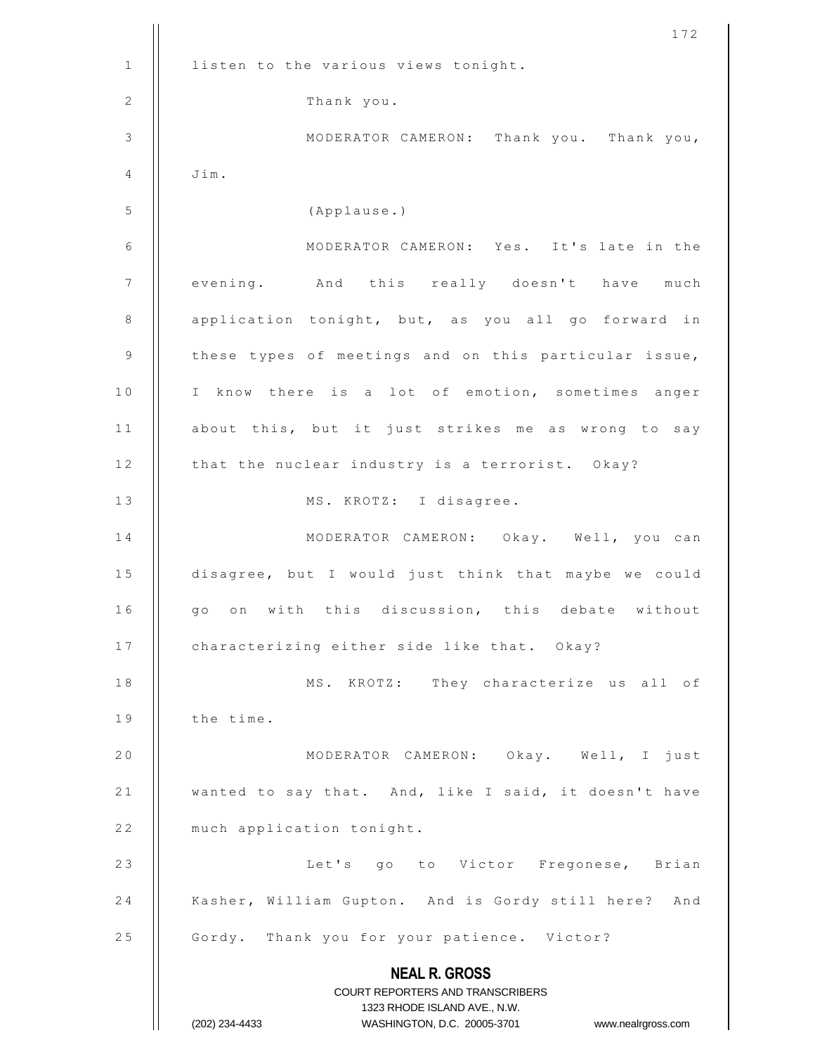listen to the various views tonight.

Thank you.

MODERATOR CAMERON: Thank you. Thank you, Jim.

(Applause.)

MODERATOR CAMERON: Yes. It's late in the evening. And this really doesn't have much application tonight, but, as you all go forward in these types of meetings and on this particular issue, I know there is a lot of emotion, sometimes anger about this, but it just strikes me as wrong to say that the nuclear industry is a terrorist. Okay?

MS. KROTZ: I disagree.

MODERATOR CAMERON: Okay. Well, you can disagree, but I would just think that maybe we could go on with this discussion, this debate without characterizing either side like that. Okay?

MS. KROTZ: They characterize us all of the time.

MODERATOR CAMERON: Okay. Well, I just wanted to say that. And, like I said, it doesn't have much application tonight.

Let's go to Victor Fregonese, Brian Kasher, William Gupton. And is Gordy still here? And Gordy. Thank you for your patience. Victor?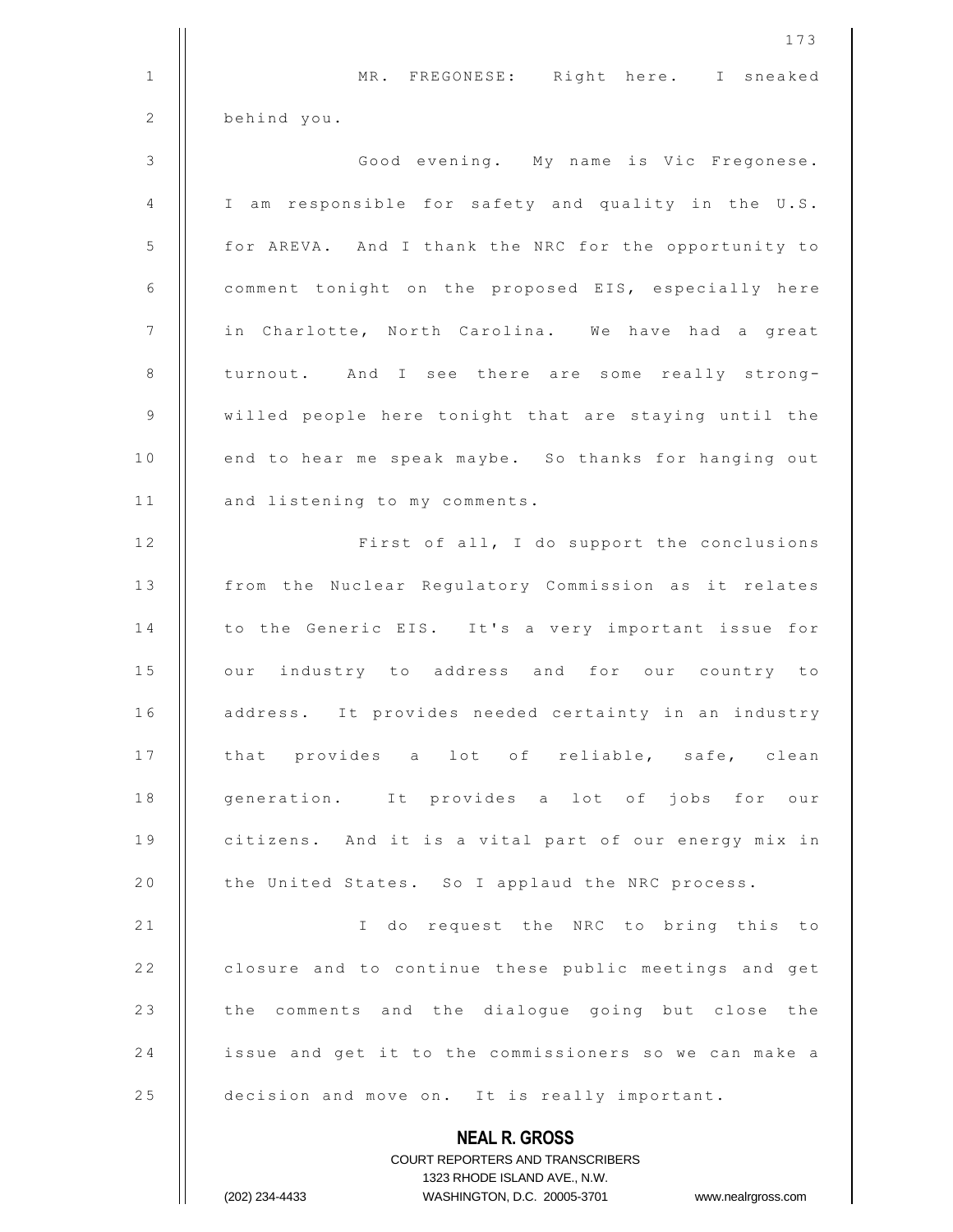MR. FREGONESE: Right here. I sneaked behind you.

Good evening. My name is Vic Fregonese. I am responsible for safety and quality in the U.S. for AREVA. And I thank the NRC for the opportunity to comment tonight on the proposed EIS, especially here in Charlotte, North Carolina. We have had a great turnout. And I see there are some really strong-willed people here tonight that are staying until the end to hear me speak maybe. So thanks for hanging out and listening to my comments.

First of all, I do support the conclusions from the Nuclear Regulatory Commission as it relates to the Generic EIS. It's a very important issue for our industry to address and for our country to address. It provides needed certainty in an industry that provides a lot of reliable, safe, clean generation. It provides a lot of jobs for our citizens. And it is a vital part of our energy mix in the United States. So I applaud the NRC process.

I do request the NRC to bring this to closure and to continue these public meetings and get the comments and the dialogue going but close the issue and get it to the commissioners so we can make a decision and move on. It is really important.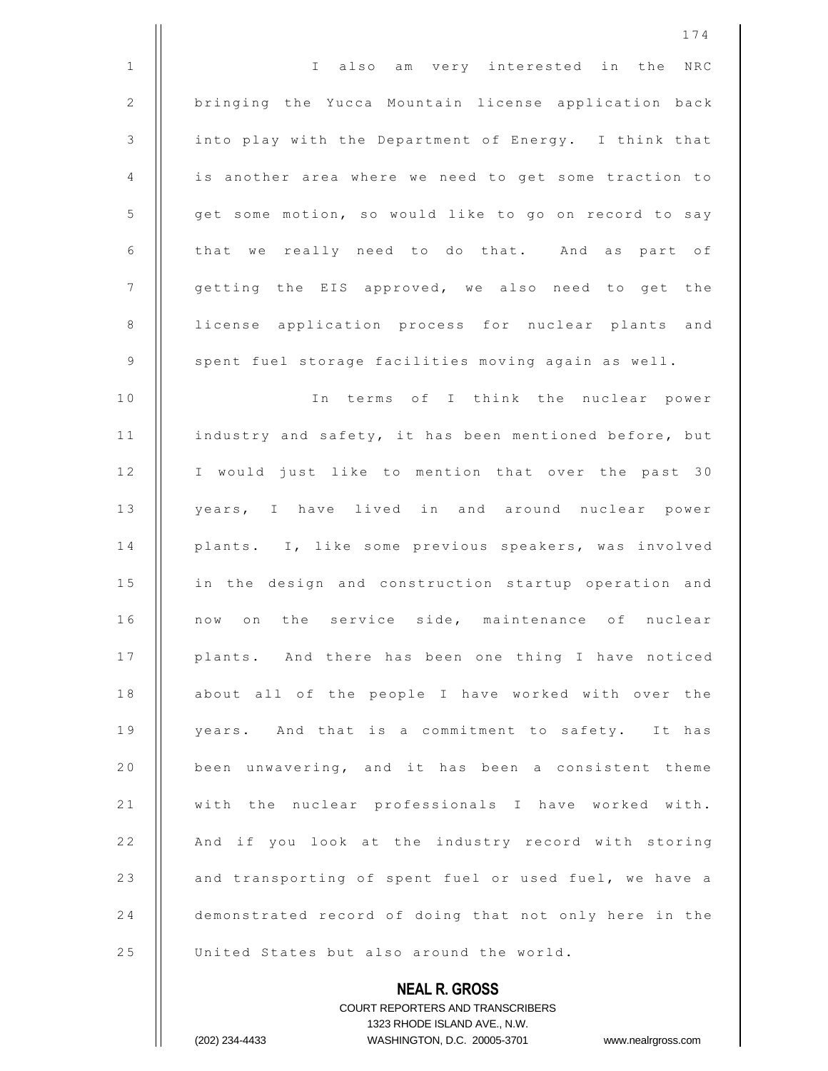I also am very interested in the NRC bringing the Yucca Mountain license application back into play with the Department of Energy. I think that is another area where we need to get some traction to get some motion, so would like to go on record to say that we really need to do that. And as part of getting the EIS approved, we also need to get the license application process for nuclear plants and spent fuel storage facilities moving again as well.

In terms of I think the nuclear power industry and safety, it has been mentioned before, but I would just like to mention that over the past 30 years, I have lived in and around nuclear power plants. I, like some previous speakers, was involved in the design and construction startup operation and now on the service side, maintenance of nuclear plants. And there has been one thing I have noticed about all of the people I have worked with over the years. And that is a commitment to safety. It has been unwavering, and it has been a consistent theme with the nuclear professionals I have worked with. And if you look at the industry record with storing and transporting of spent fuel or used fuel, we have a demonstrated record of doing that not only here in the United States but also around the world.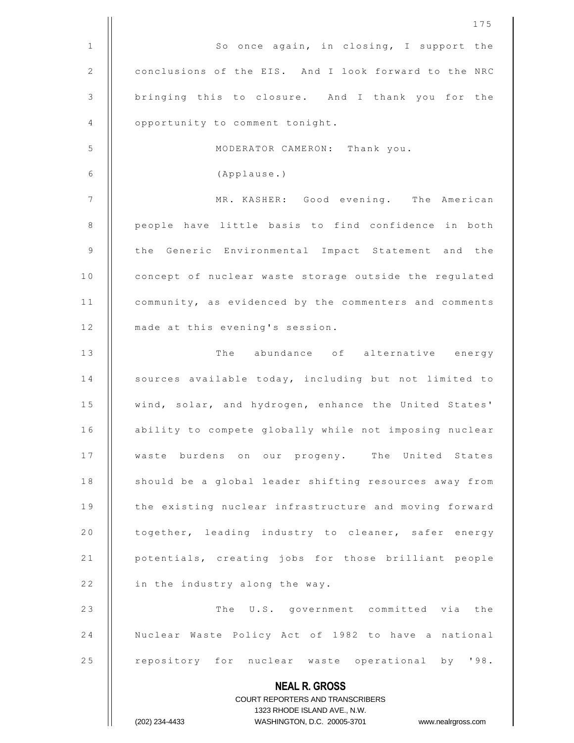So once again, in closing, I support the conclusions of the EIS. And I look forward to the NRC bringing this to closure. And I thank you for the opportunity to comment tonight.

MODERATOR CAMERON: Thank you.

(Applause.)

MR. KASHER: Good evening. The American people have little basis to find confidence in both the Generic Environmental Impact Statement and the concept of nuclear waste storage outside the regulated community, as evidenced by the commenters and comments made at this evening's session.

The abundance of alternative energy sources available today, including but not limited to wind, solar, and hydrogen, enhance the United States' ability to compete globally while not imposing nuclear waste burdens on our progeny. The United States should be a global leader shifting resources away from the existing nuclear infrastructure and moving forward together, leading industry to cleaner, safer energy potentials, creating jobs for those brilliant people in the industry along the way.

The U.S. government committed via the Nuclear Waste Policy Act of 1982 to have a national repository for nuclear waste operational by '98.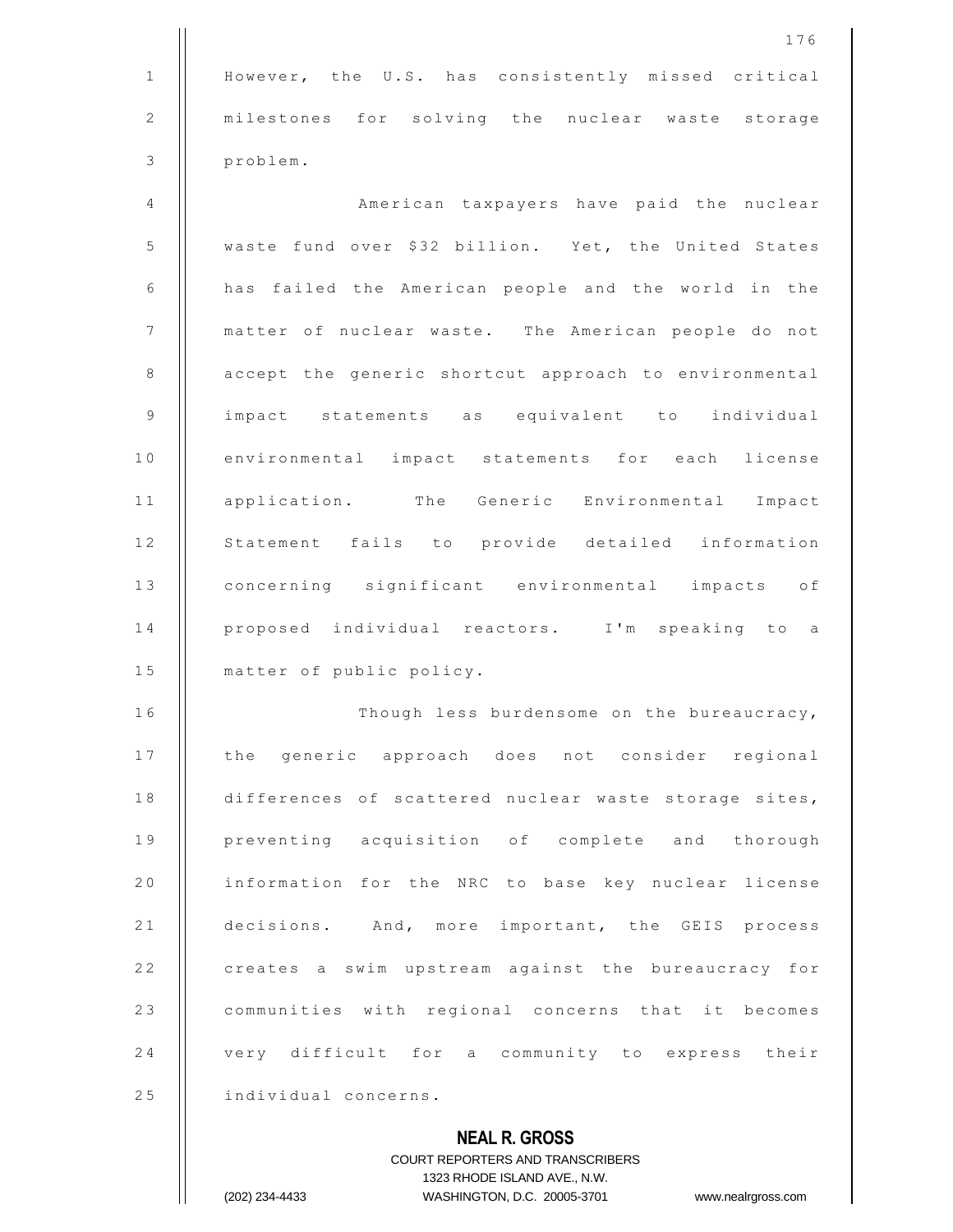However, the U.S. has consistently missed critical milestones for solving the nuclear waste storage problem.

American taxpayers have paid the nuclear waste fund over $32 billion. Yet, the United States has failed the American people and the world in the matter of nuclear waste. The American people do not accept the generic shortcut approach to environmental impact statements as equivalent to individual environmental impact statements for each license application. The Generic Environmental Impact Statement fails to provide detailed information concerning significant environmental impacts of proposed individual reactors. I'm speaking to a matter of public policy.

Though less burdensome on the bureaucracy, the generic approach does not consider regional differences of scattered nuclear waste storage sites, preventing acquisition of complete and thorough information for the NRC to base key nuclear license decisions. And, more important, the GEIS process creates a swim upstream against the bureaucracy for communities with regional concerns that it becomes very difficult for a community to express their individual concerns.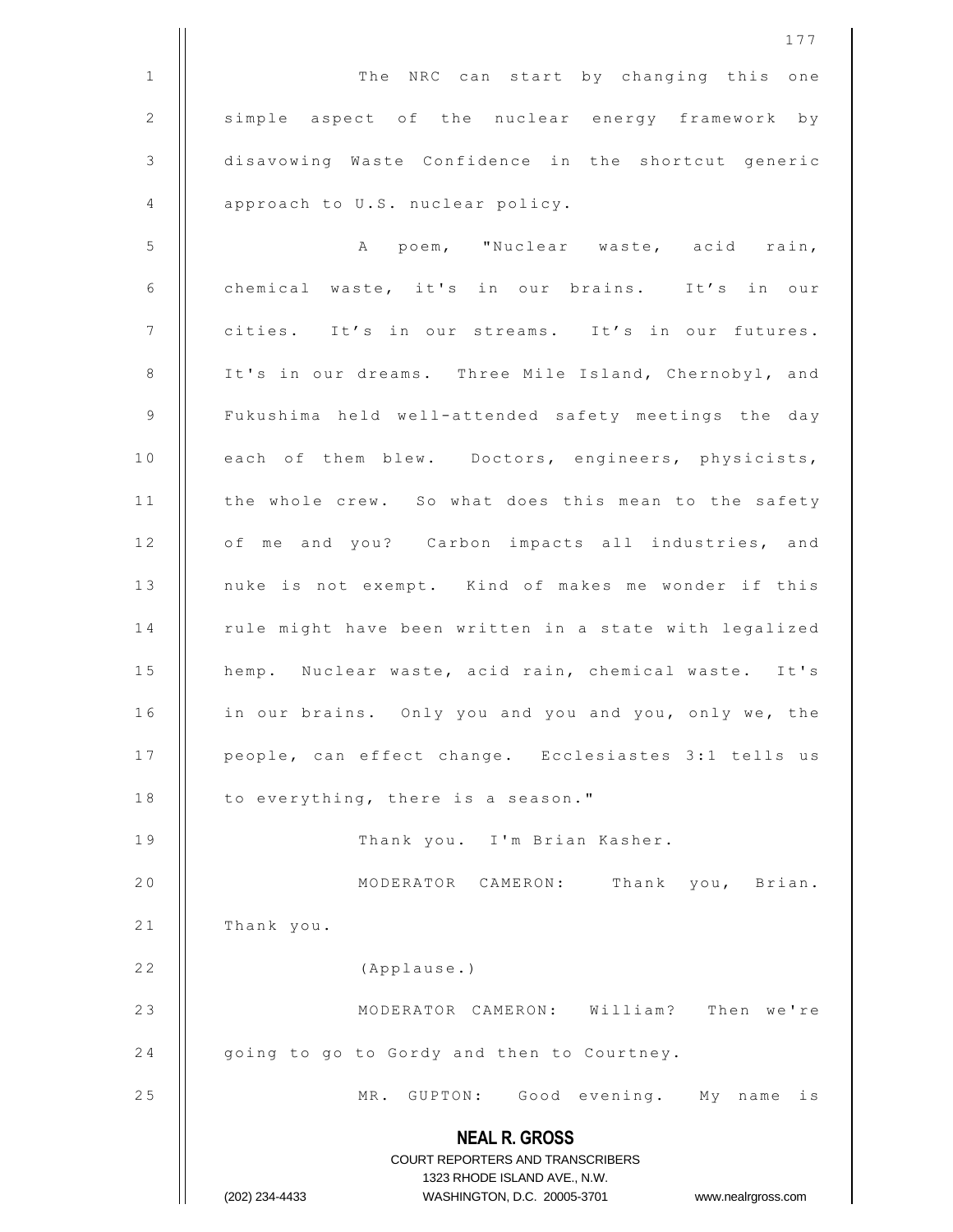The NRC can start by changing this one simple aspect of the nuclear energy framework by disavowing Waste Confidence in the shortcut generic approach to U.S. nuclear policy.

A poem, "Nuclear waste, acid rain, chemical waste, it's in our brains. It's in our cities. It's in our streams. It's in our futures. It's in our dreams. Three Mile Island, Chernobyl, and Fukushima held well-attended safety meetings the day each of them blew. Doctors, engineers, physicists, the whole crew. So what does this mean to the safety of me and you? Carbon impacts all industries, and nuke is not exempt. Kind of makes me wonder if this rule might have been written in a state with legalized hemp. Nuclear waste, acid rain, chemical waste. It's in our brains. Only you and you and you, only we, the people, can effect change. Ecclesiastes 3:1 tells us to everything, there is a season."

Thank you. I'm Brian Kasher.

MODERATOR CAMERON: Thank you, Brian. Thank you.

(Applause.)

MODERATOR CAMERON: William? Then we're going to go to Gordy and then to Courtney.

MR. GUPTON: Good evening. My name is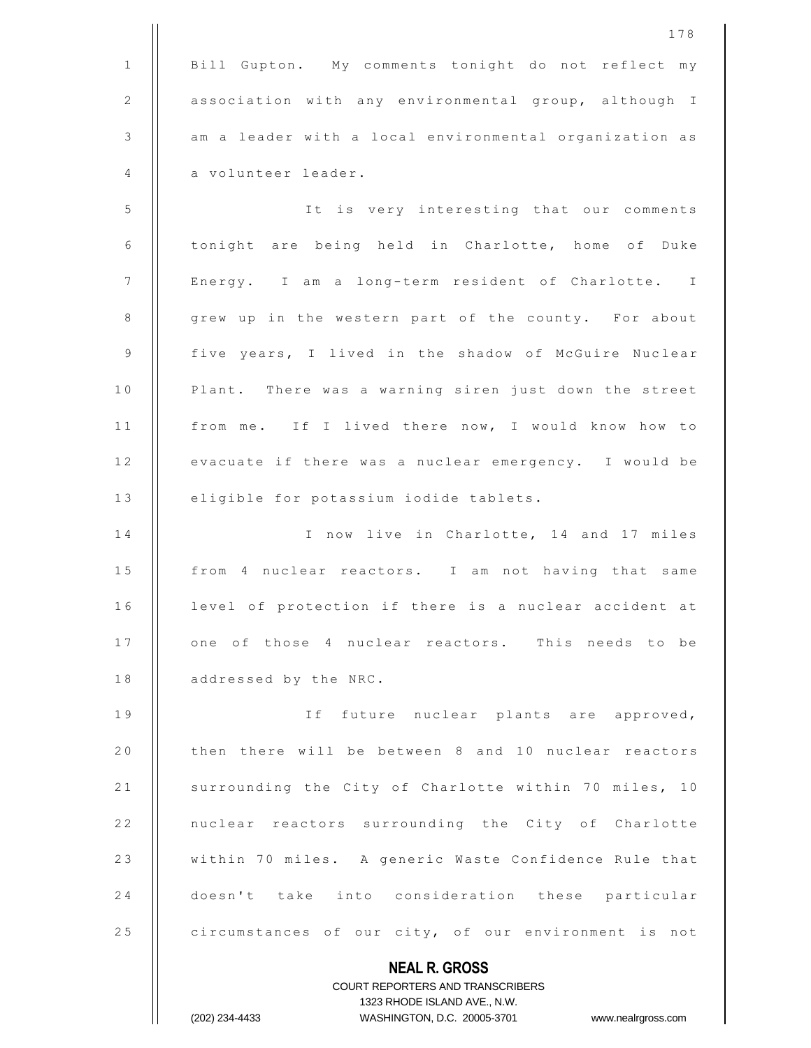Bill Gupton. My comments tonight do not reflect my association with any environmental group, although I am a leader with a local environmental organization as a volunteer leader.

It is very interesting that our comments tonight are being held in Charlotte, home of Duke Energy. I am a long-term resident of Charlotte. I grew up in the western part of the county. For about five years, I lived in the shadow of McGuire Nuclear Plant. There was a warning siren just down the street from me. If I lived there now, I would know how to evacuate if there was a nuclear emergency. I would be eligible for potassium iodide tablets.

I now live in Charlotte, 14 and 17 miles from 4 nuclear reactors. I am not having that same level of protection if there is a nuclear accident at one of those 4 nuclear reactors. This needs to be addressed by the NRC.

If future nuclear plants are approved, then there will be between 8 and 10 nuclear reactors surrounding the City of Charlotte within 70 miles, 10 nuclear reactors surrounding the City of Charlotte within 70 miles. A generic Waste Confidence Rule that doesn't take into consideration these particular circumstances of our city, of our environment is not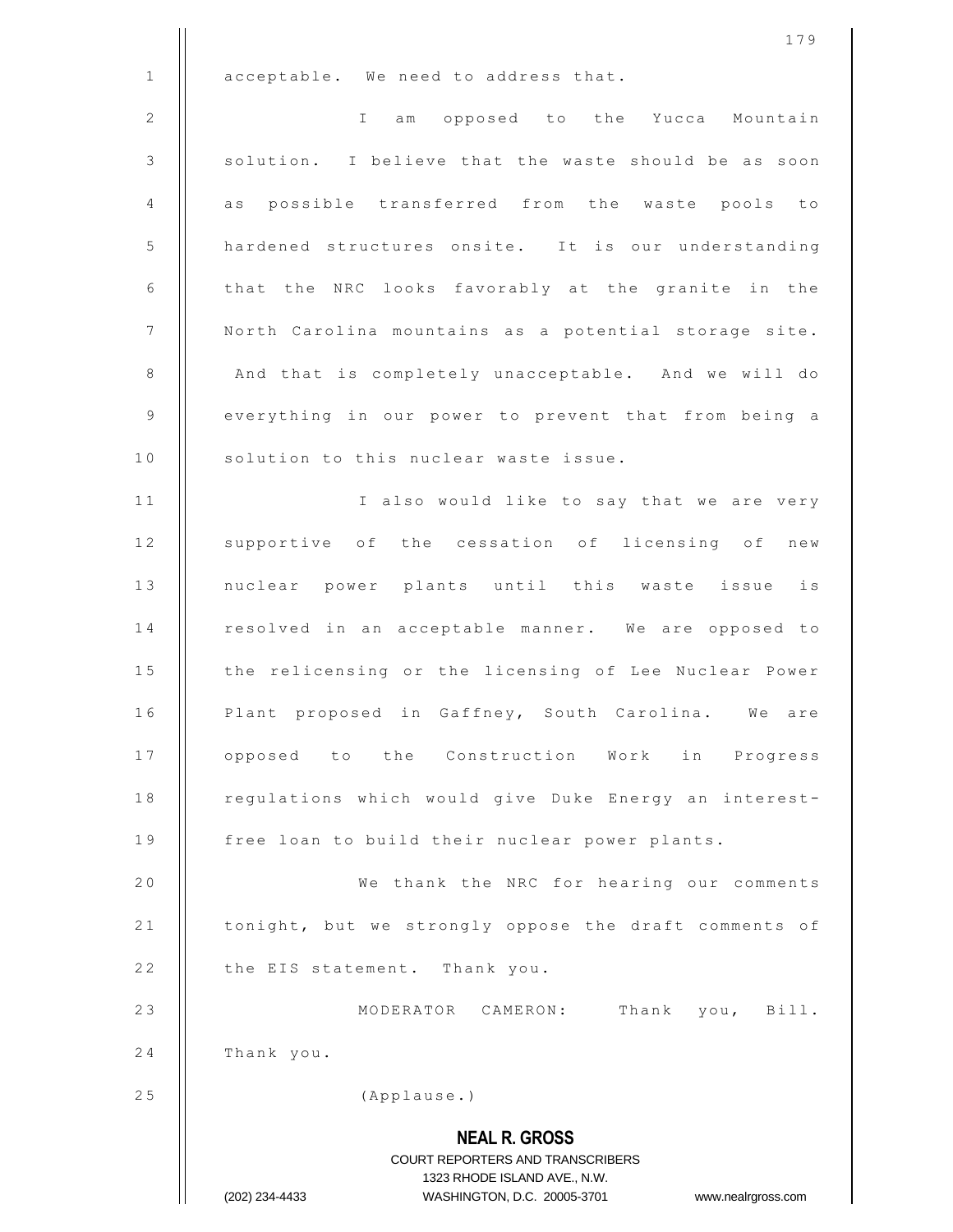acceptable. We need to address that.

I am opposed to the Yucca Mountain solution. I believe that the waste should be as soon as possible transferred from the waste pools to hardened structures onsite. It is our understanding that the NRC looks favorably at the granite in the North Carolina mountains as a potential storage site. And that is completely unacceptable. And we will do everything in our power to prevent that from being a solution to this nuclear waste issue.

I also would like to say that we are very supportive of the cessation of licensing of new nuclear power plants until this waste issue is resolved in an acceptable manner. We are opposed to the relicensing or the licensing of Lee Nuclear Power Plant proposed in Gaffney, South Carolina. We are opposed to the Construction Work in Progress regulations which would give Duke Energy an interest-free loan to build their nuclear power plants.

We thank the NRC for hearing our comments tonight, but we strongly oppose the draft comments of the EIS statement. Thank you.

MODERATOR CAMERON: Thank you, Bill. Thank you.

(Applause.)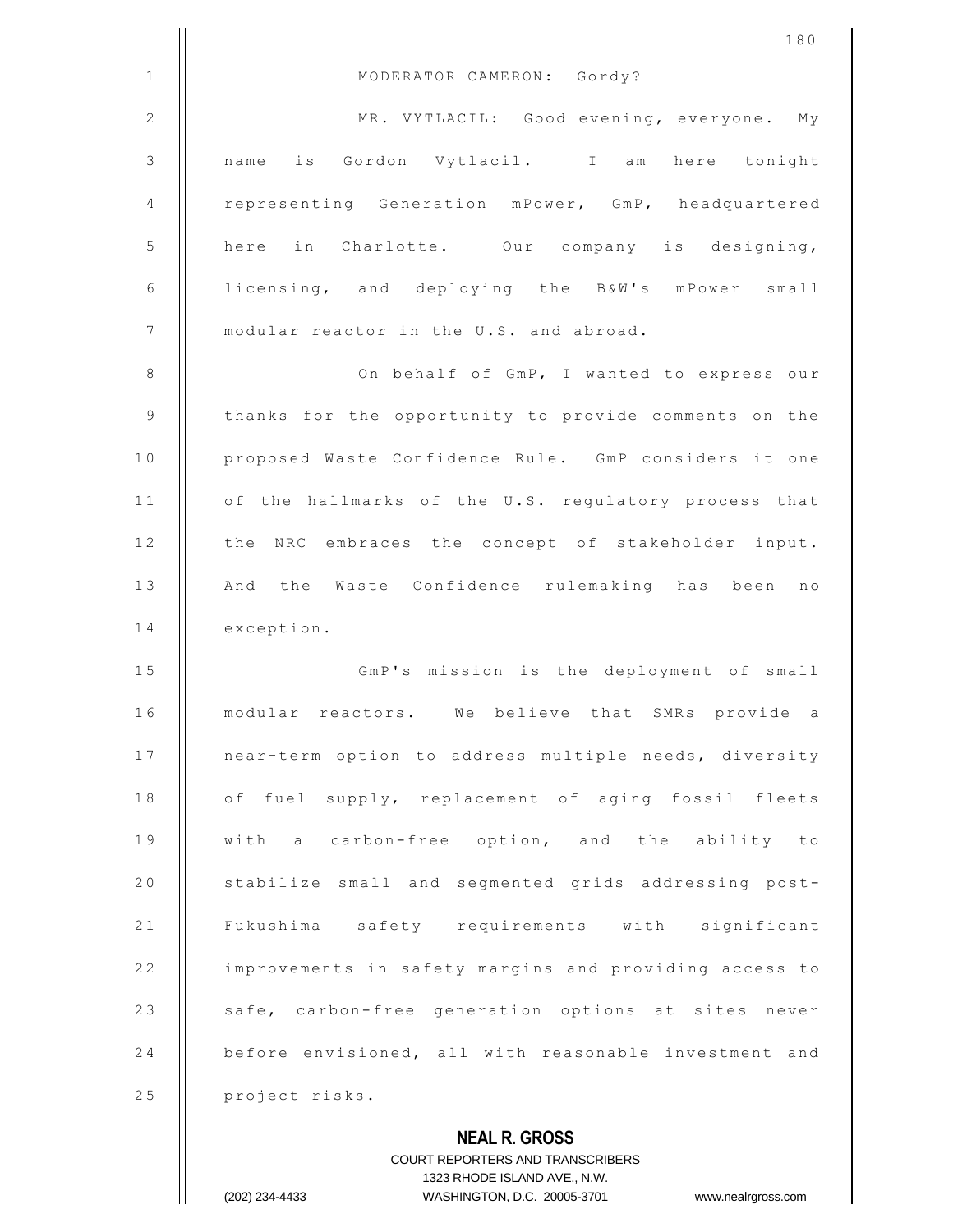MODERATOR CAMERON: Gordy?

MR. VYTLACIL: Good evening, everyone. My name is Gordon Vytlacil. I am here tonight representing Generation mPower, GmP, headquartered here in Charlotte. Our company is designing, licensing, and deploying the B&W's mPower small modular reactor in the U.S. and abroad.

On behalf of GmP, I wanted to express our thanks for the opportunity to provide comments on the proposed Waste Confidence Rule. GmP considers it one of the hallmarks of the U.S. regulatory process that the NRC embraces the concept of stakeholder input. And the Waste Confidence rulemaking has been no exception.

GmP's mission is the deployment of small modular reactors. We believe that SMRs provide a near-term option to address multiple needs, diversity of fuel supply, replacement of aging fossil fleets with a carbon-free option, and the ability to stabilize small and segmented grids addressing post-Fukushima safety requirements with significant improvements in safety margins and providing access to safe, carbon-free generation options at sites never before envisioned, all with reasonable investment and project risks.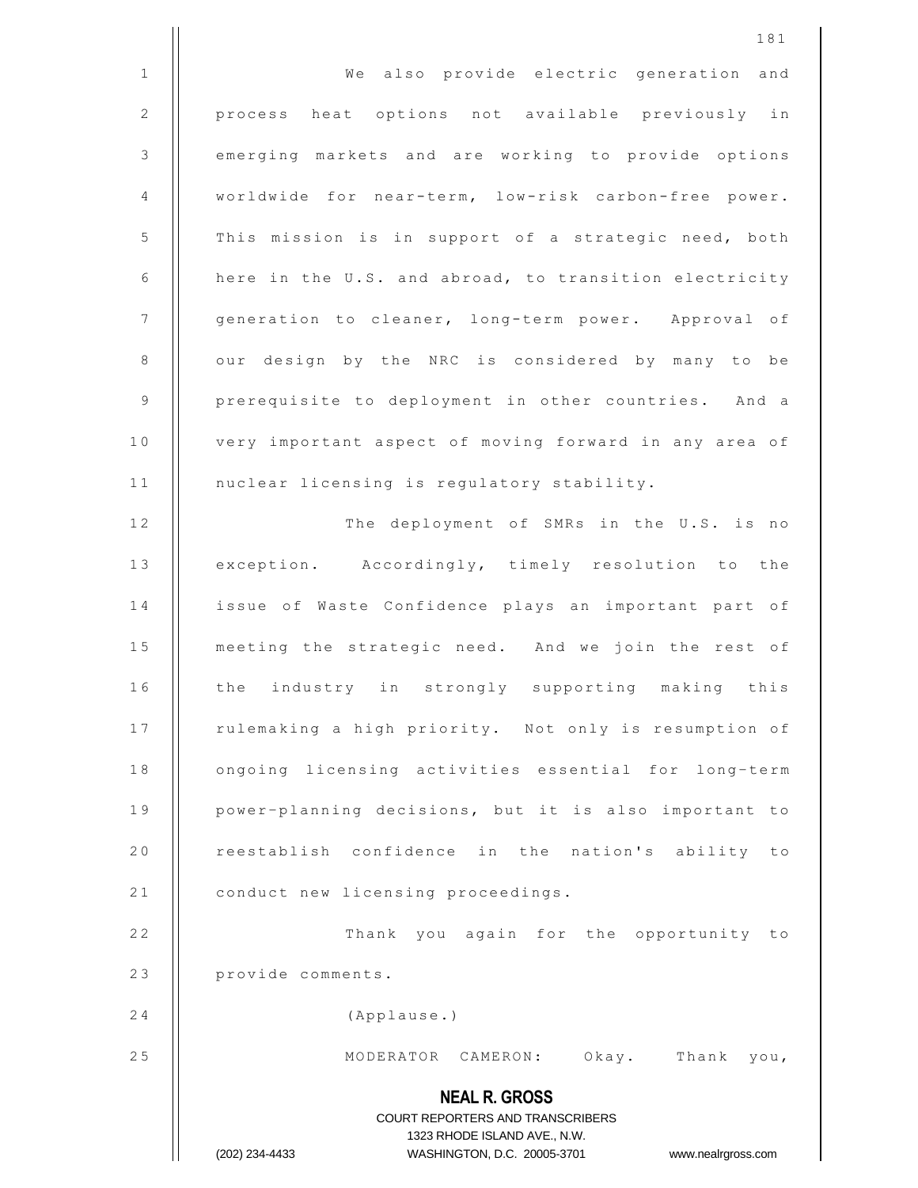We also provide electric generation and process heat options not available previously in emerging markets and are working to provide options worldwide for near-term, low-risk carbon-free power. This mission is in support of a strategic need, both here in the U.S. and abroad, to transition electricity generation to cleaner, long-term power. Approval of our design by the NRC is considered by many to be prerequisite to deployment in other countries. And a very important aspect of moving forward in any area of nuclear licensing is regulatory stability.

The deployment of SMRs in the U.S. is no exception. Accordingly, timely resolution to the issue of Waste Confidence plays an important part of meeting the strategic need. And we join the rest of the industry in strongly supporting making this rulemaking a high priority. Not only is resumption of ongoing licensing activities essential for long-term power-planning decisions, but it is also important to reestablish confidence in the nation's ability to conduct new licensing proceedings.

Thank you again for the opportunity to provide comments.

(Applause.)

MODERATOR CAMERON: Okay. Thank you,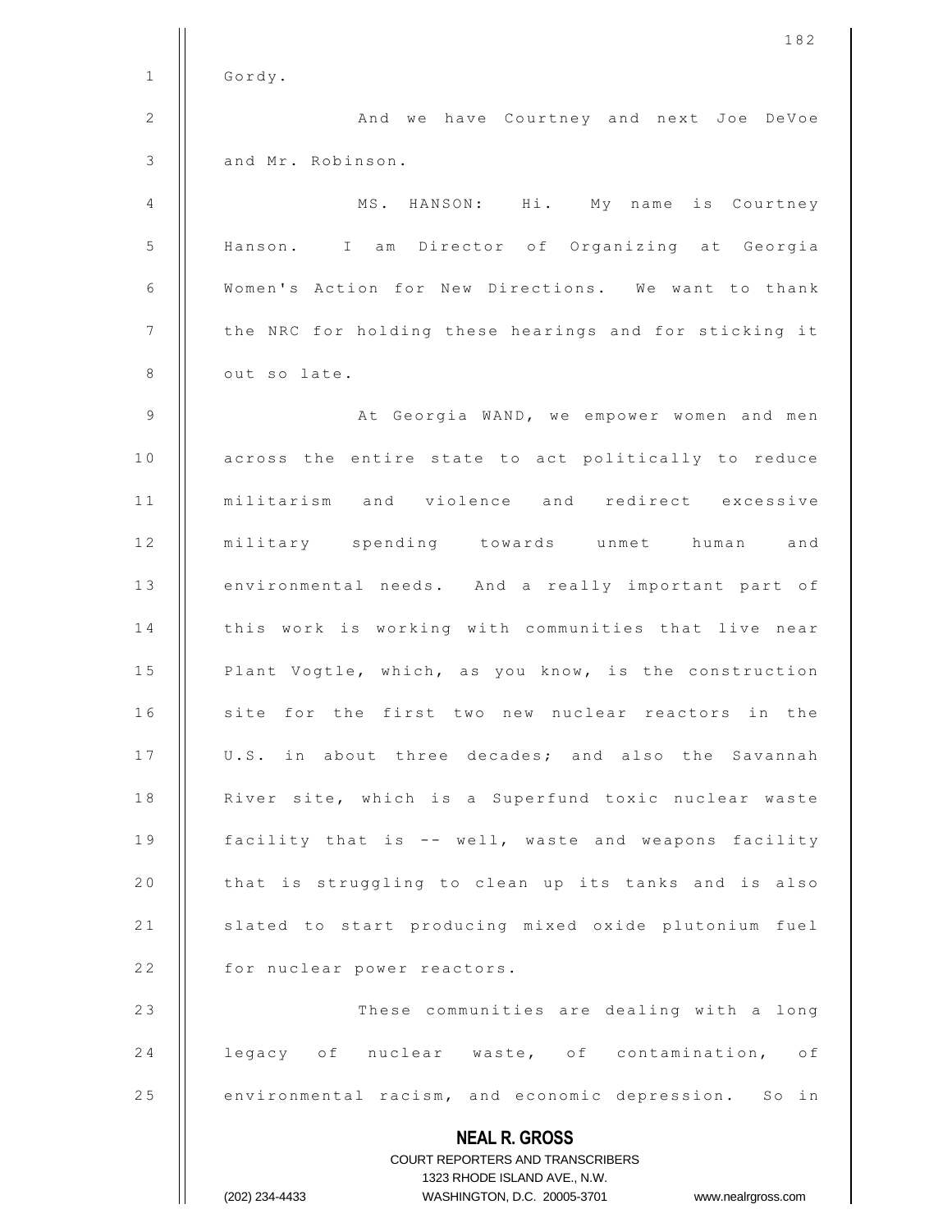Gordy.

And we have Courtney and next Joe DeVoe and Mr. Robinson.

MS. HANSON: Hi. My name is Courtney Hanson. I am Director of Organizing at Georgia Women's Action for New Directions. We want to thank the NRC for holding these hearings and for sticking it out so late.

At Georgia WAND, we empower women and men across the entire state to act politically to reduce militarism and violence and redirect excessive military spending towards unmet human and environmental needs. And a really important part of this work is working with communities that live near Plant Vogtle, which, as you know, is the construction site for the first two new nuclear reactors in the U.S. in about three decades; and also the Savannah River site, which is a Superfund toxic nuclear waste facility that is -- well, waste and weapons facility that is struggling to clean up its tanks and is also slated to start producing mixed oxide plutonium fuel for nuclear power reactors.

These communities are dealing with a long legacy of nuclear waste, of contamination, of environmental racism, and economic depression. So in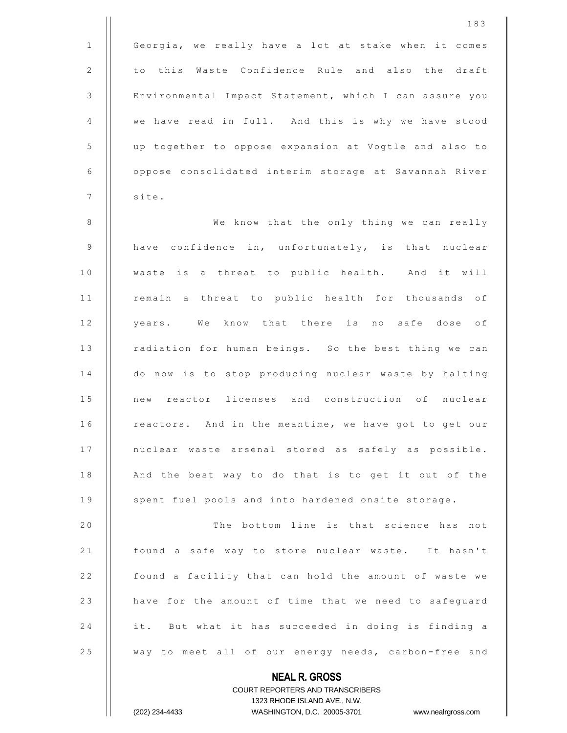Georgia, we really have a lot at stake when it comes to this Waste Confidence Rule and also the draft Environmental Impact Statement, which I can assure you we have read in full. And this is why we have stood up together to oppose expansion at Vogtle and also to oppose consolidated interim storage at Savannah River site.

We know that the only thing we can really have confidence in, unfortunately, is that nuclear waste is a threat to public health. And it will remain a threat to public health for thousands of years. We know that there is no safe dose of radiation for human beings. So the best thing we can do now is to stop producing nuclear waste by halting new reactor licenses and construction of nuclear reactors. And in the meantime, we have got to get our nuclear waste arsenal stored as safely as possible. And the best way to do that is to get it out of the spent fuel pools and into hardened onsite storage.

The bottom line is that science has not found a safe way to store nuclear waste. It hasn't found a facility that can hold the amount of waste we have for the amount of time that we need to safeguard it. But what it has succeeded in doing is finding a way to meet all of our energy needs, carbon-free and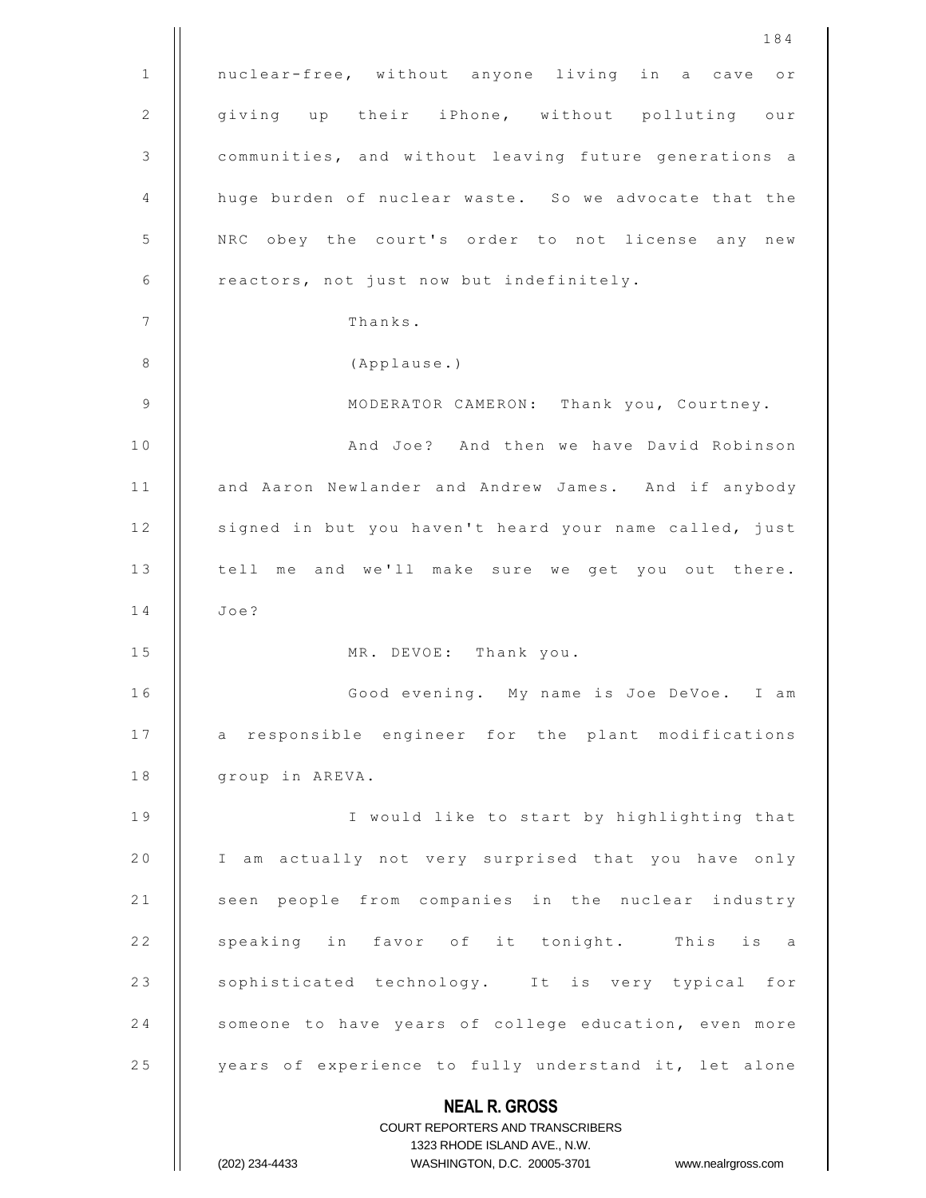nuclear-free, without anyone living in a cave or giving up their iPhone, without polluting our communities, and without leaving future generations a huge burden of nuclear waste. So we advocate that the NRC obey the court's order to not license any new reactors, not just now but indefinitely.

Thanks.

(Applause.)

MODERATOR CAMERON: Thank you, Courtney.

And Joe? And then we have David Robinson and Aaron Newlander and Andrew James. And if anybody signed in but you haven't heard your name called, just tell me and we'll make sure we get you out there. Joe?

MR. DEVOE: Thank you.

Good evening. My name is Joe DeVoe. I am a responsible engineer for the plant modifications group in AREVA.

I would like to start by highlighting that I am actually not very surprised that you have only seen people from companies in the nuclear industry speaking in favor of it tonight. This is a sophisticated technology. It is very typical for someone to have years of college education, even more years of experience to fully understand it, let alone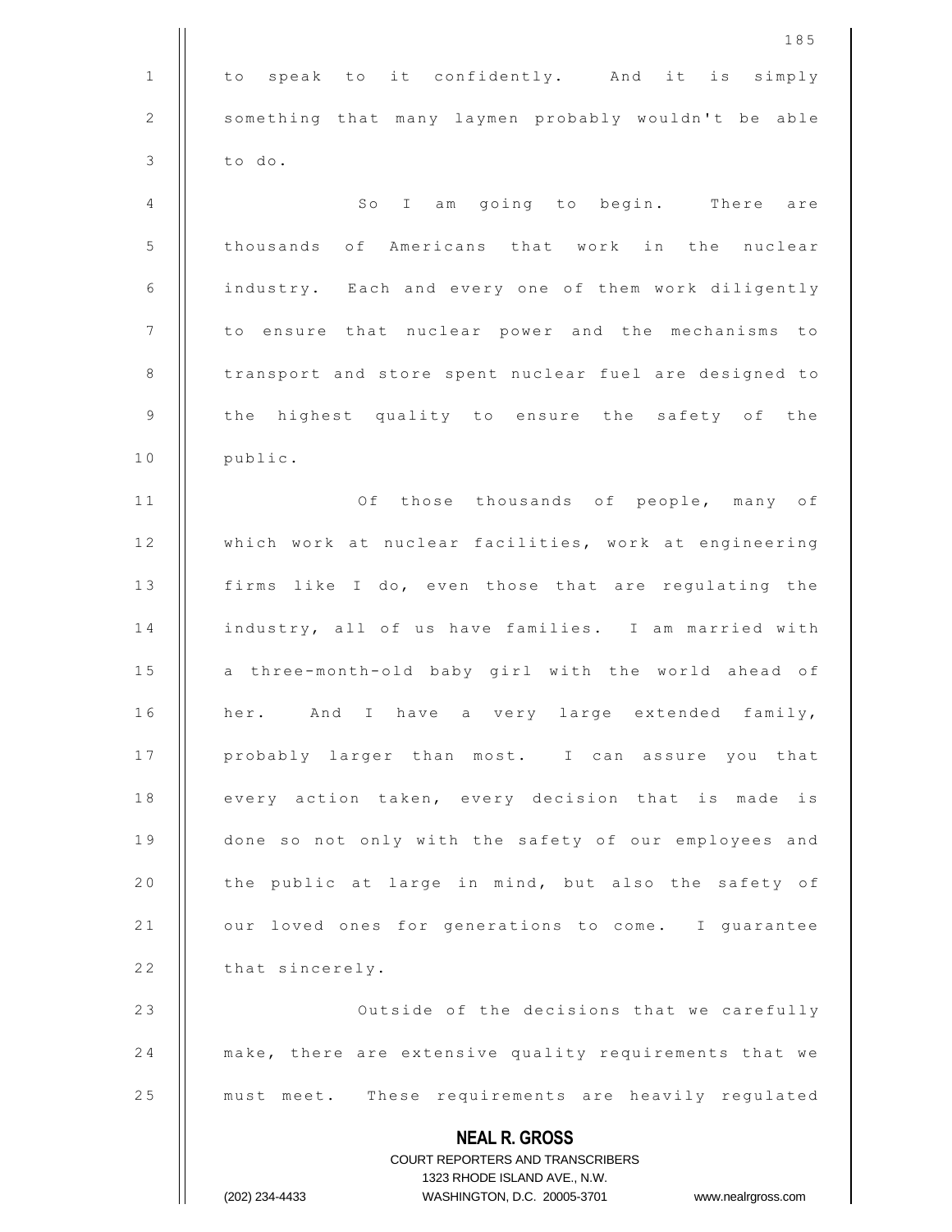to speak to it confidently. And it is simply something that many laymen probably wouldn't be able to do.

So I am going to begin. There are thousands of Americans that work in the nuclear industry. Each and every one of them work diligently to ensure that nuclear power and the mechanisms to transport and store spent nuclear fuel are designed to the highest quality to ensure the safety of the public.

Of those thousands of people, many of which work at nuclear facilities, work at engineering firms like I do, even those that are regulating the industry, all of us have families. I am married with a three-month-old baby girl with the world ahead of her. And I have a very large extended family, probably larger than most. I can assure you that every action taken, every decision that is made is done so not only with the safety of our employees and the public at large in mind, but also the safety of our loved ones for generations to come. I guarantee that sincerely.

Outside of the decisions that we carefully make, there are extensive quality requirements that we must meet. These requirements are heavily regulated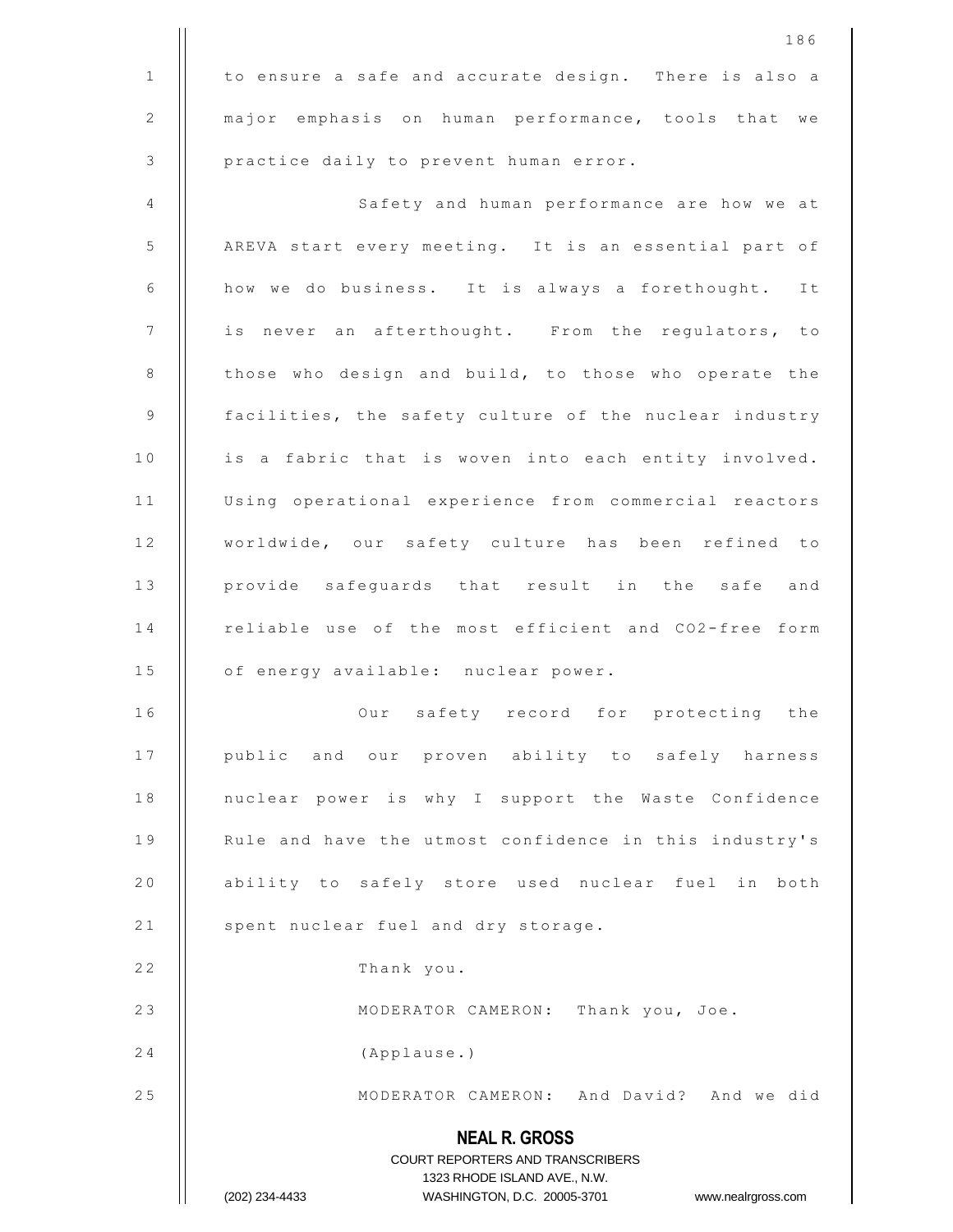to ensure a safe and accurate design. There is also a major emphasis on human performance, tools that we practice daily to prevent human error.

Safety and human performance are how we at AREVA start every meeting. It is an essential part of how we do business. It is always a forethought. It is never an afterthought. From the regulators, to those who design and build, to those who operate the facilities, the safety culture of the nuclear industry is a fabric that is woven into each entity involved. Using operational experience from commercial reactors worldwide, our safety culture has been refined to provide safeguards that result in the safe and reliable use of the most efficient and $CO_2$-free form of energy available: nuclear power.

Our safety record for protecting the public and our proven ability to safely harness nuclear power is why I support the Waste Confidence Rule and have the utmost confidence in this industry's ability to safely store used nuclear fuel in both spent nuclear fuel and dry storage.

Thank you.

MODERATOR CAMERON: Thank you, Joe.

(Applause.)

MODERATOR CAMERON: And David? And we did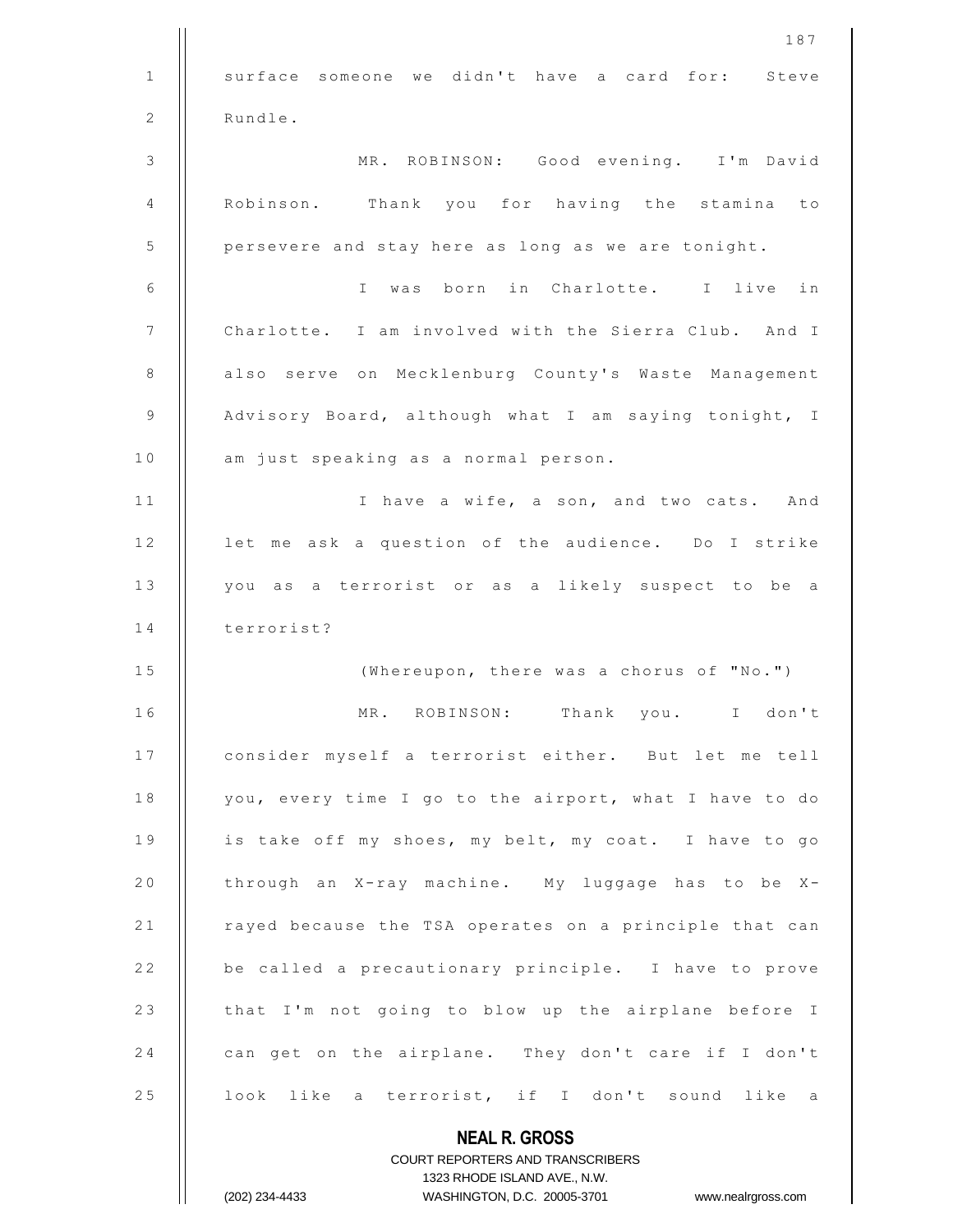surface someone we didn't have a card for: Steve Rundle.

MR. ROBINSON: Good evening. I'm David Robinson. Thank you for having the stamina to persevere and stay here as long as we are tonight.

I was born in Charlotte. I live in Charlotte. I am involved with the Sierra Club. And I also serve on Mecklenburg County's Waste Management Advisory Board, although what I am saying tonight, I am just speaking as a normal person.

I have a wife, a son, and two cats. And let me ask a question of the audience. Do I strike you as a terrorist or as a likely suspect to be a terrorist?

(Whereupon, there was a chorus of "No.")

MR. ROBINSON: Thank you. I don't consider myself a terrorist either. But let me tell you, every time I go to the airport, what I have to do is take off my shoes, my belt, my coat. I have to go through an X-ray machine. My luggage has to be X-rayed because the TSA operates on a principle that can be called a precautionary principle. I have to prove that I'm not going to blow up the airplane before I can get on the airplane. They don't care if I don't look like a terrorist, if I don't sound like a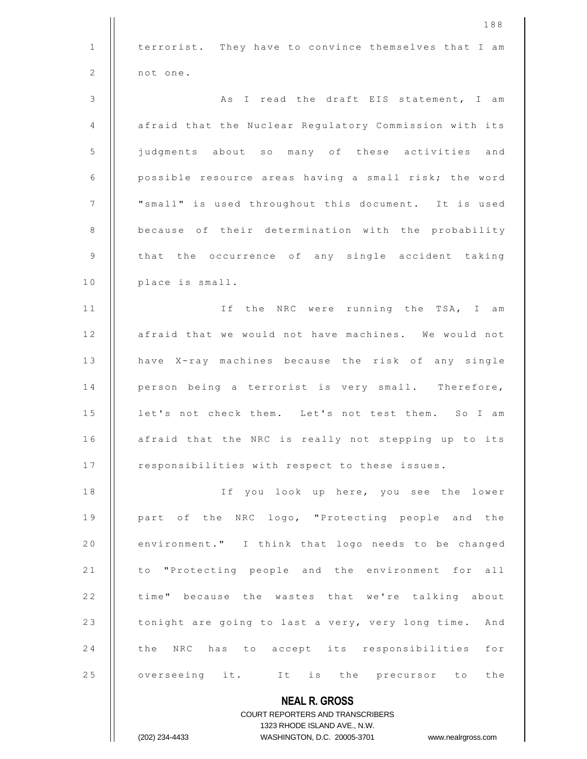terrorist. They have to convince themselves that I am not one.

As I read the draft EIS statement, I am afraid that the Nuclear Regulatory Commission with its judgments about so many of these activities and possible resource areas having a small risk; the word "small" is used throughout this document. It is used because of their determination with the probability that the occurrence of any single accident taking place is small.

If the NRC were running the TSA, I am afraid that we would not have machines. We would not have X-ray machines because the risk of any single person being a terrorist is very small. Therefore, let's not check them. Let's not test them. So I am afraid that the NRC is really not stepping up to its responsibilities with respect to these issues.

If you look up here, you see the lower part of the NRC logo, "Protecting people and the environment." I think that logo needs to be changed to "Protecting people and the environment for all time" because the wastes that we're talking about tonight are going to last a very, very long time. And the NRC has to accept its responsibilities for overseeing it. It is the precursor to the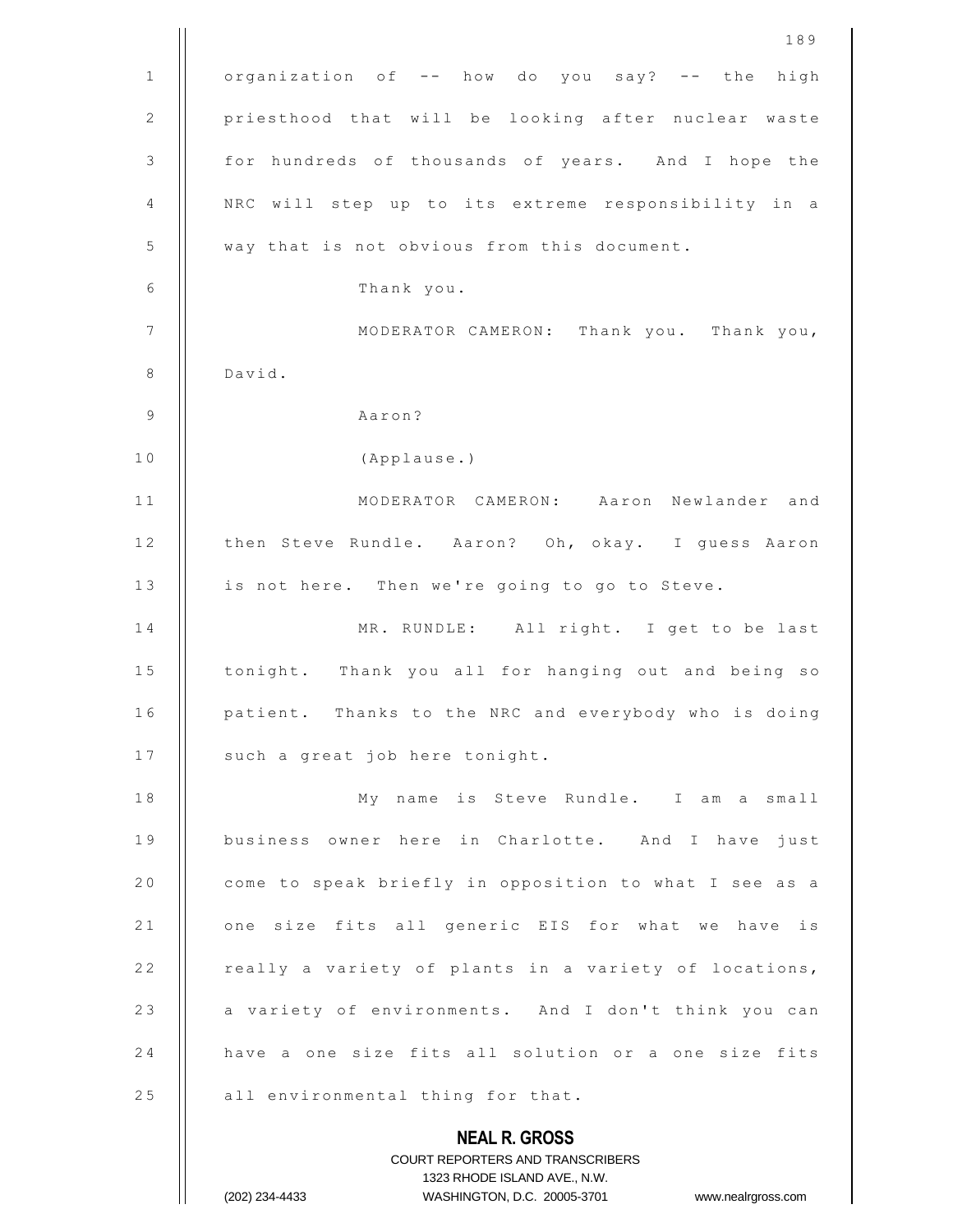organization of -- how do you say? -- the high priesthood that will be looking after nuclear waste for hundreds of thousands of years. And I hope the NRC will step up to its extreme responsibility in a way that is not obvious from this document.

Thank you.

MODERATOR CAMERON: Thank you. Thank you, David.

Aaron?

(Applause.)

MODERATOR CAMERON: Aaron Newlander and then Steve Rundle. Aaron? Oh, okay. I guess Aaron is not here. Then we're going to go to Steve.

MR. RUNDLE: All right. I get to be last tonight. Thank you all for hanging out and being so patient. Thanks to the NRC and everybody who is doing such a great job here tonight.

My name is Steve Rundle. I am a small business owner here in Charlotte. And I have just come to speak briefly in opposition to what I see as a one size fits all generic EIS for what we have is really a variety of plants in a variety of locations, a variety of environments. And I don't think you can have a one size fits all solution or a one size fits all environmental thing for that.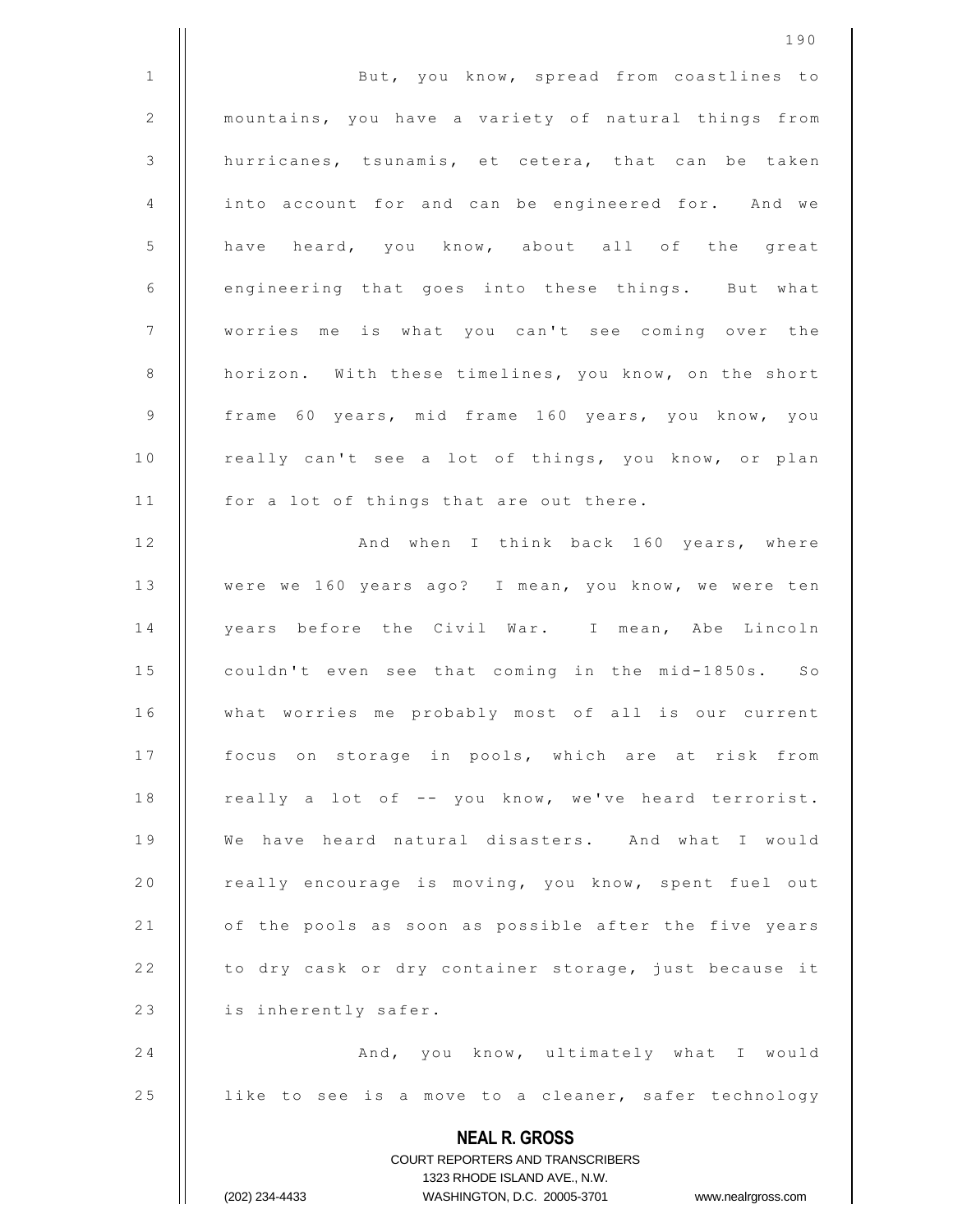But, you know, spread from coastlines to mountains, you have a variety of natural things from hurricanes, tsunamis, et cetera, that can be taken into account for and can be engineered for. And we have heard, you know, about all of the great engineering that goes into these things. But what worries me is what you can't see coming over the horizon. With these timelines, you know, on the short frame 60 years, mid frame 160 years, you know, you really can't see a lot of things, you know, or plan for a lot of things that are out there.

And when I think back 160 years, where were we 160 years ago? I mean, you know, we were ten years before the Civil War. I mean, Abe Lincoln couldn't even see that coming in the mid-1850s. So what worries me probably most of all is our current focus on storage in pools, which are at risk from really a lot of -- you know, we've heard terrorist. We have heard natural disasters. And what I would really encourage is moving, you know, spent fuel out of the pools as soon as possible after the five years to dry cask or dry container storage, just because it is inherently safer.

And, you know, ultimately what I would like to see is a move to a cleaner, safer technology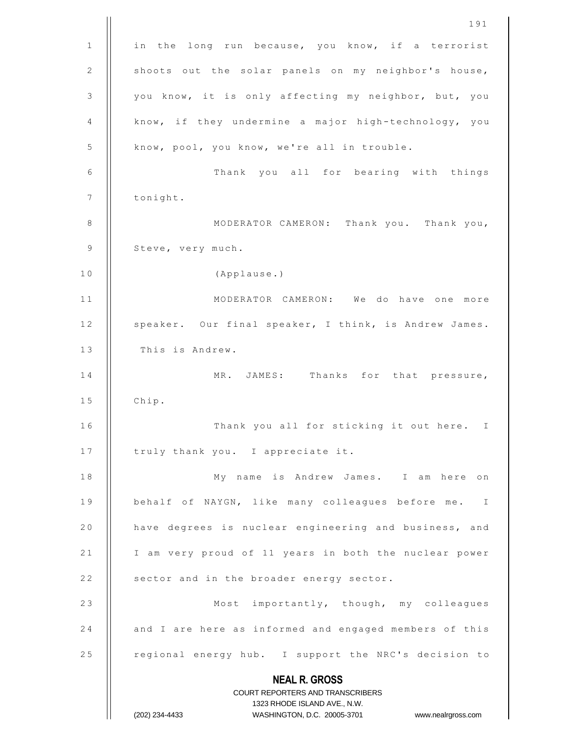in the long run because, you know, if a terrorist shoots out the solar panels on my neighbor's house, you know, it is only affecting my neighbor, but, you know, if they undermine a major high-technology, you know, pool, you know, we're all in trouble.

Thank you all for bearing with things tonight.

MODERATOR CAMERON: Thank you. Thank you, Steve, very much.

(Applause.)

MODERATOR CAMERON: We do have one more speaker. Our final speaker, I think, is Andrew James. This is Andrew.

MR. JAMES: Thanks for that pressure, Chip.

Thank you all for sticking it out here. I truly thank you. I appreciate it.

My name is Andrew James. I am here on behalf of NAYGN, like many colleagues before me. I have degrees is nuclear engineering and business, and I am very proud of 11 years in both the nuclear power sector and in the broader energy sector.

Most importantly, though, my colleagues and I are here as informed and engaged members of this regional energy hub. I support the NRC's decision to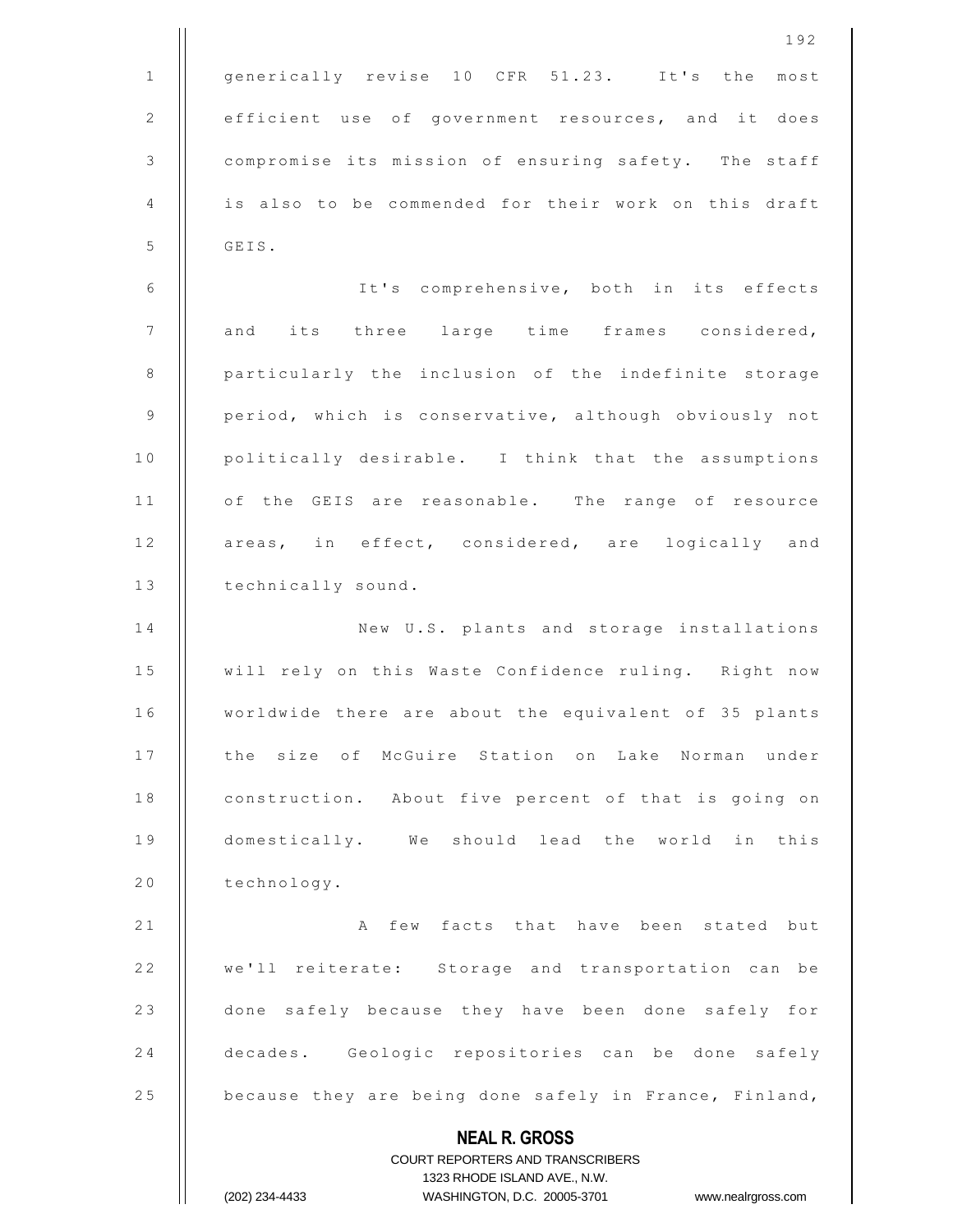generically revise 10 CFR 51.23. It's the most efficient use of government resources, and it does compromise its mission of ensuring safety. The staff is also to be commended for their work on this draft GEIS.

It's comprehensive, both in its effects and its three large time frames considered, particularly the inclusion of the indefinite storage period, which is conservative, although obviously not politically desirable. I think that the assumptions of the GEIS are reasonable. The range of resource areas, in effect, considered, are logically and technically sound.

New U.S. plants and storage installations will rely on this Waste Confidence ruling. Right now worldwide there are about the equivalent of 35 plants the size of McGuire Station on Lake Norman under construction. About five percent of that is going on domestically. We should lead the world in this technology.

A few facts that have been stated but we'll reiterate: Storage and transportation can be done safely because they have been done safely for decades. Geologic repositories can be done safely because they are being done safely in France, Finland,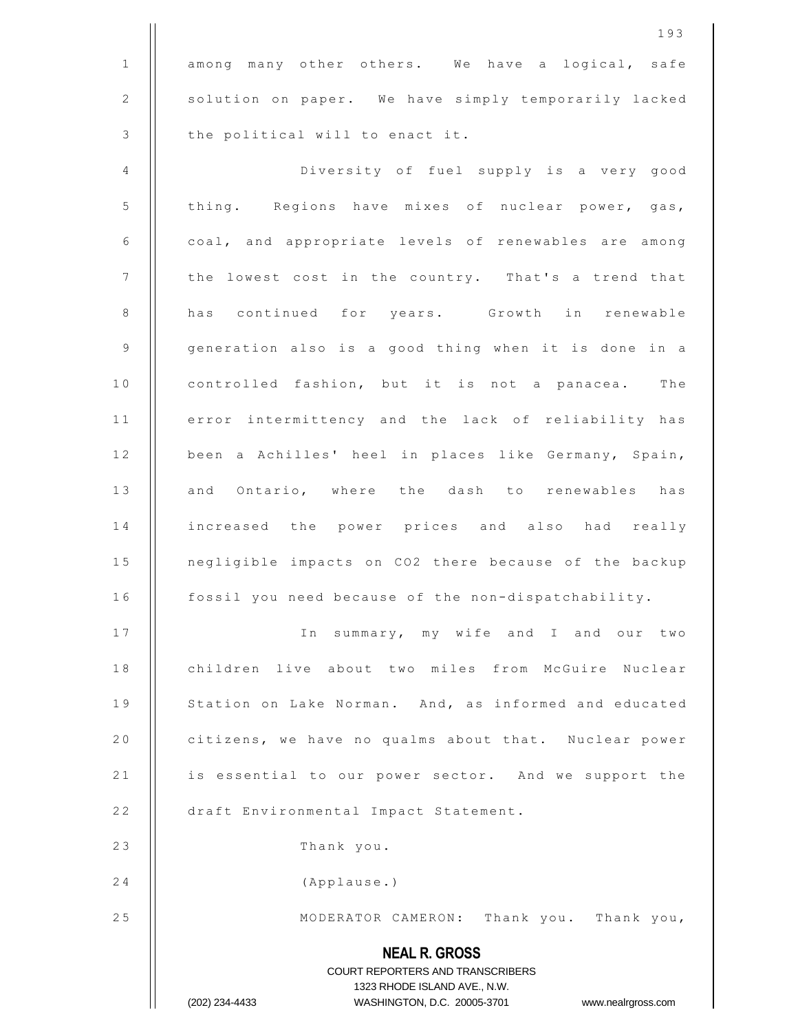among many other others. We have a logical, safe solution on paper. We have simply temporarily lacked the political will to enact it.

Diversity of fuel supply is a very good thing. Regions have mixes of nuclear power, gas, coal, and appropriate levels of renewables are among the lowest cost in the country. That's a trend that has continued for years. Growth in renewable generation also is a good thing when it is done in a controlled fashion, but it is not a panacea. The error intermittency and the lack of reliability has been a Achilles' heel in places like Germany, Spain, and Ontario, where the dash to renewables has increased the power prices and also had really negligible impacts on $CO_2$ there because of the backup fossil you need because of the non-dispatchability.

In summary, my wife and I and our two children live about two miles from McGuire Nuclear Station on Lake Norman. And, as informed and educated citizens, we have no qualms about that. Nuclear power is essential to our power sector. And we support the draft Environmental Impact Statement.

Thank you.

(Applause.)

MODERATOR CAMERON: Thank you. Thank you,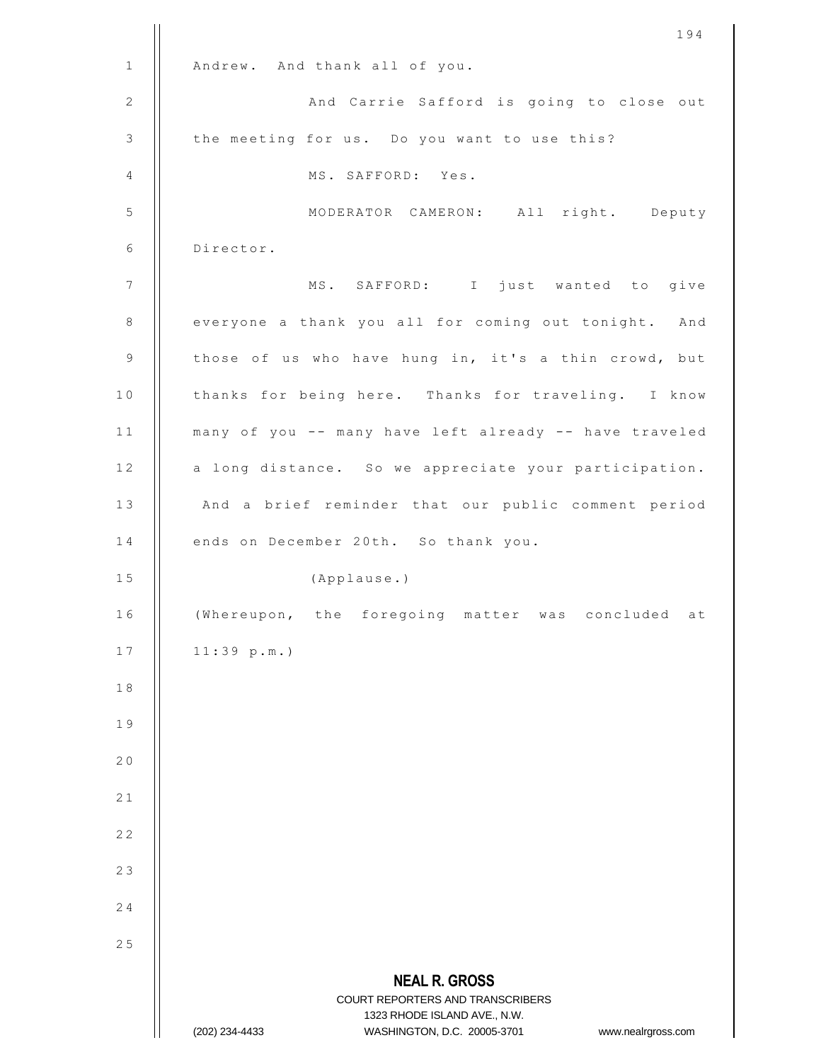Andrew. And thank all of you.

And Carrie Safford is going to close out the meeting for us. Do you want to use this?

MS. SAFFORD: Yes.

MODERATOR CAMERON: All right. Deputy Director.

MS. SAFFORD: I just wanted to give everyone a thank you all for coming out tonight. And those of us who have hung in, it's a thin crowd, but thanks for being here. Thanks for traveling. I know many of you -- many have left already -- have traveled a long distance. So we appreciate your participation. And a brief reminder that our public comment period ends on December 20th. So thank you.

(Applause.)

(Whereupon, the foregoing matter was concluded at 11:39 p.m.)